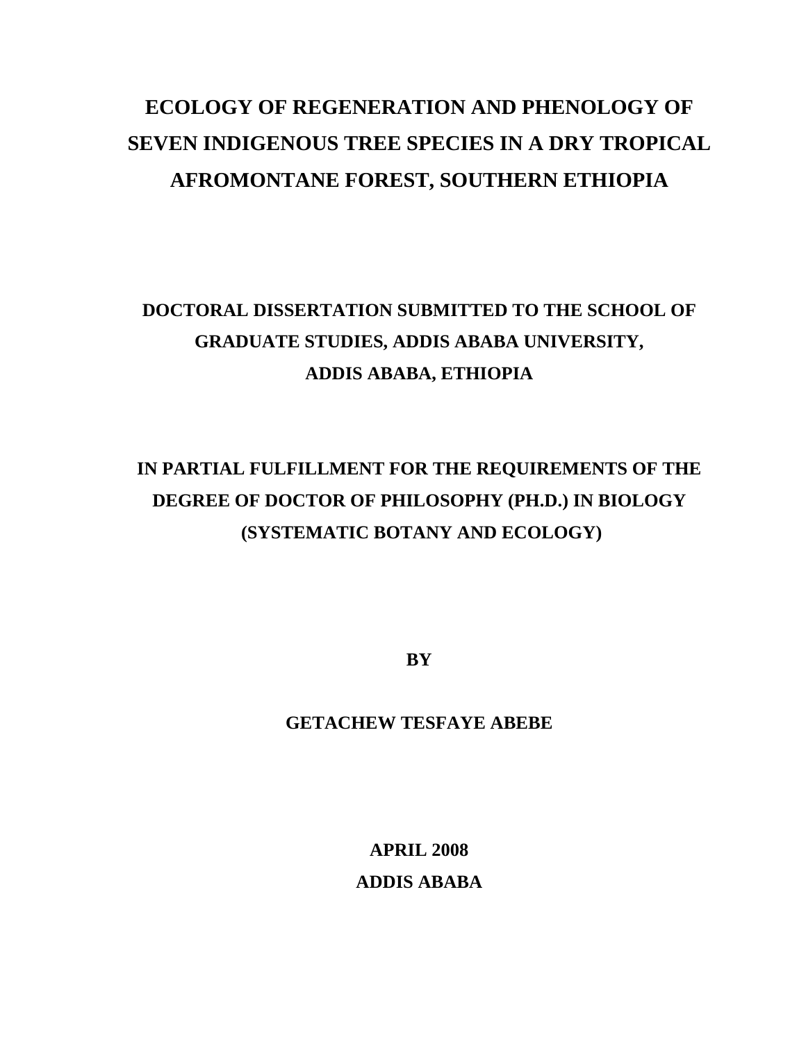# ECOLOGY OF REGENERATION AND PHENOLOGY OF SEVEN INDIGENOUS TREE SPECIES IN A DRY TROPICAL AFROMONTANE FOREST, SOUTHERN ETHIOPIA

**DOCTORAL DISSERTATION SUBMITTED TO THE SCHOOL OF GRADUATE STUDIES, ADDIS ABABA UNIVERSITY, ADDIS ABABA, ETHIOPIA**

**IN PARTIAL FULFILLMENT FOR THE REQUIREMENTS OF THE DEGREE OF DOCTOR OF PHILOSOPHY (PH.D.) IN BIOLOGY (SYSTEMATIC BOTANY AND ECOLOGY)**

**BY**

**GETACHEW TESFAYE ABEBE**

**APRIL 2008**

**ADDIS ABABA**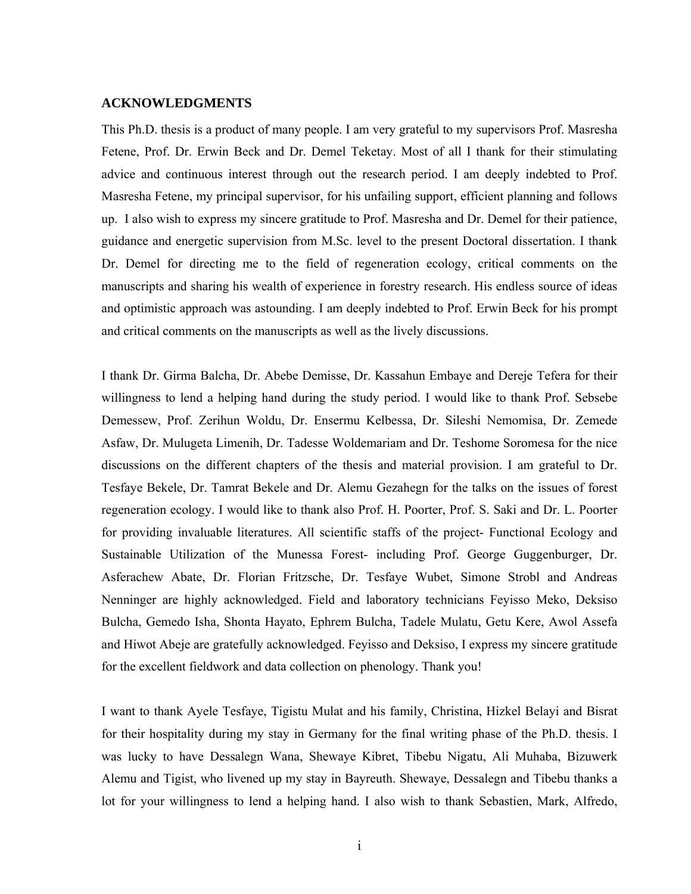## ACKNOWLEDGMENTS

This Ph.D. thesis is a product of many people. I am very grateful to my supervisors Prof. Masresha Fetene, Prof. Dr. Erwin Beck and Dr. Demel Teketay. Most of all I thank for their stimulating advice and continuous interest through out the research period. I am deeply indebted to Prof. Masresha Fetene, my principal supervisor, for his unfailing support, efficient planning and follows up. I also wish to express my sincere gratitude to Prof. Masresha and Dr. Demel for their patience, guidance and energetic supervision from M.Sc. level to the present Doctoral dissertation. I thank Dr. Demel for directing me to the field of regeneration ecology, critical comments on the manuscripts and sharing his wealth of experience in forestry research. His endless source of ideas and optimistic approach was astounding. I am deeply indebted to Prof. Erwin Beck for his prompt and critical comments on the manuscripts as well as the lively discussions.

I thank Dr. Girma Balcha, Dr. Abebe Demisse, Dr. Kassahun Embaye and Dereje Tefera for their willingness to lend a helping hand during the study period. I would like to thank Prof. Sebsebe Demessew, Prof. Zerihun Woldu, Dr. Ensermu Kelbessa, Dr. Sileshi Nemomisa, Dr. Zemede Asfaw, Dr. Mulugeta Limenih, Dr. Tadesse Woldemariam and Dr. Teshome Soromesa for the nice discussions on the different chapters of the thesis and material provision. I am grateful to Dr. Tesfaye Bekele, Dr. Tamrat Bekele and Dr. Alemu Gezahegn for the talks on the issues of forest regeneration ecology. I would like to thank also Prof. H. Poorter, Prof. S. Saki and Dr. L. Poorter for providing invaluable literatures. All scientific staffs of the project- Functional Ecology and Sustainable Utilization of the Munessa Forest- including Prof. George Guggenburger, Dr. Asferachew Abate, Dr. Florian Fritzsche, Dr. Tesfaye Wubet, Simone Strobl and Andreas Nenninger are highly acknowledged. Field and laboratory technicians Feyisso Meko, Deksiso Bulcha, Gemedo Isha, Shonta Hayato, Ephrem Bulcha, Tadele Mulatu, Getu Kere, Awol Assefa and Hiwot Abeje are gratefully acknowledged. Feyisso and Deksiso, I express my sincere gratitude for the excellent fieldwork and data collection on phenology. Thank you!

I want to thank Ayele Tesfaye, Tigistu Mulat and his family, Christina, Hizkel Belayi and Bisrat for their hospitality during my stay in Germany for the final writing phase of the Ph.D. thesis. I was lucky to have Dessalegn Wana, Shewaye Kibret, Tibebu Nigatu, Ali Muhaba, Bizuwerk Alemu and Tigist, who livened up my stay in Bayreuth. Shewaye, Dessalegn and Tibebu thanks a lot for your willingness to lend a helping hand. I also wish to thank Sebastien, Mark, Alfredo,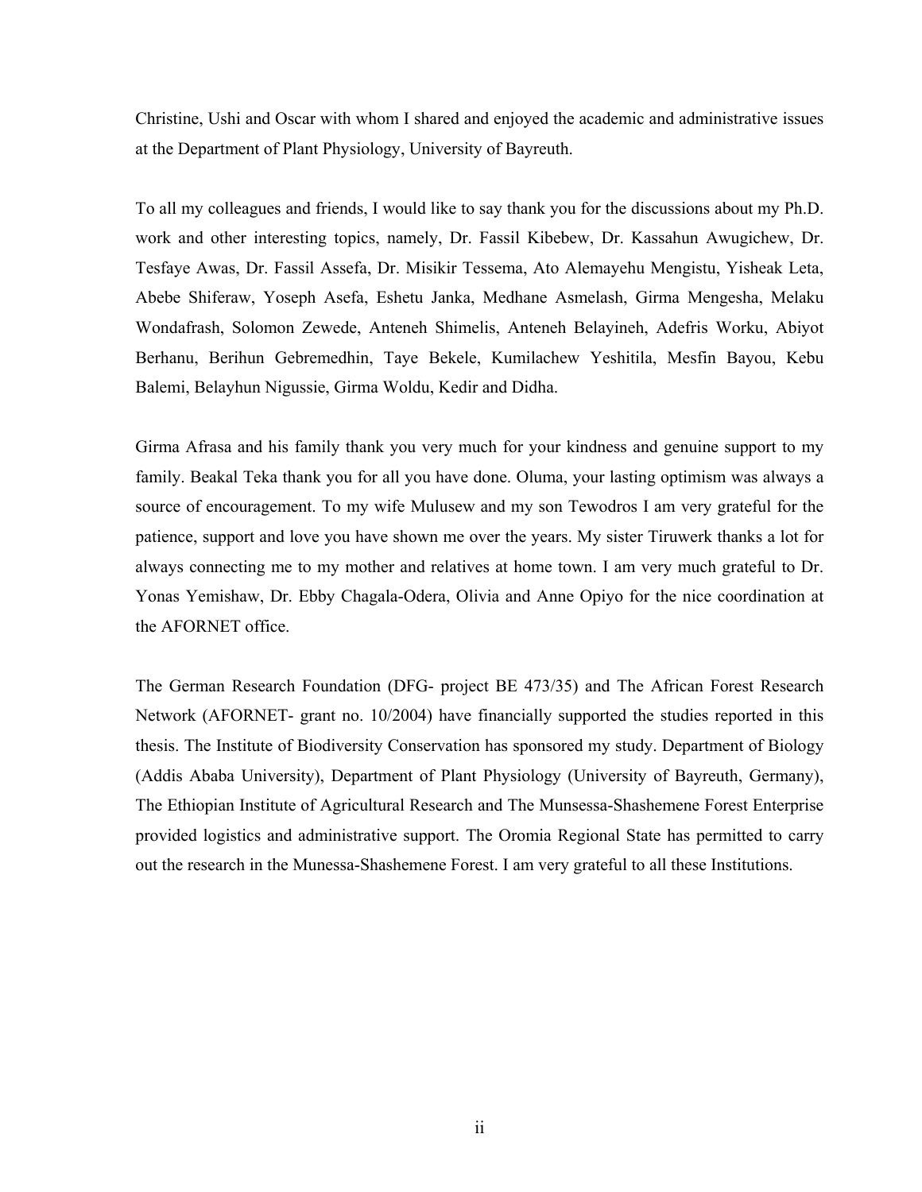Christine, Ushi and Oscar with whom I shared and enjoyed the academic and administrative issues at the Department of Plant Physiology, University of Bayreuth.

To all my colleagues and friends, I would like to say thank you for the discussions about my Ph.D. work and other interesting topics, namely, Dr. Fassil Kibebew, Dr. Kassahun Awugichew, Dr. Tesfaye Awas, Dr. Fassil Assefa, Dr. Misikir Tessema, Ato Alemayehu Mengistu, Yisheak Leta, Abebe Shiferaw, Yoseph Asefa, Eshetu Janka, Medhane Asmelash, Girma Mengesha, Melaku Wondafrash, Solomon Zewede, Anteneh Shimelis, Anteneh Belayineh, Adefris Worku, Abiyot Berhanu, Berihun Gebremedhin, Taye Bekele, Kumilachew Yeshitila, Mesfin Bayou, Kebu Balemi, Belayhun Nigussie, Girma Woldu, Kedir and Didha.

Girma Afrasa and his family thank you very much for your kindness and genuine support to my family. Beakal Teka thank you for all you have done. Oluma, your lasting optimism was always a source of encouragement. To my wife Mulusew and my son Tewodros I am very grateful for the patience, support and love you have shown me over the years. My sister Tiruwerk thanks a lot for always connecting me to my mother and relatives at home town. I am very much grateful to Dr. Yonas Yemishaw, Dr. Ebby Chagala-Odera, Olivia and Anne Opiyo for the nice coordination at the AFORNET office.

The German Research Foundation (DFG- project BE 473/35) and The African Forest Research Network (AFORNET- grant no. 10/2004) have financially supported the studies reported in this thesis. The Institute of Biodiversity Conservation has sponsored my study. Department of Biology (Addis Ababa University), Department of Plant Physiology (University of Bayreuth, Germany), The Ethiopian Institute of Agricultural Research and The Munsessa-Shashemene Forest Enterprise provided logistics and administrative support. The Oromia Regional State has permitted to carry out the research in the Munessa-Shashemene Forest. I am very grateful to all these Institutions.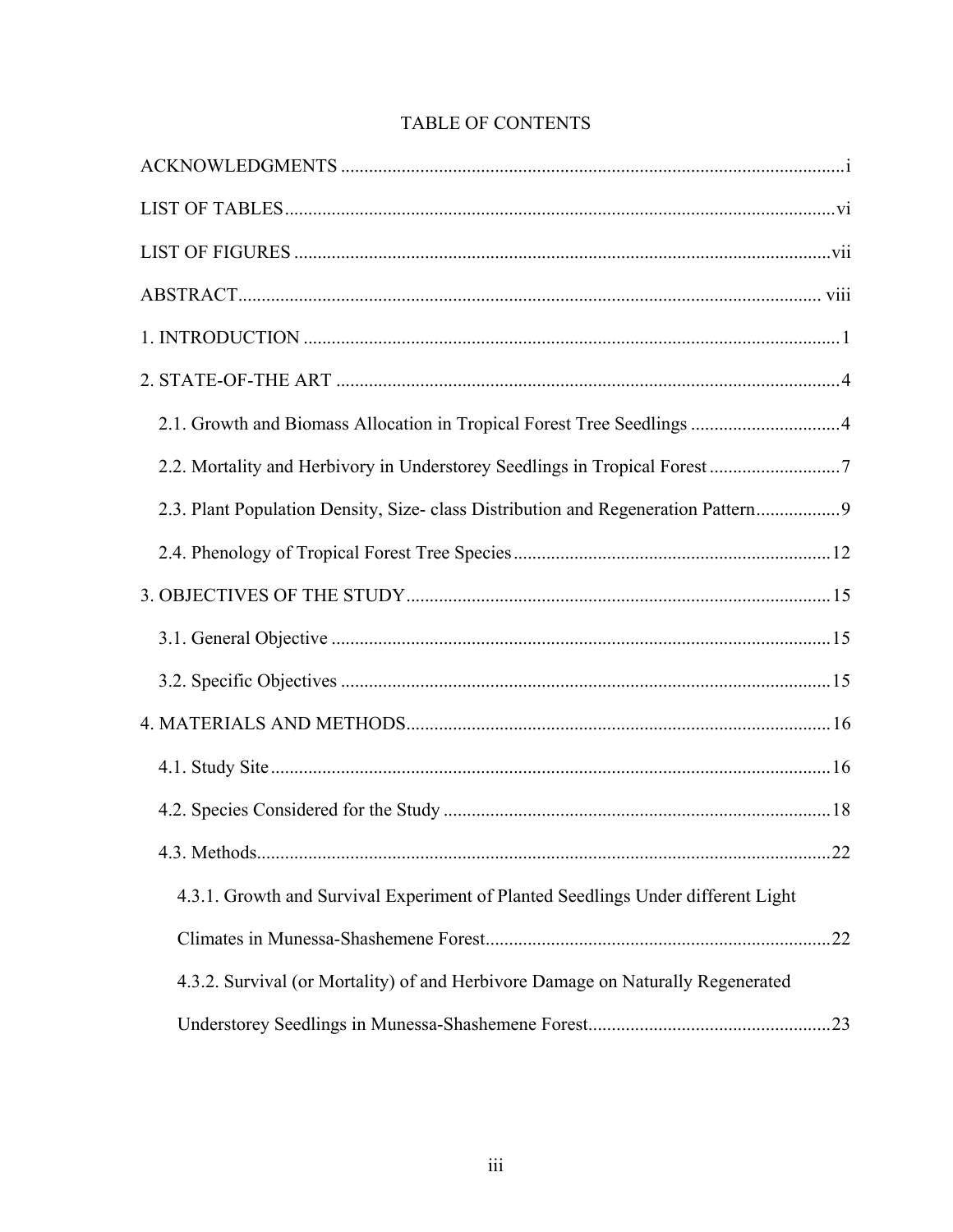# TABLE OF CONTENTS

ACKNOWLEDGMENTS ........................................................................................................i

LIST OF TABLES ........................................................................................................vi

LIST OF FIGURES ........................................................................................................vii

ABSTRACT ........................................................................................................ viii

1. INTRODUCTION ........................................................................................................1

2. STATE-OF-THE ART ........................................................................................................4

- 2.1. Growth and Biomass Allocation in Tropical Forest Tree Seedlings ................................4
- 2.2. Mortality and Herbivory in Understorey Seedlings in Tropical Forest ............................7
- 2.3. Plant Population Density, Size- class Distribution and Regeneration Pattern..................9
- 2.4. Phenology of Tropical Forest Tree Species ........................................................................12

3. OBJECTIVES OF THE STUDY ........................................................................................15

- 3.1. General Objective ........................................................................................................15
- 3.2. Specific Objectives ........................................................................................................15

4. MATERIALS AND METHODS ........................................................................................16

- 4.1. Study Site ........................................................................................................16
- 4.2. Species Considered for the Study ........................................................................................18
- 4.3. Methods........................................................................................................22
  - 4.3.1. Growth and Survival Experiment of Planted Seedlings Under different Light Climates in Munessa-Shashemene Forest........................................................................22
  - 4.3.2. Survival (or Mortality) of and Herbivore Damage on Naturally Regenerated Understorey Seedlings in Munessa-Shashemene Forest..................................................23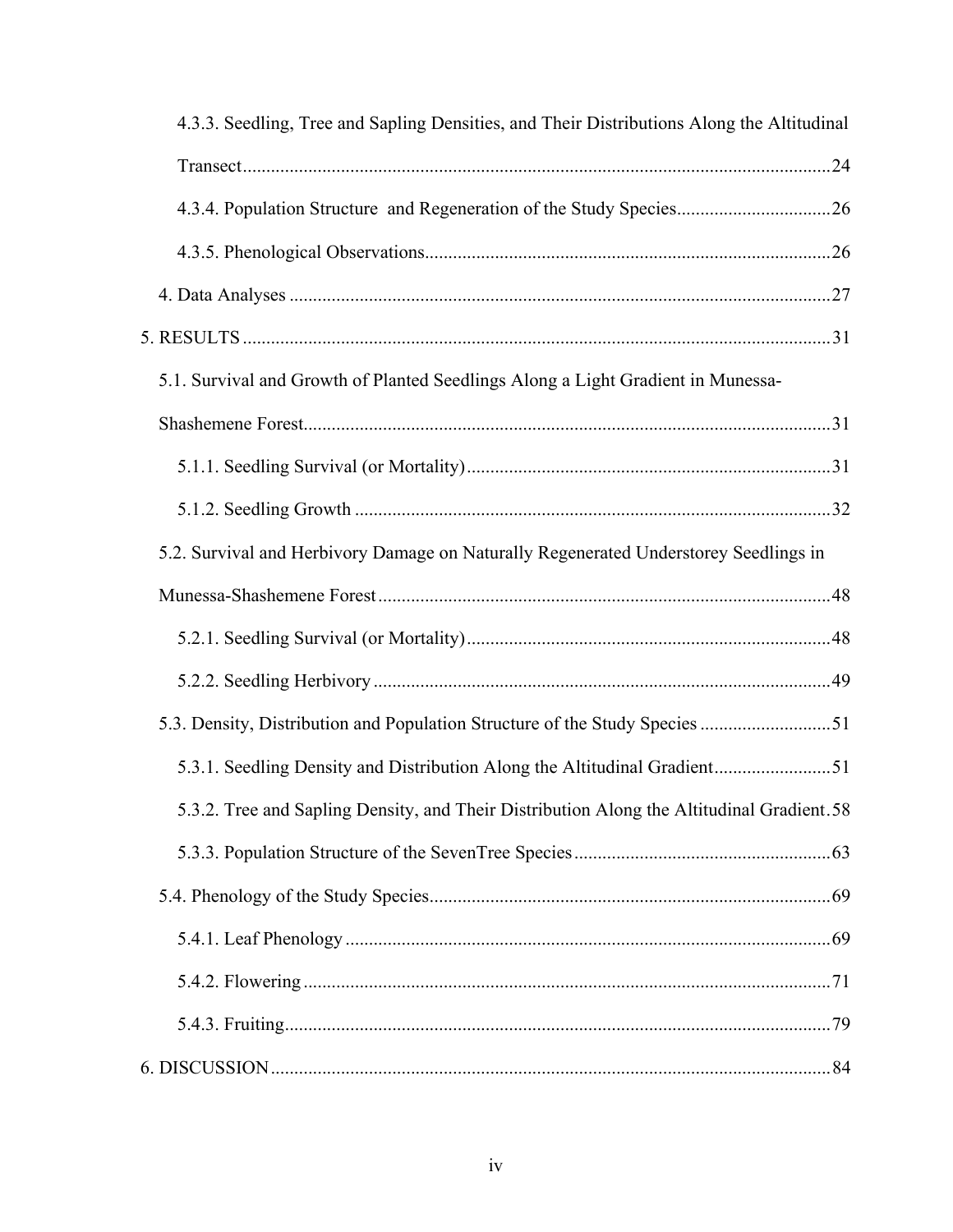4.3.3. Seedling, Tree and Sapling Densities, and Their Distributions Along the Altitudinal Transect ..... 24

4.3.4. Population Structure and Regeneration of the Study Species ..... 26

4.3.5. Phenological Observations ..... 26

4. Data Analyses ..... 27

5. RESULTS ..... 31

5.1. Survival and Growth of Planted Seedlings Along a Light Gradient in Munessa-Shashemene Forest ..... 31

5.1.1. Seedling Survival (or Mortality) ..... 31

5.1.2. Seedling Growth ..... 32

5.2. Survival and Herbivory Damage on Naturally Regenerated Understorey Seedlings in Munessa-Shashemene Forest ..... 48

5.2.1. Seedling Survival (or Mortality) ..... 48

5.2.2. Seedling Herbivory ..... 49

5.3. Density, Distribution and Population Structure of the Study Species ..... 51

5.3.1. Seedling Density and Distribution Along the Altitudinal Gradient ..... 51

5.3.2. Tree and Sapling Density, and Their Distribution Along the Altitudinal Gradient ..... 58

5.3.3. Population Structure of the SevenTree Species ..... 63

5.4. Phenology of the Study Species ..... 69

5.4.1. Leaf Phenology ..... 69

5.4.2. Flowering ..... 71

5.4.3. Fruiting ..... 79

6. DISCUSSION ..... 84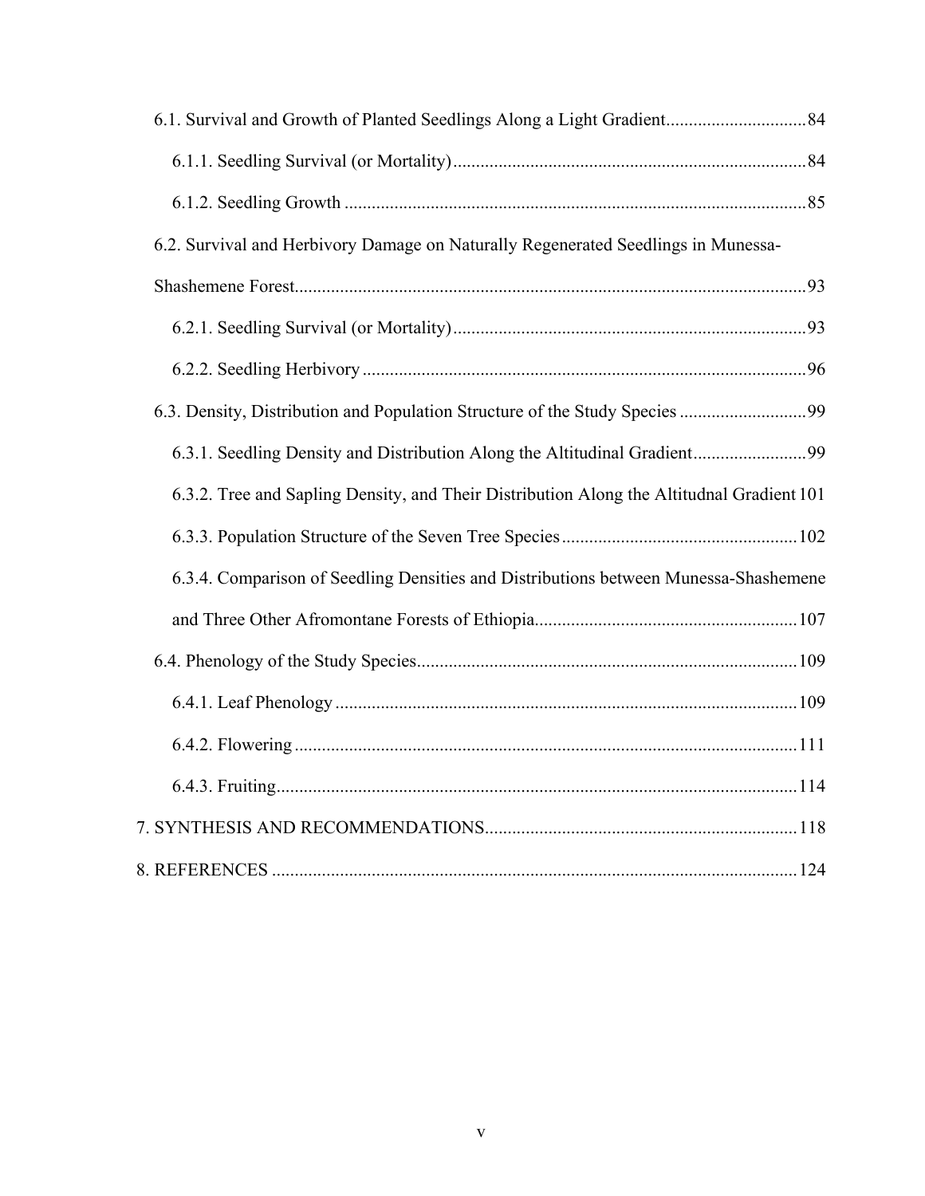6.1. Survival and Growth of Planted Seedlings Along a Light Gradient ............ 84

6.1.1. Seedling Survival (or Mortality) ............ 84

6.1.2. Seedling Growth ............ 85

6.2. Survival and Herbivory Damage on Naturally Regenerated Seedlings in Munessa-Shashemene Forest ............ 93

6.2.1. Seedling Survival (or Mortality) ............ 93

6.2.2. Seedling Herbivory ............ 96

6.3. Density, Distribution and Population Structure of the Study Species ............ 99

6.3.1. Seedling Density and Distribution Along the Altitudinal Gradient ............ 99

6.3.2. Tree and Sapling Density, and Their Distribution Along the Altitudnal Gradient 101

6.3.3. Population Structure of the Seven Tree Species ............ 102

6.3.4. Comparison of Seedling Densities and Distributions between Munessa-Shashemene and Three Other Afromontane Forests of Ethiopia ............ 107

6.4. Phenology of the Study Species ............ 109

6.4.1. Leaf Phenology ............ 109

6.4.2. Flowering ............ 111

6.4.3. Fruiting ............ 114

7. SYNTHESIS AND RECOMMENDATIONS ............ 118

8. REFERENCES ............ 124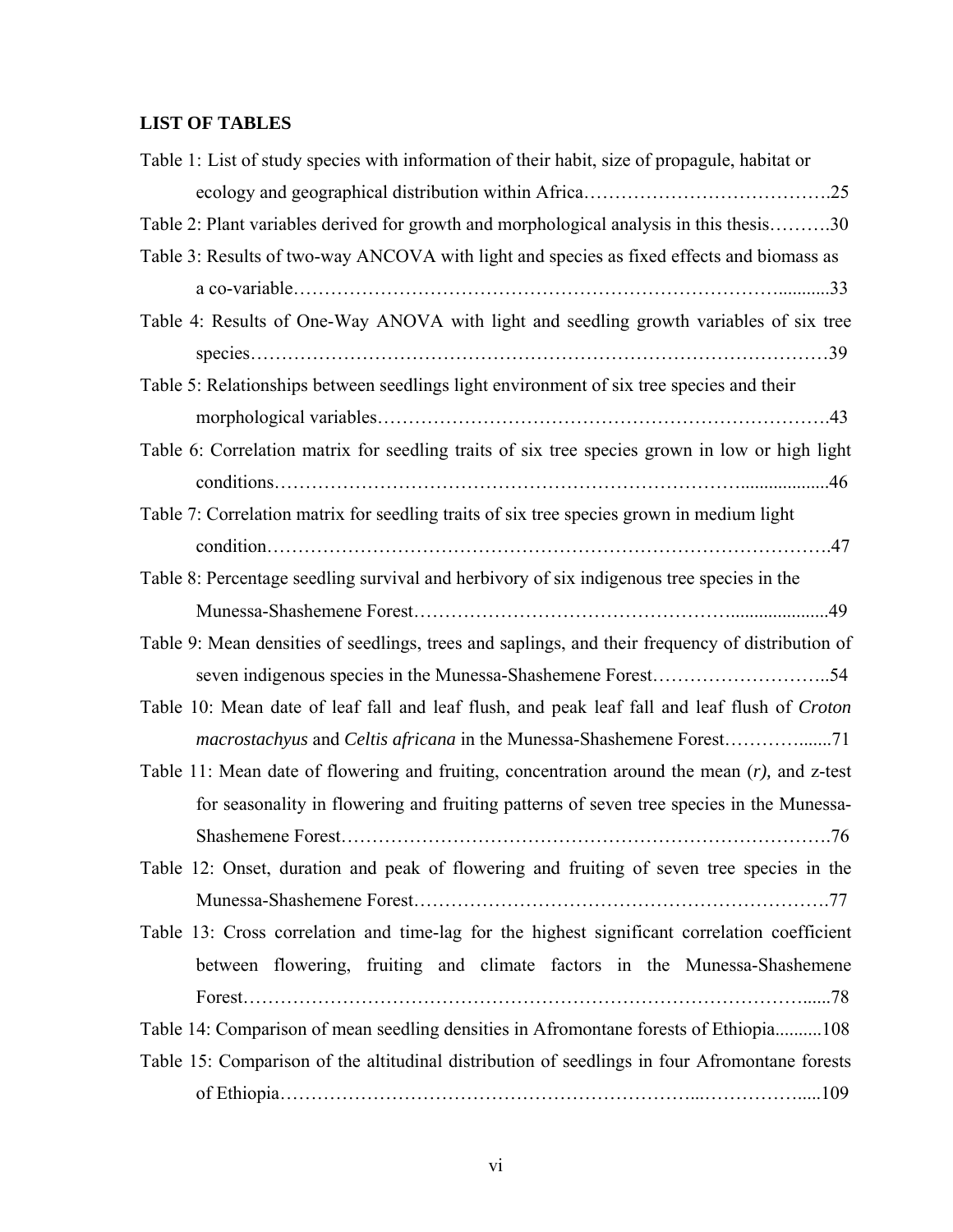**LIST OF TABLES**

Table 1: List of study species with information of their habit, size of propagule, habitat or ecology and geographical distribution within Africa………………………………….25

Table 2: Plant variables derived for growth and morphological analysis in this thesis……….30

Table 3: Results of two-way ANCOVA with light and species as fixed effects and biomass as a co-variable…………………………………………………………………...........33

Table 4: Results of One-Way ANOVA with light and seedling growth variables of six tree species………………………………………………………………………………39

Table 5: Relationships between seedlings light environment of six tree species and their morphological variables…………………………………………………………….43

Table 6: Correlation matrix for seedling traits of six tree species grown in low or high light conditions…………………………………………………………………...................46

Table 7: Correlation matrix for seedling traits of six tree species grown in medium light condition…………………………………………………………………………….47

Table 8: Percentage seedling survival and herbivory of six indigenous tree species in the Munessa-Shashemene Forest……………………………………….....................49

Table 9: Mean densities of seedlings, trees and saplings, and their frequency of distribution of seven indigenous species in the Munessa-Shashemene Forest………………………..54

Table 10: Mean date of leaf fall and leaf flush, and peak leaf fall and leaf flush of *Croton macrostachyus* and *Celtis africana* in the Munessa-Shashemene Forest………….......71

Table 11: Mean date of flowering and fruiting, concentration around the mean (*r*), and z-test for seasonality in flowering and fruiting patterns of seven tree species in the Munessa-Shashemene Forest………………………………………………………………….76

Table 12: Onset, duration and peak of flowering and fruiting of seven tree species in the Munessa-Shashemene Forest……………………………………………………….77

Table 13: Cross correlation and time-lag for the highest significant correlation coefficient between flowering, fruiting and climate factors in the Munessa-Shashemene Forest………………………………………………………………………………......78

Table 14: Comparison of mean seedling densities in Afromontane forests of Ethiopia..........108

Table 15: Comparison of the altitudinal distribution of seedlings in four Afromontane forests of Ethiopia………………………………………………………...……………......109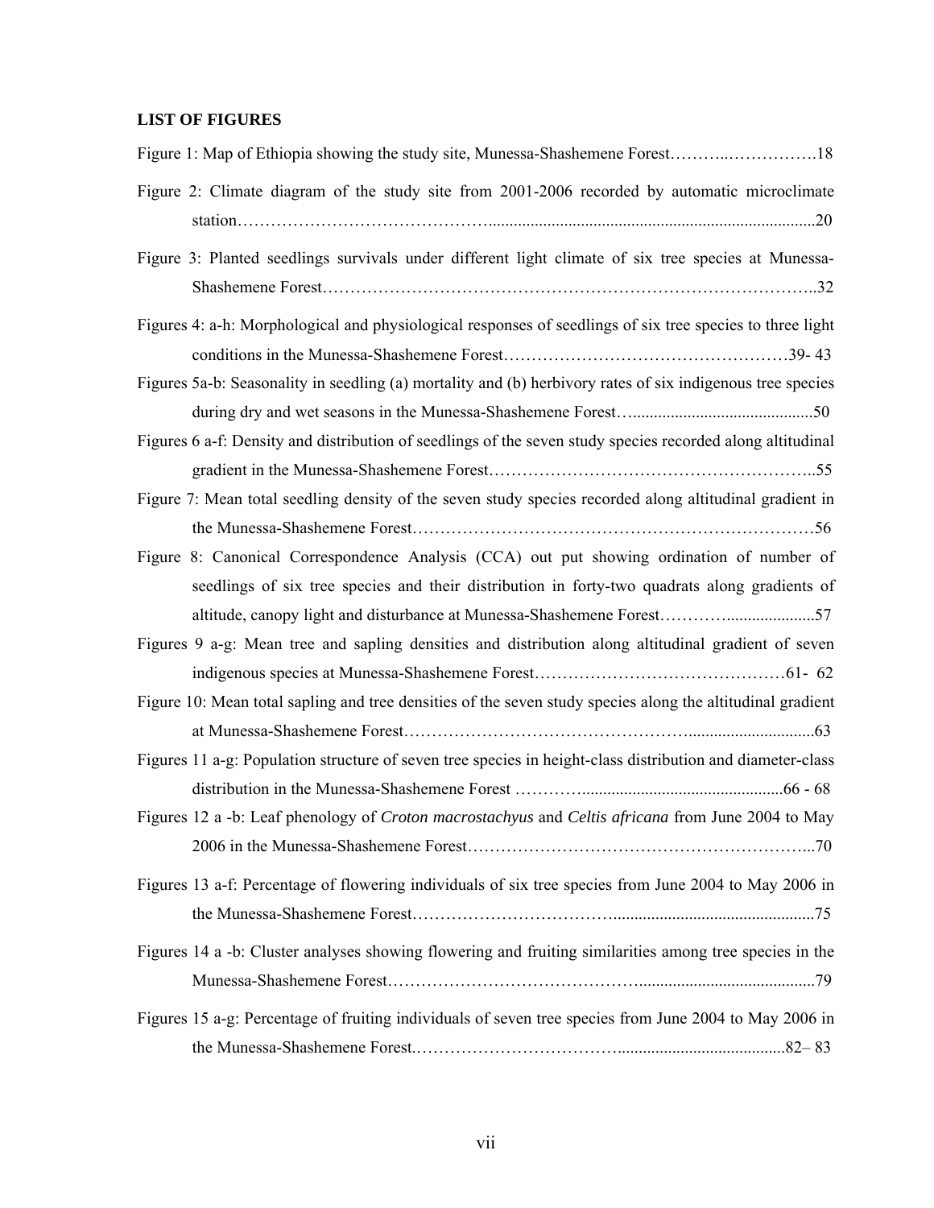**LIST OF FIGURES**

Figure 1: Map of Ethiopia showing the study site, Munessa-Shashemene Forest………..…………….18

Figure 2: Climate diagram of the study site from 2001-2006 recorded by automatic microclimate station……………………………………..............................................................................20

Figure 3: Planted seedlings survivals under different light climate of six tree species at Munessa-Shashemene Forest…………………………………………………………………………..32

Figures 4: a-h: Morphological and physiological responses of seedlings of six tree species to three light conditions in the Munessa-Shashemene Forest……………………………………………39- 43

Figures 5a-b: Seasonality in seedling (a) mortality and (b) herbivory rates of six indigenous tree species during dry and wet seasons in the Munessa-Shashemene Forest…..........................................50

Figures 6 a-f: Density and distribution of seedlings of the seven study species recorded along altitudinal gradient in the Munessa-Shashemene Forest…………………………………………………..55

Figure 7: Mean total seedling density of the seven study species recorded along altitudinal gradient in the Munessa-Shashemene Forest………………………………………………………………56

Figure 8: Canonical Correspondence Analysis (CCA) out put showing ordination of number of seedlings of six tree species and their distribution in forty-two quadrats along gradients of altitude, canopy light and disturbance at Munessa-Shashemene Forest…………....................57

Figures 9 a-g: Mean tree and sapling densities and distribution along altitudinal gradient of seven indigenous species at Munessa-Shashemene Forest………………………………………61- 62

Figure 10: Mean total sapling and tree densities of the seven study species along the altitudinal gradient at Munessa-Shashemene Forest…………………………………………..............................63

Figures 11 a-g: Population structure of seven tree species in height-class distribution and diameter-class distribution in the Munessa-Shashemene Forest …………...............................................66 - 68

Figures 12 a -b: Leaf phenology of *Croton macrostachyus* and *Celtis africana* from June 2004 to May 2006 in the Munessa-Shashemene Forest…………………………………………………...70

Figures 13 a-f: Percentage of flowering individuals of six tree species from June 2004 to May 2006 in the Munessa-Shashemene Forest……………………………...............................................75

Figures 14 a -b: Cluster analyses showing flowering and fruiting similarities among tree species in the Munessa-Shashemene Forest……………………………………..........................................79

Figures 15 a-g: Percentage of fruiting individuals of seven tree species from June 2004 to May 2006 in the Munessa-Shashemene Forest.………………………………........................................82– 83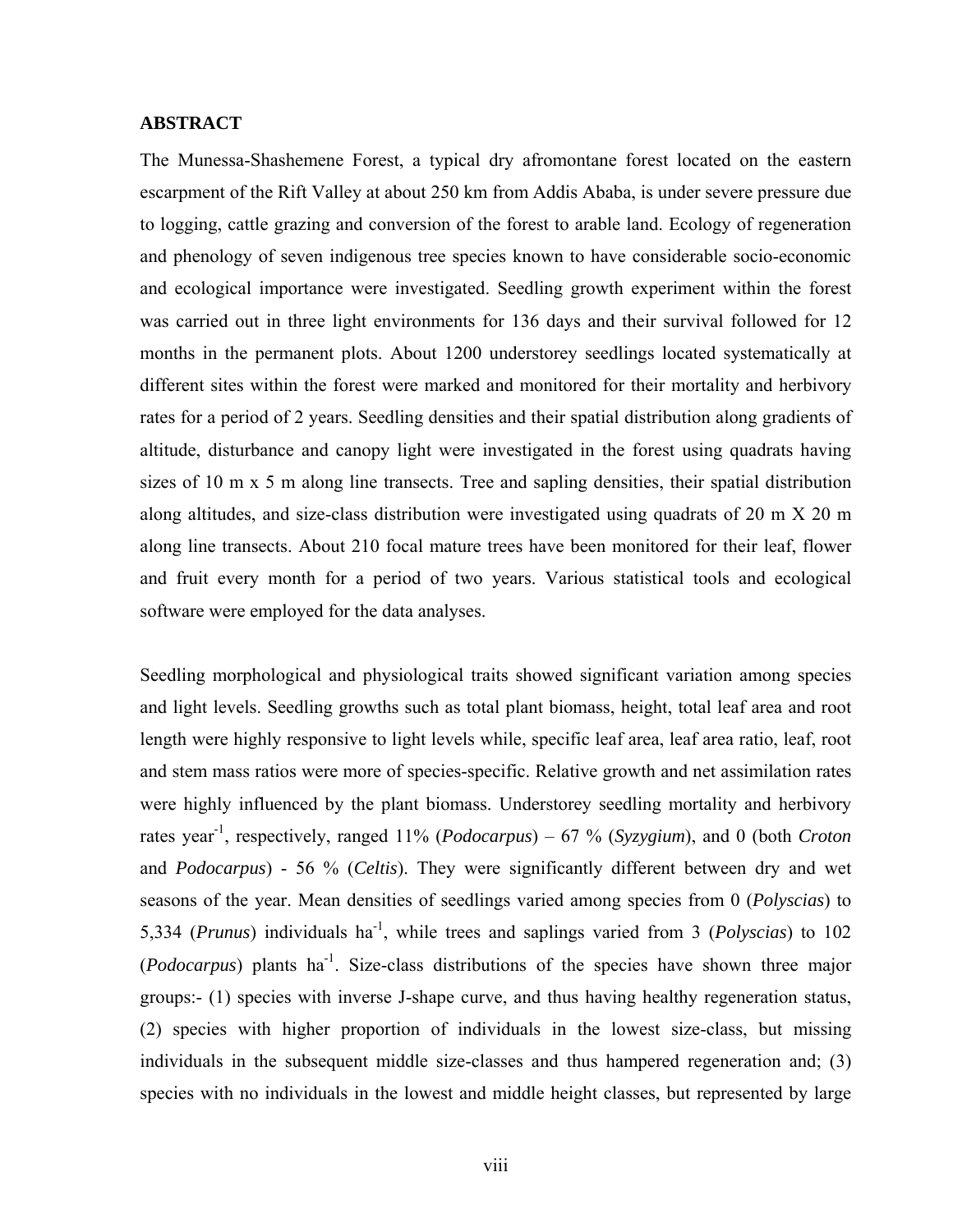## ABSTRACT

The Munessa-Shashemene Forest, a typical dry afromontane forest located on the eastern escarpment of the Rift Valley at about 250 km from Addis Ababa, is under severe pressure due to logging, cattle grazing and conversion of the forest to arable land. Ecology of regeneration and phenology of seven indigenous tree species known to have considerable socio-economic and ecological importance were investigated. Seedling growth experiment within the forest was carried out in three light environments for 136 days and their survival followed for 12 months in the permanent plots. About 1200 understorey seedlings located systematically at different sites within the forest were marked and monitored for their mortality and herbivory rates for a period of 2 years. Seedling densities and their spatial distribution along gradients of altitude, disturbance and canopy light were investigated in the forest using quadrats having sizes of 10 m x 5 m along line transects. Tree and sapling densities, their spatial distribution along altitudes, and size-class distribution were investigated using quadrats of 20 m X 20 m along line transects. About 210 focal mature trees have been monitored for their leaf, flower and fruit every month for a period of two years. Various statistical tools and ecological software were employed for the data analyses.

Seedling morphological and physiological traits showed significant variation among species and light levels. Seedling growths such as total plant biomass, height, total leaf area and root length were highly responsive to light levels while, specific leaf area, leaf area ratio, leaf, root and stem mass ratios were more of species-specific. Relative growth and net assimilation rates were highly influenced by the plant biomass. Understorey seedling mortality and herbivory rates year$^{-1}$, respectively, ranged 11% (*Podocarpus*) – 67 % (*Syzygium*), and 0 (both *Croton* and *Podocarpus*) - 56 % (*Celtis*). They were significantly different between dry and wet seasons of the year. Mean densities of seedlings varied among species from 0 (*Polyscias*) to 5,334 (*Prunus*) individuals ha$^{-1}$, while trees and saplings varied from 3 (*Polyscias*) to 102 (*Podocarpus*) plants ha$^{-1}$. Size-class distributions of the species have shown three major groups:- (1) species with inverse J-shape curve, and thus having healthy regeneration status, (2) species with higher proportion of individuals in the lowest size-class, but missing individuals in the subsequent middle size-classes and thus hampered regeneration and; (3) species with no individuals in the lowest and middle height classes, but represented by large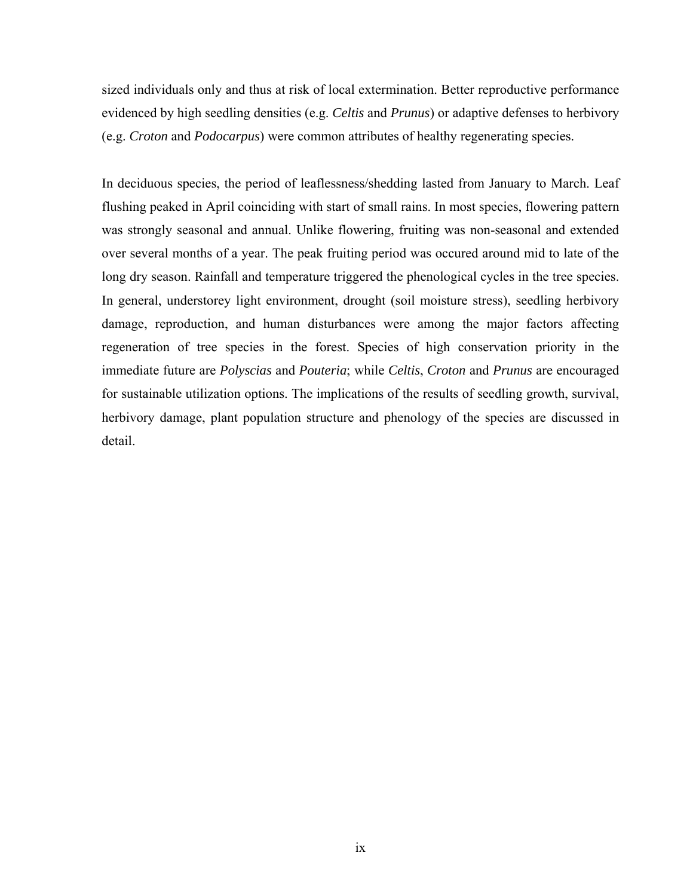sized individuals only and thus at risk of local extermination. Better reproductive performance evidenced by high seedling densities (e.g. *Celtis* and *Prunus*) or adaptive defenses to herbivory (e.g. *Croton* and *Podocarpus*) were common attributes of healthy regenerating species.

In deciduous species, the period of leaflessness/shedding lasted from January to March. Leaf flushing peaked in April coinciding with start of small rains. In most species, flowering pattern was strongly seasonal and annual. Unlike flowering, fruiting was non-seasonal and extended over several months of a year. The peak fruiting period was occured around mid to late of the long dry season. Rainfall and temperature triggered the phenological cycles in the tree species. In general, understorey light environment, drought (soil moisture stress), seedling herbivory damage, reproduction, and human disturbances were among the major factors affecting regeneration of tree species in the forest. Species of high conservation priority in the immediate future are *Polyscias* and *Pouteria*; while *Celtis*, *Croton* and *Prunus* are encouraged for sustainable utilization options. The implications of the results of seedling growth, survival, herbivory damage, plant population structure and phenology of the species are discussed in detail.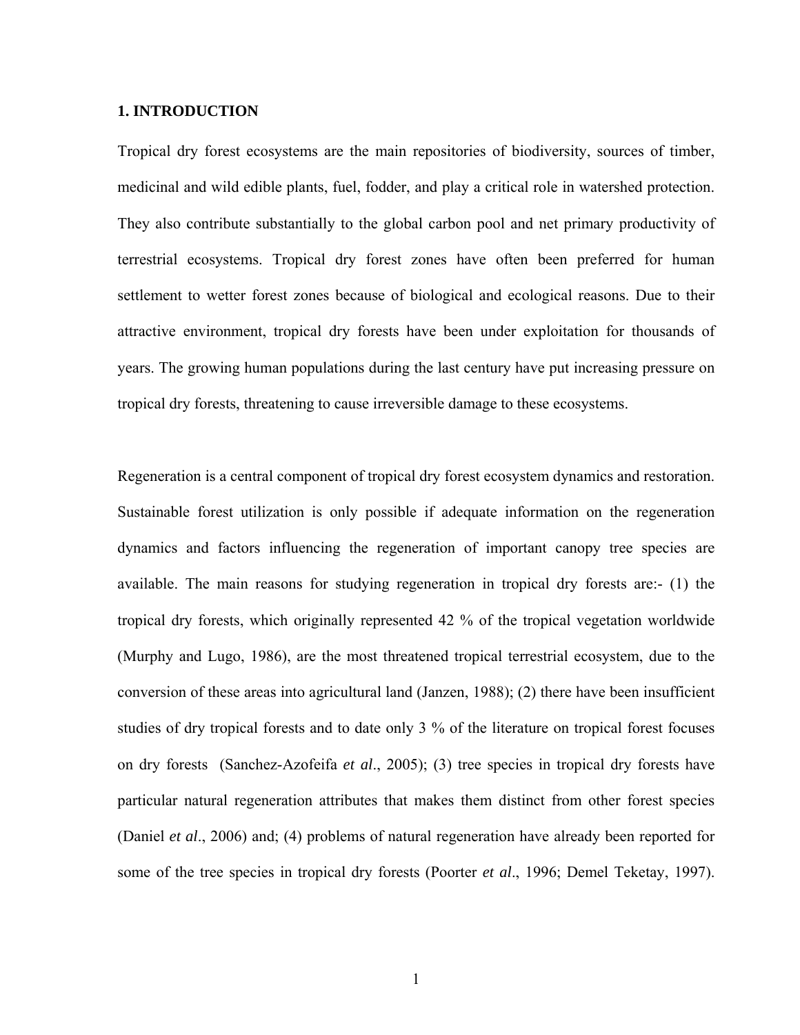# 1. INTRODUCTION

Tropical dry forest ecosystems are the main repositories of biodiversity, sources of timber, medicinal and wild edible plants, fuel, fodder, and play a critical role in watershed protection. They also contribute substantially to the global carbon pool and net primary productivity of terrestrial ecosystems. Tropical dry forest zones have often been preferred for human settlement to wetter forest zones because of biological and ecological reasons. Due to their attractive environment, tropical dry forests have been under exploitation for thousands of years. The growing human populations during the last century have put increasing pressure on tropical dry forests, threatening to cause irreversible damage to these ecosystems.

Regeneration is a central component of tropical dry forest ecosystem dynamics and restoration. Sustainable forest utilization is only possible if adequate information on the regeneration dynamics and factors influencing the regeneration of important canopy tree species are available. The main reasons for studying regeneration in tropical dry forests are:- (1) the tropical dry forests, which originally represented 42 % of the tropical vegetation worldwide (Murphy and Lugo, 1986), are the most threatened tropical terrestrial ecosystem, due to the conversion of these areas into agricultural land (Janzen, 1988); (2) there have been insufficient studies of dry tropical forests and to date only 3 % of the literature on tropical forest focuses on dry forests (Sanchez-Azofeifa *et al*., 2005); (3) tree species in tropical dry forests have particular natural regeneration attributes that makes them distinct from other forest species (Daniel *et al*., 2006) and; (4) problems of natural regeneration have already been reported for some of the tree species in tropical dry forests (Poorter *et al*., 1996; Demel Teketay, 1997).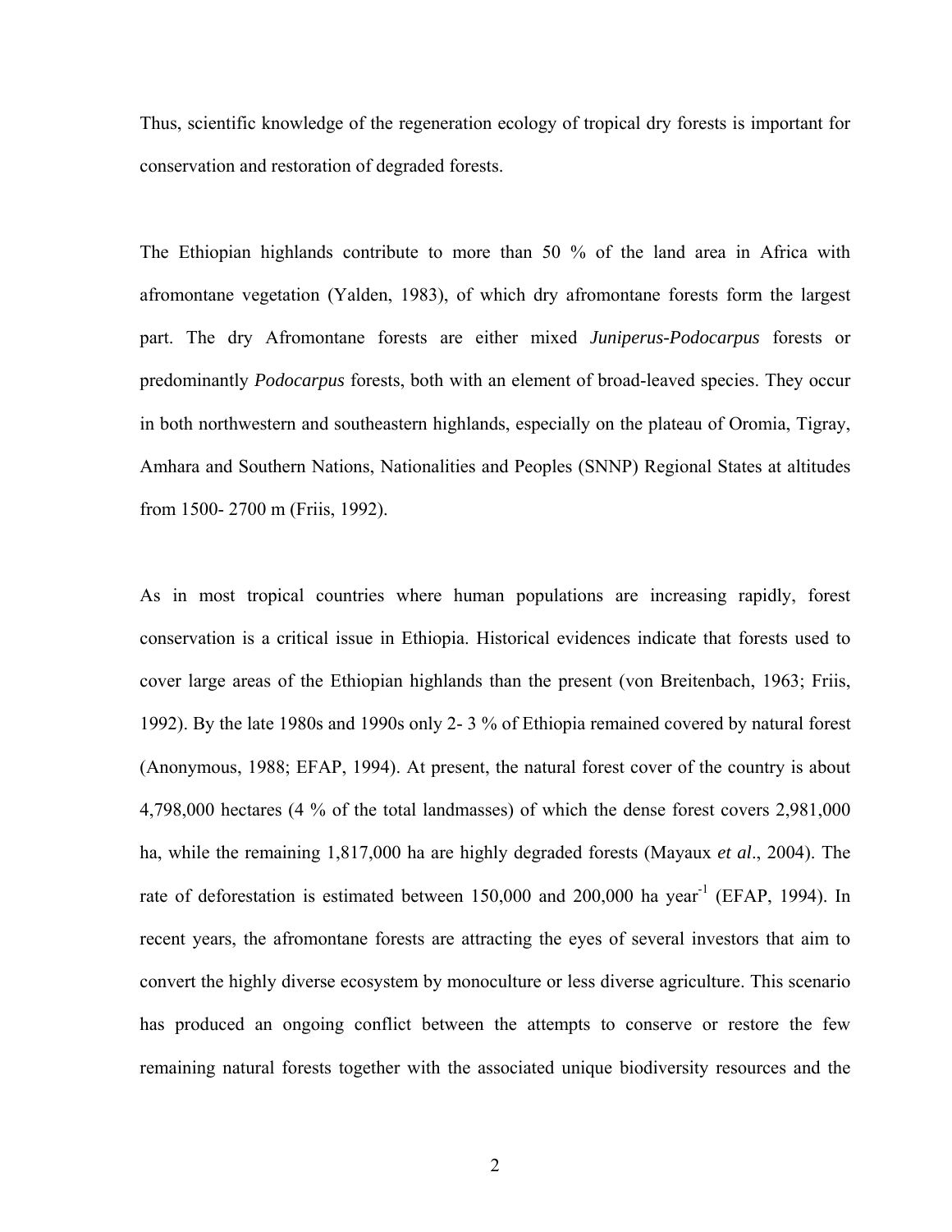Thus, scientific knowledge of the regeneration ecology of tropical dry forests is important for conservation and restoration of degraded forests.

The Ethiopian highlands contribute to more than 50 % of the land area in Africa with afromontane vegetation (Yalden, 1983), of which dry afromontane forests form the largest part. The dry Afromontane forests are either mixed *Juniperus-Podocarpus* forests or predominantly *Podocarpus* forests, both with an element of broad-leaved species. They occur in both northwestern and southeastern highlands, especially on the plateau of Oromia, Tigray, Amhara and Southern Nations, Nationalities and Peoples (SNNP) Regional States at altitudes from 1500- 2700 m (Friis, 1992).

As in most tropical countries where human populations are increasing rapidly, forest conservation is a critical issue in Ethiopia. Historical evidences indicate that forests used to cover large areas of the Ethiopian highlands than the present (von Breitenbach, 1963; Friis, 1992). By the late 1980s and 1990s only 2- 3 % of Ethiopia remained covered by natural forest (Anonymous, 1988; EFAP, 1994). At present, the natural forest cover of the country is about 4,798,000 hectares (4 % of the total landmasses) of which the dense forest covers 2,981,000 ha, while the remaining 1,817,000 ha are highly degraded forests (Mayaux *et al*., 2004). The rate of deforestation is estimated between 150,000 and 200,000 ha year$^{-1}$ (EFAP, 1994). In recent years, the afromontane forests are attracting the eyes of several investors that aim to convert the highly diverse ecosystem by monoculture or less diverse agriculture. This scenario has produced an ongoing conflict between the attempts to conserve or restore the few remaining natural forests together with the associated unique biodiversity resources and the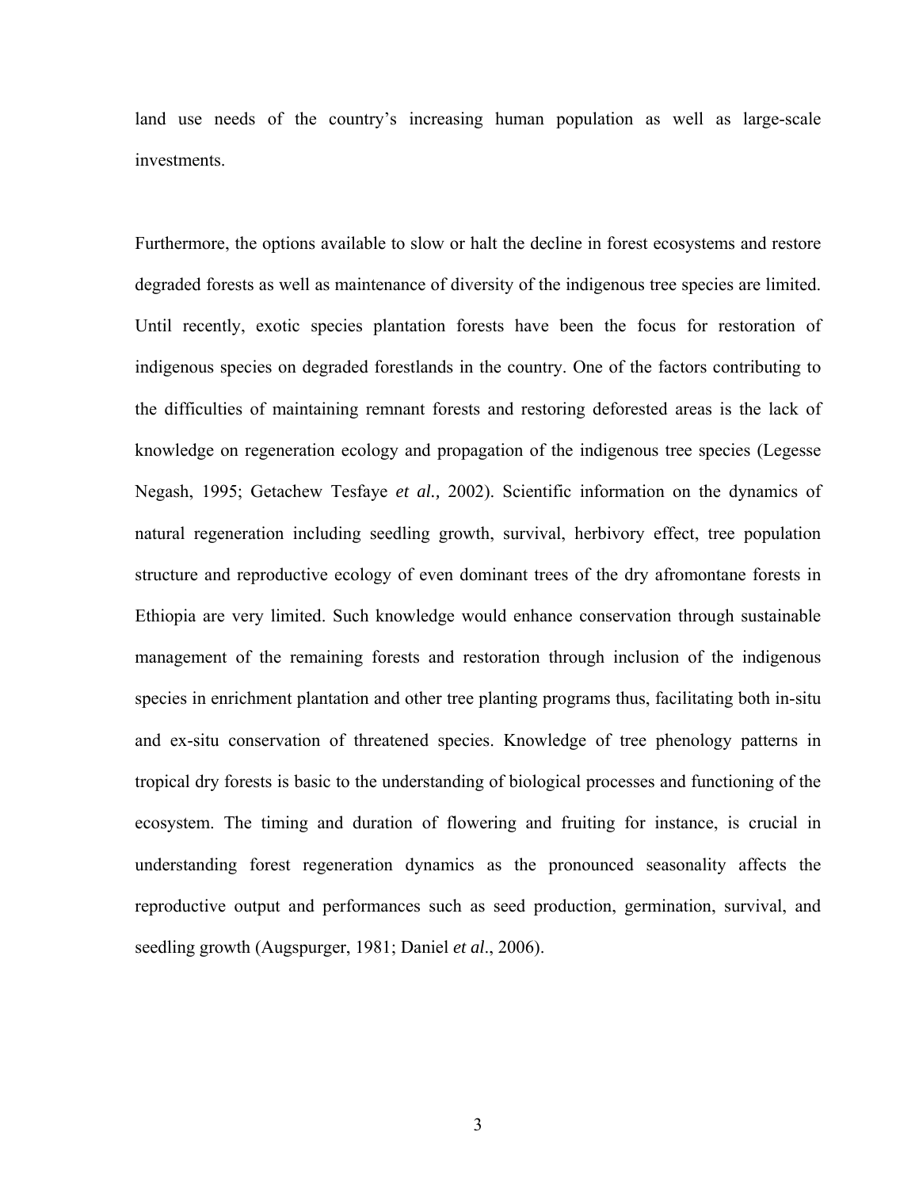land use needs of the country's increasing human population as well as large-scale investments.

Furthermore, the options available to slow or halt the decline in forest ecosystems and restore degraded forests as well as maintenance of diversity of the indigenous tree species are limited. Until recently, exotic species plantation forests have been the focus for restoration of indigenous species on degraded forestlands in the country. One of the factors contributing to the difficulties of maintaining remnant forests and restoring deforested areas is the lack of knowledge on regeneration ecology and propagation of the indigenous tree species (Legesse Negash, 1995; Getachew Tesfaye *et al.,* 2002). Scientific information on the dynamics of natural regeneration including seedling growth, survival, herbivory effect, tree population structure and reproductive ecology of even dominant trees of the dry afromontane forests in Ethiopia are very limited. Such knowledge would enhance conservation through sustainable management of the remaining forests and restoration through inclusion of the indigenous species in enrichment plantation and other tree planting programs thus, facilitating both in-situ and ex-situ conservation of threatened species. Knowledge of tree phenology patterns in tropical dry forests is basic to the understanding of biological processes and functioning of the ecosystem. The timing and duration of flowering and fruiting for instance, is crucial in understanding forest regeneration dynamics as the pronounced seasonality affects the reproductive output and performances such as seed production, germination, survival, and seedling growth (Augspurger, 1981; Daniel *et al*., 2006).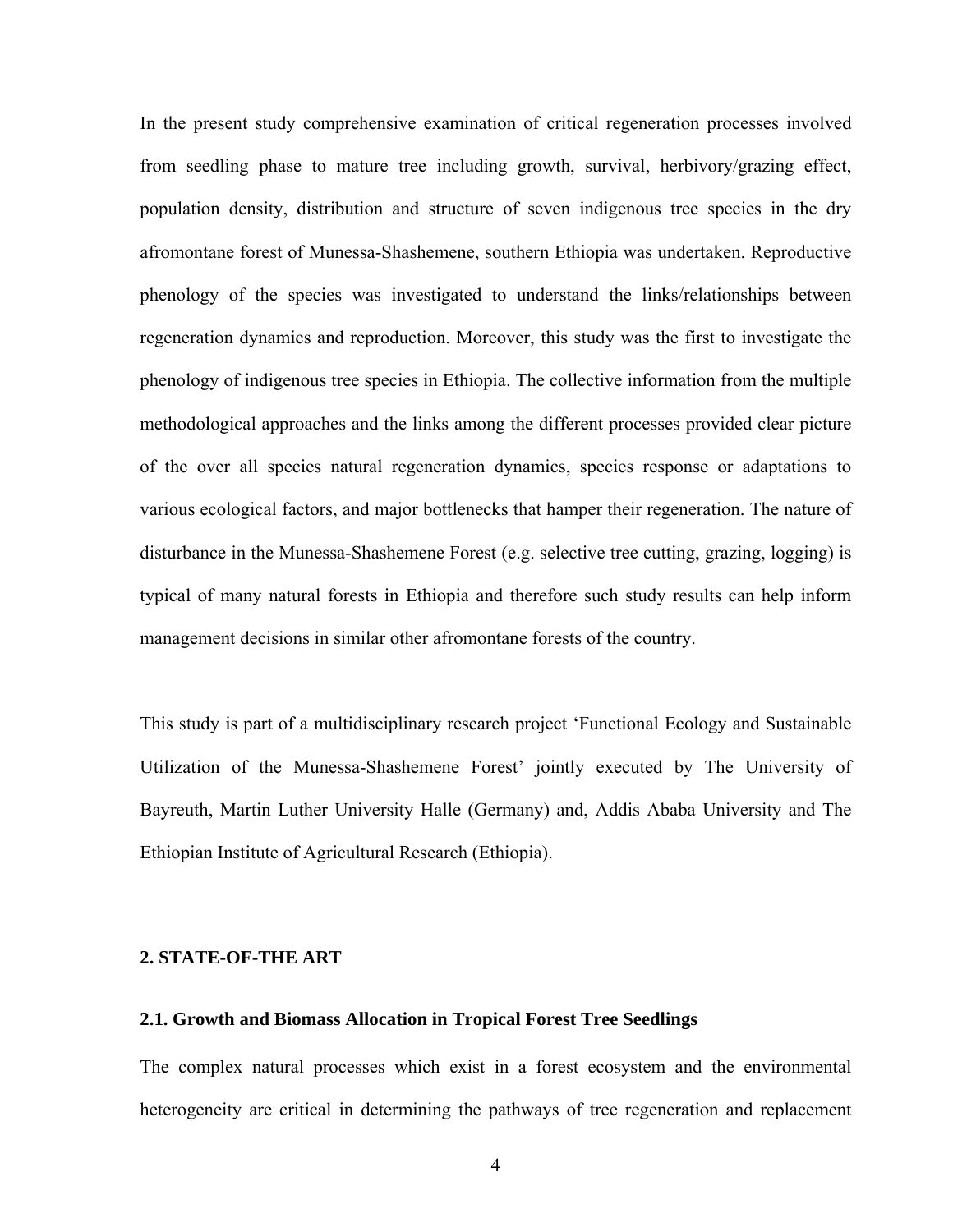In the present study comprehensive examination of critical regeneration processes involved from seedling phase to mature tree including growth, survival, herbivory/grazing effect, population density, distribution and structure of seven indigenous tree species in the dry afromontane forest of Munessa-Shashemene, southern Ethiopia was undertaken. Reproductive phenology of the species was investigated to understand the links/relationships between regeneration dynamics and reproduction. Moreover, this study was the first to investigate the phenology of indigenous tree species in Ethiopia. The collective information from the multiple methodological approaches and the links among the different processes provided clear picture of the over all species natural regeneration dynamics, species response or adaptations to various ecological factors, and major bottlenecks that hamper their regeneration. The nature of disturbance in the Munessa-Shashemene Forest (e.g. selective tree cutting, grazing, logging) is typical of many natural forests in Ethiopia and therefore such study results can help inform management decisions in similar other afromontane forests of the country.

This study is part of a multidisciplinary research project ‘Functional Ecology and Sustainable Utilization of the Munessa-Shashemene Forest’ jointly executed by The University of Bayreuth, Martin Luther University Halle (Germany) and, Addis Ababa University and The Ethiopian Institute of Agricultural Research (Ethiopia).

## 2. STATE-OF-THE ART

### 2.1. Growth and Biomass Allocation in Tropical Forest Tree Seedlings

The complex natural processes which exist in a forest ecosystem and the environmental heterogeneity are critical in determining the pathways of tree regeneration and replacement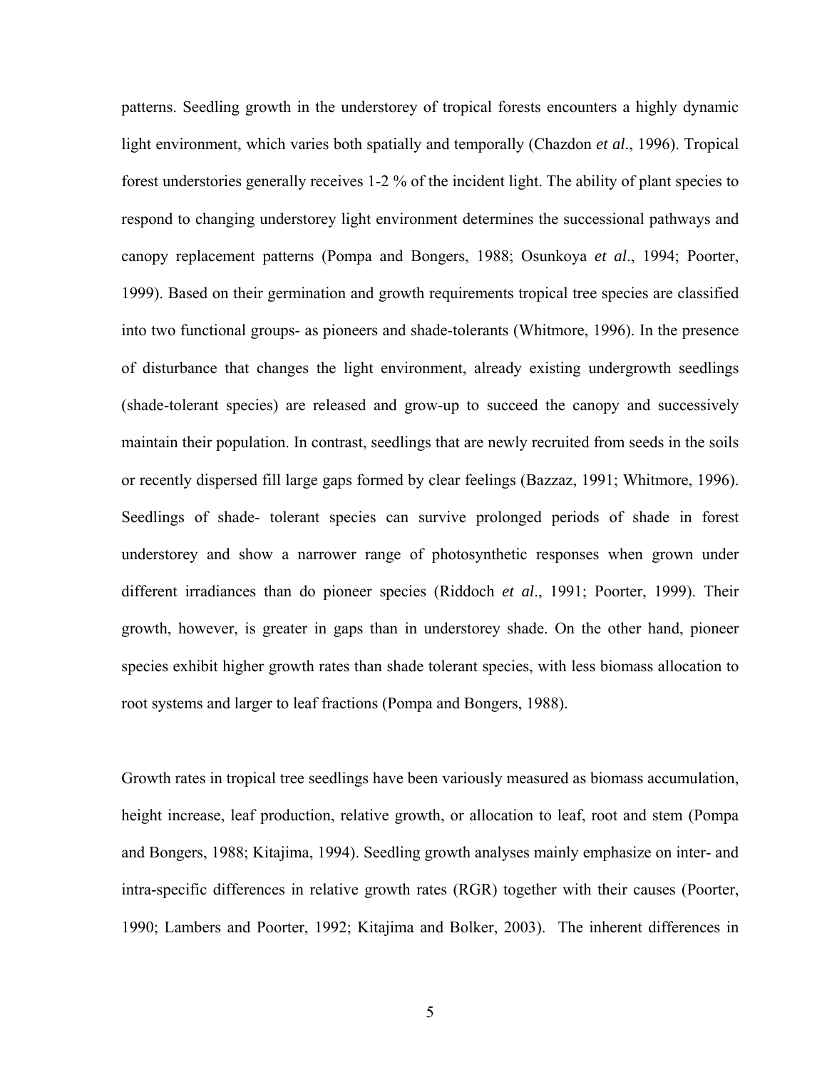patterns. Seedling growth in the understorey of tropical forests encounters a highly dynamic light environment, which varies both spatially and temporally (Chazdon *et al*., 1996). Tropical forest understories generally receives 1-2 % of the incident light. The ability of plant species to respond to changing understorey light environment determines the successional pathways and canopy replacement patterns (Pompa and Bongers, 1988; Osunkoya *et al*., 1994; Poorter, 1999). Based on their germination and growth requirements tropical tree species are classified into two functional groups- as pioneers and shade-tolerants (Whitmore, 1996). In the presence of disturbance that changes the light environment, already existing undergrowth seedlings (shade-tolerant species) are released and grow-up to succeed the canopy and successively maintain their population. In contrast, seedlings that are newly recruited from seeds in the soils or recently dispersed fill large gaps formed by clear feelings (Bazzaz, 1991; Whitmore, 1996). Seedlings of shade- tolerant species can survive prolonged periods of shade in forest understorey and show a narrower range of photosynthetic responses when grown under different irradiances than do pioneer species (Riddoch *et al*., 1991; Poorter, 1999). Their growth, however, is greater in gaps than in understorey shade. On the other hand, pioneer species exhibit higher growth rates than shade tolerant species, with less biomass allocation to root systems and larger to leaf fractions (Pompa and Bongers, 1988).

Growth rates in tropical tree seedlings have been variously measured as biomass accumulation, height increase, leaf production, relative growth, or allocation to leaf, root and stem (Pompa and Bongers, 1988; Kitajima, 1994). Seedling growth analyses mainly emphasize on inter- and intra-specific differences in relative growth rates (RGR) together with their causes (Poorter, 1990; Lambers and Poorter, 1992; Kitajima and Bolker, 2003). The inherent differences in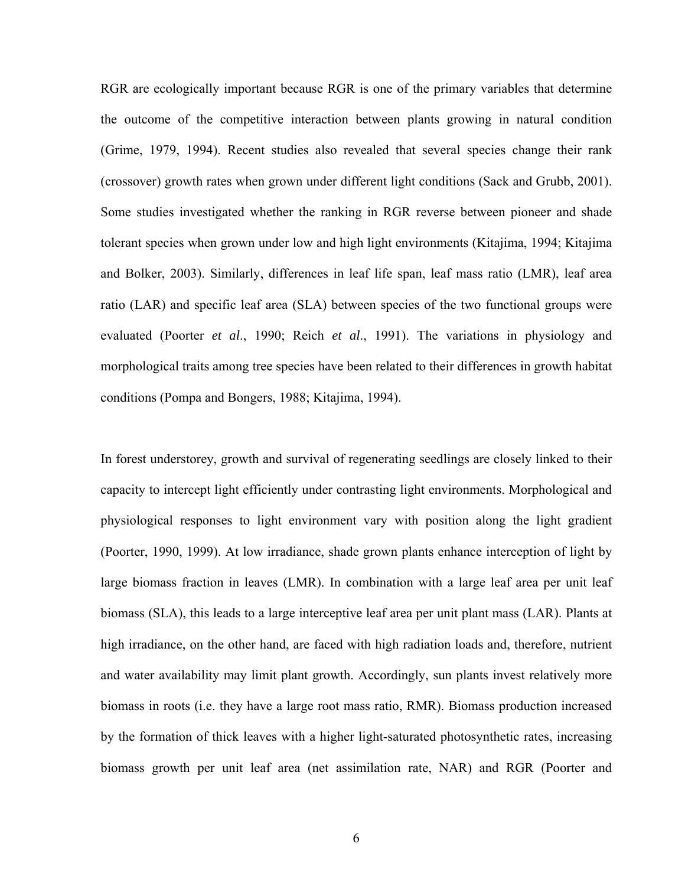RGR are ecologically important because RGR is one of the primary variables that determine the outcome of the competitive interaction between plants growing in natural condition (Grime, 1979, 1994). Recent studies also revealed that several species change their rank (crossover) growth rates when grown under different light conditions (Sack and Grubb, 2001). Some studies investigated whether the ranking in RGR reverse between pioneer and shade tolerant species when grown under low and high light environments (Kitajima, 1994; Kitajima and Bolker, 2003). Similarly, differences in leaf life span, leaf mass ratio (LMR), leaf area ratio (LAR) and specific leaf area (SLA) between species of the two functional groups were evaluated (Poorter *et al*., 1990; Reich *et al*., 1991). The variations in physiology and morphological traits among tree species have been related to their differences in growth habitat conditions (Pompa and Bongers, 1988; Kitajima, 1994).

In forest understorey, growth and survival of regenerating seedlings are closely linked to their capacity to intercept light efficiently under contrasting light environments. Morphological and physiological responses to light environment vary with position along the light gradient (Poorter, 1990, 1999). At low irradiance, shade grown plants enhance interception of light by large biomass fraction in leaves (LMR). In combination with a large leaf area per unit leaf biomass (SLA), this leads to a large interceptive leaf area per unit plant mass (LAR). Plants at high irradiance, on the other hand, are faced with high radiation loads and, therefore, nutrient and water availability may limit plant growth. Accordingly, sun plants invest relatively more biomass in roots (i.e. they have a large root mass ratio, RMR). Biomass production increased by the formation of thick leaves with a higher light-saturated photosynthetic rates, increasing biomass growth per unit leaf area (net assimilation rate, NAR) and RGR (Poorter and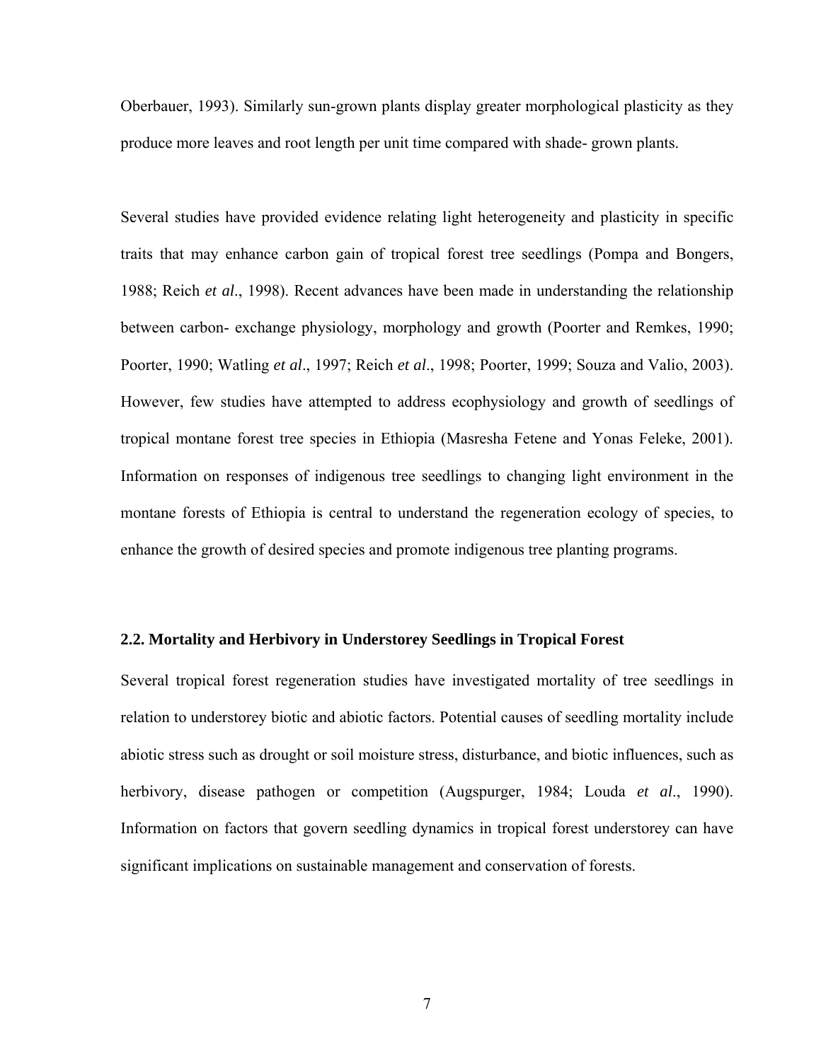Oberbauer, 1993). Similarly sun-grown plants display greater morphological plasticity as they produce more leaves and root length per unit time compared with shade- grown plants.

Several studies have provided evidence relating light heterogeneity and plasticity in specific traits that may enhance carbon gain of tropical forest tree seedlings (Pompa and Bongers, 1988; Reich *et al*., 1998). Recent advances have been made in understanding the relationship between carbon- exchange physiology, morphology and growth (Poorter and Remkes, 1990; Poorter, 1990; Watling *et al*., 1997; Reich *et al*., 1998; Poorter, 1999; Souza and Valio, 2003). However, few studies have attempted to address ecophysiology and growth of seedlings of tropical montane forest tree species in Ethiopia (Masresha Fetene and Yonas Feleke, 2001). Information on responses of indigenous tree seedlings to changing light environment in the montane forests of Ethiopia is central to understand the regeneration ecology of species, to enhance the growth of desired species and promote indigenous tree planting programs.

## 2.2. Mortality and Herbivory in Understorey Seedlings in Tropical Forest

Several tropical forest regeneration studies have investigated mortality of tree seedlings in relation to understorey biotic and abiotic factors. Potential causes of seedling mortality include abiotic stress such as drought or soil moisture stress, disturbance, and biotic influences, such as herbivory, disease pathogen or competition (Augspurger, 1984; Louda *et al*., 1990). Information on factors that govern seedling dynamics in tropical forest understorey can have significant implications on sustainable management and conservation of forests.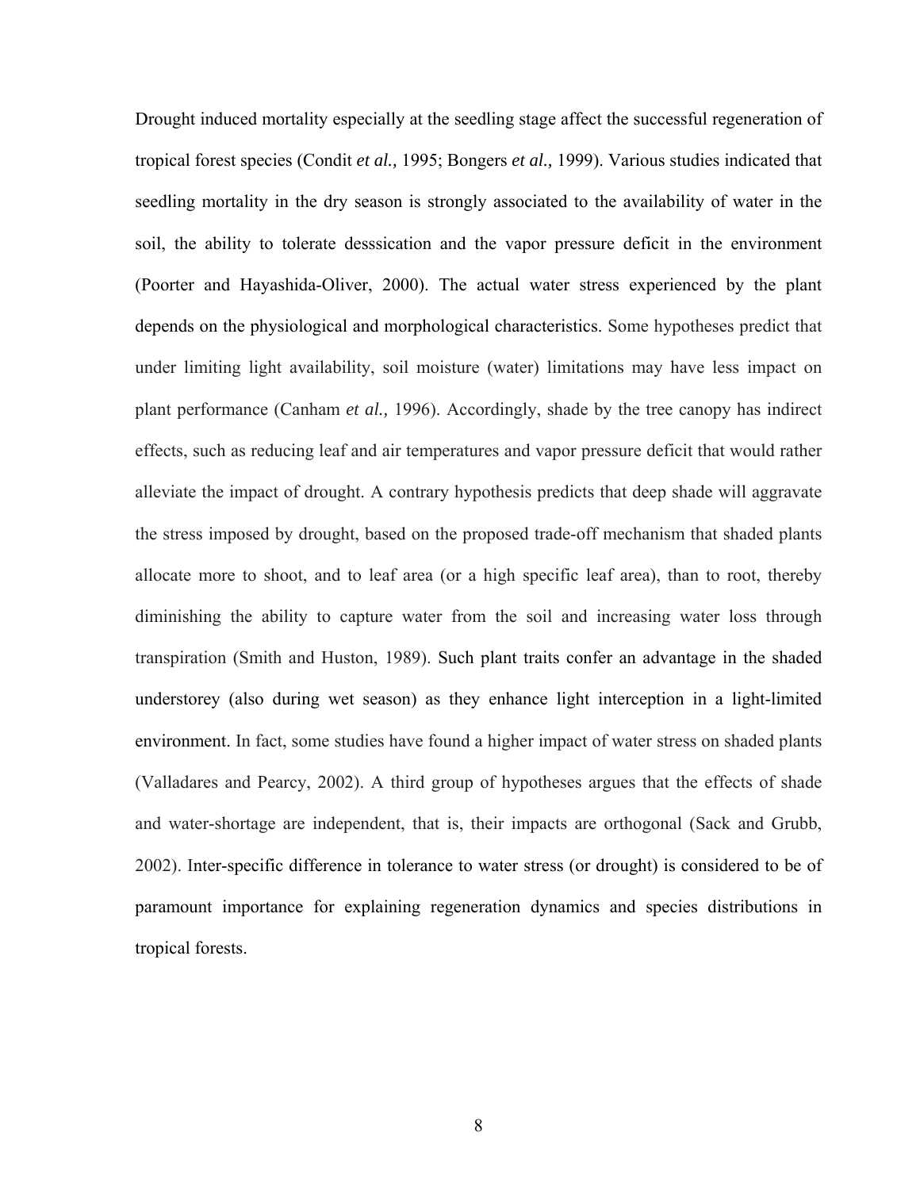Drought induced mortality especially at the seedling stage affect the successful regeneration of tropical forest species (Condit *et al.,* 1995; Bongers *et al.,* 1999). Various studies indicated that seedling mortality in the dry season is strongly associated to the availability of water in the soil, the ability to tolerate desssication and the vapor pressure deficit in the environment (Poorter and Hayashida-Oliver, 2000). The actual water stress experienced by the plant depends on the physiological and morphological characteristics. Some hypotheses predict that under limiting light availability, soil moisture (water) limitations may have less impact on plant performance (Canham *et al.,* 1996). Accordingly, shade by the tree canopy has indirect effects, such as reducing leaf and air temperatures and vapor pressure deficit that would rather alleviate the impact of drought. A contrary hypothesis predicts that deep shade will aggravate the stress imposed by drought, based on the proposed trade-off mechanism that shaded plants allocate more to shoot, and to leaf area (or a high specific leaf area), than to root, thereby diminishing the ability to capture water from the soil and increasing water loss through transpiration (Smith and Huston, 1989). Such plant traits confer an advantage in the shaded understorey (also during wet season) as they enhance light interception in a light-limited environment. In fact, some studies have found a higher impact of water stress on shaded plants (Valladares and Pearcy, 2002). A third group of hypotheses argues that the effects of shade and water-shortage are independent, that is, their impacts are orthogonal (Sack and Grubb, 2002). Inter-specific difference in tolerance to water stress (or drought) is considered to be of paramount importance for explaining regeneration dynamics and species distributions in tropical forests.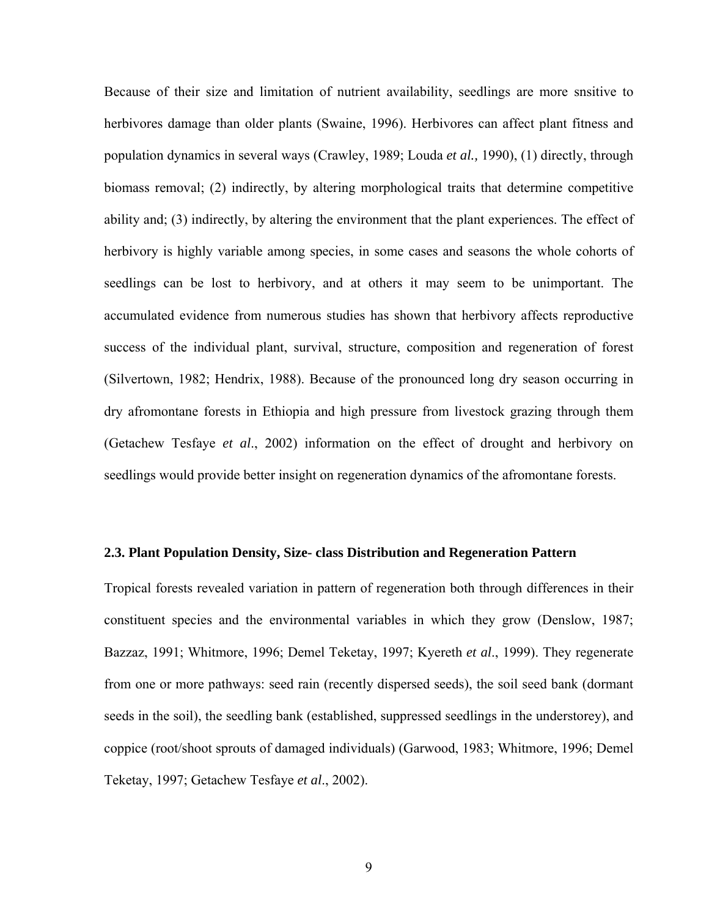Because of their size and limitation of nutrient availability, seedlings are more snsitive to herbivores damage than older plants (Swaine, 1996). Herbivores can affect plant fitness and population dynamics in several ways (Crawley, 1989; Louda *et al.,* 1990), (1) directly, through biomass removal; (2) indirectly, by altering morphological traits that determine competitive ability and; (3) indirectly, by altering the environment that the plant experiences. The effect of herbivory is highly variable among species, in some cases and seasons the whole cohorts of seedlings can be lost to herbivory, and at others it may seem to be unimportant. The accumulated evidence from numerous studies has shown that herbivory affects reproductive success of the individual plant, survival, structure, composition and regeneration of forest (Silvertown, 1982; Hendrix, 1988). Because of the pronounced long dry season occurring in dry afromontane forests in Ethiopia and high pressure from livestock grazing through them (Getachew Tesfaye *et al*., 2002) information on the effect of drought and herbivory on seedlings would provide better insight on regeneration dynamics of the afromontane forests.

### 2.3. Plant Population Density, Size- class Distribution and Regeneration Pattern

Tropical forests revealed variation in pattern of regeneration both through differences in their constituent species and the environmental variables in which they grow (Denslow, 1987; Bazzaz, 1991; Whitmore, 1996; Demel Teketay, 1997; Kyereth *et al*., 1999). They regenerate from one or more pathways: seed rain (recently dispersed seeds), the soil seed bank (dormant seeds in the soil), the seedling bank (established, suppressed seedlings in the understorey), and coppice (root/shoot sprouts of damaged individuals) (Garwood, 1983; Whitmore, 1996; Demel Teketay, 1997; Getachew Tesfaye *et al*., 2002).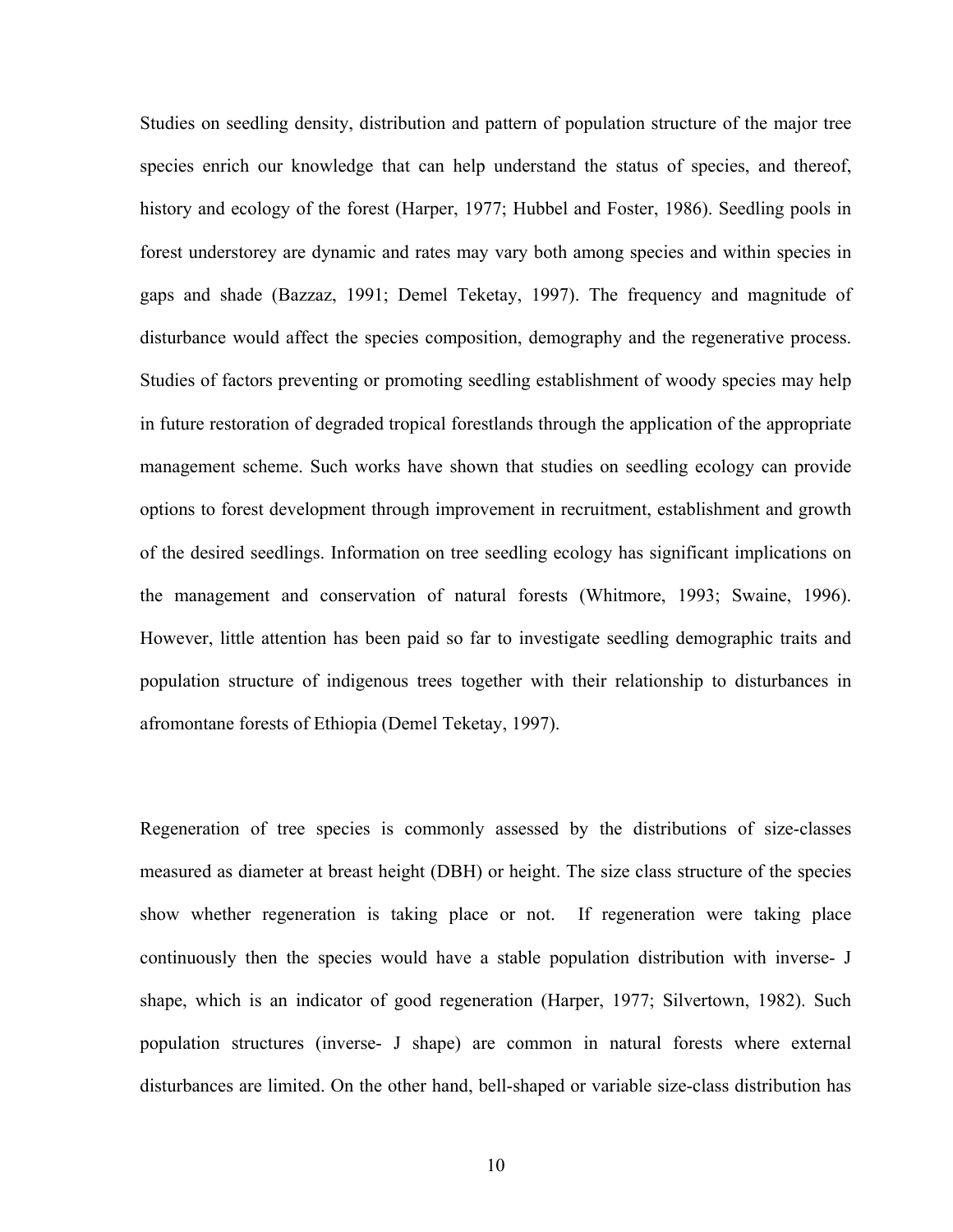Studies on seedling density, distribution and pattern of population structure of the major tree species enrich our knowledge that can help understand the status of species, and thereof, history and ecology of the forest (Harper, 1977; Hubbel and Foster, 1986). Seedling pools in forest understorey are dynamic and rates may vary both among species and within species in gaps and shade (Bazzaz, 1991; Demel Teketay, 1997). The frequency and magnitude of disturbance would affect the species composition, demography and the regenerative process. Studies of factors preventing or promoting seedling establishment of woody species may help in future restoration of degraded tropical forestlands through the application of the appropriate management scheme. Such works have shown that studies on seedling ecology can provide options to forest development through improvement in recruitment, establishment and growth of the desired seedlings. Information on tree seedling ecology has significant implications on the management and conservation of natural forests (Whitmore, 1993; Swaine, 1996). However, little attention has been paid so far to investigate seedling demographic traits and population structure of indigenous trees together with their relationship to disturbances in afromontane forests of Ethiopia (Demel Teketay, 1997).

Regeneration of tree species is commonly assessed by the distributions of size-classes measured as diameter at breast height (DBH) or height. The size class structure of the species show whether regeneration is taking place or not. If regeneration were taking place continuously then the species would have a stable population distribution with inverse- J shape, which is an indicator of good regeneration (Harper, 1977; Silvertown, 1982). Such population structures (inverse- J shape) are common in natural forests where external disturbances are limited. On the other hand, bell-shaped or variable size-class distribution has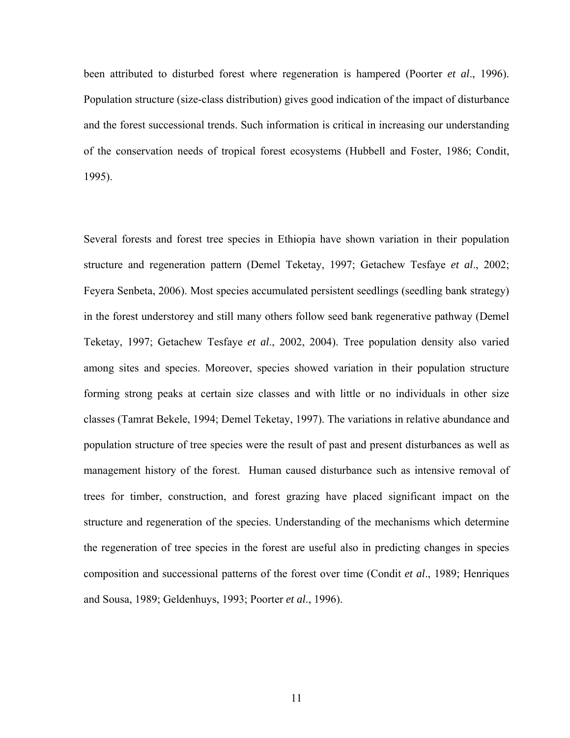been attributed to disturbed forest where regeneration is hampered (Poorter *et al*., 1996). Population structure (size-class distribution) gives good indication of the impact of disturbance and the forest successional trends. Such information is critical in increasing our understanding of the conservation needs of tropical forest ecosystems (Hubbell and Foster, 1986; Condit, 1995).

Several forests and forest tree species in Ethiopia have shown variation in their population structure and regeneration pattern (Demel Teketay, 1997; Getachew Tesfaye *et al*., 2002; Feyera Senbeta, 2006). Most species accumulated persistent seedlings (seedling bank strategy) in the forest understorey and still many others follow seed bank regenerative pathway (Demel Teketay, 1997; Getachew Tesfaye *et al*., 2002, 2004). Tree population density also varied among sites and species. Moreover, species showed variation in their population structure forming strong peaks at certain size classes and with little or no individuals in other size classes (Tamrat Bekele, 1994; Demel Teketay, 1997). The variations in relative abundance and population structure of tree species were the result of past and present disturbances as well as management history of the forest. Human caused disturbance such as intensive removal of trees for timber, construction, and forest grazing have placed significant impact on the structure and regeneration of the species. Understanding of the mechanisms which determine the regeneration of tree species in the forest are useful also in predicting changes in species composition and successional patterns of the forest over time (Condit *et al*., 1989; Henriques and Sousa, 1989; Geldenhuys, 1993; Poorter *et al*., 1996).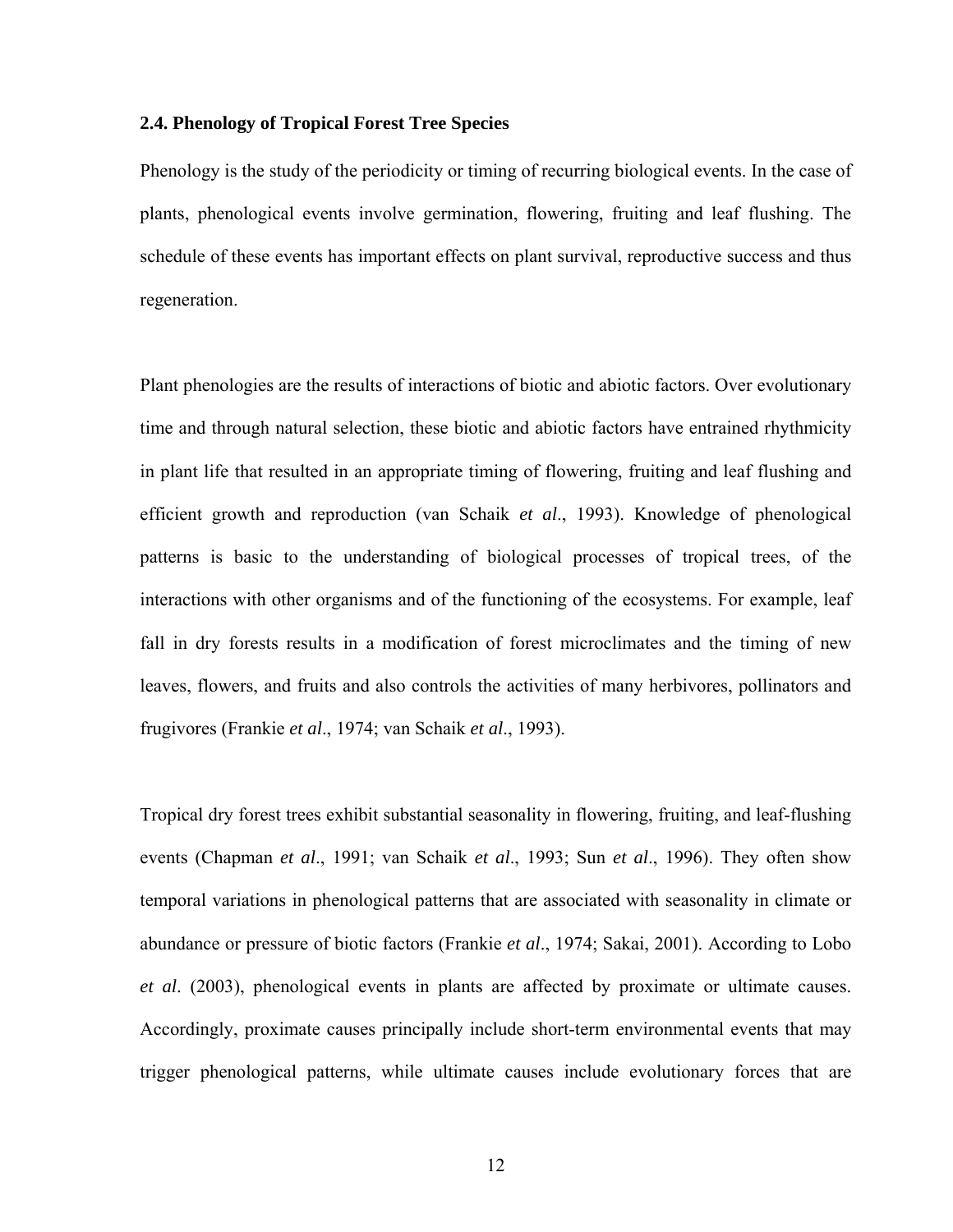### 2.4. Phenology of Tropical Forest Tree Species

Phenology is the study of the periodicity or timing of recurring biological events. In the case of plants, phenological events involve germination, flowering, fruiting and leaf flushing. The schedule of these events has important effects on plant survival, reproductive success and thus regeneration.

Plant phenologies are the results of interactions of biotic and abiotic factors. Over evolutionary time and through natural selection, these biotic and abiotic factors have entrained rhythmicity in plant life that resulted in an appropriate timing of flowering, fruiting and leaf flushing and efficient growth and reproduction (van Schaik *et al*., 1993). Knowledge of phenological patterns is basic to the understanding of biological processes of tropical trees, of the interactions with other organisms and of the functioning of the ecosystems. For example, leaf fall in dry forests results in a modification of forest microclimates and the timing of new leaves, flowers, and fruits and also controls the activities of many herbivores, pollinators and frugivores (Frankie *et al*., 1974; van Schaik *et al*., 1993).

Tropical dry forest trees exhibit substantial seasonality in flowering, fruiting, and leaf-flushing events (Chapman *et al*., 1991; van Schaik *et al*., 1993; Sun *et al*., 1996). They often show temporal variations in phenological patterns that are associated with seasonality in climate or abundance or pressure of biotic factors (Frankie *et al*., 1974; Sakai, 2001). According to Lobo *et al*. (2003), phenological events in plants are affected by proximate or ultimate causes. Accordingly, proximate causes principally include short-term environmental events that may trigger phenological patterns, while ultimate causes include evolutionary forces that are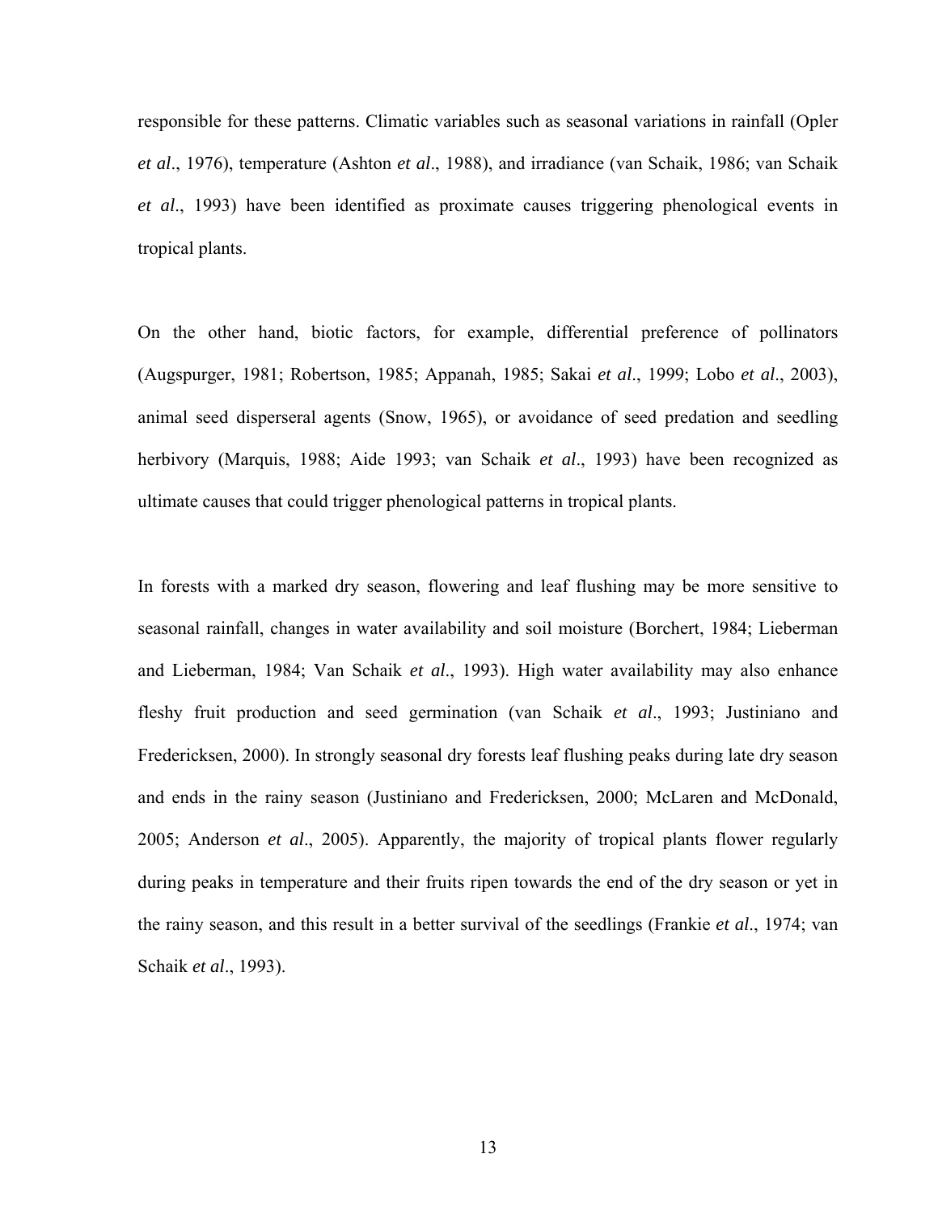responsible for these patterns. Climatic variables such as seasonal variations in rainfall (Opler *et al*., 1976), temperature (Ashton *et al*., 1988), and irradiance (van Schaik, 1986; van Schaik *et al*., 1993) have been identified as proximate causes triggering phenological events in tropical plants.

On the other hand, biotic factors, for example, differential preference of pollinators (Augspurger, 1981; Robertson, 1985; Appanah, 1985; Sakai *et al*., 1999; Lobo *et al*., 2003), animal seed disperseral agents (Snow, 1965), or avoidance of seed predation and seedling herbivory (Marquis, 1988; Aide 1993; van Schaik *et al*., 1993) have been recognized as ultimate causes that could trigger phenological patterns in tropical plants.

In forests with a marked dry season, flowering and leaf flushing may be more sensitive to seasonal rainfall, changes in water availability and soil moisture (Borchert, 1984; Lieberman and Lieberman, 1984; Van Schaik *et al*., 1993). High water availability may also enhance fleshy fruit production and seed germination (van Schaik *et al*., 1993; Justiniano and Fredericksen, 2000). In strongly seasonal dry forests leaf flushing peaks during late dry season and ends in the rainy season (Justiniano and Fredericksen, 2000; McLaren and McDonald, 2005; Anderson *et al*., 2005). Apparently, the majority of tropical plants flower regularly during peaks in temperature and their fruits ripen towards the end of the dry season or yet in the rainy season, and this result in a better survival of the seedlings (Frankie *et al*., 1974; van Schaik *et al*., 1993).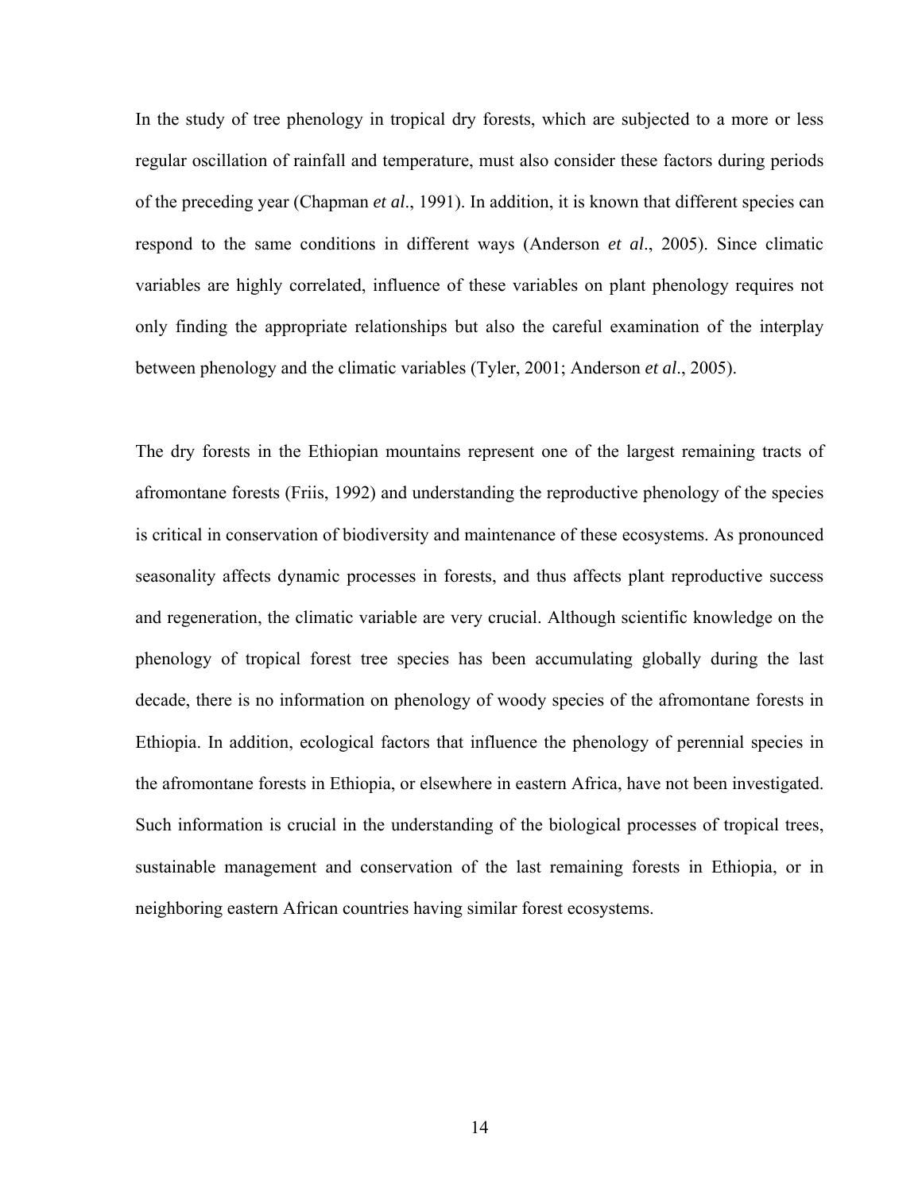In the study of tree phenology in tropical dry forests, which are subjected to a more or less regular oscillation of rainfall and temperature, must also consider these factors during periods of the preceding year (Chapman *et al*., 1991). In addition, it is known that different species can respond to the same conditions in different ways (Anderson *et al*., 2005). Since climatic variables are highly correlated, influence of these variables on plant phenology requires not only finding the appropriate relationships but also the careful examination of the interplay between phenology and the climatic variables (Tyler, 2001; Anderson *et al*., 2005).

The dry forests in the Ethiopian mountains represent one of the largest remaining tracts of afromontane forests (Friis, 1992) and understanding the reproductive phenology of the species is critical in conservation of biodiversity and maintenance of these ecosystems. As pronounced seasonality affects dynamic processes in forests, and thus affects plant reproductive success and regeneration, the climatic variable are very crucial. Although scientific knowledge on the phenology of tropical forest tree species has been accumulating globally during the last decade, there is no information on phenology of woody species of the afromontane forests in Ethiopia. In addition, ecological factors that influence the phenology of perennial species in the afromontane forests in Ethiopia, or elsewhere in eastern Africa, have not been investigated. Such information is crucial in the understanding of the biological processes of tropical trees, sustainable management and conservation of the last remaining forests in Ethiopia, or in neighboring eastern African countries having similar forest ecosystems.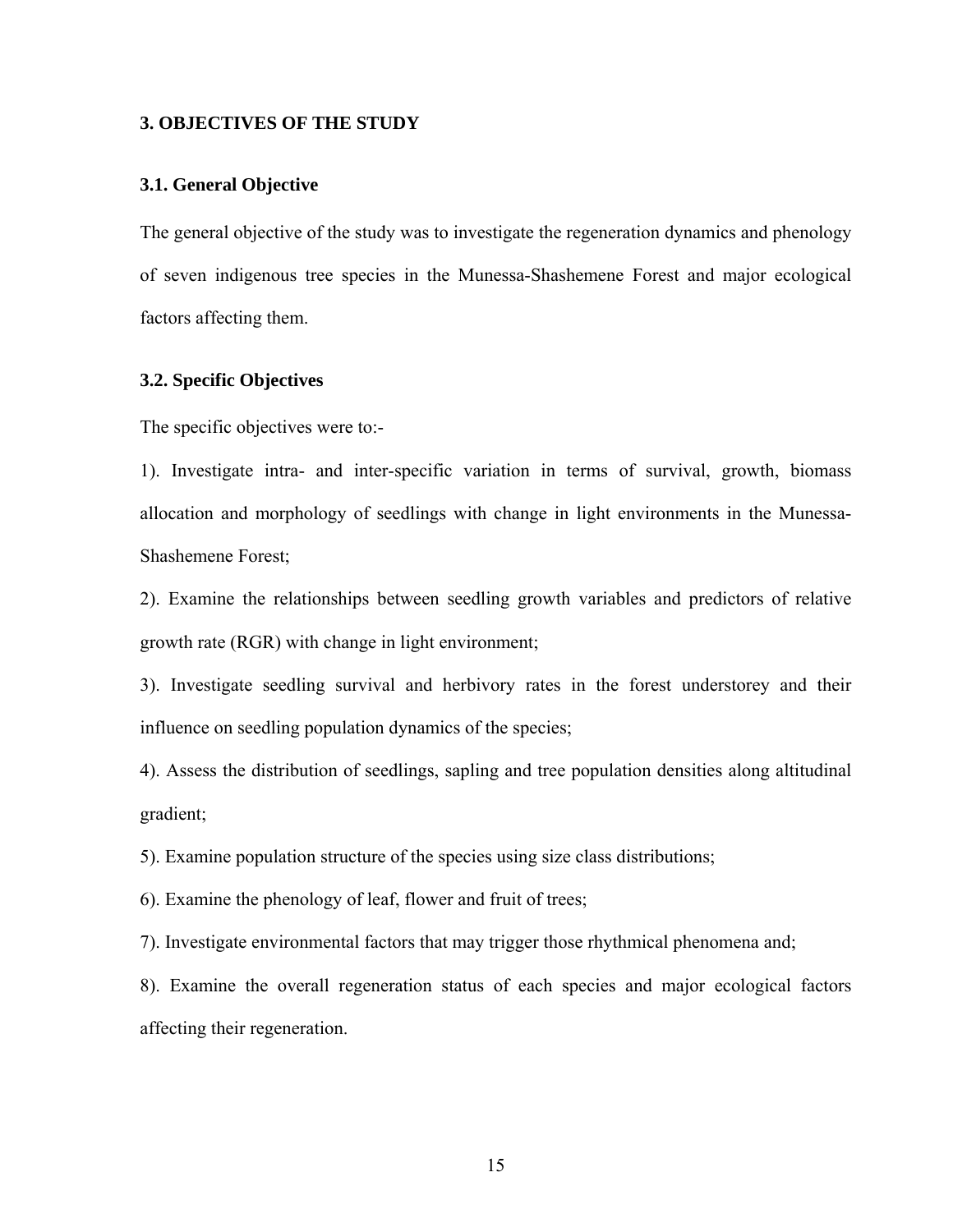## 3. OBJECTIVES OF THE STUDY

### 3.1. General Objective

The general objective of the study was to investigate the regeneration dynamics and phenology of seven indigenous tree species in the Munessa-Shashemene Forest and major ecological factors affecting them.

### 3.2. Specific Objectives

The specific objectives were to:-

1). Investigate intra- and inter-specific variation in terms of survival, growth, biomass allocation and morphology of seedlings with change in light environments in the Munessa-Shashemene Forest;

2). Examine the relationships between seedling growth variables and predictors of relative growth rate (RGR) with change in light environment;

3). Investigate seedling survival and herbivory rates in the forest understorey and their influence on seedling population dynamics of the species;

4). Assess the distribution of seedlings, sapling and tree population densities along altitudinal gradient;

5). Examine population structure of the species using size class distributions;

6). Examine the phenology of leaf, flower and fruit of trees;

7). Investigate environmental factors that may trigger those rhythmical phenomena and;

8). Examine the overall regeneration status of each species and major ecological factors affecting their regeneration.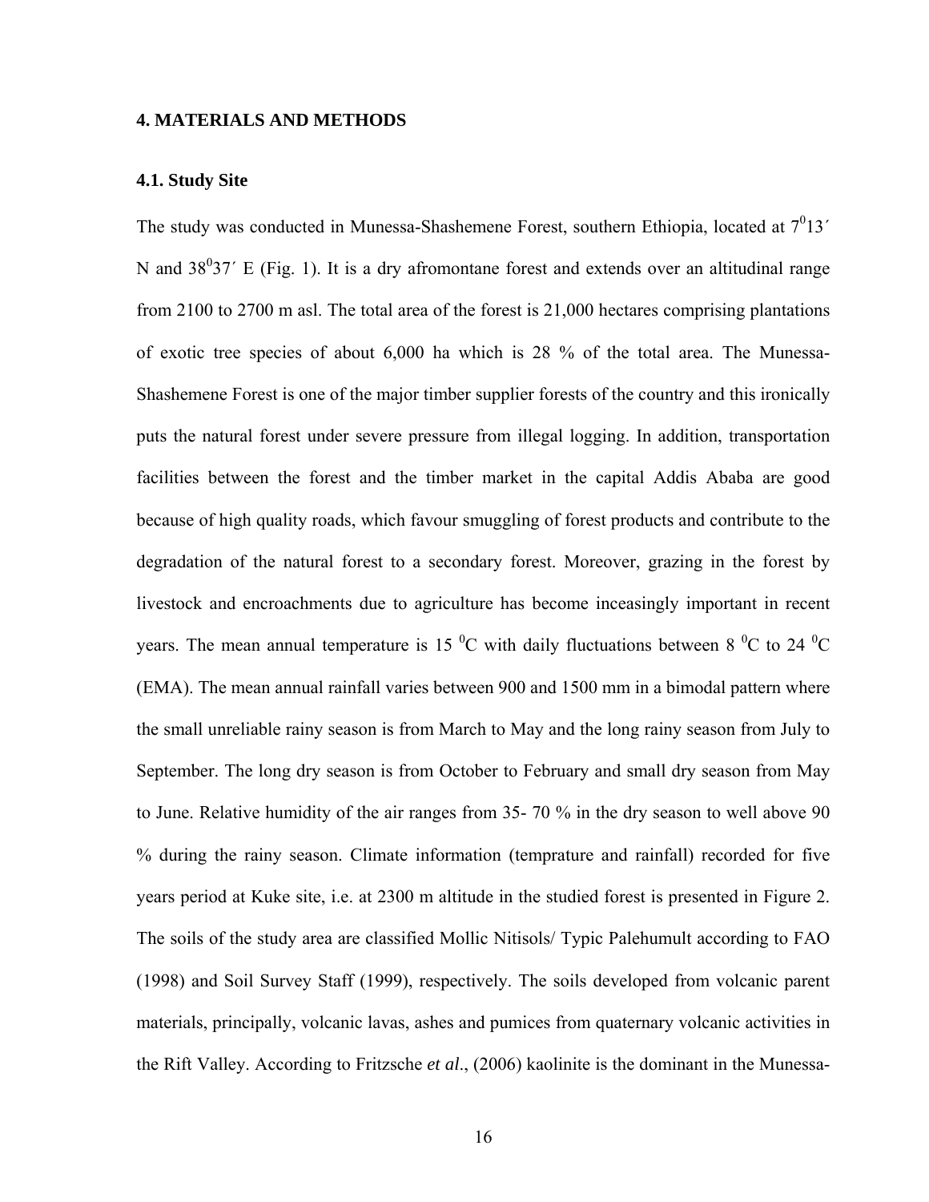## 4. MATERIALS AND METHODS

### 4.1. Study Site

The study was conducted in Munessa-Shashemene Forest, southern Ethiopia, located at $7^0 13'$ N and $38^0 37'$ E (Fig. 1). It is a dry afromontane forest and extends over an altitudinal range from 2100 to 2700 m asl. The total area of the forest is 21,000 hectares comprising plantations of exotic tree species of about 6,000 ha which is 28 % of the total area. The Munessa-Shashemene Forest is one of the major timber supplier forests of the country and this ironically puts the natural forest under severe pressure from illegal logging. In addition, transportation facilities between the forest and the timber market in the capital Addis Ababa are good because of high quality roads, which favour smuggling of forest products and contribute to the degradation of the natural forest to a secondary forest. Moreover, grazing in the forest by livestock and encroachments due to agriculture has become inceasingly important in recent years. The mean annual temperature is 15 $^0$C with daily fluctuations between 8 $^0$C to 24 $^0$C (EMA). The mean annual rainfall varies between 900 and 1500 mm in a bimodal pattern where the small unreliable rainy season is from March to May and the long rainy season from July to September. The long dry season is from October to February and small dry season from May to June. Relative humidity of the air ranges from 35- 70 % in the dry season to well above 90 % during the rainy season. Climate information (temprature and rainfall) recorded for five years period at Kuke site, i.e. at 2300 m altitude in the studied forest is presented in Figure 2. The soils of the study area are classified Mollic Nitisols/ Typic Palehumult according to FAO (1998) and Soil Survey Staff (1999), respectively. The soils developed from volcanic parent materials, principally, volcanic lavas, ashes and pumices from quaternary volcanic activities in the Rift Valley. According to Fritzsche *et al*., (2006) kaolinite is the dominant in the Munessa-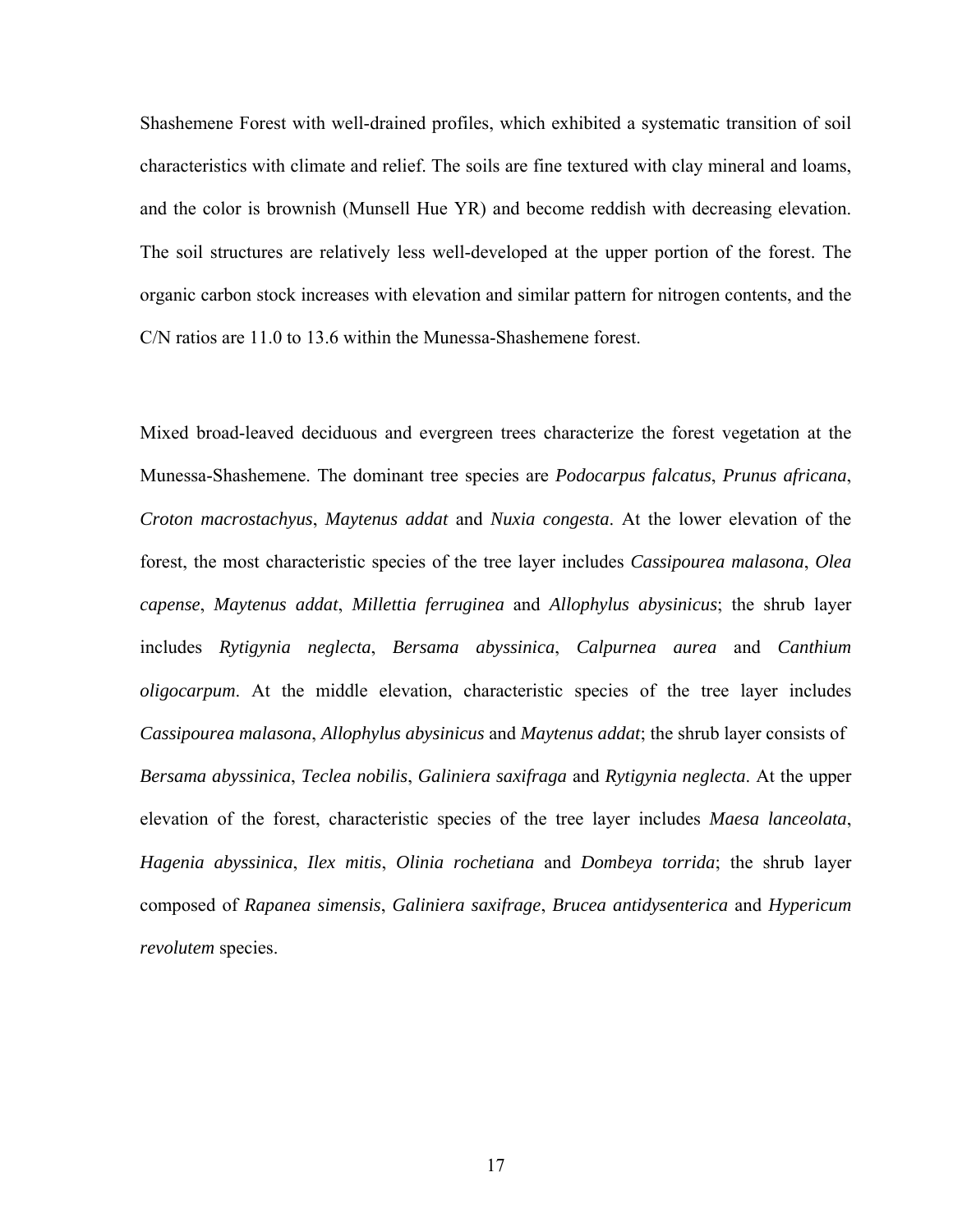Shashemene Forest with well-drained profiles, which exhibited a systematic transition of soil characteristics with climate and relief. The soils are fine textured with clay mineral and loams, and the color is brownish (Munsell Hue YR) and become reddish with decreasing elevation. The soil structures are relatively less well-developed at the upper portion of the forest. The organic carbon stock increases with elevation and similar pattern for nitrogen contents, and the C/N ratios are 11.0 to 13.6 within the Munessa-Shashemene forest.

Mixed broad-leaved deciduous and evergreen trees characterize the forest vegetation at the Munessa-Shashemene. The dominant tree species are *Podocarpus falcatus*, *Prunus africana*, *Croton macrostachyus*, *Maytenus addat* and *Nuxia congesta*. At the lower elevation of the forest, the most characteristic species of the tree layer includes *Cassipourea malasona*, *Olea capense*, *Maytenus addat*, *Millettia ferruginea* and *Allophylus abysinicus*; the shrub layer includes *Rytigynia neglecta*, *Bersama abyssinica*, *Calpurnea aurea* and *Canthium oligocarpum*. At the middle elevation, characteristic species of the tree layer includes *Cassipourea malasona*, *Allophylus abysinicus* and *Maytenus addat*; the shrub layer consists of *Bersama abyssinica*, *Teclea nobilis*, *Galiniera saxifraga* and *Rytigynia neglecta*. At the upper elevation of the forest, characteristic species of the tree layer includes *Maesa lanceolata*, *Hagenia abyssinica*, *Ilex mitis*, *Olinia rochetiana* and *Dombeya torrida*; the shrub layer composed of *Rapanea simensis*, *Galiniera saxifrage*, *Brucea antidysenterica* and *Hypericum revolutem* species.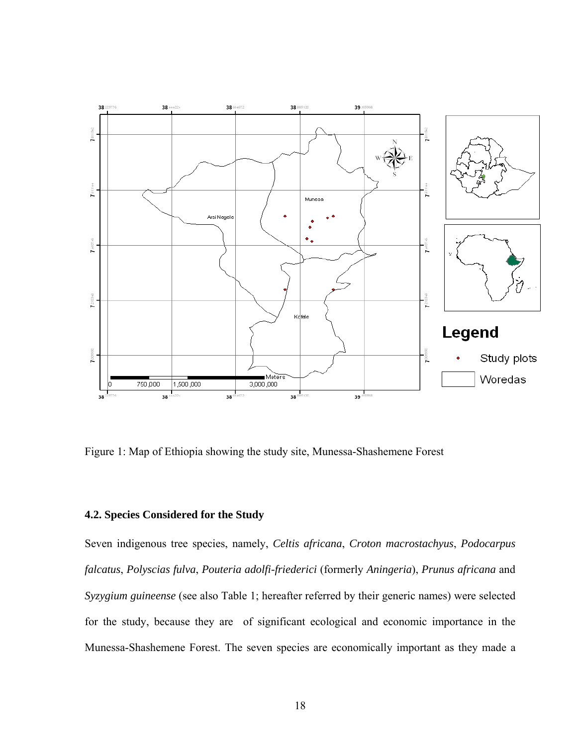Figure 1: Map of Ethiopia showing the study site, Munessa-Shashemene Forest

### 4.2. Species Considered for the Study

Seven indigenous tree species, namely, *Celtis africana*, *Croton macrostachyus*, *Podocarpus falcatus*, *Polyscias fulva*, *Pouteria adolfi-friederici* (formerly *Aningeria*), *Prunus africana* and *Syzygium guineense* (see also Table 1; hereafter referred by their generic names) were selected for the study, because they are of significant ecological and economic importance in the Munessa-Shashemene Forest. The seven species are economically important as they made a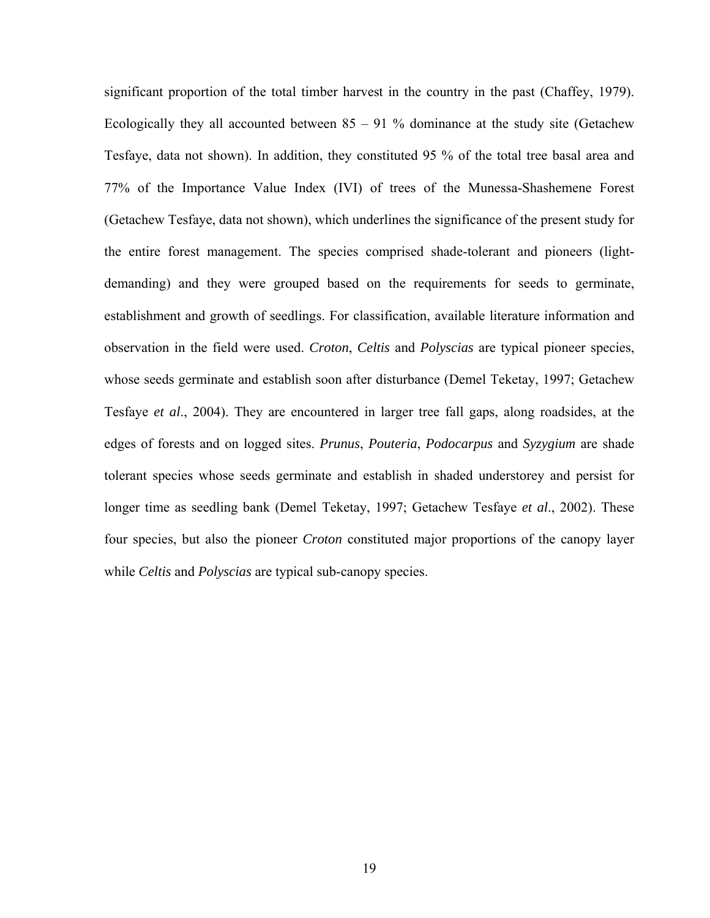significant proportion of the total timber harvest in the country in the past (Chaffey, 1979). Ecologically they all accounted between 85 – 91 % dominance at the study site (Getachew Tesfaye, data not shown). In addition, they constituted 95 % of the total tree basal area and 77% of the Importance Value Index (IVI) of trees of the Munessa-Shashemene Forest (Getachew Tesfaye, data not shown), which underlines the significance of the present study for the entire forest management. The species comprised shade-tolerant and pioneers (light-demanding) and they were grouped based on the requirements for seeds to germinate, establishment and growth of seedlings. For classification, available literature information and observation in the field were used. *Croton*, *Celtis* and *Polyscias* are typical pioneer species, whose seeds germinate and establish soon after disturbance (Demel Teketay, 1997; Getachew Tesfaye *et al*., 2004). They are encountered in larger tree fall gaps, along roadsides, at the edges of forests and on logged sites. *Prunus*, *Pouteria*, *Podocarpus* and *Syzygium* are shade tolerant species whose seeds germinate and establish in shaded understorey and persist for longer time as seedling bank (Demel Teketay, 1997; Getachew Tesfaye *et al*., 2002). These four species, but also the pioneer *Croton* constituted major proportions of the canopy layer while *Celtis* and *Polyscias* are typical sub-canopy species.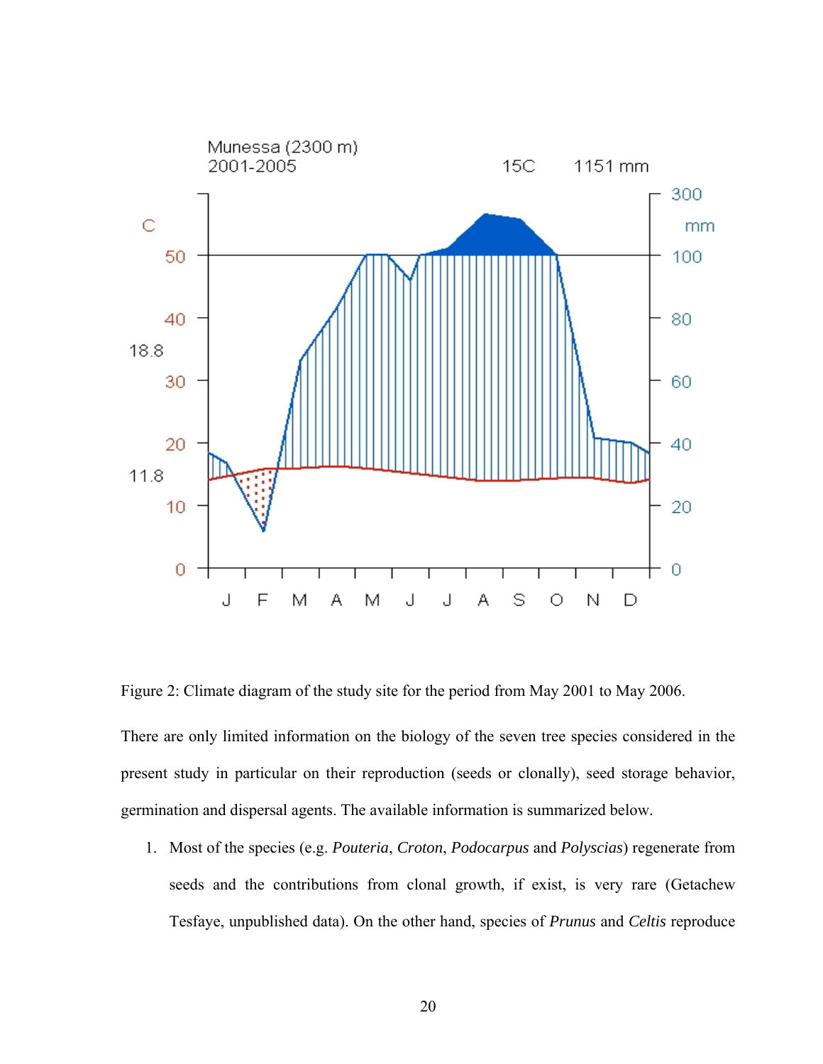Figure 2: Climate diagram of the study site for the period from May 2001 to May 2006.

There are only limited information on the biology of the seven tree species considered in the present study in particular on their reproduction (seeds or clonally), seed storage behavior, germination and dispersal agents. The available information is summarized below.

1. Most of the species (e.g. *Pouteria*, *Croton*, *Podocarpus* and *Polyscias*) regenerate from seeds and the contributions from clonal growth, if exist, is very rare (Getachew Tesfaye, unpublished data). On the other hand, species of *Prunus* and *Celtis* reproduce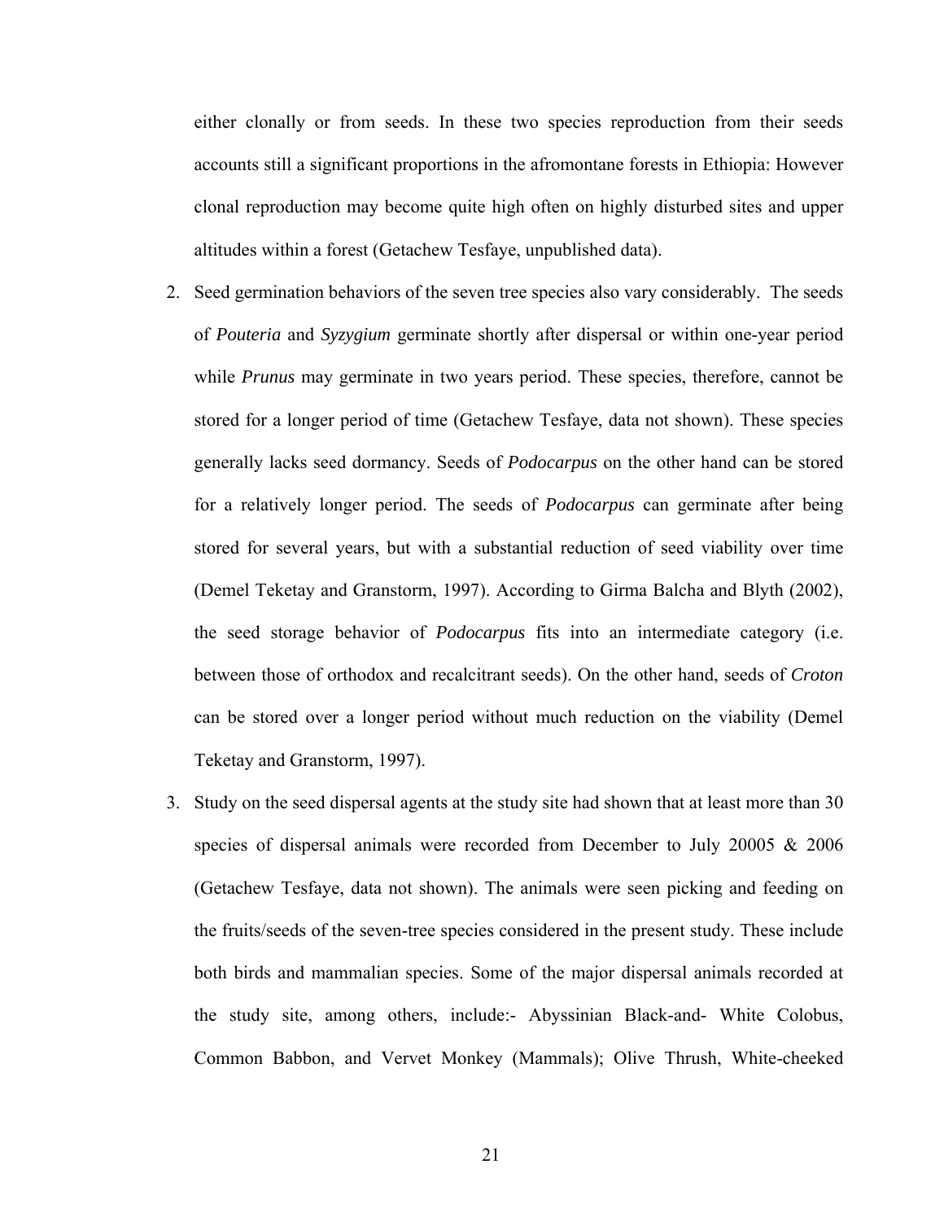either clonally or from seeds. In these two species reproduction from their seeds accounts still a significant proportions in the afromontane forests in Ethiopia: However clonal reproduction may become quite high often on highly disturbed sites and upper altitudes within a forest (Getachew Tesfaye, unpublished data).

2. Seed germination behaviors of the seven tree species also vary considerably. The seeds of *Pouteria* and *Syzygium* germinate shortly after dispersal or within one-year period while *Prunus* may germinate in two years period. These species, therefore, cannot be stored for a longer period of time (Getachew Tesfaye, data not shown). These species generally lacks seed dormancy. Seeds of *Podocarpus* on the other hand can be stored for a relatively longer period. The seeds of *Podocarpus* can germinate after being stored for several years, but with a substantial reduction of seed viability over time (Demel Teketay and Granstorm, 1997). According to Girma Balcha and Blyth (2002), the seed storage behavior of *Podocarpus* fits into an intermediate category (i.e. between those of orthodox and recalcitrant seeds). On the other hand, seeds of *Croton* can be stored over a longer period without much reduction on the viability (Demel Teketay and Granstorm, 1997).

3. Study on the seed dispersal agents at the study site had shown that at least more than 30 species of dispersal animals were recorded from December to July 20005 & 2006 (Getachew Tesfaye, data not shown). The animals were seen picking and feeding on the fruits/seeds of the seven-tree species considered in the present study. These include both birds and mammalian species. Some of the major dispersal animals recorded at the study site, among others, include:- Abyssinian Black-and- White Colobus, Common Babbon, and Vervet Monkey (Mammals); Olive Thrush, White-cheeked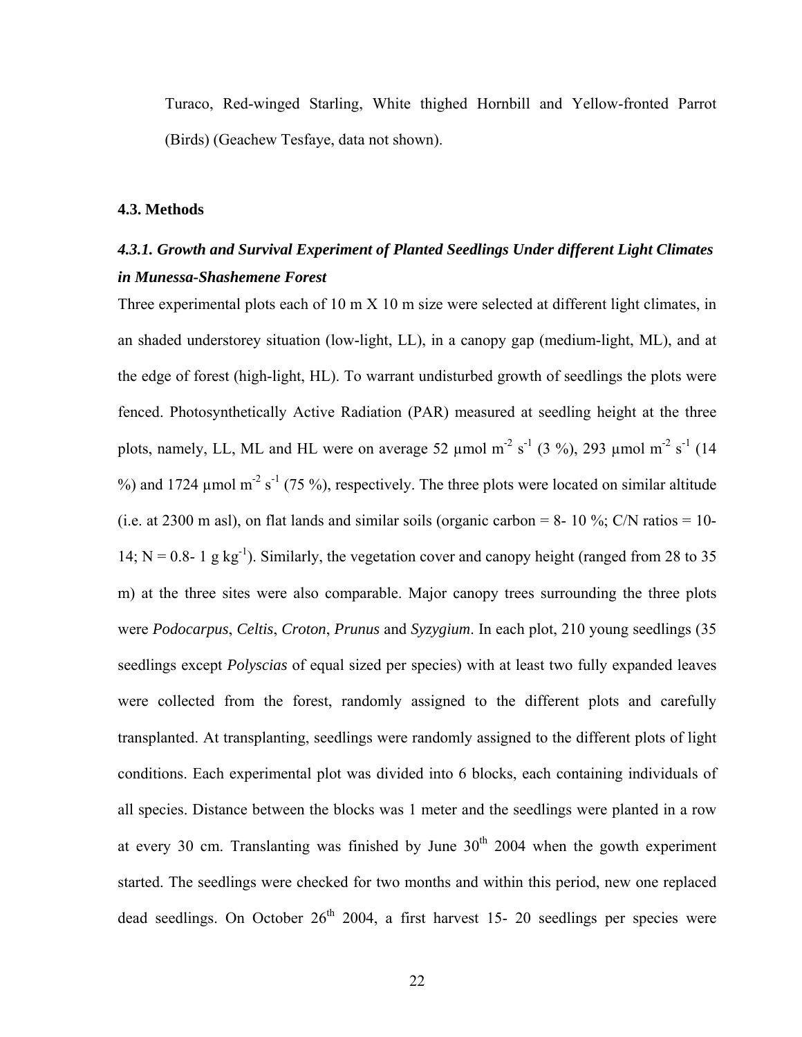Turaco, Red-winged Starling, White thighed Hornbill and Yellow-fronted Parrot (Birds) (Geachew Tesfaye, data not shown).

### 4.3. Methods

#### *4.3.1. Growth and Survival Experiment of Planted Seedlings Under different Light Climates in Munessa-Shashemene Forest*

Three experimental plots each of 10 m X 10 m size were selected at different light climates, in an shaded understorey situation (low-light, LL), in a canopy gap (medium-light, ML), and at the edge of forest (high-light, HL). To warrant undisturbed growth of seedlings the plots were fenced. Photosynthetically Active Radiation (PAR) measured at seedling height at the three plots, namely, LL, ML and HL were on average 52 µmol $m^{-2}$ $s^{-1}$ (3 %), 293 µmol $m^{-2}$ $s^{-1}$ (14 %) and 1724 µmol $m^{-2}$ $s^{-1}$ (75 %), respectively. The three plots were located on similar altitude (i.e. at 2300 m asl), on flat lands and similar soils (organic carbon = 8- 10 %; C/N ratios = 10-14; N = 0.8- 1 g $kg^{-1}$). Similarly, the vegetation cover and canopy height (ranged from 28 to 35 m) at the three sites were also comparable. Major canopy trees surrounding the three plots were *Podocarpus*, *Celtis*, *Croton*, *Prunus* and *Syzygium*. In each plot, 210 young seedlings (35 seedlings except *Polyscias* of equal sized per species) with at least two fully expanded leaves were collected from the forest, randomly assigned to the different plots and carefully transplanted. At transplanting, seedlings were randomly assigned to the different plots of light conditions. Each experimental plot was divided into 6 blocks, each containing individuals of all species. Distance between the blocks was 1 meter and the seedlings were planted in a row at every 30 cm. Translanting was finished by June 30th 2004 when the gowth experiment started. The seedlings were checked for two months and within this period, new one replaced dead seedlings. On October 26th 2004, a first harvest 15- 20 seedlings per species were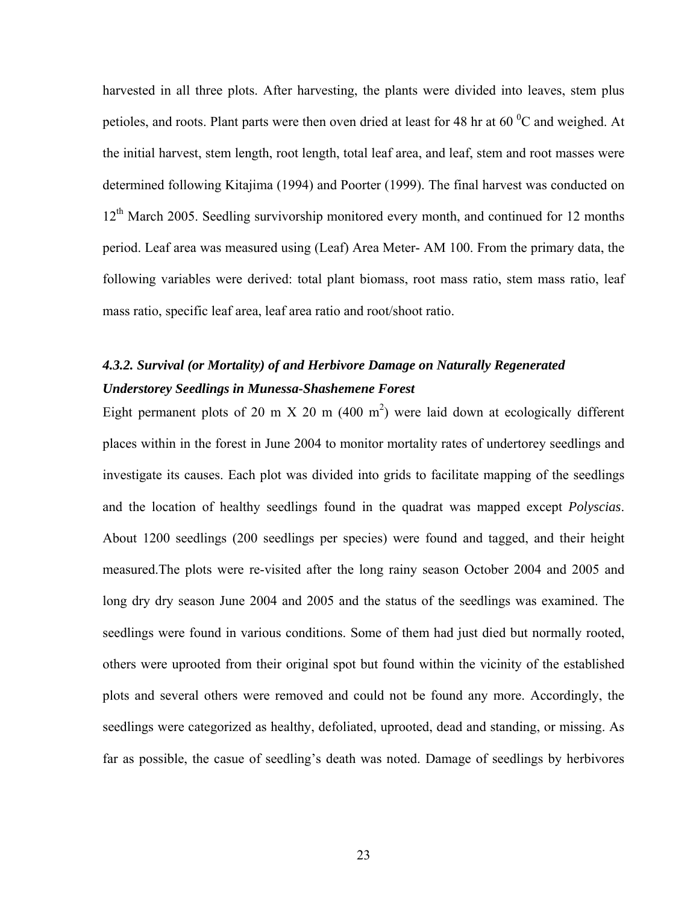harvested in all three plots. After harvesting, the plants were divided into leaves, stem plus petioles, and roots. Plant parts were then oven dried at least for 48 hr at 60 $^{0}$C and weighed. At the initial harvest, stem length, root length, total leaf area, and leaf, stem and root masses were determined following Kitajima (1994) and Poorter (1999). The final harvest was conducted on 12$^{th}$ March 2005. Seedling survivorship monitored every month, and continued for 12 months period. Leaf area was measured using (Leaf) Area Meter- AM 100. From the primary data, the following variables were derived: total plant biomass, root mass ratio, stem mass ratio, leaf mass ratio, specific leaf area, leaf area ratio and root/shoot ratio.

### *4.3.2. Survival (or Mortality) of and Herbivore Damage on Naturally Regenerated Understorey Seedlings in Munessa-Shashemene Forest*

Eight permanent plots of 20 m X 20 m (400 m$^2$) were laid down at ecologically different places within in the forest in June 2004 to monitor mortality rates of undertorey seedlings and investigate its causes. Each plot was divided into grids to facilitate mapping of the seedlings and the location of healthy seedlings found in the quadrat was mapped except *Polyscias*. About 1200 seedlings (200 seedlings per species) were found and tagged, and their height measured.The plots were re-visited after the long rainy season October 2004 and 2005 and long dry dry season June 2004 and 2005 and the status of the seedlings was examined. The seedlings were found in various conditions. Some of them had just died but normally rooted, others were uprooted from their original spot but found within the vicinity of the established plots and several others were removed and could not be found any more. Accordingly, the seedlings were categorized as healthy, defoliated, uprooted, dead and standing, or missing. As far as possible, the casue of seedling's death was noted. Damage of seedlings by herbivores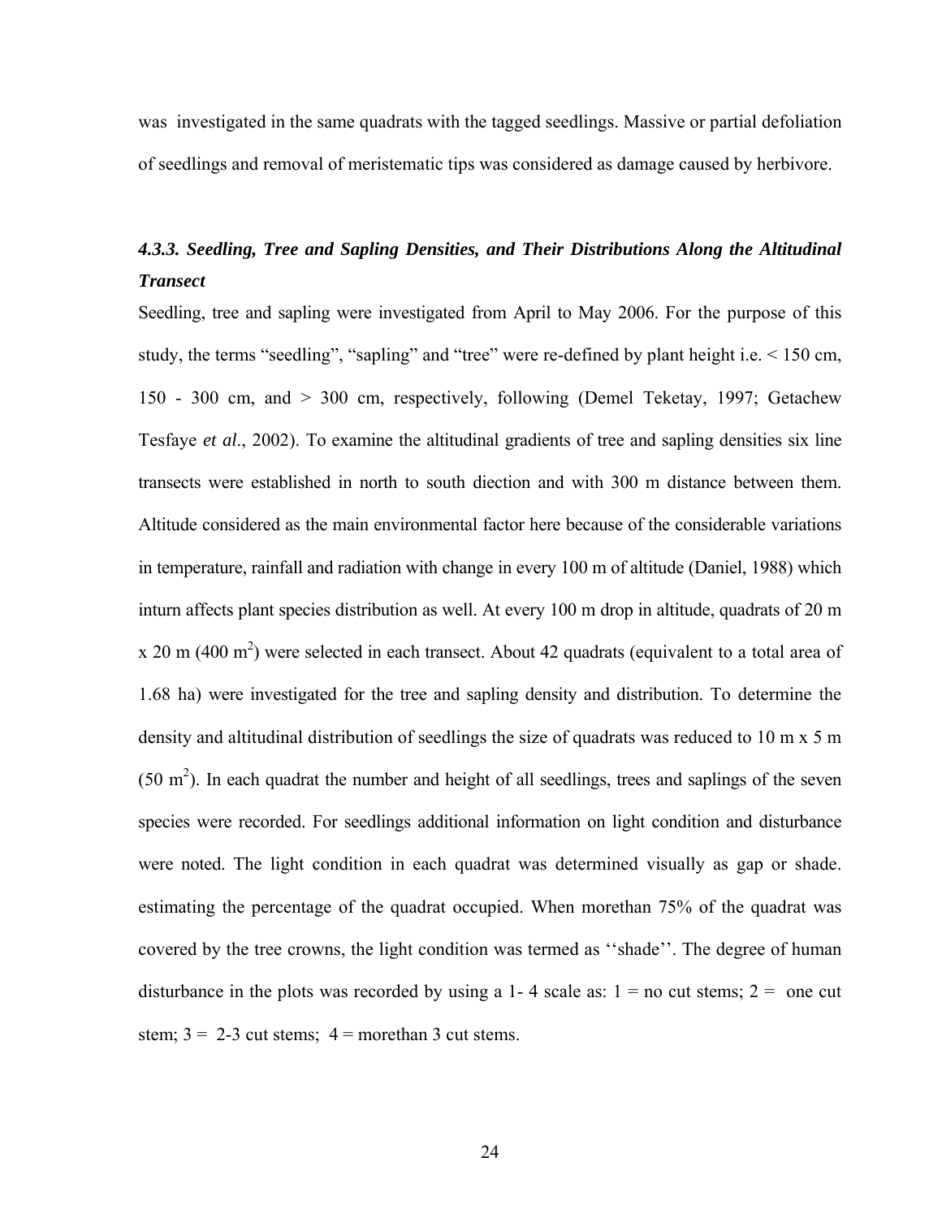was investigated in the same quadrats with the tagged seedlings. Massive or partial defoliation of seedlings and removal of meristematic tips was considered as damage caused by herbivore.

### *4.3.3. Seedling, Tree and Sapling Densities, and Their Distributions Along the Altitudinal Transect*

Seedling, tree and sapling were investigated from April to May 2006. For the purpose of this study, the terms "seedling", "sapling" and "tree" were re-defined by plant height i.e. < 150 cm, 150 - 300 cm, and > 300 cm, respectively, following (Demel Teketay, 1997; Getachew Tesfaye *et al*., 2002). To examine the altitudinal gradients of tree and sapling densities six line transects were established in north to south diection and with 300 m distance between them. Altitude considered as the main environmental factor here because of the considerable variations in temperature, rainfall and radiation with change in every 100 m of altitude (Daniel, 1988) which inturn affects plant species distribution as well. At every 100 m drop in altitude, quadrats of 20 m x 20 m (400 $m^2$) were selected in each transect. About 42 quadrats (equivalent to a total area of 1.68 ha) were investigated for the tree and sapling density and distribution. To determine the density and altitudinal distribution of seedlings the size of quadrats was reduced to 10 m x 5 m (50 $m^2$). In each quadrat the number and height of all seedlings, trees and saplings of the seven species were recorded. For seedlings additional information on light condition and disturbance were noted. The light condition in each quadrat was determined visually as gap or shade. estimating the percentage of the quadrat occupied. When morethan 75% of the quadrat was covered by the tree crowns, the light condition was termed as ''shade''. The degree of human disturbance in the plots was recorded by using a 1- 4 scale as: 1 = no cut stems; 2 = one cut stem; 3 = 2-3 cut stems; 4 = morethan 3 cut stems.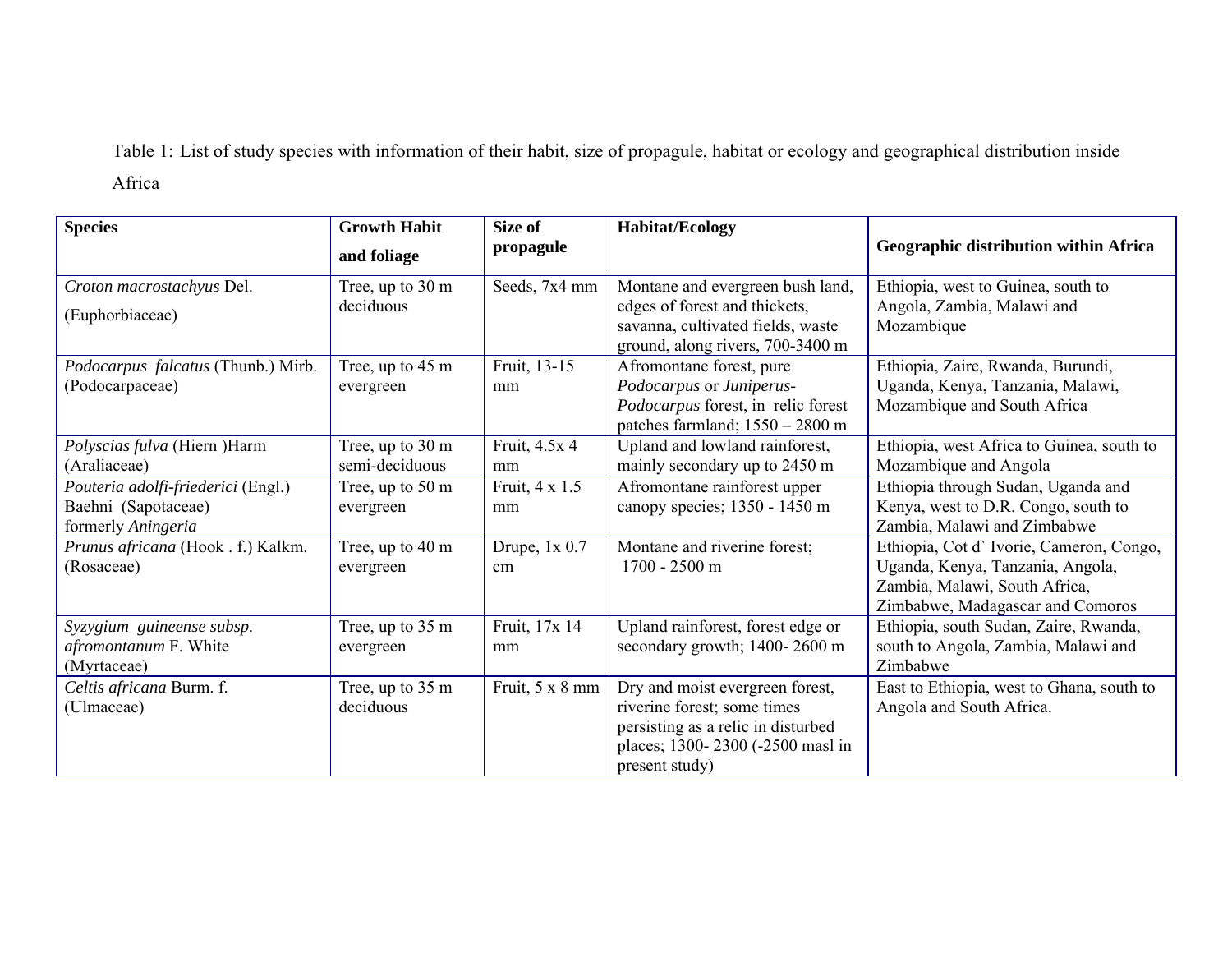Table 1: List of study species with information of their habit, size of propagule, habitat or ecology and geographical distribution inside Africa

| **Species** | **Growth Habit and foliage** | **Size of propagule** | **Habitat/Ecology** | **Geographic distribution within Africa** |
|---|---|---|---|---|
| *Croton macrostachyus* Del. (Euphorbiaceae) | Tree, up to 30 m deciduous | Seeds, 7x4 mm | Montane and evergreen bush land, edges of forest and thickets, savanna, cultivated fields, waste ground, along rivers, 700-3400 m | Ethiopia, west to Guinea, south to Angola, Zambia, Malawi and Mozambique |
| *Podocarpus falcatus* (Thunb.) Mirb. (Podocarpaceae) | Tree, up to 45 m evergreen | Fruit, 13-15 mm | Afromontane forest, pure *Podocarpus* or *Juniperus-Podocarpus* forest, in relic forest patches farmland; 1550 – 2800 m | Ethiopia, Zaire, Rwanda, Burundi, Uganda, Kenya, Tanzania, Malawi, Mozambique and South Africa |
| *Polyscias fulva* (Hiern )Harm (Araliaceae) | Tree, up to 30 m semi-deciduous | Fruit, 4.5x 4 mm | Upland and lowland rainforest, mainly secondary up to 2450 m | Ethiopia, west Africa to Guinea, south to Mozambique and Angola |
| *Pouteria adolfi-friederici* (Engl.) Baehni (Sapotaceae) formerly *Aningeria* | Tree, up to 50 m evergreen | Fruit, 4 x 1.5 mm | Afromontane rainforest upper canopy species; 1350 - 1450 m | Ethiopia through Sudan, Uganda and Kenya, west to D.R. Congo, south to Zambia, Malawi and Zimbabwe |
| *Prunus africana* (Hook . f.) Kalkm. (Rosaceae) | Tree, up to 40 m evergreen | Drupe, 1x 0.7 cm | Montane and riverine forest; 1700 - 2500 m | Ethiopia, Cot d` Ivorie, Cameron, Congo, Uganda, Kenya, Tanzania, Angola, Zambia, Malawi, South Africa, Zimbabwe, Madagascar and Comoros |
| *Syzygium guineense subsp. afromontanum* F. White (Myrtaceae) | Tree, up to 35 m evergreen | Fruit, 17x 14 mm | Upland rainforest, forest edge or secondary growth; 1400- 2600 m | Ethiopia, south Sudan, Zaire, Rwanda, south to Angola, Zambia, Malawi and Zimbabwe |
| *Celtis africana* Burm. f. (Ulmaceae) | Tree, up to 35 m deciduous | Fruit, 5 x 8 mm | Dry and moist evergreen forest, riverine forest; some times persisting as a relic in disturbed places; 1300- 2300 (-2500 masl in present study) | East to Ethiopia, west to Ghana, south to Angola and South Africa. |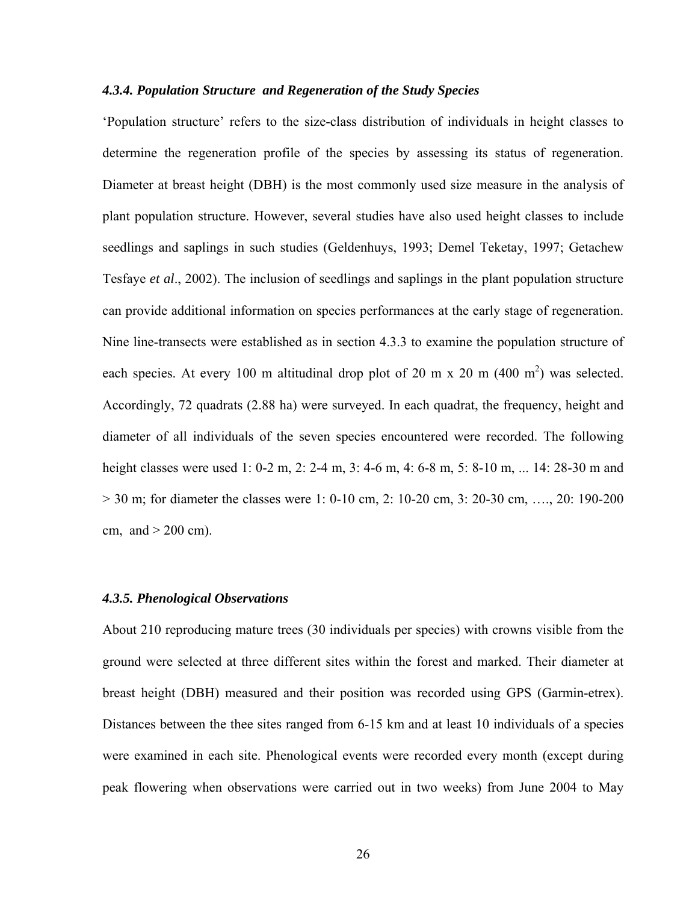#### *4.3.4. Population Structure and Regeneration of the Study Species*

'Population structure' refers to the size-class distribution of individuals in height classes to determine the regeneration profile of the species by assessing its status of regeneration. Diameter at breast height (DBH) is the most commonly used size measure in the analysis of plant population structure. However, several studies have also used height classes to include seedlings and saplings in such studies (Geldenhuys, 1993; Demel Teketay, 1997; Getachew Tesfaye *et al*., 2002). The inclusion of seedlings and saplings in the plant population structure can provide additional information on species performances at the early stage of regeneration. Nine line-transects were established as in section 4.3.3 to examine the population structure of each species. At every 100 m altitudinal drop plot of 20 m x 20 m (400 m$^2$) was selected. Accordingly, 72 quadrats (2.88 ha) were surveyed. In each quadrat, the frequency, height and diameter of all individuals of the seven species encountered were recorded. The following height classes were used 1: 0-2 m, 2: 2-4 m, 3: 4-6 m, 4: 6-8 m, 5: 8-10 m, ... 14: 28-30 m and > 30 m; for diameter the classes were 1: 0-10 cm, 2: 10-20 cm, 3: 20-30 cm, …., 20: 190-200 cm, and > 200 cm).

#### *4.3.5. Phenological Observations*

About 210 reproducing mature trees (30 individuals per species) with crowns visible from the ground were selected at three different sites within the forest and marked. Their diameter at breast height (DBH) measured and their position was recorded using GPS (Garmin-etrex). Distances between the thee sites ranged from 6-15 km and at least 10 individuals of a species were examined in each site. Phenological events were recorded every month (except during peak flowering when observations were carried out in two weeks) from June 2004 to May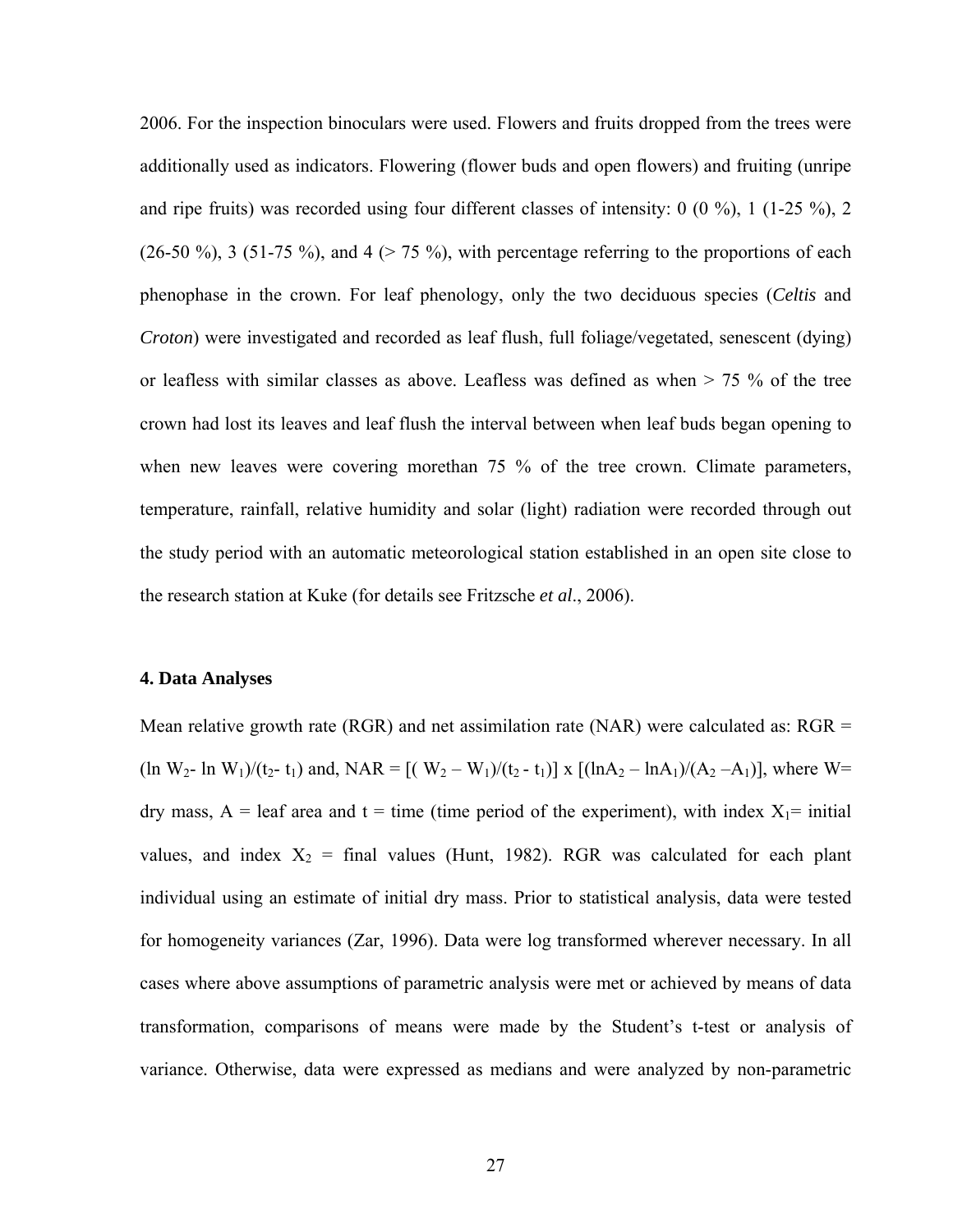2006. For the inspection binoculars were used. Flowers and fruits dropped from the trees were additionally used as indicators. Flowering (flower buds and open flowers) and fruiting (unripe and ripe fruits) was recorded using four different classes of intensity: 0 (0 %), 1 (1-25 %), 2 (26-50 %), 3 (51-75 %), and 4 (> 75 %), with percentage referring to the proportions of each phenophase in the crown. For leaf phenology, only the two deciduous species (*Celtis* and *Croton*) were investigated and recorded as leaf flush, full foliage/vegetated, senescent (dying) or leafless with similar classes as above. Leafless was defined as when > 75 % of the tree crown had lost its leaves and leaf flush the interval between when leaf buds began opening to when new leaves were covering morethan 75 % of the tree crown. Climate parameters, temperature, rainfall, relative humidity and solar (light) radiation were recorded through out the study period with an automatic meteorological station established in an open site close to the research station at Kuke (for details see Fritzsche *et al*., 2006).

#### 4. Data Analyses

Mean relative growth rate (RGR) and net assimilation rate (NAR) were calculated as: RGR = $(\ln W_2 - \ln W_1)/(t_2 - t_1)$ and, NAR = $[(W_2 - W_1)/(t_2 - t_1)] \times [(\ln A_2 - \ln A_1)/(A_2 - A_1)]$, where W= dry mass, A = leaf area and t = time (time period of the experiment), with index $X_1$= initial values, and index $X_2$ = final values (Hunt, 1982). RGR was calculated for each plant individual using an estimate of initial dry mass. Prior to statistical analysis, data were tested for homogeneity variances (Zar, 1996). Data were log transformed wherever necessary. In all cases where above assumptions of parametric analysis were met or achieved by means of data transformation, comparisons of means were made by the Student's t-test or analysis of variance. Otherwise, data were expressed as medians and were analyzed by non-parametric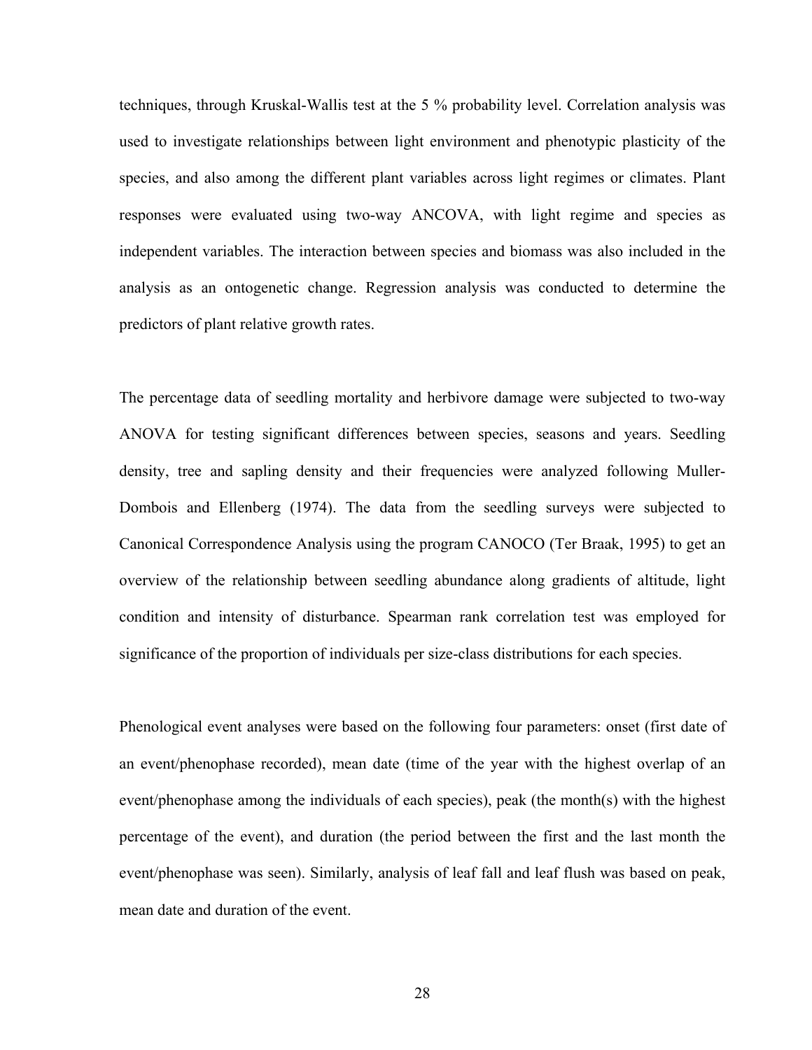techniques, through Kruskal-Wallis test at the 5 % probability level. Correlation analysis was used to investigate relationships between light environment and phenotypic plasticity of the species, and also among the different plant variables across light regimes or climates. Plant responses were evaluated using two-way ANCOVA, with light regime and species as independent variables. The interaction between species and biomass was also included in the analysis as an ontogenetic change. Regression analysis was conducted to determine the predictors of plant relative growth rates.

The percentage data of seedling mortality and herbivore damage were subjected to two-way ANOVA for testing significant differences between species, seasons and years. Seedling density, tree and sapling density and their frequencies were analyzed following Muller-Dombois and Ellenberg (1974). The data from the seedling surveys were subjected to Canonical Correspondence Analysis using the program CANOCO (Ter Braak, 1995) to get an overview of the relationship between seedling abundance along gradients of altitude, light condition and intensity of disturbance. Spearman rank correlation test was employed for significance of the proportion of individuals per size-class distributions for each species.

Phenological event analyses were based on the following four parameters: onset (first date of an event/phenophase recorded), mean date (time of the year with the highest overlap of an event/phenophase among the individuals of each species), peak (the month(s) with the highest percentage of the event), and duration (the period between the first and the last month the event/phenophase was seen). Similarly, analysis of leaf fall and leaf flush was based on peak, mean date and duration of the event.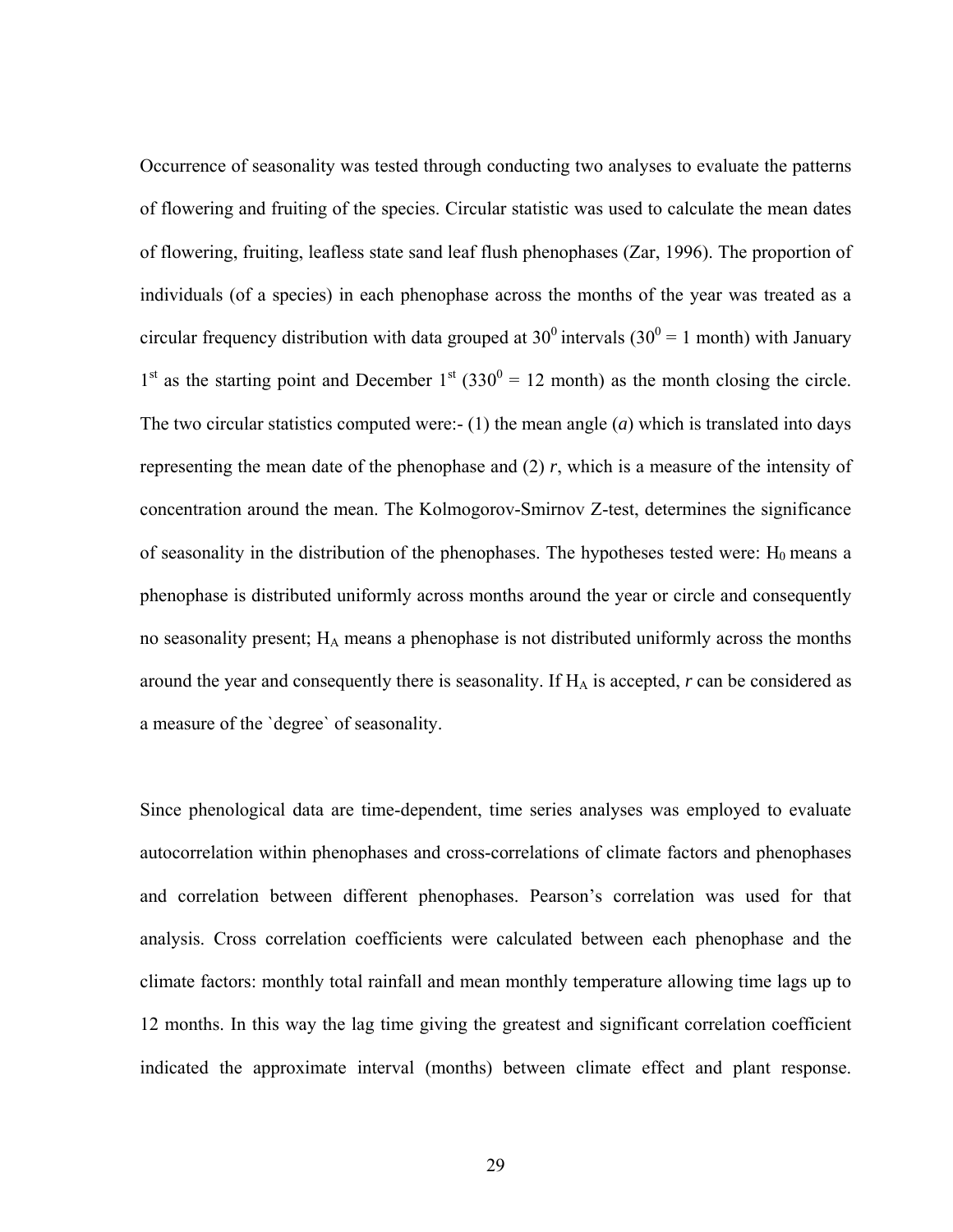Occurrence of seasonality was tested through conducting two analyses to evaluate the patterns of flowering and fruiting of the species. Circular statistic was used to calculate the mean dates of flowering, fruiting, leafless state sand leaf flush phenophases (Zar, 1996). The proportion of individuals (of a species) in each phenophase across the months of the year was treated as a circular frequency distribution with data grouped at $30^0$ intervals ($30^0$ = 1 month) with January 1st as the starting point and December 1st ($330^0$ = 12 month) as the month closing the circle. The two circular statistics computed were:- (1) the mean angle (*a*) which is translated into days representing the mean date of the phenophase and (2) *r*, which is a measure of the intensity of concentration around the mean. The Kolmogorov-Smirnov Z-test, determines the significance of seasonality in the distribution of the phenophases. The hypotheses tested were: $H_0$ means a phenophase is distributed uniformly across months around the year or circle and consequently no seasonality present; $H_A$ means a phenophase is not distributed uniformly across the months around the year and consequently there is seasonality. If $H_A$ is accepted, *r* can be considered as a measure of the `degree` of seasonality.

Since phenological data are time-dependent, time series analyses was employed to evaluate autocorrelation within phenophases and cross-correlations of climate factors and phenophases and correlation between different phenophases. Pearson's correlation was used for that analysis. Cross correlation coefficients were calculated between each phenophase and the climate factors: monthly total rainfall and mean monthly temperature allowing time lags up to 12 months. In this way the lag time giving the greatest and significant correlation coefficient indicated the approximate interval (months) between climate effect and plant response.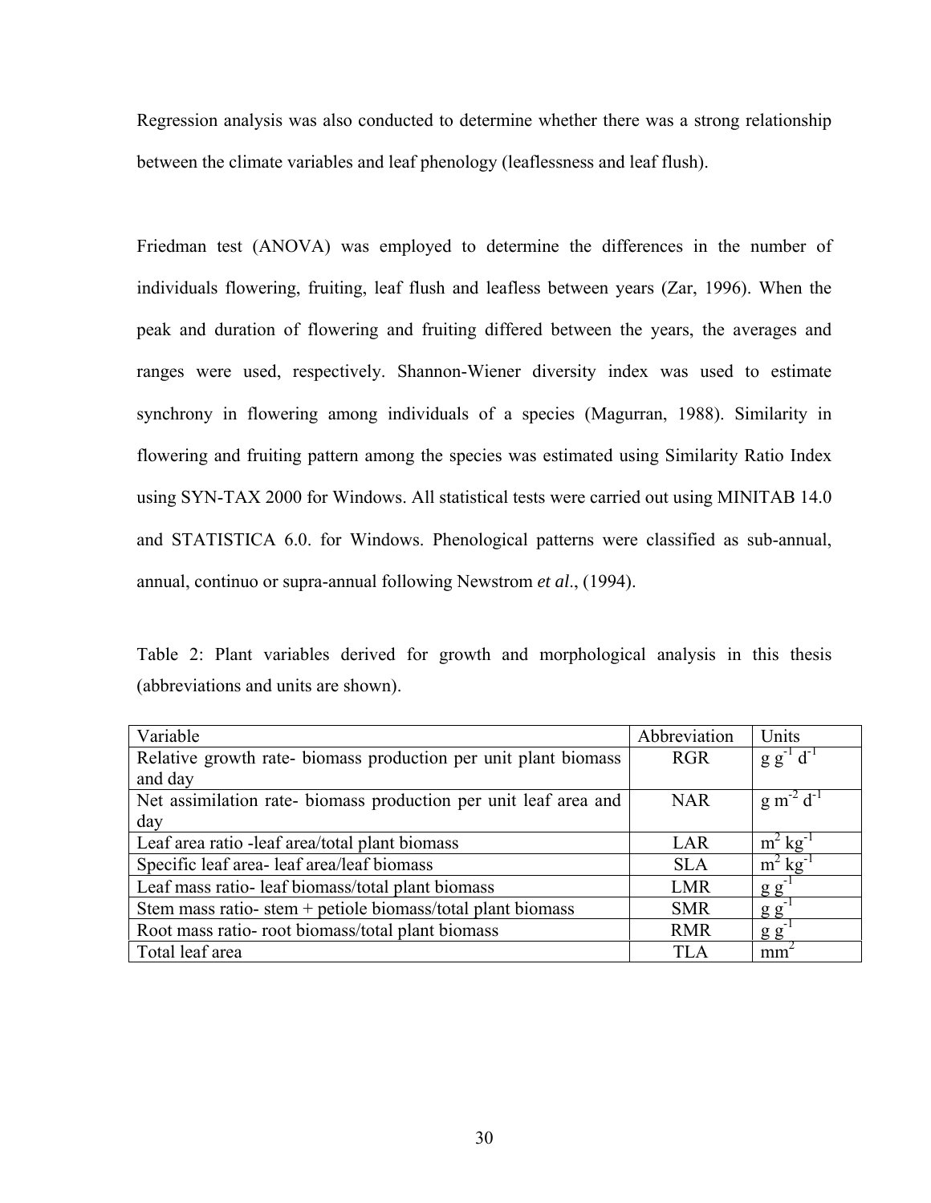Regression analysis was also conducted to determine whether there was a strong relationship between the climate variables and leaf phenology (leaflessness and leaf flush).

Friedman test (ANOVA) was employed to determine the differences in the number of individuals flowering, fruiting, leaf flush and leafless between years (Zar, 1996). When the peak and duration of flowering and fruiting differed between the years, the averages and ranges were used, respectively. Shannon-Wiener diversity index was used to estimate synchrony in flowering among individuals of a species (Magurran, 1988). Similarity in flowering and fruiting pattern among the species was estimated using Similarity Ratio Index using SYN-TAX 2000 for Windows. All statistical tests were carried out using MINITAB 14.0 and STATISTICA 6.0. for Windows. Phenological patterns were classified as sub-annual, annual, continuo or supra-annual following Newstrom *et al*., (1994).

Table 2: Plant variables derived for growth and morphological analysis in this thesis (abbreviations and units are shown).

| Variable | Abbreviation | Units |
|---|---|---|
| Relative growth rate- biomass production per unit plant biomass and day | RGR | $g\ g^{-1}\ d^{-1}$ |
| Net assimilation rate- biomass production per unit leaf area and day | NAR | $g\ m^{-2}\ d^{-1}$ |
| Leaf area ratio -leaf area/total plant biomass | LAR | $m^2\ kg^{-1}$ |
| Specific leaf area- leaf area/leaf biomass | SLA | $m^2\ kg^{-1}$ |
| Leaf mass ratio- leaf biomass/total plant biomass | LMR | $g\ g^{-1}$ |
| Stem mass ratio- stem + petiole biomass/total plant biomass | SMR | $g\ g^{-1}$ |
| Root mass ratio- root biomass/total plant biomass | RMR | $g\ g^{-1}$ |
| Total leaf area | TLA | $mm^2$ |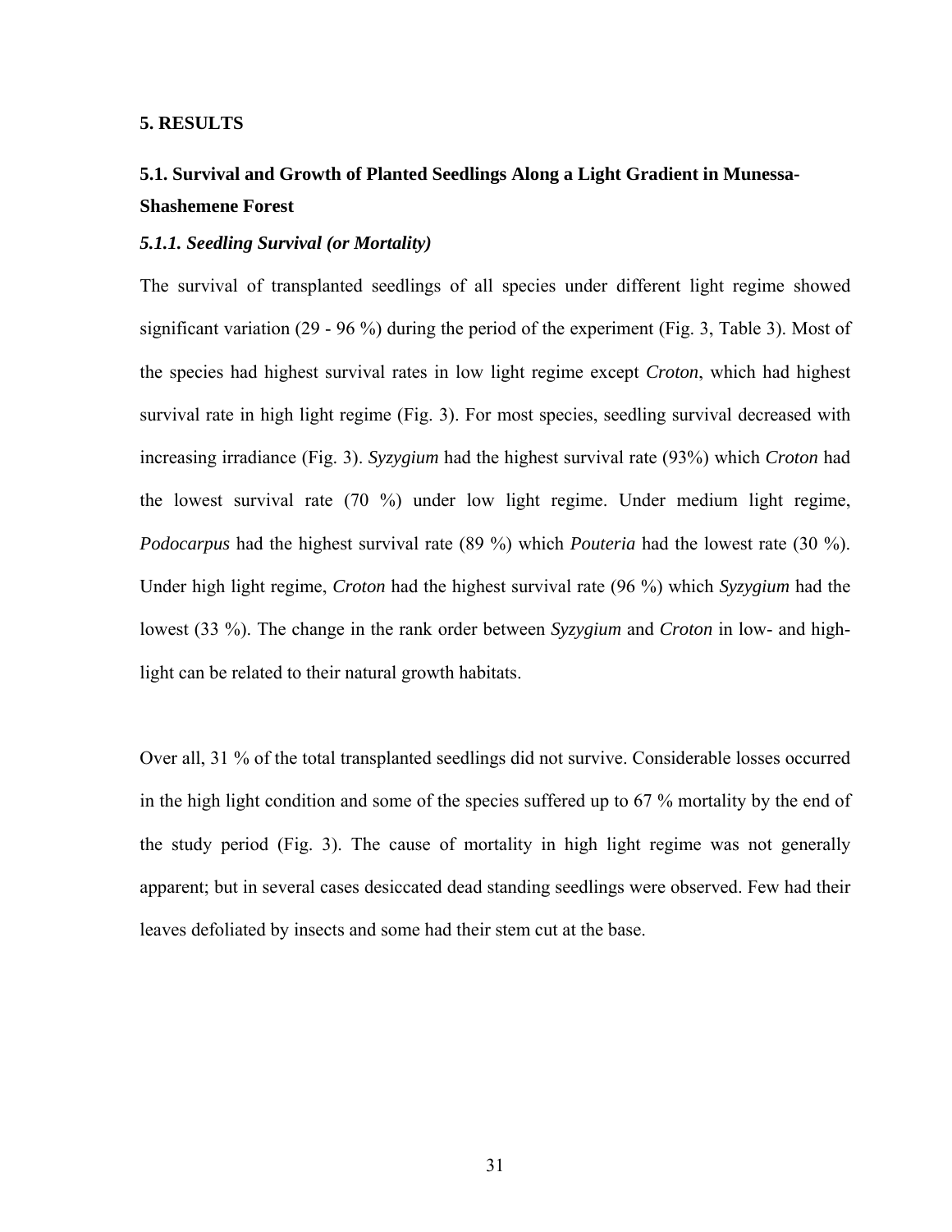# 5. RESULTS

## 5.1. Survival and Growth of Planted Seedlings Along a Light Gradient in Munessa-Shashemene Forest

### *5.1.1. Seedling Survival (or Mortality)*

The survival of transplanted seedlings of all species under different light regime showed significant variation (29 - 96 %) during the period of the experiment (Fig. 3, Table 3). Most of the species had highest survival rates in low light regime except *Croton*, which had highest survival rate in high light regime (Fig. 3). For most species, seedling survival decreased with increasing irradiance (Fig. 3). *Syzygium* had the highest survival rate (93%) which *Croton* had the lowest survival rate (70 %) under low light regime. Under medium light regime, *Podocarpus* had the highest survival rate (89 %) which *Pouteria* had the lowest rate (30 %). Under high light regime, *Croton* had the highest survival rate (96 %) which *Syzygium* had the lowest (33 %). The change in the rank order between *Syzygium* and *Croton* in low- and high-light can be related to their natural growth habitats.

Over all, 31 % of the total transplanted seedlings did not survive. Considerable losses occurred in the high light condition and some of the species suffered up to 67 % mortality by the end of the study period (Fig. 3). The cause of mortality in high light regime was not generally apparent; but in several cases desiccated dead standing seedlings were observed. Few had their leaves defoliated by insects and some had their stem cut at the base.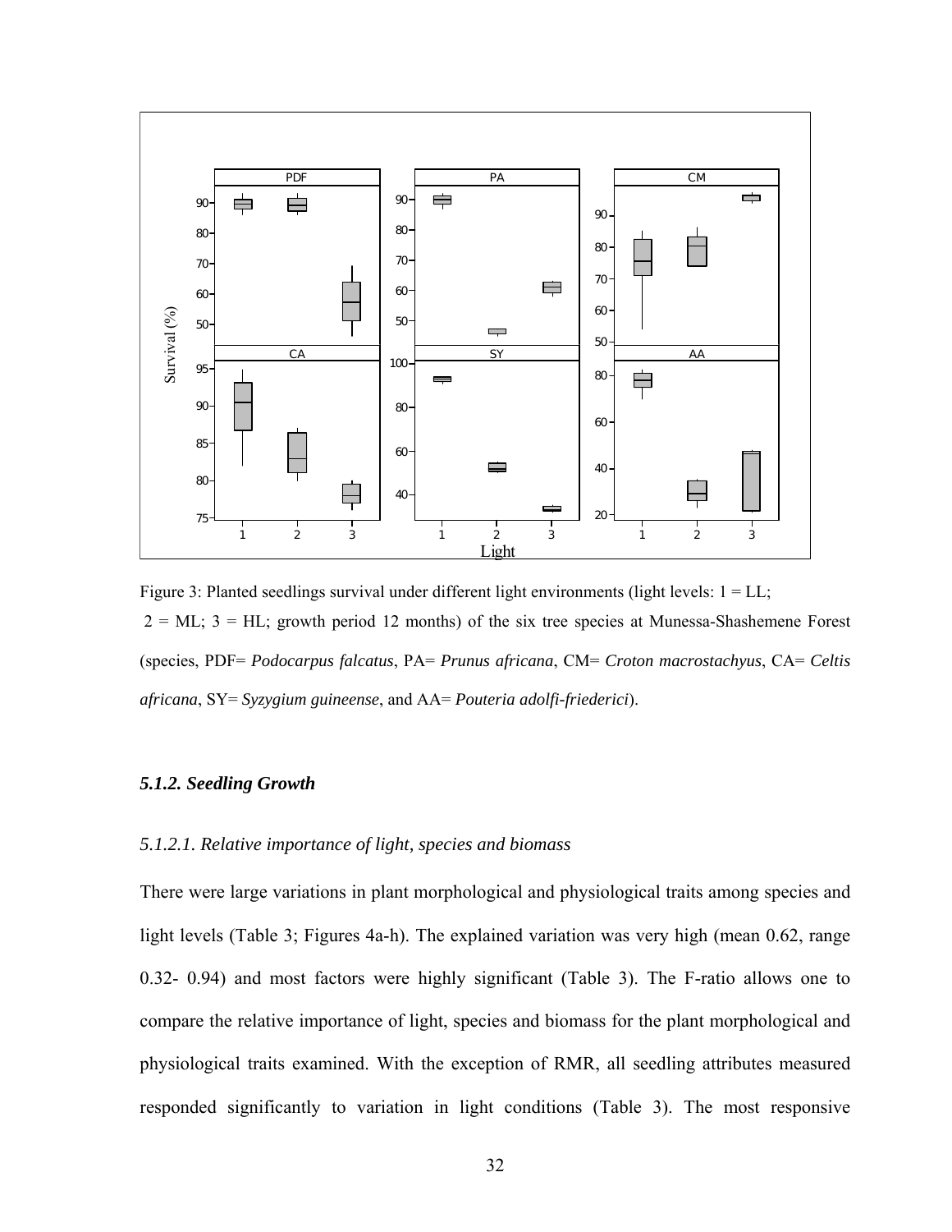Figure 3: Planted seedlings survival under different light environments (light levels: 1 = LL; 2 = ML; 3 = HL; growth period 12 months) of the six tree species at Munessa-Shashemene Forest (species, PDF= *Podocarpus falcatus*, PA= *Prunus africana*, CM= *Croton macrostachyus*, CA= *Celtis africana*, SY= *Syzygium guineense*, and AA= *Pouteria adolfi-friederici*).

### *5.1.2. Seedling Growth*

#### *5.1.2.1. Relative importance of light, species and biomass*

There were large variations in plant morphological and physiological traits among species and light levels (Table 3; Figures 4a-h). The explained variation was very high (mean 0.62, range 0.32- 0.94) and most factors were highly significant (Table 3). The F-ratio allows one to compare the relative importance of light, species and biomass for the plant morphological and physiological traits examined. With the exception of RMR, all seedling attributes measured responded significantly to variation in light conditions (Table 3). The most responsive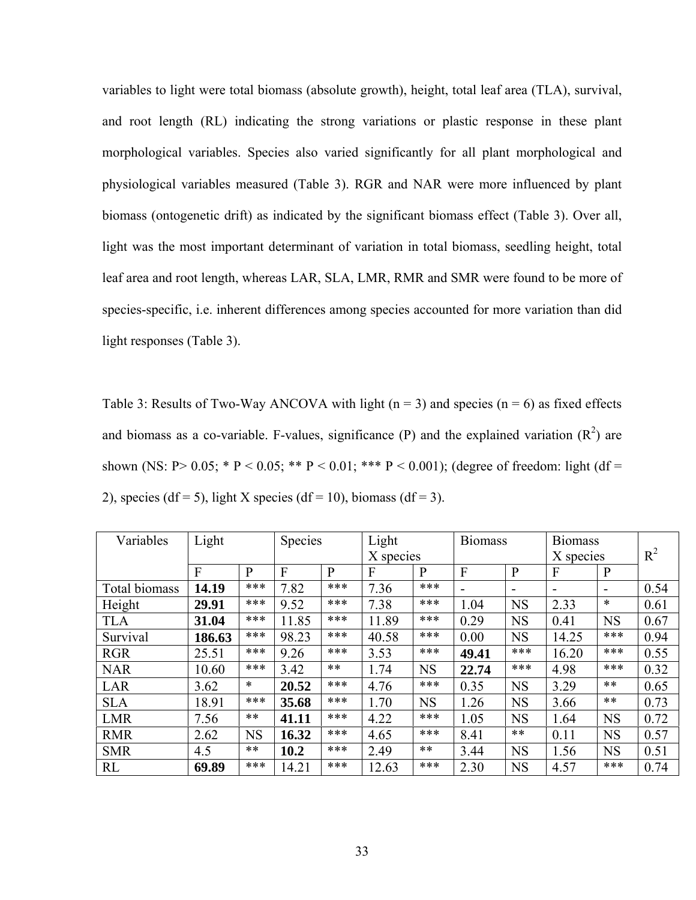variables to light were total biomass (absolute growth), height, total leaf area (TLA), survival, and root length (RL) indicating the strong variations or plastic response in these plant morphological variables. Species also varied significantly for all plant morphological and physiological variables measured (Table 3). RGR and NAR were more influenced by plant biomass (ontogenetic drift) as indicated by the significant biomass effect (Table 3). Over all, light was the most important determinant of variation in total biomass, seedling height, total leaf area and root length, whereas LAR, SLA, LMR, RMR and SMR were found to be more of species-specific, i.e. inherent differences among species accounted for more variation than did light responses (Table 3).

Table 3: Results of Two-Way ANCOVA with light (n = 3) and species (n = 6) as fixed effects and biomass as a co-variable. F-values, significance (P) and the explained variation ($R^2$) are shown (NS: P> 0.05; * P < 0.05; ** P < 0.01; *** P < 0.001); (degree of freedom: light (df = 2), species (df = 5), light X species (df = 10), biomass (df = 3).

| Variables | Light | | Species | | Light X species | | Biomass | | Biomass X species | | $R^2$ |
|---|---|---|---|---|---|---|---|---|---|---|---|
| | F | P | F | P | F | P | F | P | F | P | |
| Total biomass | **14.19** | *** | 7.82 | *** | 7.36 | *** | - | - | - | - | 0.54 |
| Height | **29.91** | *** | 9.52 | *** | 7.38 | *** | 1.04 | NS | 2.33 | * | 0.61 |
| TLA | **31.04** | *** | 11.85 | *** | 11.89 | *** | 0.29 | NS | 0.41 | NS | 0.67 |
| Survival | **186.63** | *** | 98.23 | *** | 40.58 | *** | 0.00 | NS | 14.25 | *** | 0.94 |
| RGR | 25.51 | *** | 9.26 | *** | 3.53 | *** | **49.41** | *** | 16.20 | *** | 0.55 |
| NAR | 10.60 | *** | 3.42 | ** | 1.74 | NS | **22.74** | *** | 4.98 | *** | 0.32 |
| LAR | 3.62 | * | **20.52** | *** | 4.76 | *** | 0.35 | NS | 3.29 | ** | 0.65 |
| SLA | 18.91 | *** | **35.68** | *** | 1.70 | NS | 1.26 | NS | 3.66 | ** | 0.73 |
| LMR | 7.56 | ** | **41.11** | *** | 4.22 | *** | 1.05 | NS | 1.64 | NS | 0.72 |
| RMR | 2.62 | NS | **16.32** | *** | 4.65 | *** | 8.41 | ** | 0.11 | NS | 0.57 |
| SMR | 4.5 | ** | **10.2** | *** | 2.49 | ** | 3.44 | NS | 1.56 | NS | 0.51 |
| RL | **69.89** | *** | 14.21 | *** | 12.63 | *** | 2.30 | NS | 4.57 | *** | 0.74 |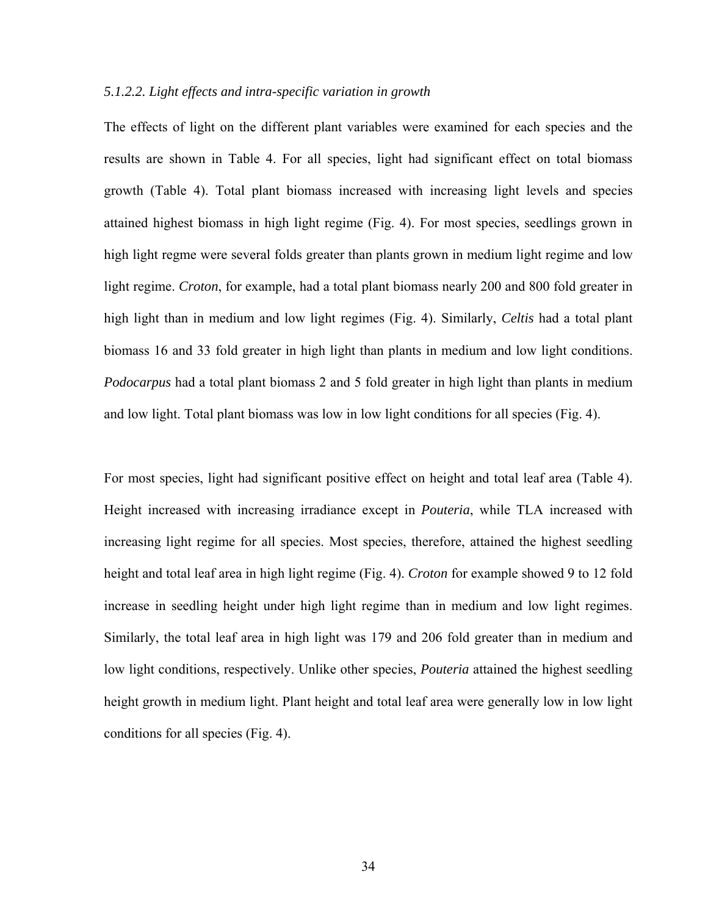#### *5.1.2.2. Light effects and intra-specific variation in growth*

The effects of light on the different plant variables were examined for each species and the results are shown in Table 4. For all species, light had significant effect on total biomass growth (Table 4). Total plant biomass increased with increasing light levels and species attained highest biomass in high light regime (Fig. 4). For most species, seedlings grown in high light regme were several folds greater than plants grown in medium light regime and low light regime. *Croton*, for example, had a total plant biomass nearly 200 and 800 fold greater in high light than in medium and low light regimes (Fig. 4). Similarly, *Celtis* had a total plant biomass 16 and 33 fold greater in high light than plants in medium and low light conditions. *Podocarpus* had a total plant biomass 2 and 5 fold greater in high light than plants in medium and low light. Total plant biomass was low in low light conditions for all species (Fig. 4).

For most species, light had significant positive effect on height and total leaf area (Table 4). Height increased with increasing irradiance except in *Pouteria*, while TLA increased with increasing light regime for all species. Most species, therefore, attained the highest seedling height and total leaf area in high light regime (Fig. 4). *Croton* for example showed 9 to 12 fold increase in seedling height under high light regime than in medium and low light regimes. Similarly, the total leaf area in high light was 179 and 206 fold greater than in medium and low light conditions, respectively. Unlike other species, *Pouteria* attained the highest seedling height growth in medium light. Plant height and total leaf area were generally low in low light conditions for all species (Fig. 4).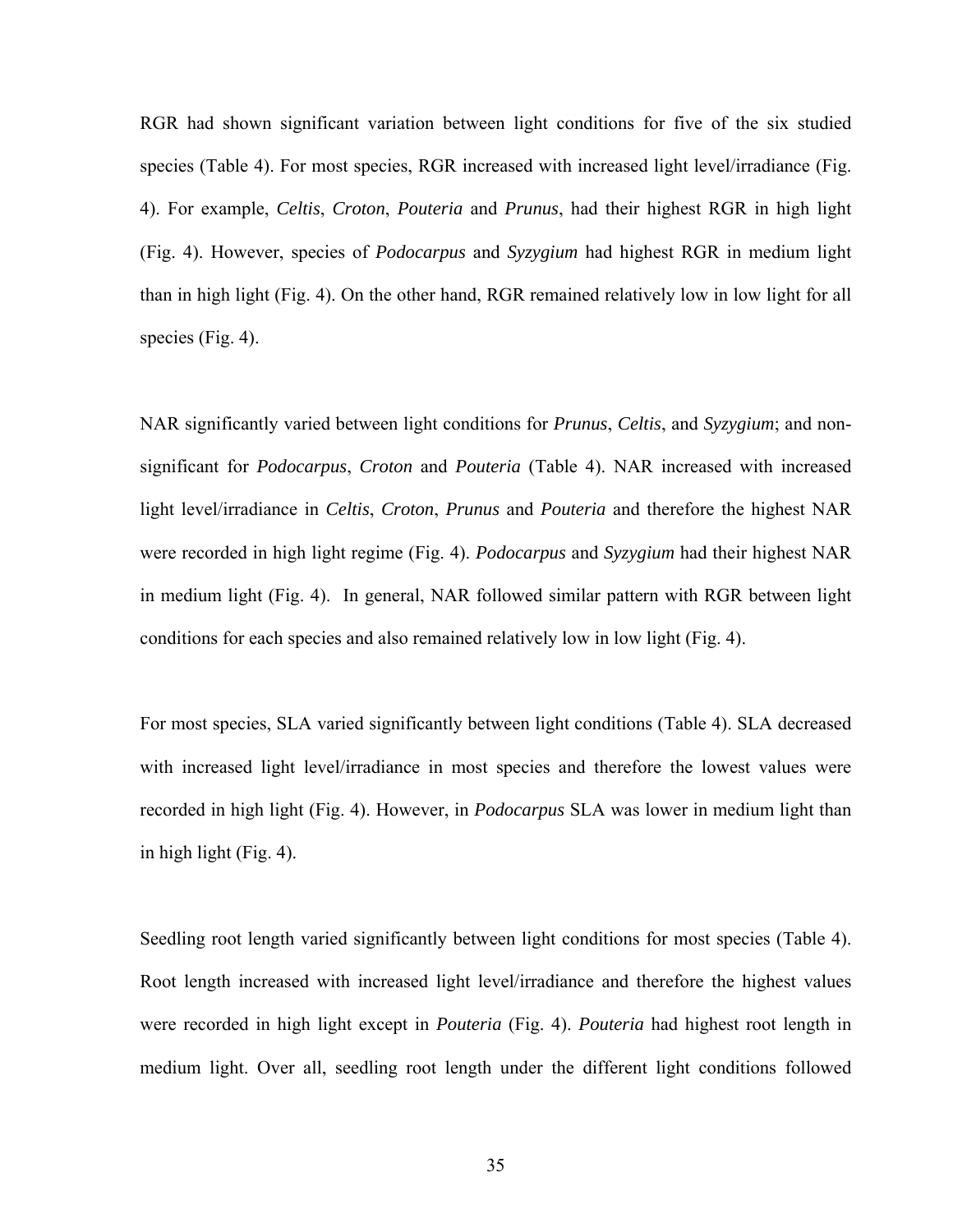RGR had shown significant variation between light conditions for five of the six studied species (Table 4). For most species, RGR increased with increased light level/irradiance (Fig. 4). For example, *Celtis*, *Croton*, *Pouteria* and *Prunus*, had their highest RGR in high light (Fig. 4). However, species of *Podocarpus* and *Syzygium* had highest RGR in medium light than in high light (Fig. 4). On the other hand, RGR remained relatively low in low light for all species (Fig. 4).

NAR significantly varied between light conditions for *Prunus*, *Celtis*, and *Syzygium*; and non-significant for *Podocarpus*, *Croton* and *Pouteria* (Table 4). NAR increased with increased light level/irradiance in *Celtis*, *Croton*, *Prunus* and *Pouteria* and therefore the highest NAR were recorded in high light regime (Fig. 4). *Podocarpus* and *Syzygium* had their highest NAR in medium light (Fig. 4). In general, NAR followed similar pattern with RGR between light conditions for each species and also remained relatively low in low light (Fig. 4).

For most species, SLA varied significantly between light conditions (Table 4). SLA decreased with increased light level/irradiance in most species and therefore the lowest values were recorded in high light (Fig. 4). However, in *Podocarpus* SLA was lower in medium light than in high light (Fig. 4).

Seedling root length varied significantly between light conditions for most species (Table 4). Root length increased with increased light level/irradiance and therefore the highest values were recorded in high light except in *Pouteria* (Fig. 4). *Pouteria* had highest root length in medium light. Over all, seedling root length under the different light conditions followed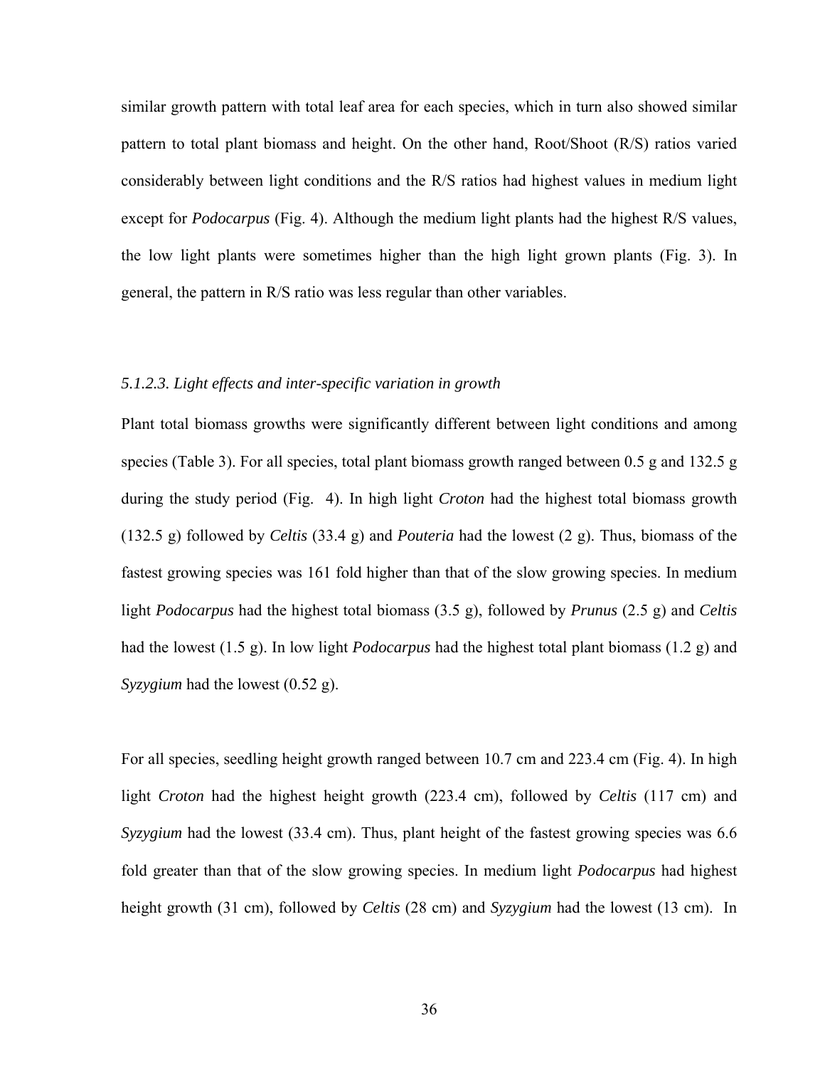similar growth pattern with total leaf area for each species, which in turn also showed similar pattern to total plant biomass and height. On the other hand, Root/Shoot (R/S) ratios varied considerably between light conditions and the R/S ratios had highest values in medium light except for *Podocarpus* (Fig. 4). Although the medium light plants had the highest R/S values, the low light plants were sometimes higher than the high light grown plants (Fig. 3). In general, the pattern in R/S ratio was less regular than other variables.

### *5.1.2.3. Light effects and inter-specific variation in growth*

Plant total biomass growths were significantly different between light conditions and among species (Table 3). For all species, total plant biomass growth ranged between 0.5 g and 132.5 g during the study period (Fig. 4). In high light *Croton* had the highest total biomass growth (132.5 g) followed by *Celtis* (33.4 g) and *Pouteria* had the lowest (2 g). Thus, biomass of the fastest growing species was 161 fold higher than that of the slow growing species. In medium light *Podocarpus* had the highest total biomass (3.5 g), followed by *Prunus* (2.5 g) and *Celtis* had the lowest (1.5 g). In low light *Podocarpus* had the highest total plant biomass (1.2 g) and *Syzygium* had the lowest (0.52 g).

For all species, seedling height growth ranged between 10.7 cm and 223.4 cm (Fig. 4). In high light *Croton* had the highest height growth (223.4 cm), followed by *Celtis* (117 cm) and *Syzygium* had the lowest (33.4 cm). Thus, plant height of the fastest growing species was 6.6 fold greater than that of the slow growing species. In medium light *Podocarpus* had highest height growth (31 cm), followed by *Celtis* (28 cm) and *Syzygium* had the lowest (13 cm). In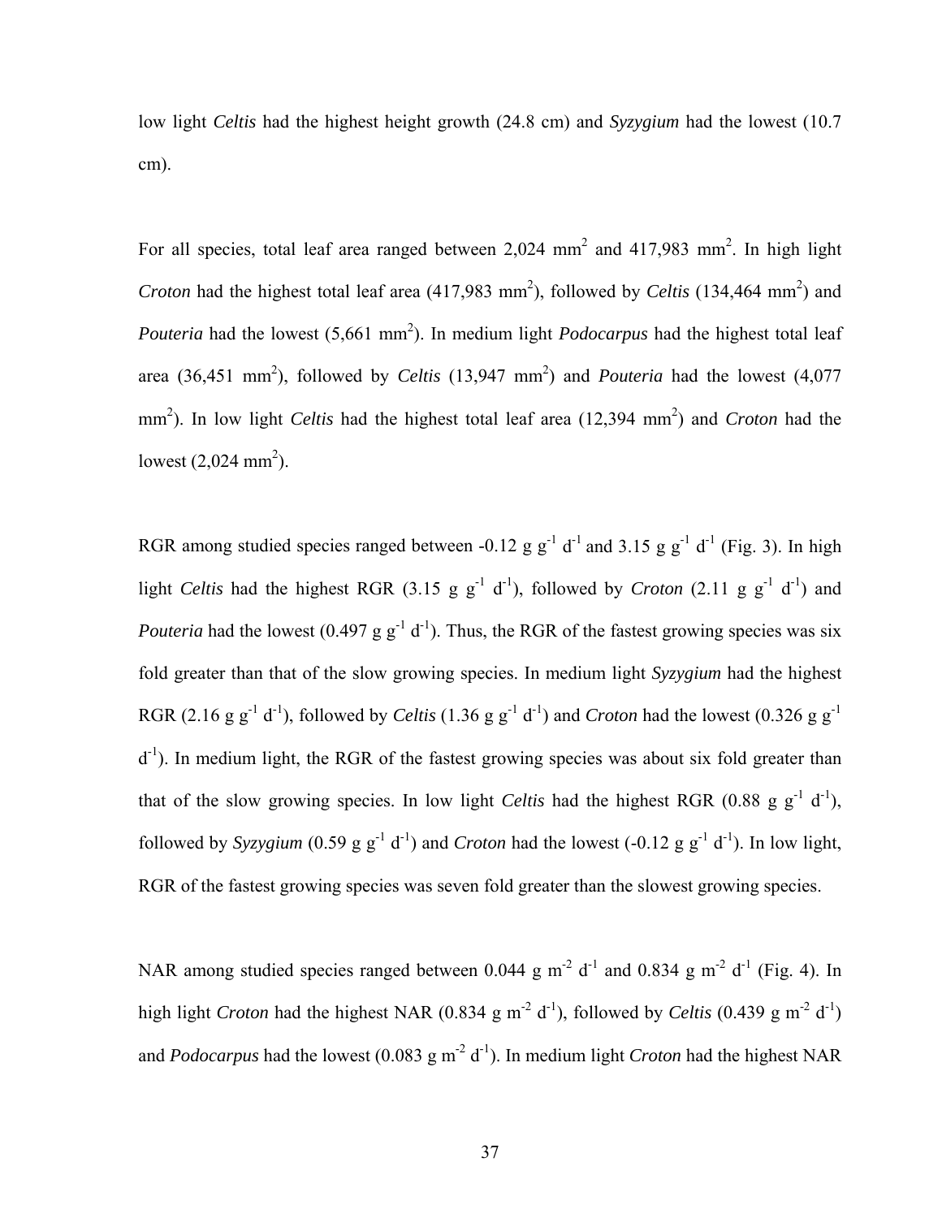low light *Celtis* had the highest height growth (24.8 cm) and *Syzygium* had the lowest (10.7 cm).

For all species, total leaf area ranged between 2,024 $mm^2$ and 417,983 $mm^2$. In high light *Croton* had the highest total leaf area (417,983 $mm^2$), followed by *Celtis* (134,464 $mm^2$) and *Pouteria* had the lowest (5,661 $mm^2$). In medium light *Podocarpus* had the highest total leaf area (36,451 $mm^2$), followed by *Celtis* (13,947 $mm^2$) and *Pouteria* had the lowest (4,077 $mm^2$). In low light *Celtis* had the highest total leaf area (12,394 $mm^2$) and *Croton* had the lowest (2,024 $mm^2$).

RGR among studied species ranged between -0.12 g $g^{-1}$ $d^{-1}$ and 3.15 g $g^{-1}$ $d^{-1}$ (Fig. 3). In high light *Celtis* had the highest RGR (3.15 g $g^{-1}$ $d^{-1}$), followed by *Croton* (2.11 g $g^{-1}$ $d^{-1}$) and *Pouteria* had the lowest (0.497 g $g^{-1}$ $d^{-1}$). Thus, the RGR of the fastest growing species was six fold greater than that of the slow growing species. In medium light *Syzygium* had the highest RGR (2.16 g $g^{-1}$ $d^{-1}$), followed by *Celtis* (1.36 g $g^{-1}$ $d^{-1}$) and *Croton* had the lowest (0.326 g $g^{-1}$ $d^{-1}$). In medium light, the RGR of the fastest growing species was about six fold greater than that of the slow growing species. In low light *Celtis* had the highest RGR (0.88 g $g^{-1}$ $d^{-1}$), followed by *Syzygium* (0.59 g $g^{-1}$ $d^{-1}$) and *Croton* had the lowest (-0.12 g $g^{-1}$ $d^{-1}$). In low light, RGR of the fastest growing species was seven fold greater than the slowest growing species.

NAR among studied species ranged between 0.044 g $m^{-2}$ $d^{-1}$ and 0.834 g $m^{-2}$ $d^{-1}$ (Fig. 4). In high light *Croton* had the highest NAR (0.834 g $m^{-2}$ $d^{-1}$), followed by *Celtis* (0.439 g $m^{-2}$ $d^{-1}$) and *Podocarpus* had the lowest (0.083 g $m^{-2}$ $d^{-1}$). In medium light *Croton* had the highest NAR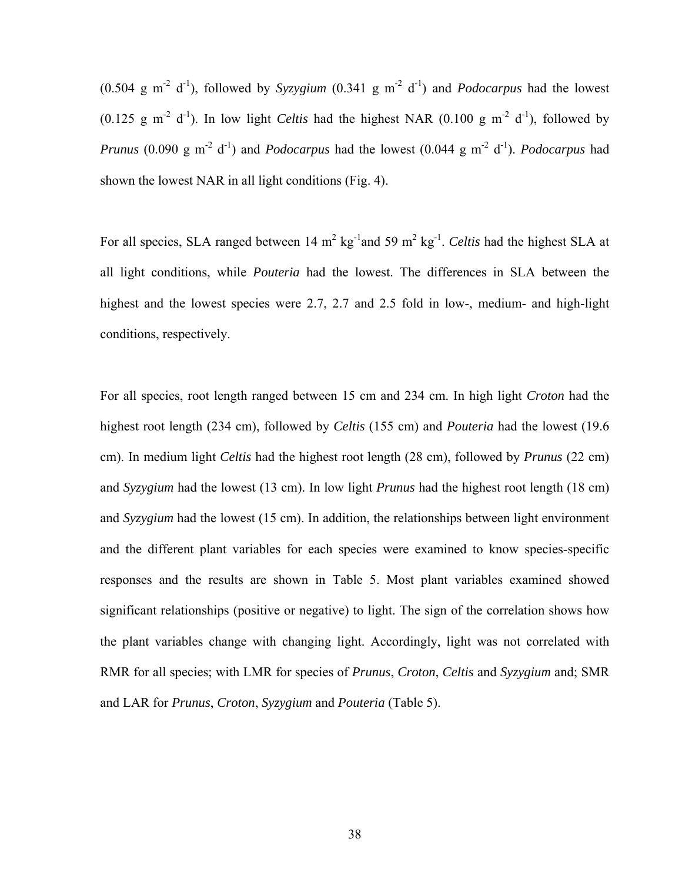(0.504 g $m^{-2}$ $d^{-1}$), followed by *Syzygium* (0.341 g $m^{-2}$ $d^{-1}$) and *Podocarpus* had the lowest (0.125 g $m^{-2}$ $d^{-1}$). In low light *Celtis* had the highest NAR (0.100 g $m^{-2}$ $d^{-1}$), followed by *Prunus* (0.090 g $m^{-2}$ $d^{-1}$) and *Podocarpus* had the lowest (0.044 g $m^{-2}$ $d^{-1}$). *Podocarpus* had shown the lowest NAR in all light conditions (Fig. 4).

For all species, SLA ranged between 14 $m^2$ $kg^{-1}$and 59 $m^2$ $kg^{-1}$. *Celtis* had the highest SLA at all light conditions, while *Pouteria* had the lowest. The differences in SLA between the highest and the lowest species were 2.7, 2.7 and 2.5 fold in low-, medium- and high-light conditions, respectively.

For all species, root length ranged between 15 cm and 234 cm. In high light *Croton* had the highest root length (234 cm), followed by *Celtis* (155 cm) and *Pouteria* had the lowest (19.6 cm). In medium light *Celtis* had the highest root length (28 cm), followed by *Prunus* (22 cm) and *Syzygium* had the lowest (13 cm). In low light *Prunus* had the highest root length (18 cm) and *Syzygium* had the lowest (15 cm). In addition, the relationships between light environment and the different plant variables for each species were examined to know species-specific responses and the results are shown in Table 5. Most plant variables examined showed significant relationships (positive or negative) to light. The sign of the correlation shows how the plant variables change with changing light. Accordingly, light was not correlated with RMR for all species; with LMR for species of *Prunus*, *Croton*, *Celtis* and *Syzygium* and; SMR and LAR for *Prunus*, *Croton*, *Syzygium* and *Pouteria* (Table 5).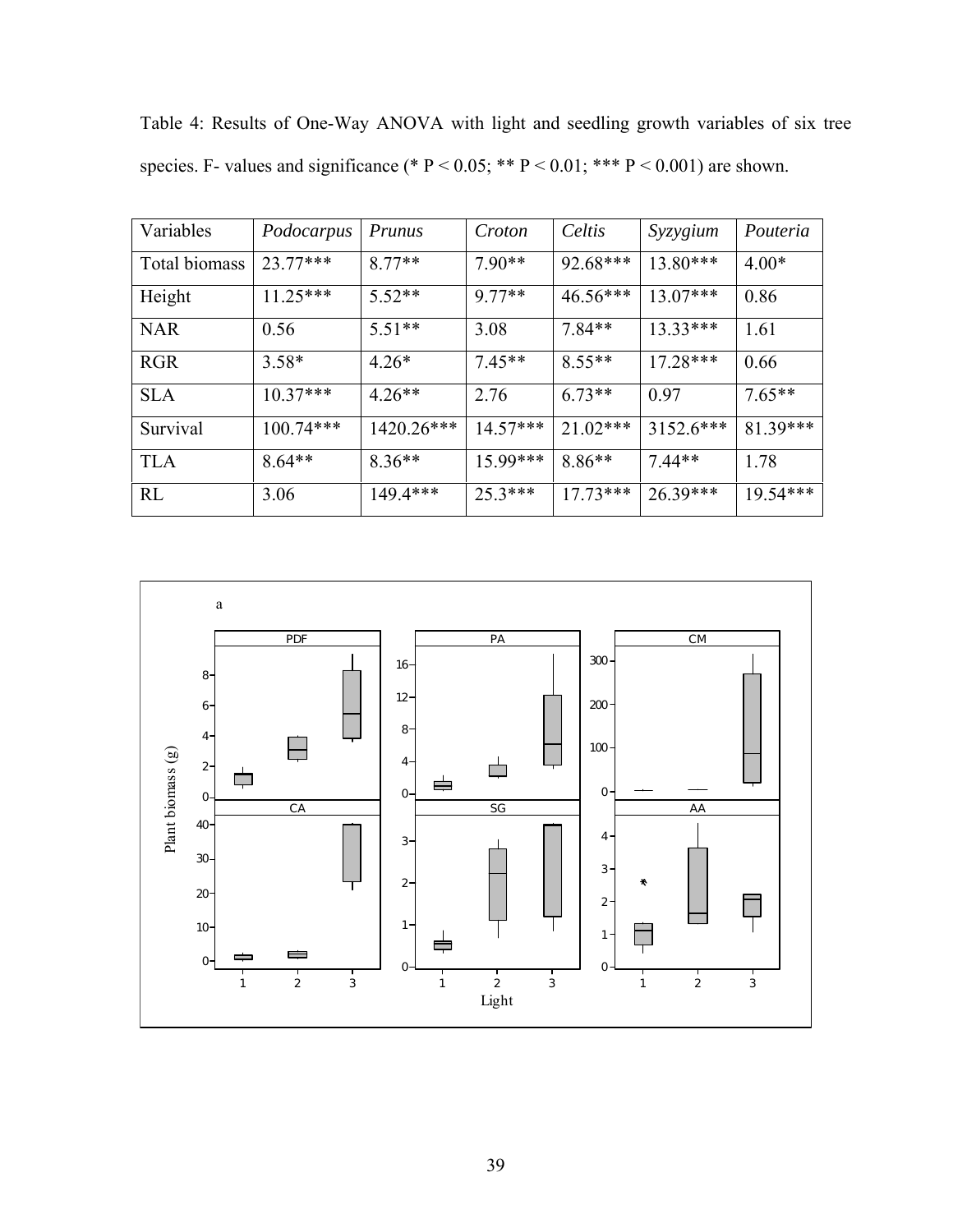Table 4: Results of One-Way ANOVA with light and seedling growth variables of six tree species. F- values and significance (* $P < 0.05$; ** $P < 0.01$; *** $P < 0.001$) are shown.

| Variables | *Podocarpus* | *Prunus* | *Croton* | *Celtis* | *Syzygium* | *Pouteria* |
|---|---|---|---|---|---|---|
| Total biomass | 23.77*** | 8.77** | 7.90** | 92.68*** | 13.80*** | 4.00* |
| Height | 11.25*** | 5.52** | 9.77** | 46.56*** | 13.07*** | 0.86 |
| NAR | 0.56 | 5.51** | 3.08 | 7.84** | 13.33*** | 1.61 |
| RGR | 3.58* | 4.26* | 7.45** | 8.55** | 17.28*** | 0.66 |
| SLA | 10.37*** | 4.26** | 2.76 | 6.73** | 0.97 | 7.65** |
| Survival | 100.74*** | 1420.26*** | 14.57*** | 21.02*** | 3152.6*** | 81.39*** |
| TLA | 8.64** | 8.36** | 15.99*** | 8.86** | 7.44** | 1.78 |
| RL | 3.06 | 149.4*** | 25.3*** | 17.73*** | 26.39*** | 19.54*** |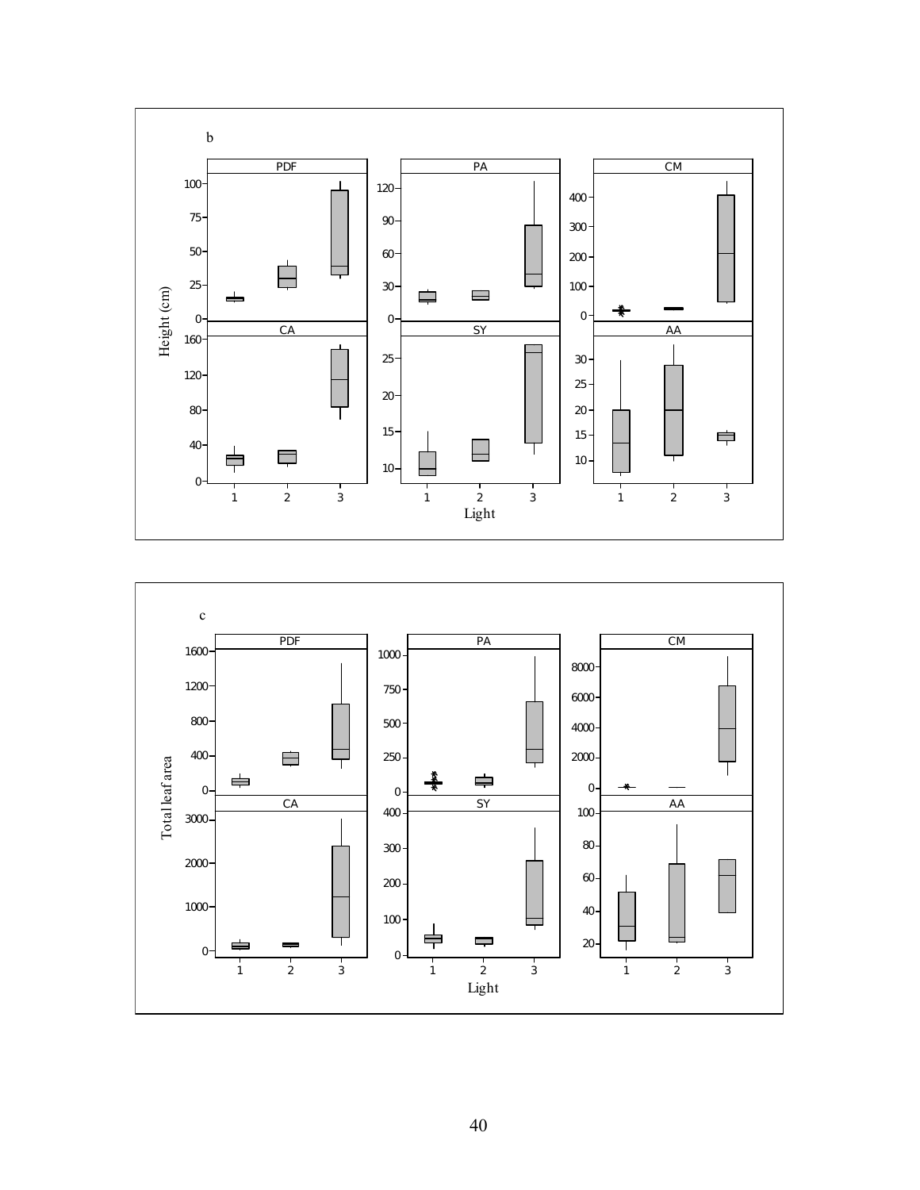b

PDF, PA, CM, CA, SY, AA

Height (cm)

Light

c

PDF, PA, CM, CA, SY, AA

Total leaf area

Light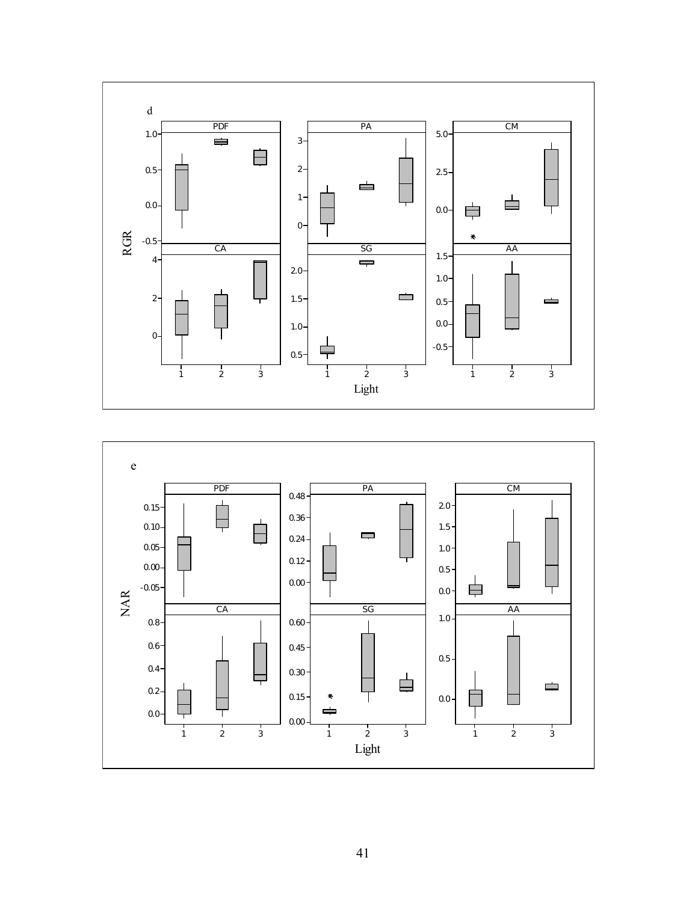d

| PDF | PA | CM |
|---|---|---|
| CA | SG | AA |

RGR

Light

e

| PDF | PA | CM |
|---|---|---|
| CA | SG | AA |

NAR

Light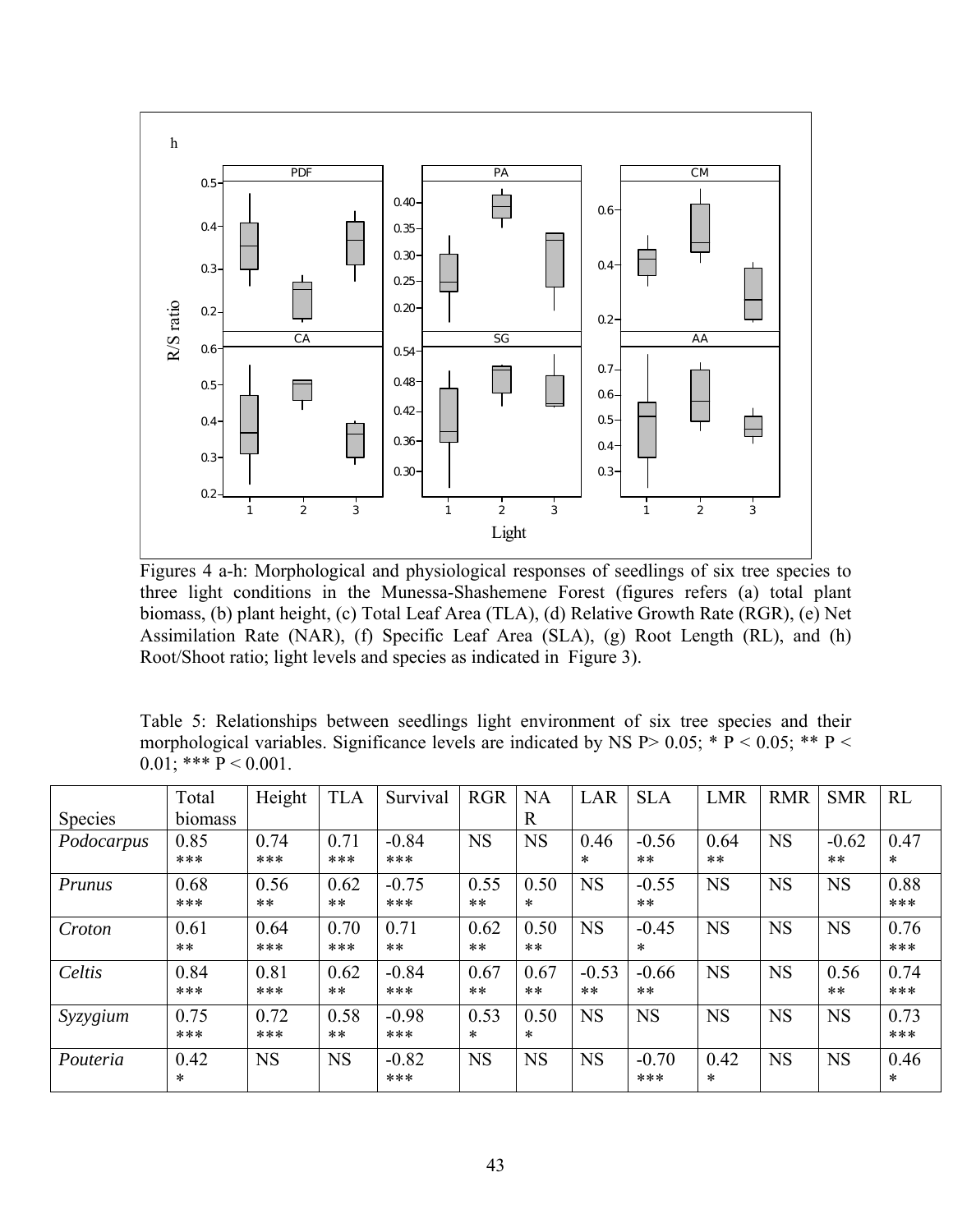Figures 4 a-h: Morphological and physiological responses of seedlings of six tree species to three light conditions in the Munessa-Shashemene Forest (figures refers (a) total plant biomass, (b) plant height, (c) Total Leaf Area (TLA), (d) Relative Growth Rate (RGR), (e) Net Assimilation Rate (NAR), (f) Specific Leaf Area (SLA), (g) Root Length (RL), and (h) Root/Shoot ratio; light levels and species as indicated in Figure 3).

Table 5: Relationships between seedlings light environment of six tree species and their morphological variables. Significance levels are indicated by NS P> 0.05; * P < 0.05; ** P < 0.01; *** P < 0.001.

| Species | Total biomass | Height | TLA | Survival | RGR | NAR | LAR | SLA | LMR | RMR | SMR | RL |
|---|---|---|---|---|---|---|---|---|---|---|---|---|
| *Podocarpus* | 0.85 *** | 0.74 *** | 0.71 *** | -0.84 *** | NS | NS | 0.46 * | -0.56 ** | 0.64 ** | NS | -0.62 ** | 0.47 * |
| *Prunus* | 0.68 *** | 0.56 ** | 0.62 ** | -0.75 *** | 0.55 ** | 0.50 * | NS | -0.55 ** | NS | NS | NS | 0.88 *** |
| *Croton* | 0.61 ** | 0.64 *** | 0.70 *** | 0.71 ** | 0.62 ** | 0.50 ** | NS | -0.45 * | NS | NS | NS | 0.76 *** |
| *Celtis* | 0.84 *** | 0.81 *** | 0.62 ** | -0.84 *** | 0.67 ** | 0.67 ** | -0.53 ** | -0.66 ** | NS | NS | 0.56 ** | 0.74 *** |
| *Syzygium* | 0.75 *** | 0.72 *** | 0.58 ** | -0.98 *** | 0.53 * | 0.50 * | NS | NS | NS | NS | NS | 0.73 *** |
| *Pouteria* | 0.42 * | NS | NS | -0.82 *** | NS | NS | NS | -0.70 *** | 0.42 * | NS | NS | 0.46 * |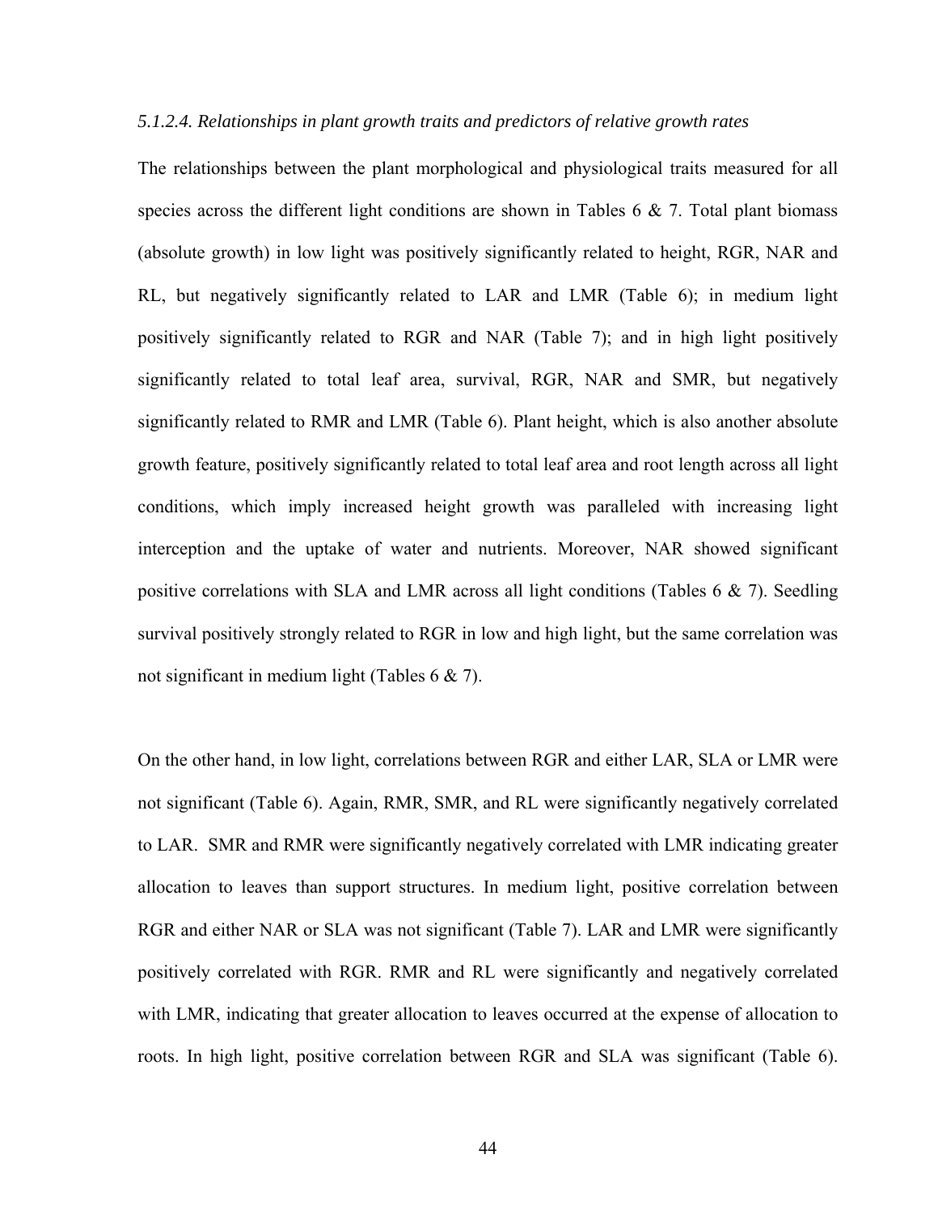*5.1.2.4. Relationships in plant growth traits and predictors of relative growth rates*

The relationships between the plant morphological and physiological traits measured for all species across the different light conditions are shown in Tables 6 & 7. Total plant biomass (absolute growth) in low light was positively significantly related to height, RGR, NAR and RL, but negatively significantly related to LAR and LMR (Table 6); in medium light positively significantly related to RGR and NAR (Table 7); and in high light positively significantly related to total leaf area, survival, RGR, NAR and SMR, but negatively significantly related to RMR and LMR (Table 6). Plant height, which is also another absolute growth feature, positively significantly related to total leaf area and root length across all light conditions, which imply increased height growth was paralleled with increasing light interception and the uptake of water and nutrients. Moreover, NAR showed significant positive correlations with SLA and LMR across all light conditions (Tables 6 & 7). Seedling survival positively strongly related to RGR in low and high light, but the same correlation was not significant in medium light (Tables 6 & 7).

On the other hand, in low light, correlations between RGR and either LAR, SLA or LMR were not significant (Table 6). Again, RMR, SMR, and RL were significantly negatively correlated to LAR. SMR and RMR were significantly negatively correlated with LMR indicating greater allocation to leaves than support structures. In medium light, positive correlation between RGR and either NAR or SLA was not significant (Table 7). LAR and LMR were significantly positively correlated with RGR. RMR and RL were significantly and negatively correlated with LMR, indicating that greater allocation to leaves occurred at the expense of allocation to roots. In high light, positive correlation between RGR and SLA was significant (Table 6).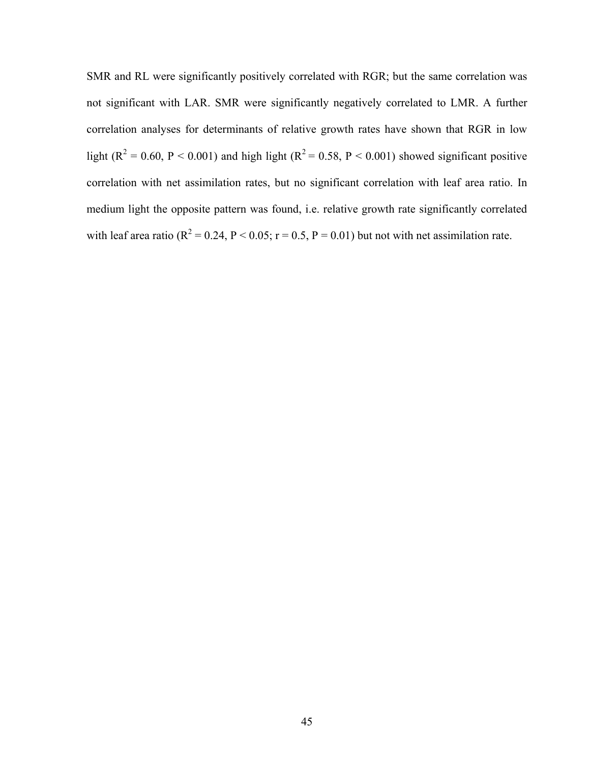SMR and RL were significantly positively correlated with RGR; but the same correlation was not significant with LAR. SMR were significantly negatively correlated to LMR. A further correlation analyses for determinants of relative growth rates have shown that RGR in low light ($R^2 = 0.60$, $P < 0.001$) and high light ($R^2 = 0.58$, $P < 0.001$) showed significant positive correlation with net assimilation rates, but no significant correlation with leaf area ratio. In medium light the opposite pattern was found, i.e. relative growth rate significantly correlated with leaf area ratio ($R^2 = 0.24$, $P < 0.05$; $r = 0.5$, $P = 0.01$) but not with net assimilation rate.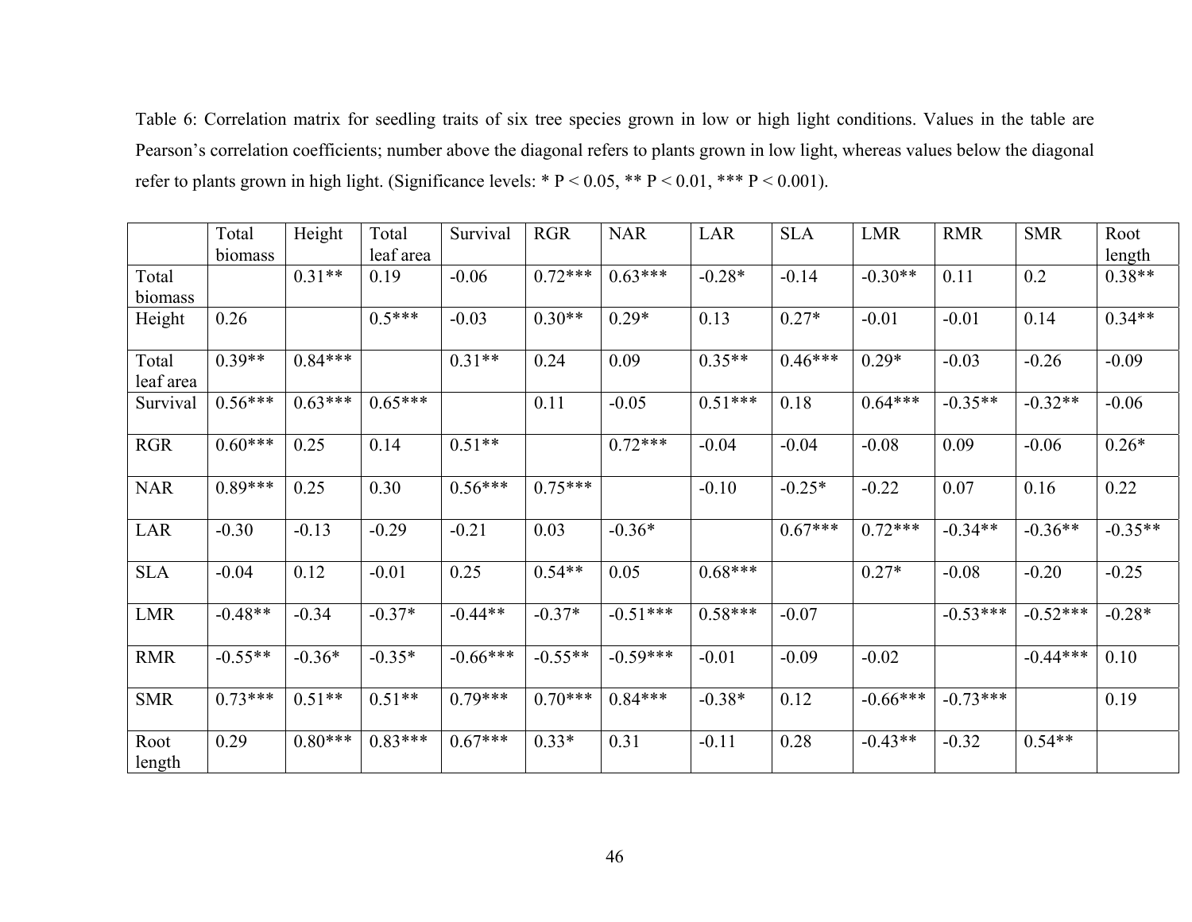Table 6: Correlation matrix for seedling traits of six tree species grown in low or high light conditions. Values in the table are Pearson's correlation coefficients; number above the diagonal refers to plants grown in low light, whereas values below the diagonal refer to plants grown in high light. (Significance levels: * P < 0.05, ** P < 0.01, *** P < 0.001).

| | Total biomass | Height | Total leaf area | Survival | RGR | NAR | LAR | SLA | LMR | RMR | SMR | Root length |
|---|---|---|---|---|---|---|---|---|---|---|---|---|
| Total biomass | | 0.31** | 0.19 | -0.06 | 0.72*** | 0.63*** | -0.28* | -0.14 | -0.30** | 0.11 | 0.2 | 0.38** |
| Height | 0.26 | | 0.5*** | -0.03 | 0.30** | 0.29* | 0.13 | 0.27* | -0.01 | -0.01 | 0.14 | 0.34** |
| Total leaf area | 0.39** | 0.84*** | | 0.31** | 0.24 | 0.09 | 0.35** | 0.46*** | 0.29* | -0.03 | -0.26 | -0.09 |
| Survival | 0.56*** | 0.63*** | 0.65*** | | 0.11 | -0.05 | 0.51*** | 0.18 | 0.64*** | -0.35** | -0.32** | -0.06 |
| RGR | 0.60*** | 0.25 | 0.14 | 0.51** | | 0.72*** | -0.04 | -0.04 | -0.08 | 0.09 | -0.06 | 0.26* |
| NAR | 0.89*** | 0.25 | 0.30 | 0.56*** | 0.75*** | | -0.10 | -0.25* | -0.22 | 0.07 | 0.16 | 0.22 |
| LAR | -0.30 | -0.13 | -0.29 | -0.21 | 0.03 | -0.36* | | 0.67*** | 0.72*** | -0.34** | -0.36** | -0.35** |
| SLA | -0.04 | 0.12 | -0.01 | 0.25 | 0.54** | 0.05 | 0.68*** | | 0.27* | -0.08 | -0.20 | -0.25 |
| LMR | -0.48** | -0.34 | -0.37* | -0.44** | -0.37* | -0.51*** | 0.58*** | -0.07 | | -0.53*** | -0.52*** | -0.28* |
| RMR | -0.55** | -0.36* | -0.35* | -0.66*** | -0.55** | -0.59*** | -0.01 | -0.09 | -0.02 | | -0.44*** | 0.10 |
| SMR | 0.73*** | 0.51** | 0.51** | 0.79*** | 0.70*** | 0.84*** | -0.38* | 0.12 | -0.66*** | -0.73*** | | 0.19 |
| Root length | 0.29 | 0.80*** | 0.83*** | 0.67*** | 0.33* | 0.31 | -0.11 | 0.28 | -0.43** | -0.32 | 0.54** | |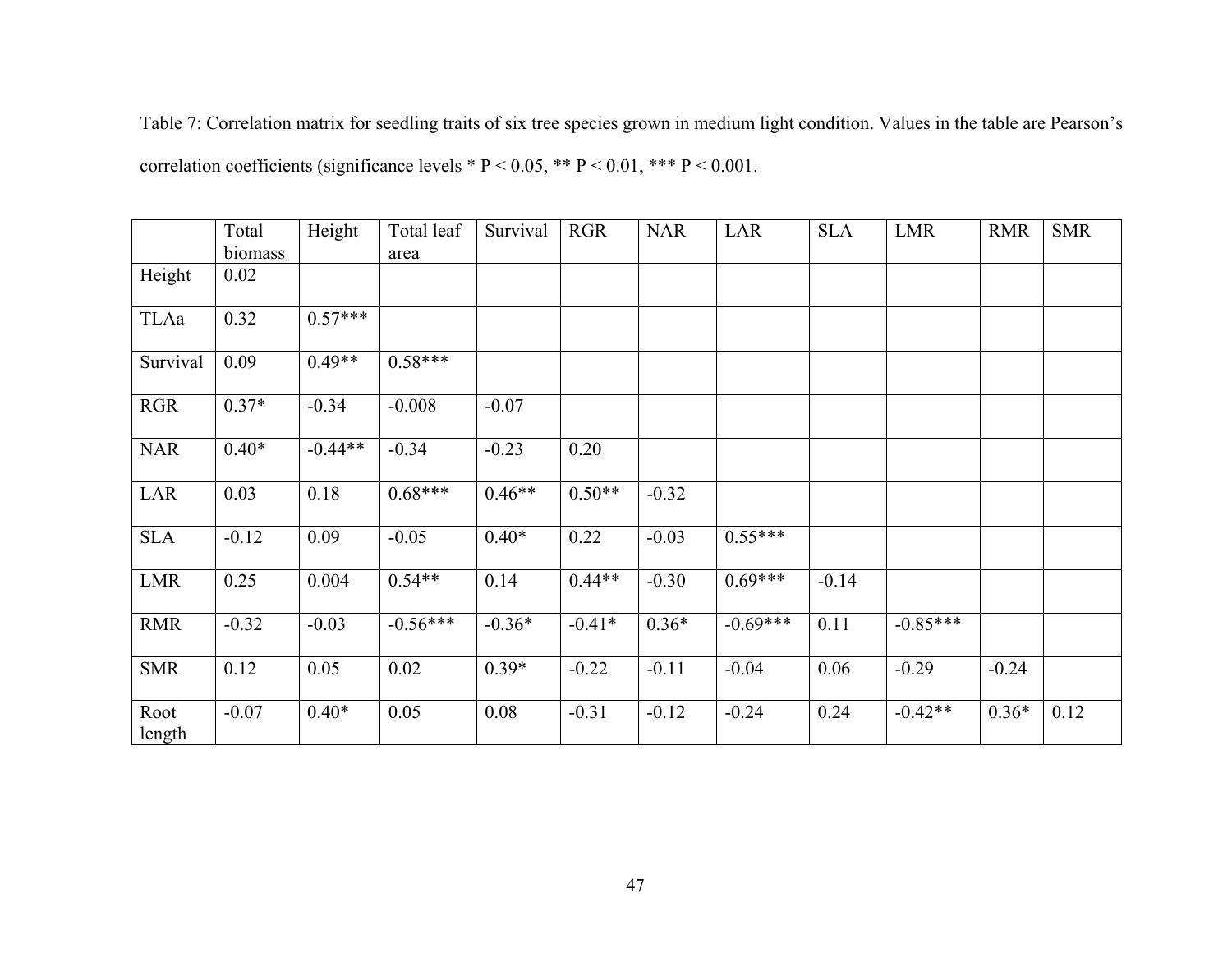Table 7: Correlation matrix for seedling traits of six tree species grown in medium light condition. Values in the table are Pearson's correlation coefficients (significance levels * P < 0.05, ** P < 0.01, *** P < 0.001.

| | Total biomass | Height | Total leaf area | Survival | RGR | NAR | LAR | SLA | LMR | RMR | SMR |
|---|---|---|---|---|---|---|---|---|---|---|---|
| Height | 0.02 | | | | | | | | | | |
| TLAa | 0.32 | 0.57*** | | | | | | | | | |
| Survival | 0.09 | 0.49** | 0.58*** | | | | | | | | |
| RGR | 0.37* | -0.34 | -0.008 | -0.07 | | | | | | | |
| NAR | 0.40* | -0.44** | -0.34 | -0.23 | 0.20 | | | | | | |
| LAR | 0.03 | 0.18 | 0.68*** | 0.46** | 0.50** | -0.32 | | | | | |
| SLA | -0.12 | 0.09 | -0.05 | 0.40* | 0.22 | -0.03 | 0.55*** | | | | |
| LMR | 0.25 | 0.004 | 0.54** | 0.14 | 0.44** | -0.30 | 0.69*** | -0.14 | | | |
| RMR | -0.32 | -0.03 | -0.56*** | -0.36* | -0.41* | 0.36* | -0.69*** | 0.11 | -0.85*** | | |
| SMR | 0.12 | 0.05 | 0.02 | 0.39* | -0.22 | -0.11 | -0.04 | 0.06 | -0.29 | -0.24 | |
| Root length | -0.07 | 0.40* | 0.05 | 0.08 | -0.31 | -0.12 | -0.24 | 0.24 | -0.42** | 0.36* | 0.12 |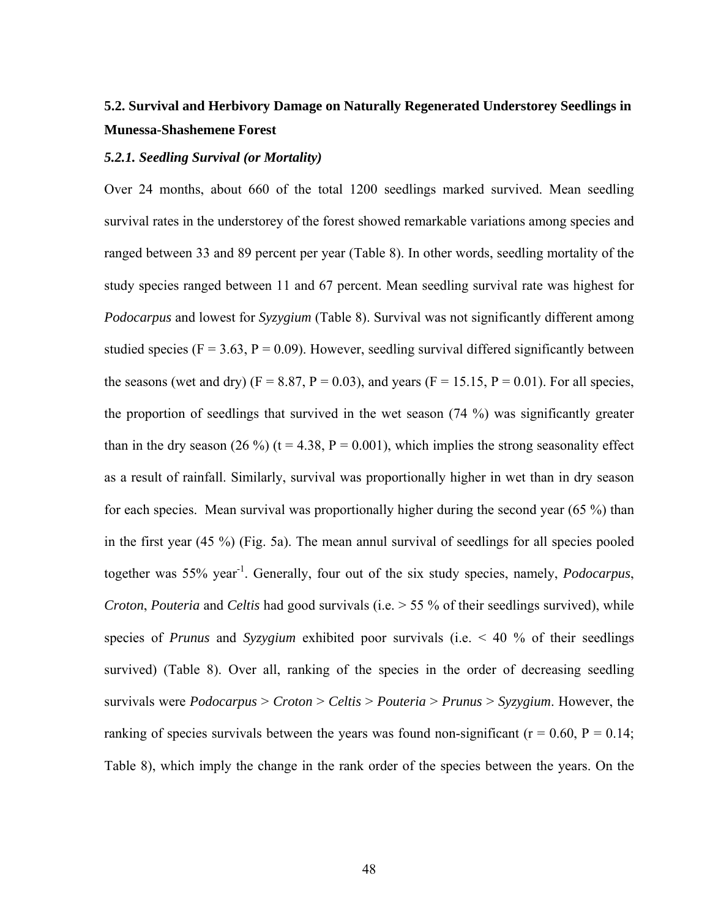## 5.2. Survival and Herbivory Damage on Naturally Regenerated Understorey Seedlings in Munessa-Shashemene Forest

### *5.2.1. Seedling Survival (or Mortality)*

Over 24 months, about 660 of the total 1200 seedlings marked survived. Mean seedling survival rates in the understorey of the forest showed remarkable variations among species and ranged between 33 and 89 percent per year (Table 8). In other words, seedling mortality of the study species ranged between 11 and 67 percent. Mean seedling survival rate was highest for *Podocarpus* and lowest for *Syzygium* (Table 8). Survival was not significantly different among studied species ($F = 3.63$, $P = 0.09$). However, seedling survival differed significantly between the seasons (wet and dry) ($F = 8.87$, $P = 0.03$), and years ($F = 15.15$, $P = 0.01$). For all species, the proportion of seedlings that survived in the wet season (74 %) was significantly greater than in the dry season (26 %) ($t = 4.38$, $P = 0.001$), which implies the strong seasonality effect as a result of rainfall. Similarly, survival was proportionally higher in wet than in dry season for each species. Mean survival was proportionally higher during the second year (65 %) than in the first year (45 %) (Fig. 5a). The mean annul survival of seedlings for all species pooled together was 55% year$^{-1}$. Generally, four out of the six study species, namely, *Podocarpus*, *Croton*, *Pouteria* and *Celtis* had good survivals (i.e. > 55 % of their seedlings survived), while species of *Prunus* and *Syzygium* exhibited poor survivals (i.e. < 40 % of their seedlings survived) (Table 8). Over all, ranking of the species in the order of decreasing seedling survivals were *Podocarpus* > *Croton* > *Celtis* > *Pouteria* > *Prunus* > *Syzygium*. However, the ranking of species survivals between the years was found non-significant ($r = 0.60$, $P = 0.14$; Table 8), which imply the change in the rank order of the species between the years. On the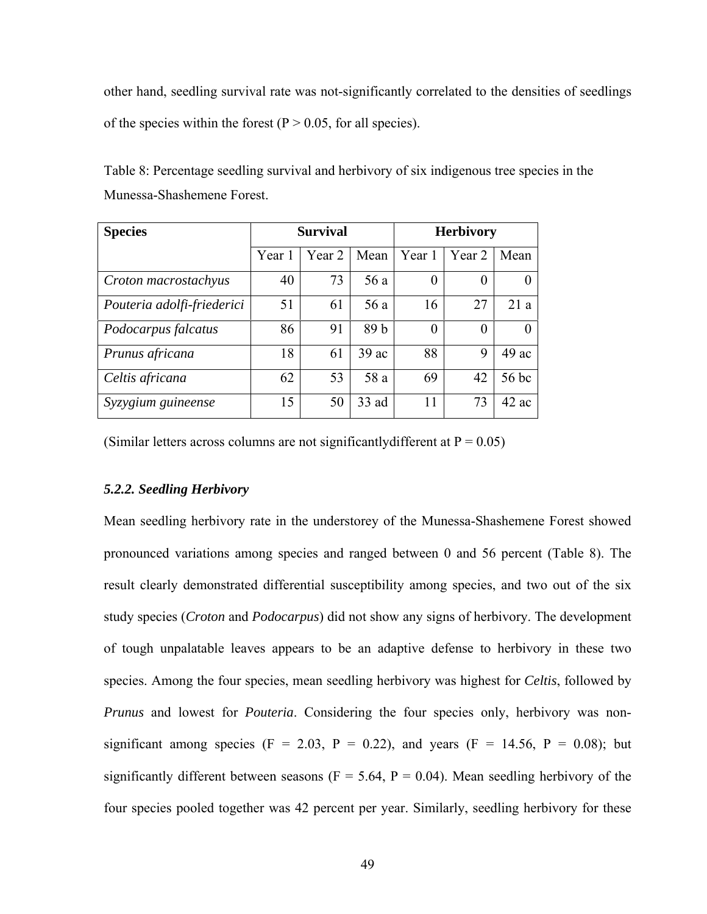other hand, seedling survival rate was not-significantly correlated to the densities of seedlings of the species within the forest ($P > 0.05$, for all species).

Table 8: Percentage seedling survival and herbivory of six indigenous tree species in the Munessa-Shashemene Forest.

| **Species** | **Survival** | | | **Herbivory** | | |
|---|---|---|---|---|---|---|
| | Year 1 | Year 2 | Mean | Year 1 | Year 2 | Mean |
| *Croton macrostachyus* | 40 | 73 | 56 a | 0 | 0 | 0 |
| *Pouteria adolfi-friederici* | 51 | 61 | 56 a | 16 | 27 | 21 a |
| *Podocarpus falcatus* | 86 | 91 | 89 b | 0 | 0 | 0 |
| *Prunus africana* | 18 | 61 | 39 ac | 88 | 9 | 49 ac |
| *Celtis africana* | 62 | 53 | 58 a | 69 | 42 | 56 bc |
| *Syzygium guineense* | 15 | 50 | 33 ad | 11 | 73 | 42 ac |

(Similar letters across columns are not significantlydifferent at $P = 0.05$)

### *5.2.2. Seedling Herbivory*

Mean seedling herbivory rate in the understorey of the Munessa-Shashemene Forest showed pronounced variations among species and ranged between 0 and 56 percent (Table 8). The result clearly demonstrated differential susceptibility among species, and two out of the six study species (*Croton* and *Podocarpus*) did not show any signs of herbivory. The development of tough unpalatable leaves appears to be an adaptive defense to herbivory in these two species. Among the four species, mean seedling herbivory was highest for *Celtis*, followed by *Prunus* and lowest for *Pouteria*. Considering the four species only, herbivory was non-significant among species ($F = 2.03$, $P = 0.22$), and years ($F = 14.56$, $P = 0.08$); but significantly different between seasons ($F = 5.64$, $P = 0.04$). Mean seedling herbivory of the four species pooled together was 42 percent per year. Similarly, seedling herbivory for these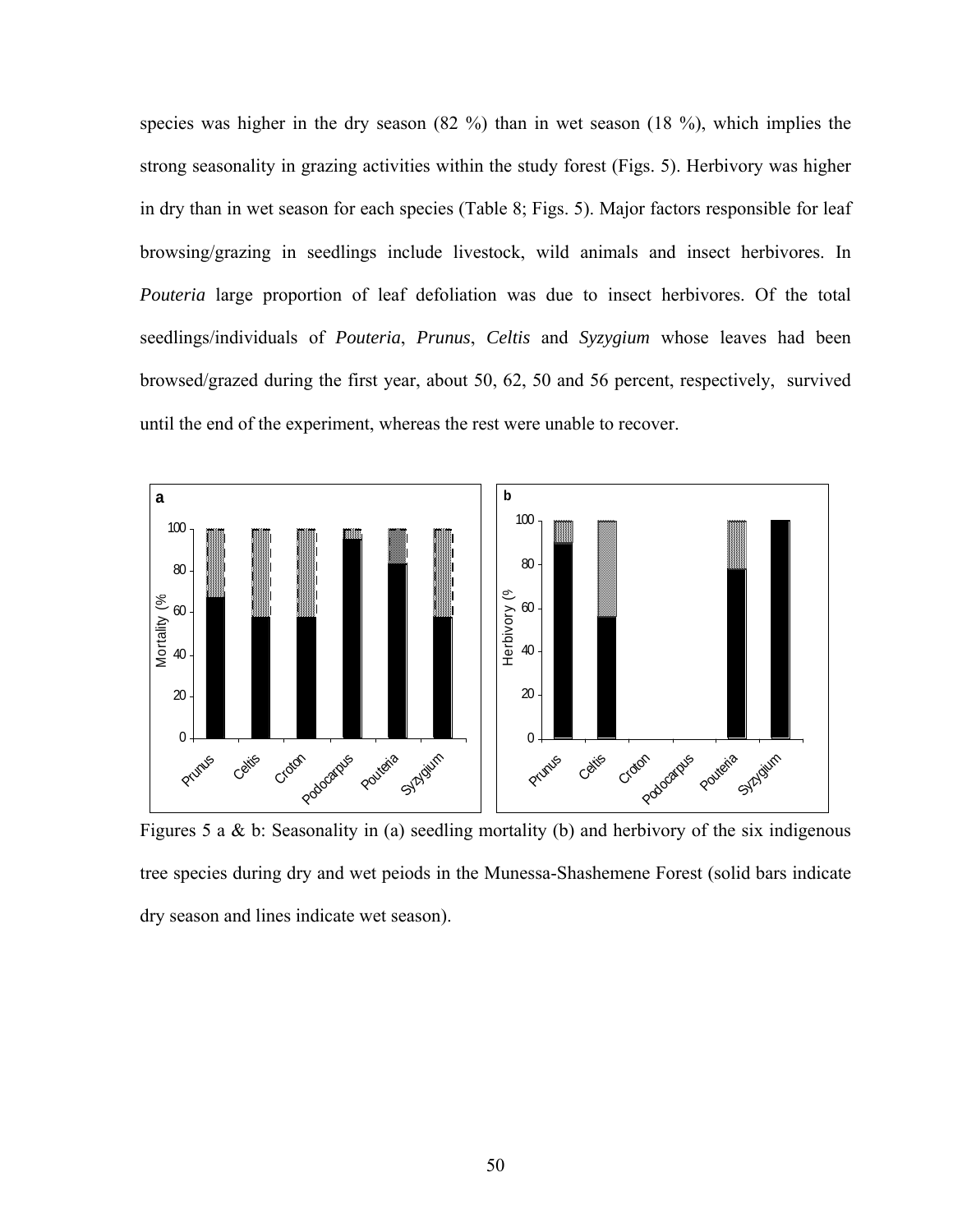species was higher in the dry season (82 %) than in wet season (18 %), which implies the strong seasonality in grazing activities within the study forest (Figs. 5). Herbivory was higher in dry than in wet season for each species (Table 8; Figs. 5). Major factors responsible for leaf browsing/grazing in seedlings include livestock, wild animals and insect herbivores. In *Pouteria* large proportion of leaf defoliation was due to insect herbivores. Of the total seedlings/individuals of *Pouteria*, *Prunus*, *Celtis* and *Syzygium* whose leaves had been browsed/grazed during the first year, about 50, 62, 50 and 56 percent, respectively, survived until the end of the experiment, whereas the rest were unable to recover.

Figures 5 a & b: Seasonality in (a) seedling mortality (b) and herbivory of the six indigenous tree species during dry and wet peiods in the Munessa-Shashemene Forest (solid bars indicate dry season and lines indicate wet season).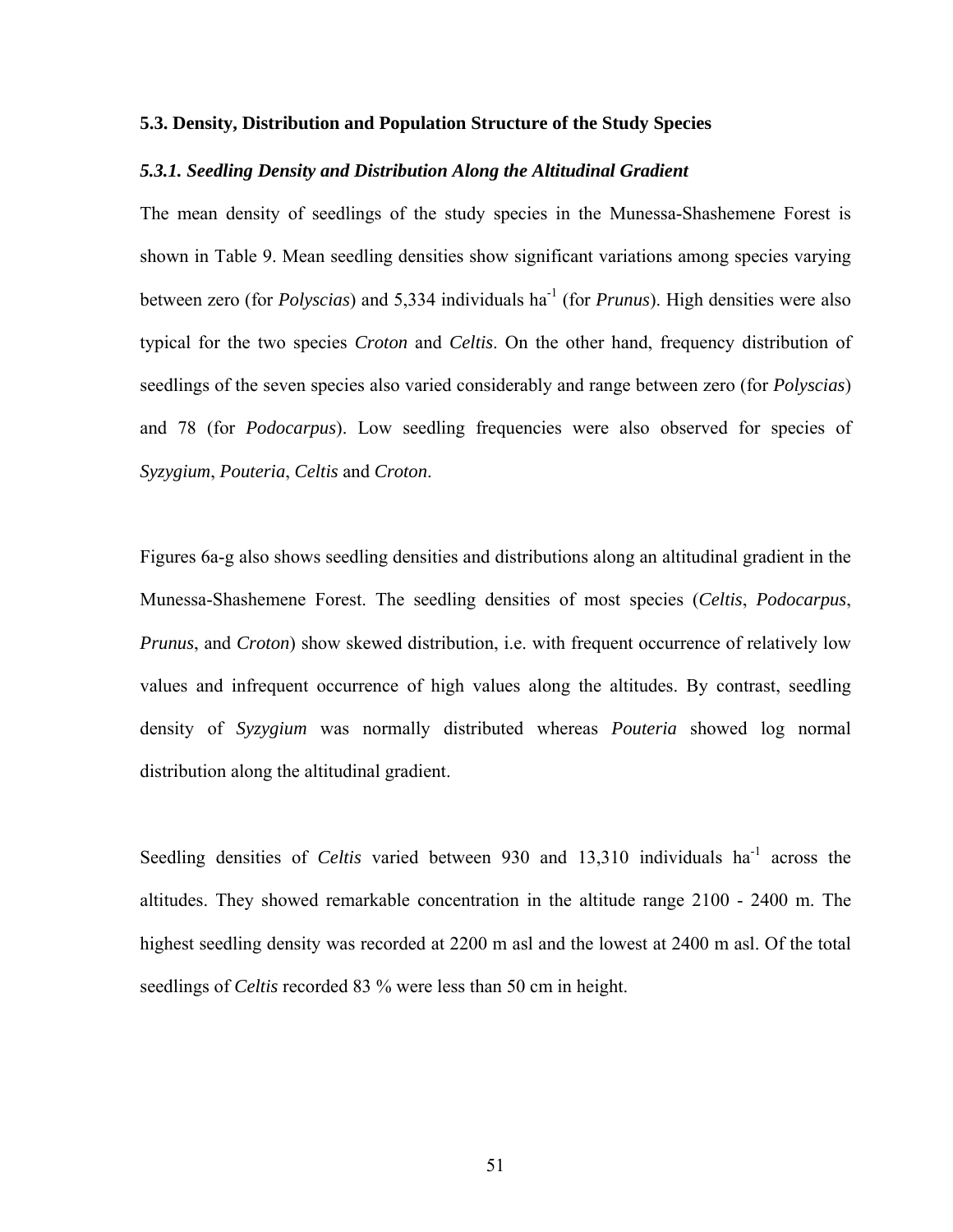### 5.3. Density, Distribution and Population Structure of the Study Species

#### *5.3.1. Seedling Density and Distribution Along the Altitudinal Gradient*

The mean density of seedlings of the study species in the Munessa-Shashemene Forest is shown in Table 9. Mean seedling densities show significant variations among species varying between zero (for *Polyscias*) and 5,334 individuals ha$^{-1}$ (for *Prunus*). High densities were also typical for the two species *Croton* and *Celtis*. On the other hand, frequency distribution of seedlings of the seven species also varied considerably and range between zero (for *Polyscias*) and 78 (for *Podocarpus*). Low seedling frequencies were also observed for species of *Syzygium*, *Pouteria*, *Celtis* and *Croton*.

Figures 6a-g also shows seedling densities and distributions along an altitudinal gradient in the Munessa-Shashemene Forest. The seedling densities of most species (*Celtis*, *Podocarpus*, *Prunus*, and *Croton*) show skewed distribution, i.e. with frequent occurrence of relatively low values and infrequent occurrence of high values along the altitudes. By contrast, seedling density of *Syzygium* was normally distributed whereas *Pouteria* showed log normal distribution along the altitudinal gradient.

Seedling densities of *Celtis* varied between 930 and 13,310 individuals ha$^{-1}$ across the altitudes. They showed remarkable concentration in the altitude range 2100 - 2400 m. The highest seedling density was recorded at 2200 m asl and the lowest at 2400 m asl. Of the total seedlings of *Celtis* recorded 83 % were less than 50 cm in height.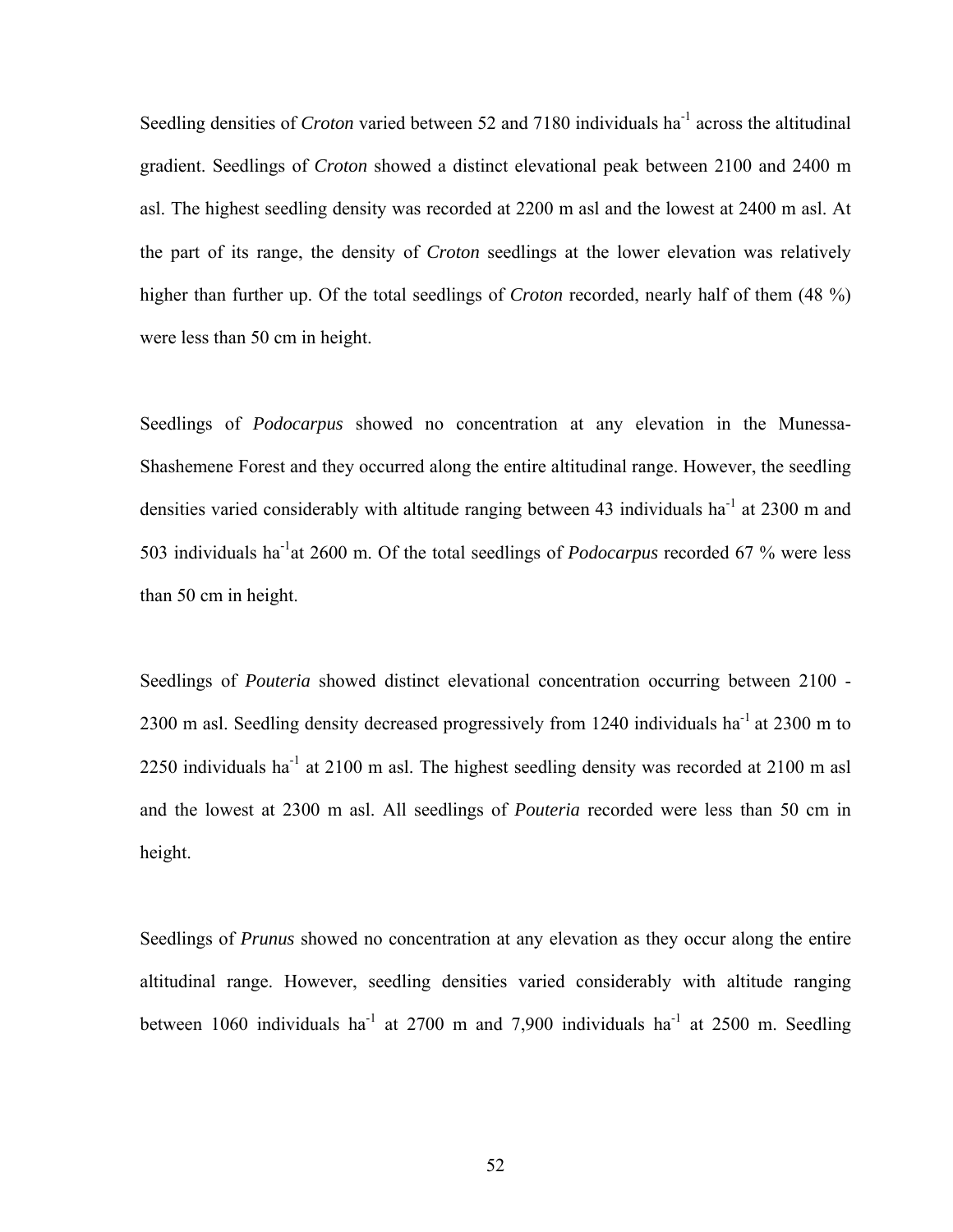Seedling densities of *Croton* varied between 52 and 7180 individuals ha$^{-1}$ across the altitudinal gradient. Seedlings of *Croton* showed a distinct elevational peak between 2100 and 2400 m asl. The highest seedling density was recorded at 2200 m asl and the lowest at 2400 m asl. At the part of its range, the density of *Croton* seedlings at the lower elevation was relatively higher than further up. Of the total seedlings of *Croton* recorded, nearly half of them (48 %) were less than 50 cm in height.

Seedlings of *Podocarpus* showed no concentration at any elevation in the Munessa-Shashemene Forest and they occurred along the entire altitudinal range. However, the seedling densities varied considerably with altitude ranging between 43 individuals ha$^{-1}$ at 2300 m and 503 individuals ha$^{-1}$at 2600 m. Of the total seedlings of *Podocarpus* recorded 67 % were less than 50 cm in height.

Seedlings of *Pouteria* showed distinct elevational concentration occurring between 2100 - 2300 m asl. Seedling density decreased progressively from 1240 individuals ha$^{-1}$ at 2300 m to 2250 individuals ha$^{-1}$ at 2100 m asl. The highest seedling density was recorded at 2100 m asl and the lowest at 2300 m asl. All seedlings of *Pouteria* recorded were less than 50 cm in height.

Seedlings of *Prunus* showed no concentration at any elevation as they occur along the entire altitudinal range. However, seedling densities varied considerably with altitude ranging between 1060 individuals ha$^{-1}$ at 2700 m and 7,900 individuals ha$^{-1}$ at 2500 m. Seedling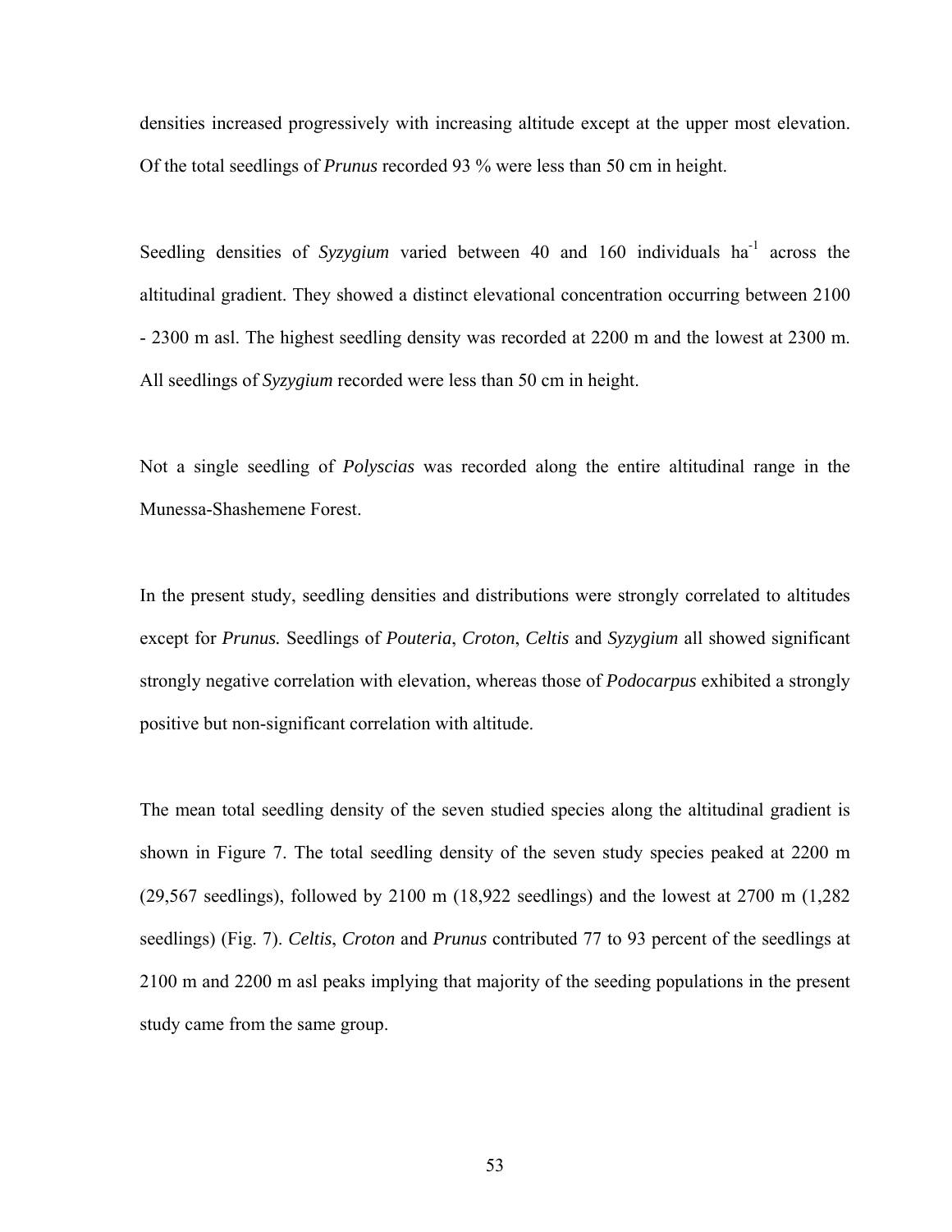densities increased progressively with increasing altitude except at the upper most elevation. Of the total seedlings of *Prunus* recorded 93 % were less than 50 cm in height.

Seedling densities of *Syzygium* varied between 40 and 160 individuals ha$^{-1}$ across the altitudinal gradient. They showed a distinct elevational concentration occurring between 2100 - 2300 m asl. The highest seedling density was recorded at 2200 m and the lowest at 2300 m. All seedlings of *Syzygium* recorded were less than 50 cm in height.

Not a single seedling of *Polyscias* was recorded along the entire altitudinal range in the Munessa-Shashemene Forest.

In the present study, seedling densities and distributions were strongly correlated to altitudes except for *Prunus.* Seedlings of *Pouteria*, *Croton*, *Celtis* and *Syzygium* all showed significant strongly negative correlation with elevation, whereas those of *Podocarpus* exhibited a strongly positive but non-significant correlation with altitude.

The mean total seedling density of the seven studied species along the altitudinal gradient is shown in Figure 7. The total seedling density of the seven study species peaked at 2200 m (29,567 seedlings), followed by 2100 m (18,922 seedlings) and the lowest at 2700 m (1,282 seedlings) (Fig. 7). *Celtis*, *Croton* and *Prunus* contributed 77 to 93 percent of the seedlings at 2100 m and 2200 m asl peaks implying that majority of the seeding populations in the present study came from the same group.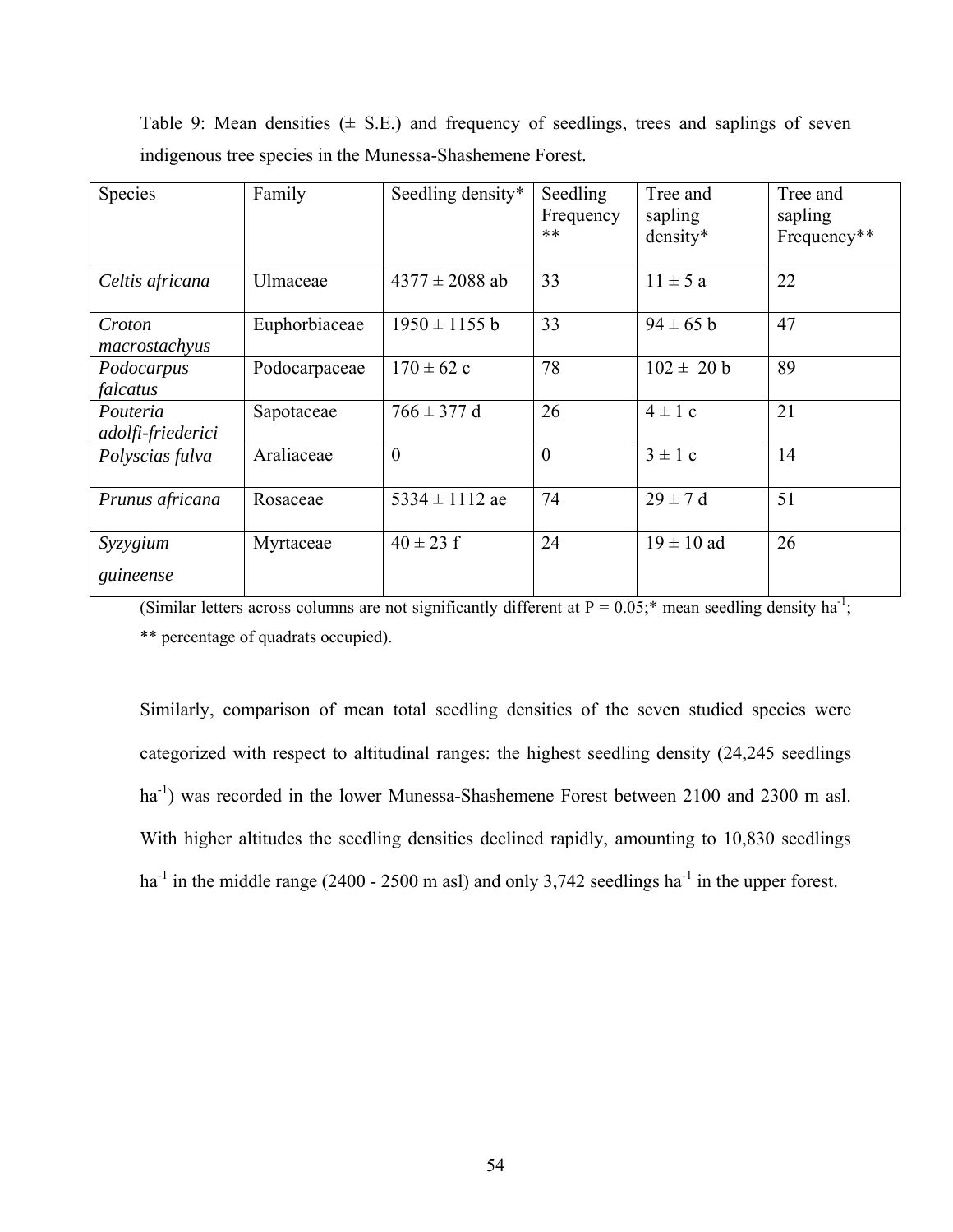Table 9: Mean densities (± S.E.) and frequency of seedlings, trees and saplings of seven indigenous tree species in the Munessa-Shashemene Forest.

| Species | Family | Seedling density* | Seedling Frequency ** | Tree and sapling density* | Tree and sapling Frequency** |
|---|---|---|---|---|---|
| *Celtis africana* | Ulmaceae | 4377 ± 2088 ab | 33 | 11 ± 5 a | 22 |
| *Croton macrostachyus* | Euphorbiaceae | 1950 ± 1155 b | 33 | 94 ± 65 b | 47 |
| *Podocarpus falcatus* | Podocarpaceae | 170 ± 62 c | 78 | 102 ± 20 b | 89 |
| *Pouteria adolfi-friederici* | Sapotaceae | 766 ± 377 d | 26 | 4 ± 1 c | 21 |
| *Polyscias fulva* | Araliaceae | 0 | 0 | 3 ± 1 c | 14 |
| *Prunus africana* | Rosaceae | 5334 ± 1112 ae | 74 | 29 ± 7 d | 51 |
| *Syzygium guineense* | Myrtaceae | 40 ± 23 f | 24 | 19 ± 10 ad | 26 |

(Similar letters across columns are not significantly different at P = 0.05;* mean seedling density ha$^{-1}$; ** percentage of quadrats occupied).

Similarly, comparison of mean total seedling densities of the seven studied species were categorized with respect to altitudinal ranges: the highest seedling density (24,245 seedlings ha$^{-1}$) was recorded in the lower Munessa-Shashemene Forest between 2100 and 2300 m asl. With higher altitudes the seedling densities declined rapidly, amounting to 10,830 seedlings ha$^{-1}$ in the middle range (2400 - 2500 m asl) and only 3,742 seedlings ha$^{-1}$ in the upper forest.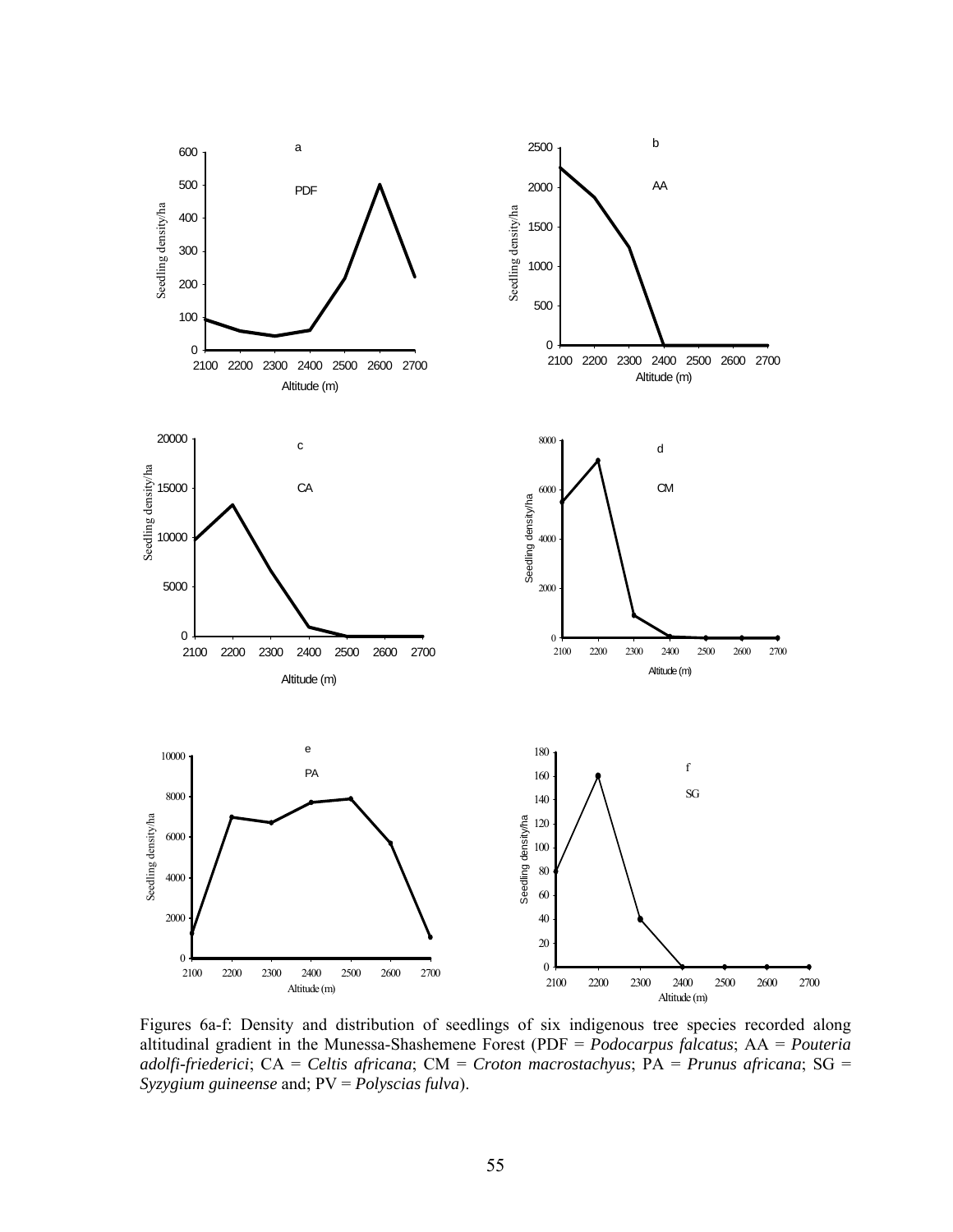Figures 6a-f: Density and distribution of seedlings of six indigenous tree species recorded along altitudinal gradient in the Munessa-Shashemene Forest (PDF = *Podocarpus falcatus*; AA = *Pouteria adolfi-friederici*; CA = *Celtis africana*; CM = *Croton macrostachyus*; PA = *Prunus africana*; SG = *Syzygium guineense* and; PV = *Polyscias fulva*).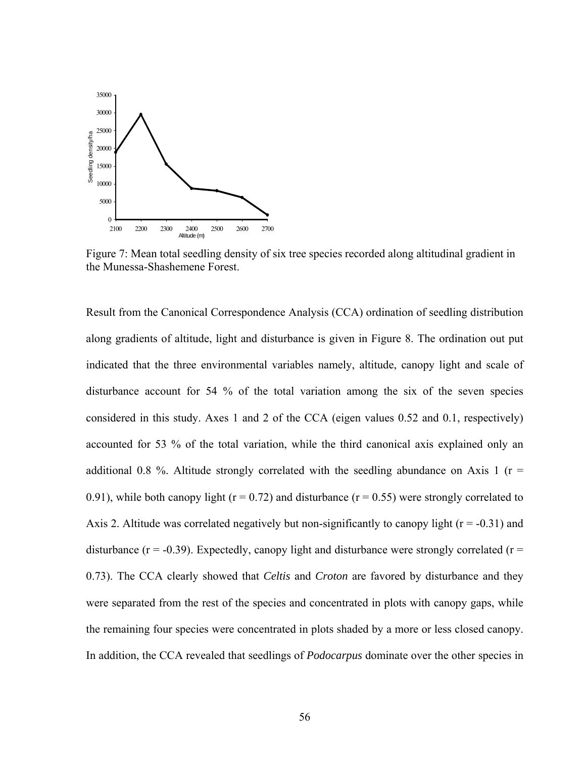Figure 7: Mean total seedling density of six tree species recorded along altitudinal gradient in the Munessa-Shashemene Forest.

Result from the Canonical Correspondence Analysis (CCA) ordination of seedling distribution along gradients of altitude, light and disturbance is given in Figure 8. The ordination out put indicated that the three environmental variables namely, altitude, canopy light and scale of disturbance account for 54 % of the total variation among the six of the seven species considered in this study. Axes 1 and 2 of the CCA (eigen values 0.52 and 0.1, respectively) accounted for 53 % of the total variation, while the third canonical axis explained only an additional 0.8 %. Altitude strongly correlated with the seedling abundance on Axis 1 ($r = 0.91$), while both canopy light ($r = 0.72$) and disturbance ($r = 0.55$) were strongly correlated to Axis 2. Altitude was correlated negatively but non-significantly to canopy light ($r = -0.31$) and disturbance ($r = -0.39$). Expectedly, canopy light and disturbance were strongly correlated ($r = 0.73$). The CCA clearly showed that *Celtis* and *Croton* are favored by disturbance and they were separated from the rest of the species and concentrated in plots with canopy gaps, while the remaining four species were concentrated in plots shaded by a more or less closed canopy. In addition, the CCA revealed that seedlings of *Podocarpus* dominate over the other species in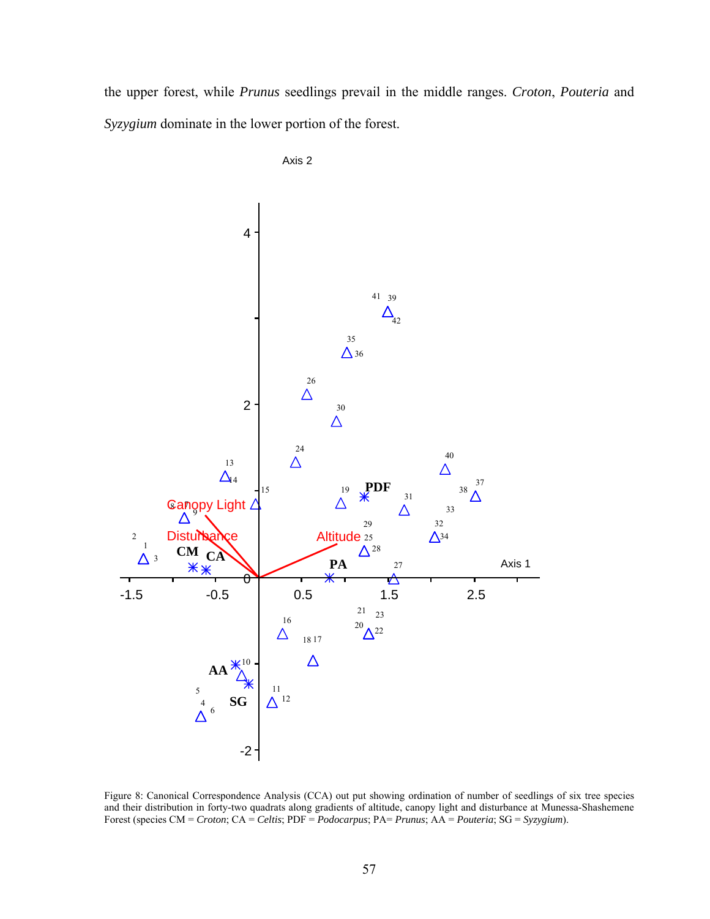the upper forest, while *Prunus* seedlings prevail in the middle ranges. *Croton*, *Pouteria* and *Syzygium* dominate in the lower portion of the forest.

Figure 8: Canonical Correspondence Analysis (CCA) out put showing ordination of number of seedlings of six tree species and their distribution in forty-two quadrats along gradients of altitude, canopy light and disturbance at Munessa-Shashemene Forest (species CM = *Croton*; CA = *Celtis*; PDF = *Podocarpus*; PA= *Prunus*; AA = *Pouteria*; SG = *Syzygium*).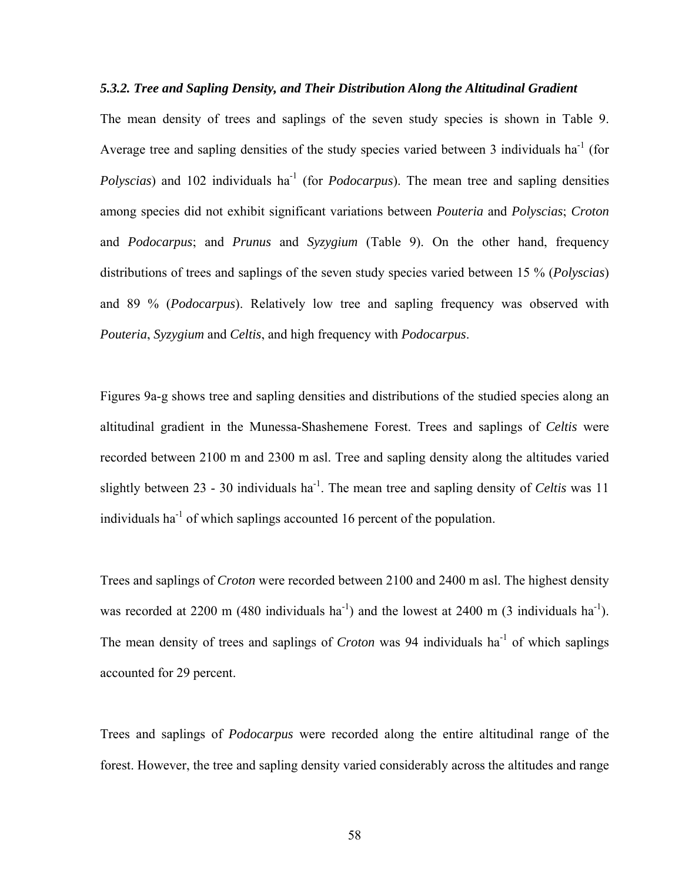### *5.3.2. Tree and Sapling Density, and Their Distribution Along the Altitudinal Gradient*

The mean density of trees and saplings of the seven study species is shown in Table 9. Average tree and sapling densities of the study species varied between 3 individuals ha$^{-1}$ (for *Polyscias*) and 102 individuals ha$^{-1}$ (for *Podocarpus*). The mean tree and sapling densities among species did not exhibit significant variations between *Pouteria* and *Polyscias*; *Croton* and *Podocarpus*; and *Prunus* and *Syzygium* (Table 9). On the other hand, frequency distributions of trees and saplings of the seven study species varied between 15 % (*Polyscias*) and 89 % (*Podocarpus*). Relatively low tree and sapling frequency was observed with *Pouteria*, *Syzygium* and *Celtis*, and high frequency with *Podocarpus*.

Figures 9a-g shows tree and sapling densities and distributions of the studied species along an altitudinal gradient in the Munessa-Shashemene Forest. Trees and saplings of *Celtis* were recorded between 2100 m and 2300 m asl. Tree and sapling density along the altitudes varied slightly between 23 - 30 individuals ha$^{-1}$. The mean tree and sapling density of *Celtis* was 11 individuals ha$^{-1}$ of which saplings accounted 16 percent of the population.

Trees and saplings of *Croton* were recorded between 2100 and 2400 m asl. The highest density was recorded at 2200 m (480 individuals ha$^{-1}$) and the lowest at 2400 m (3 individuals ha$^{-1}$). The mean density of trees and saplings of *Croton* was 94 individuals ha$^{-1}$ of which saplings accounted for 29 percent.

Trees and saplings of *Podocarpus* were recorded along the entire altitudinal range of the forest. However, the tree and sapling density varied considerably across the altitudes and range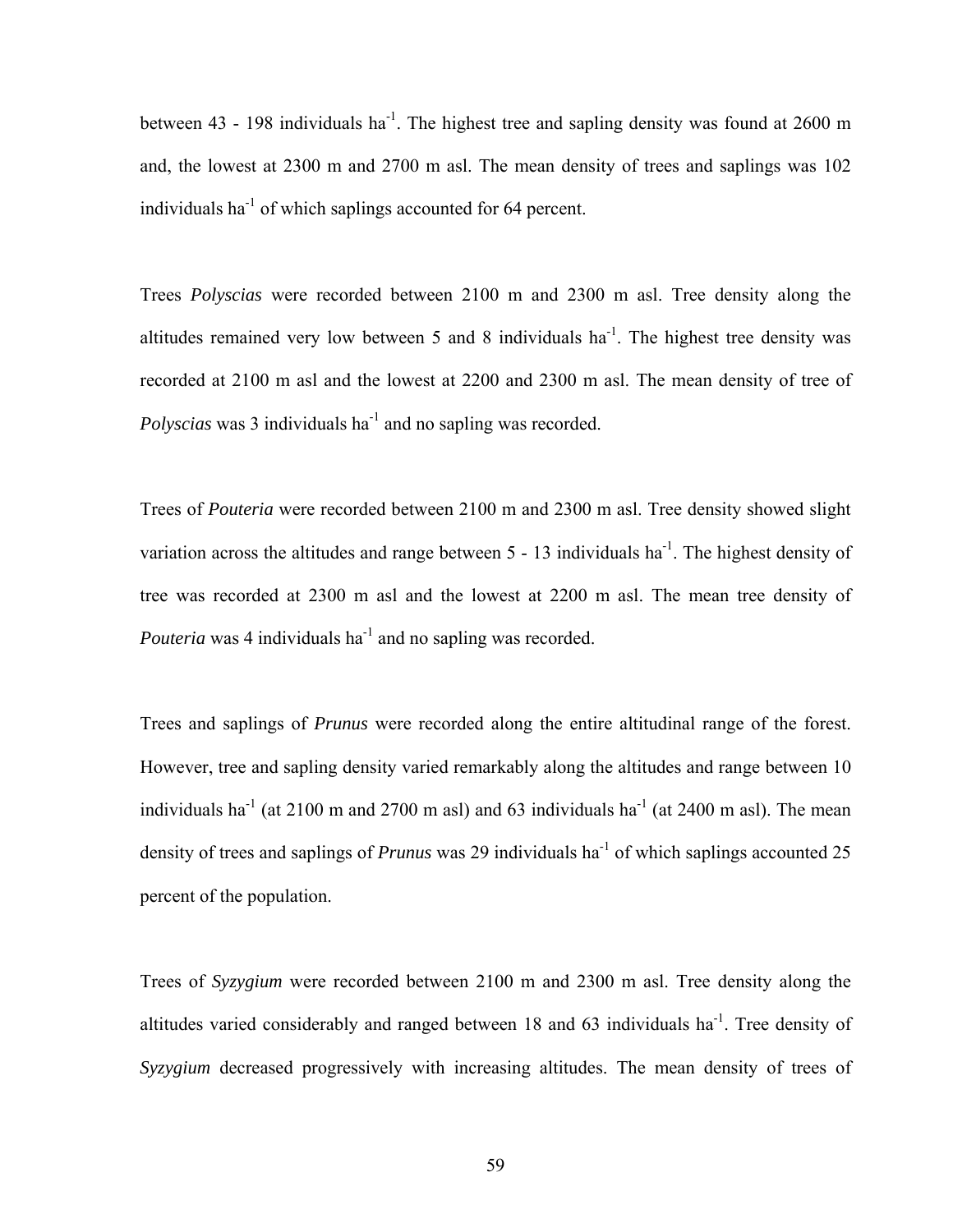between 43 - 198 individuals ha$^{-1}$. The highest tree and sapling density was found at 2600 m and, the lowest at 2300 m and 2700 m asl. The mean density of trees and saplings was 102 individuals ha$^{-1}$ of which saplings accounted for 64 percent.

Trees *Polyscias* were recorded between 2100 m and 2300 m asl. Tree density along the altitudes remained very low between 5 and 8 individuals ha$^{-1}$. The highest tree density was recorded at 2100 m asl and the lowest at 2200 and 2300 m asl. The mean density of tree of *Polyscias* was 3 individuals ha$^{-1}$ and no sapling was recorded.

Trees of *Pouteria* were recorded between 2100 m and 2300 m asl. Tree density showed slight variation across the altitudes and range between 5 - 13 individuals ha$^{-1}$. The highest density of tree was recorded at 2300 m asl and the lowest at 2200 m asl. The mean tree density of *Pouteria* was 4 individuals ha$^{-1}$ and no sapling was recorded.

Trees and saplings of *Prunus* were recorded along the entire altitudinal range of the forest. However, tree and sapling density varied remarkably along the altitudes and range between 10 individuals ha$^{-1}$ (at 2100 m and 2700 m asl) and 63 individuals ha$^{-1}$ (at 2400 m asl). The mean density of trees and saplings of *Prunus* was 29 individuals ha$^{-1}$ of which saplings accounted 25 percent of the population.

Trees of *Syzygium* were recorded between 2100 m and 2300 m asl. Tree density along the altitudes varied considerably and ranged between 18 and 63 individuals ha$^{-1}$. Tree density of *Syzygium* decreased progressively with increasing altitudes. The mean density of trees of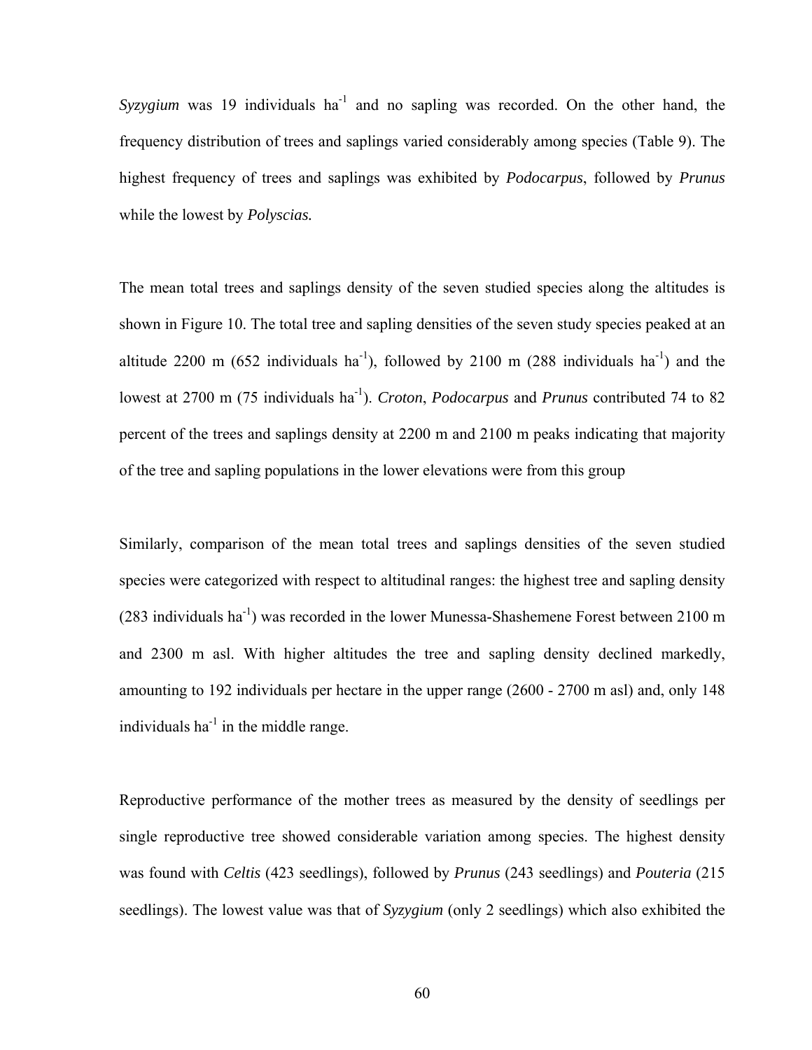*Syzygium* was 19 individuals ha$^{-1}$ and no sapling was recorded. On the other hand, the frequency distribution of trees and saplings varied considerably among species (Table 9). The highest frequency of trees and saplings was exhibited by *Podocarpus*, followed by *Prunus* while the lowest by ***Polyscias.***

The mean total trees and saplings density of the seven studied species along the altitudes is shown in Figure 10. The total tree and sapling densities of the seven study species peaked at an altitude 2200 m (652 individuals ha$^{-1}$), followed by 2100 m (288 individuals ha$^{-1}$) and the lowest at 2700 m (75 individuals ha$^{-1}$). *Croton*, *Podocarpus* and *Prunus* contributed 74 to 82 percent of the trees and saplings density at 2200 m and 2100 m peaks indicating that majority of the tree and sapling populations in the lower elevations were from this group

Similarly, comparison of the mean total trees and saplings densities of the seven studied species were categorized with respect to altitudinal ranges: the highest tree and sapling density (283 individuals ha$^{-1}$) was recorded in the lower Munessa-Shashemene Forest between 2100 m and 2300 m asl. With higher altitudes the tree and sapling density declined markedly, amounting to 192 individuals per hectare in the upper range (2600 - 2700 m asl) and, only 148 individuals ha$^{-1}$ in the middle range.

Reproductive performance of the mother trees as measured by the density of seedlings per single reproductive tree showed considerable variation among species. The highest density was found with *Celtis* (423 seedlings), followed by *Prunus* (243 seedlings) and *Pouteria* (215 seedlings). The lowest value was that of *Syzygium* (only 2 seedlings) which also exhibited the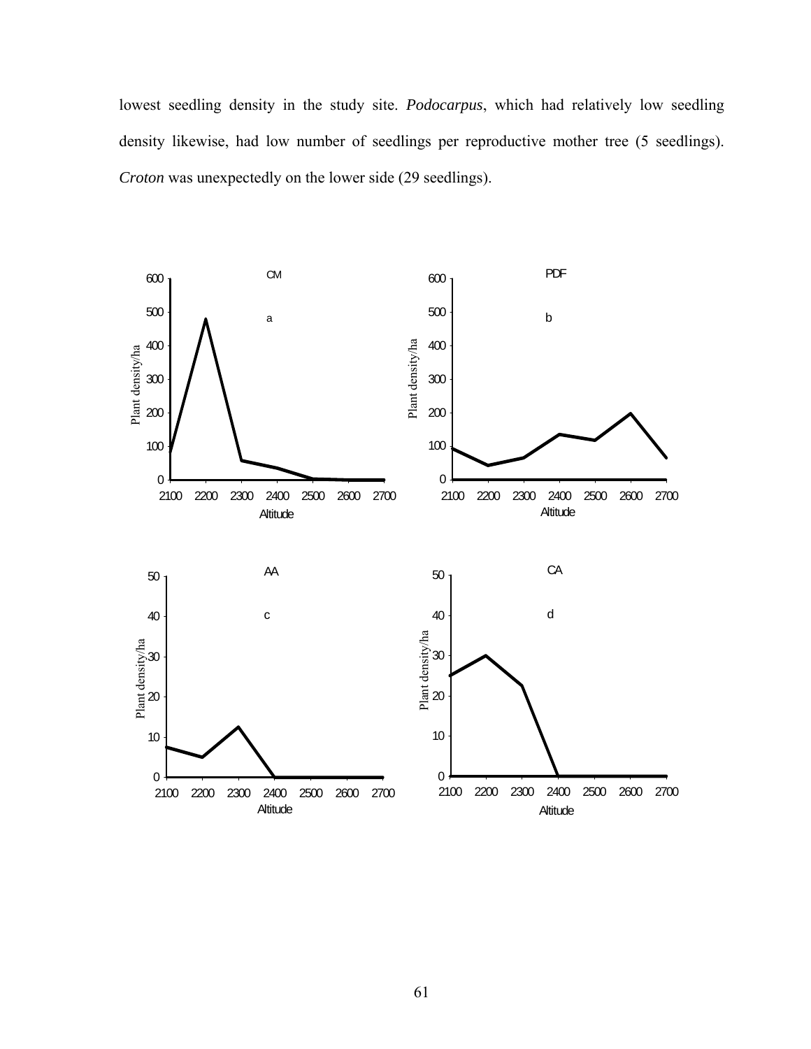lowest seedling density in the study site. *Podocarpus*, which had relatively low seedling density likewise, had low number of seedlings per reproductive mother tree (5 seedlings). *Croton* was unexpectedly on the lower side (29 seedlings).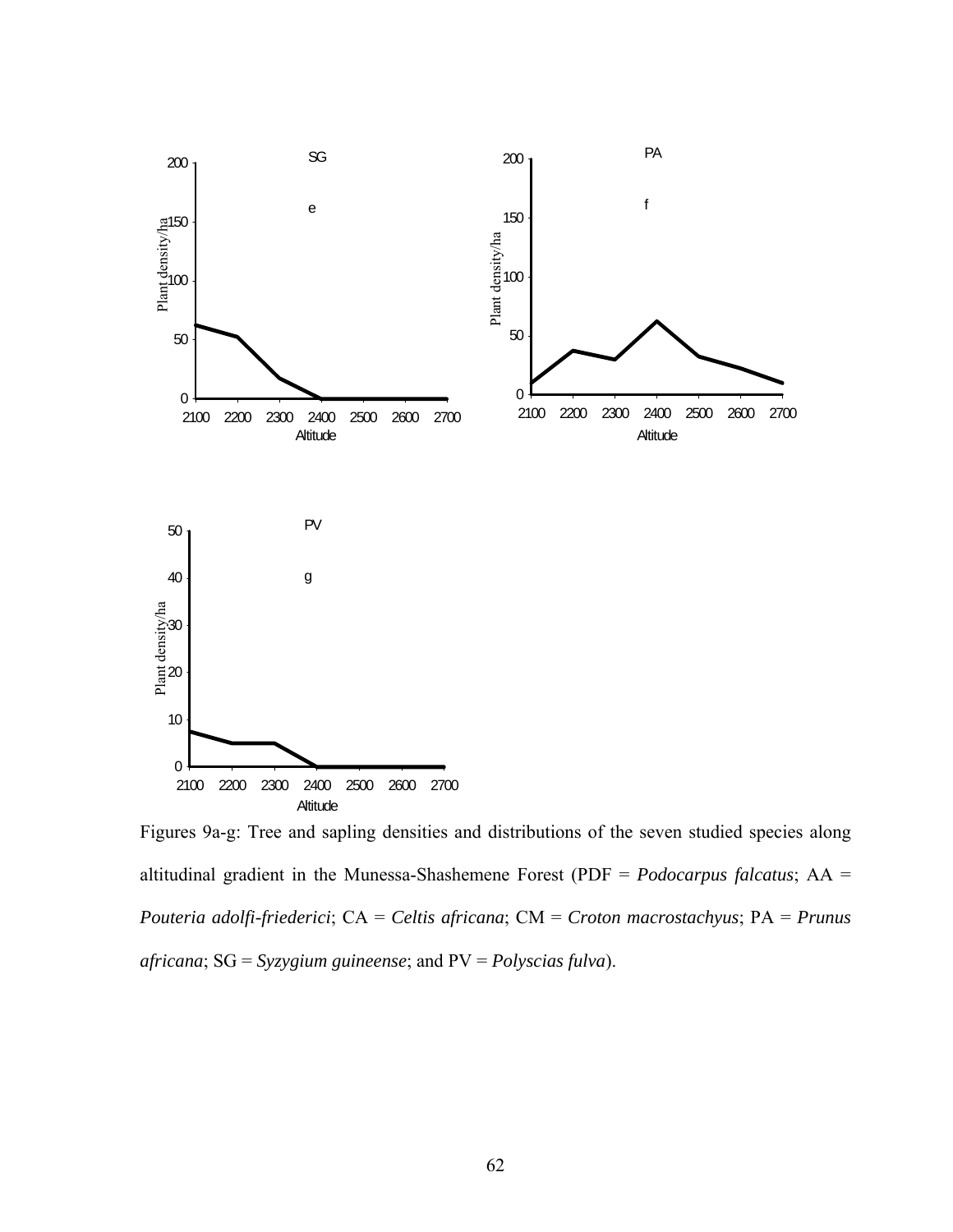Figures 9a-g: Tree and sapling densities and distributions of the seven studied species along altitudinal gradient in the Munessa-Shashemene Forest (PDF = *Podocarpus falcatus*; AA = *Pouteria adolfi-friederici*; CA = *Celtis africana*; CM = *Croton macrostachyus*; PA = *Prunus africana*; SG = *Syzygium guineense*; and PV = *Polyscias fulva*).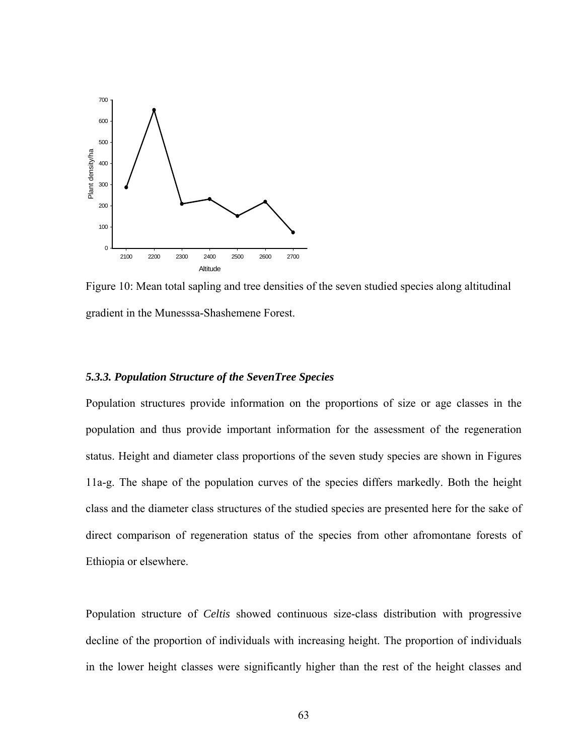Figure 10: Mean total sapling and tree densities of the seven studied species along altitudinal gradient in the Munesssa-Shashemene Forest.

### *5.3.3. Population Structure of the SevenTree Species*

Population structures provide information on the proportions of size or age classes in the population and thus provide important information for the assessment of the regeneration status. Height and diameter class proportions of the seven study species are shown in Figures 11a-g. The shape of the population curves of the species differs markedly. Both the height class and the diameter class structures of the studied species are presented here for the sake of direct comparison of regeneration status of the species from other afromontane forests of Ethiopia or elsewhere.

Population structure of *Celtis* showed continuous size-class distribution with progressive decline of the proportion of individuals with increasing height. The proportion of individuals in the lower height classes were significantly higher than the rest of the height classes and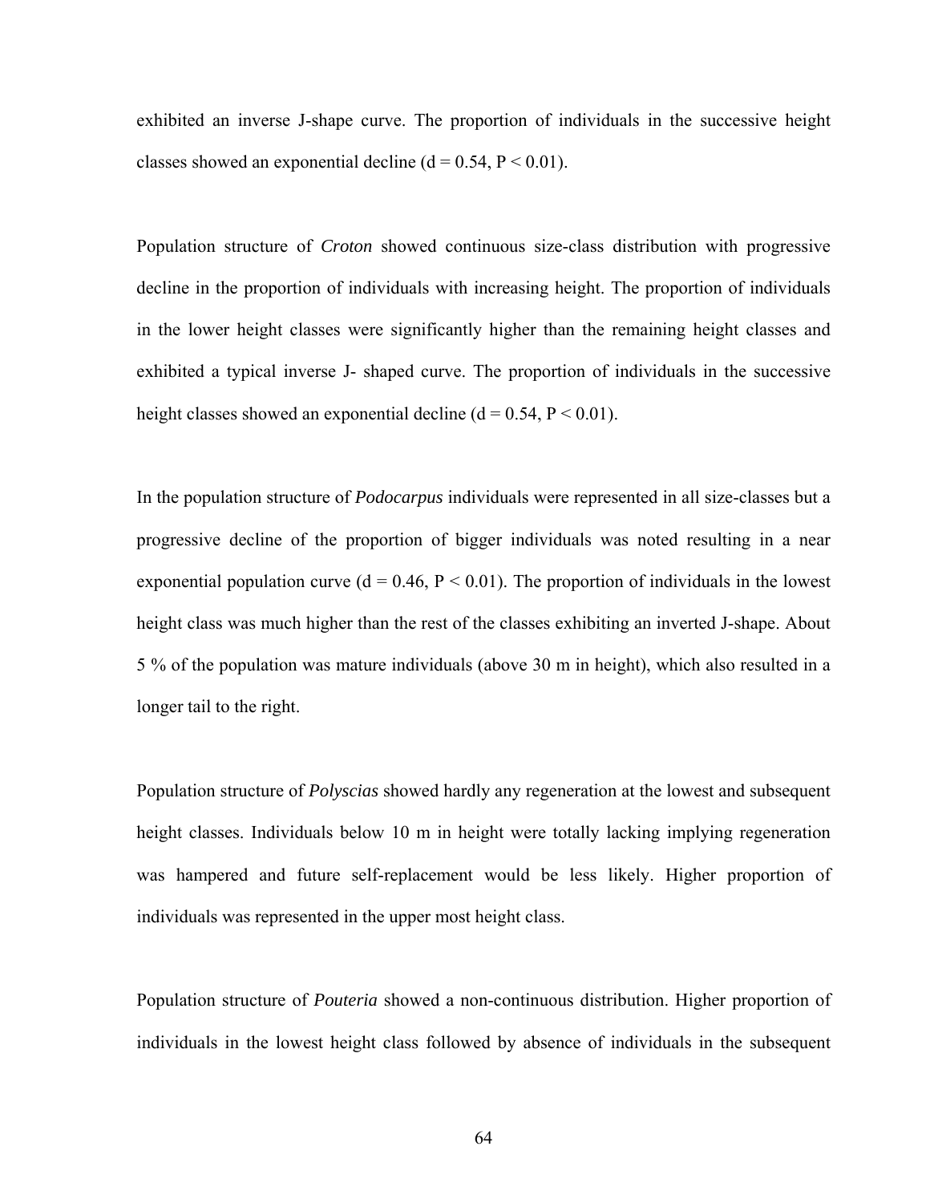exhibited an inverse J-shape curve. The proportion of individuals in the successive height classes showed an exponential decline (d = 0.54, P < 0.01).

Population structure of *Croton* showed continuous size-class distribution with progressive decline in the proportion of individuals with increasing height. The proportion of individuals in the lower height classes were significantly higher than the remaining height classes and exhibited a typical inverse J- shaped curve. The proportion of individuals in the successive height classes showed an exponential decline (d = 0.54, P < 0.01).

In the population structure of *Podocarpus* individuals were represented in all size-classes but a progressive decline of the proportion of bigger individuals was noted resulting in a near exponential population curve (d = 0.46, P < 0.01). The proportion of individuals in the lowest height class was much higher than the rest of the classes exhibiting an inverted J-shape. About 5 % of the population was mature individuals (above 30 m in height), which also resulted in a longer tail to the right.

Population structure of *Polyscias* showed hardly any regeneration at the lowest and subsequent height classes. Individuals below 10 m in height were totally lacking implying regeneration was hampered and future self-replacement would be less likely. Higher proportion of individuals was represented in the upper most height class.

Population structure of *Pouteria* showed a non-continuous distribution. Higher proportion of individuals in the lowest height class followed by absence of individuals in the subsequent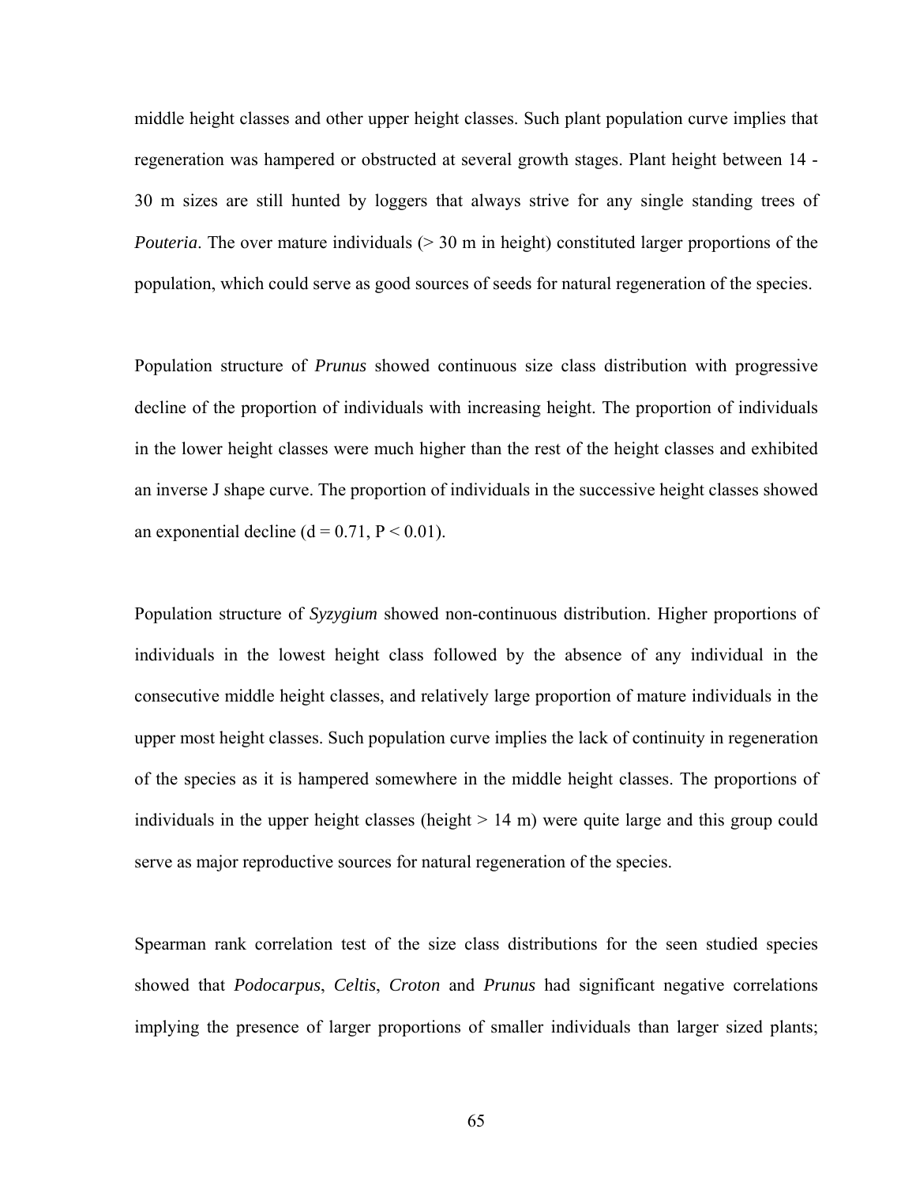middle height classes and other upper height classes. Such plant population curve implies that regeneration was hampered or obstructed at several growth stages. Plant height between 14 - 30 m sizes are still hunted by loggers that always strive for any single standing trees of *Pouteria*. The over mature individuals (> 30 m in height) constituted larger proportions of the population, which could serve as good sources of seeds for natural regeneration of the species.

Population structure of *Prunus* showed continuous size class distribution with progressive decline of the proportion of individuals with increasing height. The proportion of individuals in the lower height classes were much higher than the rest of the height classes and exhibited an inverse J shape curve. The proportion of individuals in the successive height classes showed an exponential decline ($d = 0.71$, $P < 0.01$).

Population structure of *Syzygium* showed non-continuous distribution. Higher proportions of individuals in the lowest height class followed by the absence of any individual in the consecutive middle height classes, and relatively large proportion of mature individuals in the upper most height classes. Such population curve implies the lack of continuity in regeneration of the species as it is hampered somewhere in the middle height classes. The proportions of individuals in the upper height classes (height > 14 m) were quite large and this group could serve as major reproductive sources for natural regeneration of the species.

Spearman rank correlation test of the size class distributions for the seen studied species showed that *Podocarpus*, *Celtis*, *Croton* and *Prunus* had significant negative correlations implying the presence of larger proportions of smaller individuals than larger sized plants;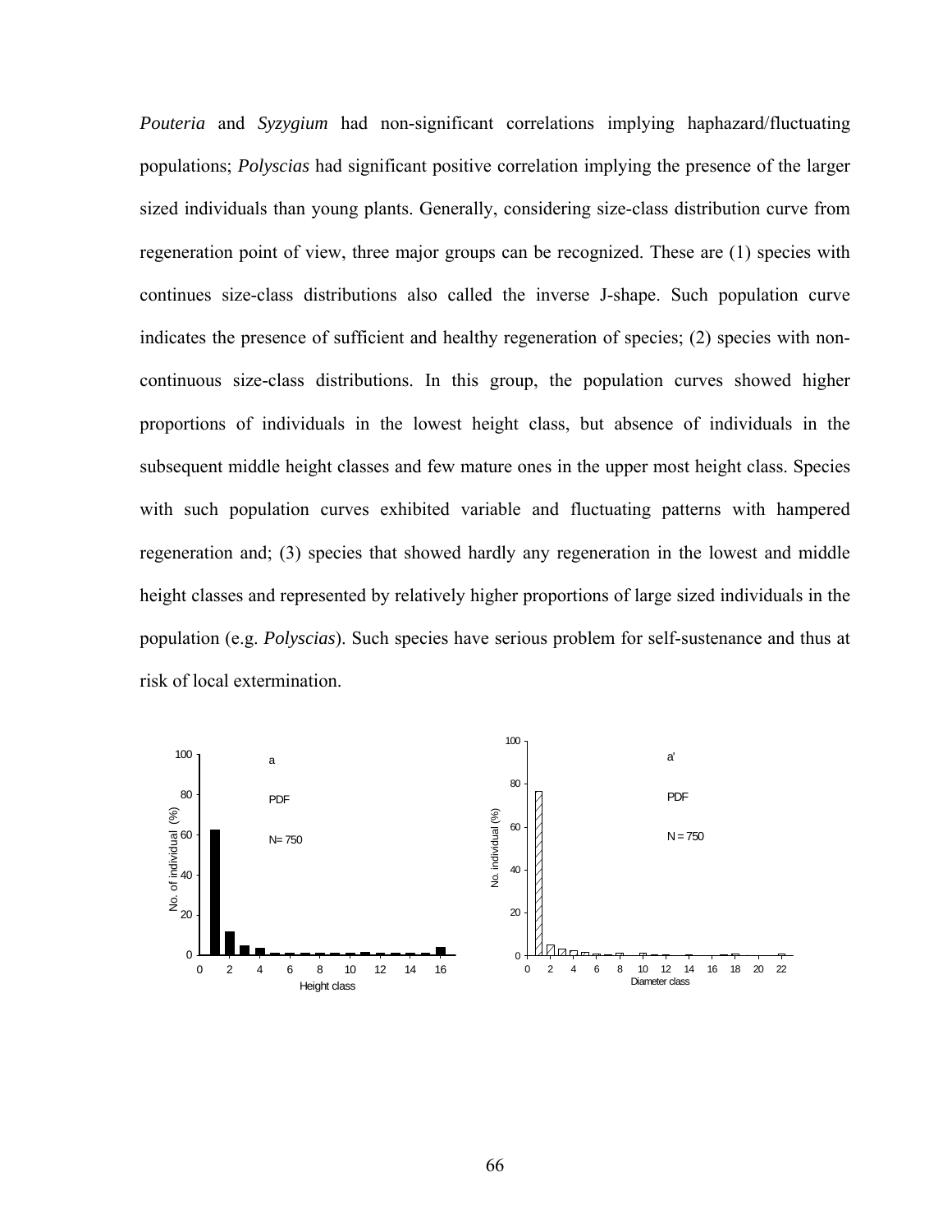*Pouteria* and *Syzygium* had non-significant correlations implying haphazard/fluctuating populations; *Polyscias* had significant positive correlation implying the presence of the larger sized individuals than young plants. Generally, considering size-class distribution curve from regeneration point of view, three major groups can be recognized. These are (1) species with continues size-class distributions also called the inverse J-shape. Such population curve indicates the presence of sufficient and healthy regeneration of species; (2) species with non-continuous size-class distributions. In this group, the population curves showed higher proportions of individuals in the lowest height class, but absence of individuals in the subsequent middle height classes and few mature ones in the upper most height class. Species with such population curves exhibited variable and fluctuating patterns with hampered regeneration and; (3) species that showed hardly any regeneration in the lowest and middle height classes and represented by relatively higher proportions of large sized individuals in the population (e.g. *Polyscias*). Such species have serious problem for self-sustenance and thus at risk of local extermination.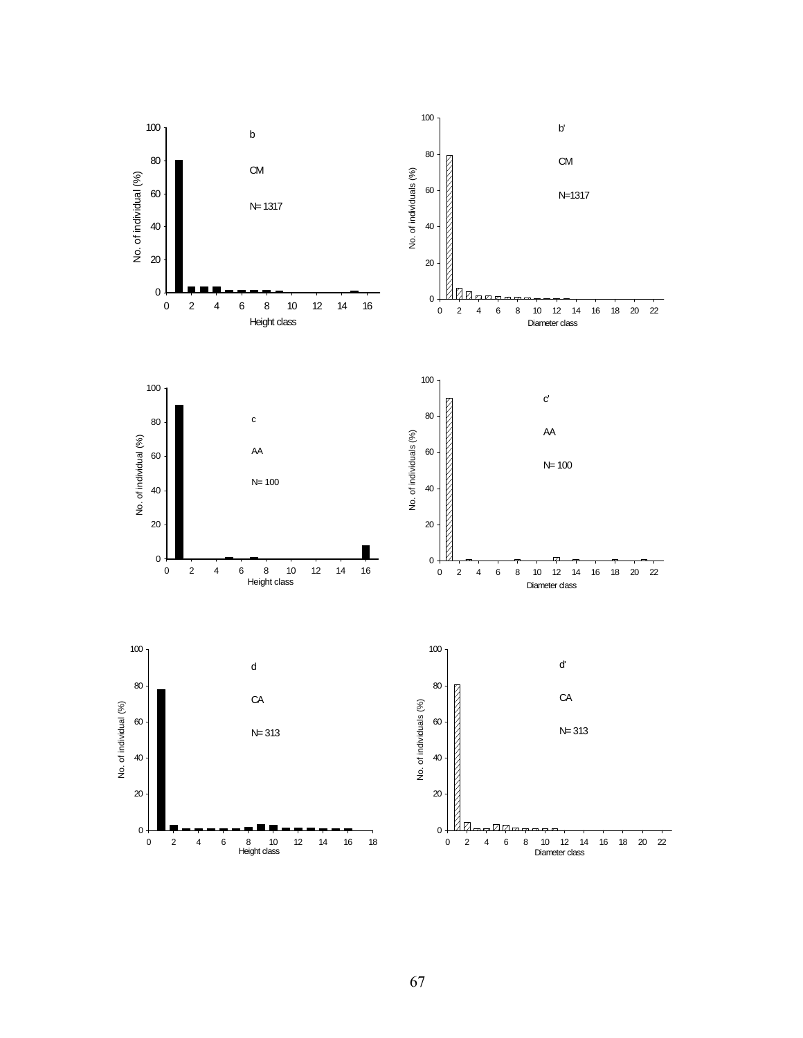b

CM

N= 1317

No. of individual (%)

Height class

b'

CM

N=1317

No. of individuals (%)

Diameter class

c

AA

N= 100

No. of individual (%)

Height class

c'

AA

N= 100

No. of individuals (%)

Diameter class

d

CA

N= 313

No. of individual (%)

Height class

d'

CA

N= 313

No. of individuals (%)

Diameter class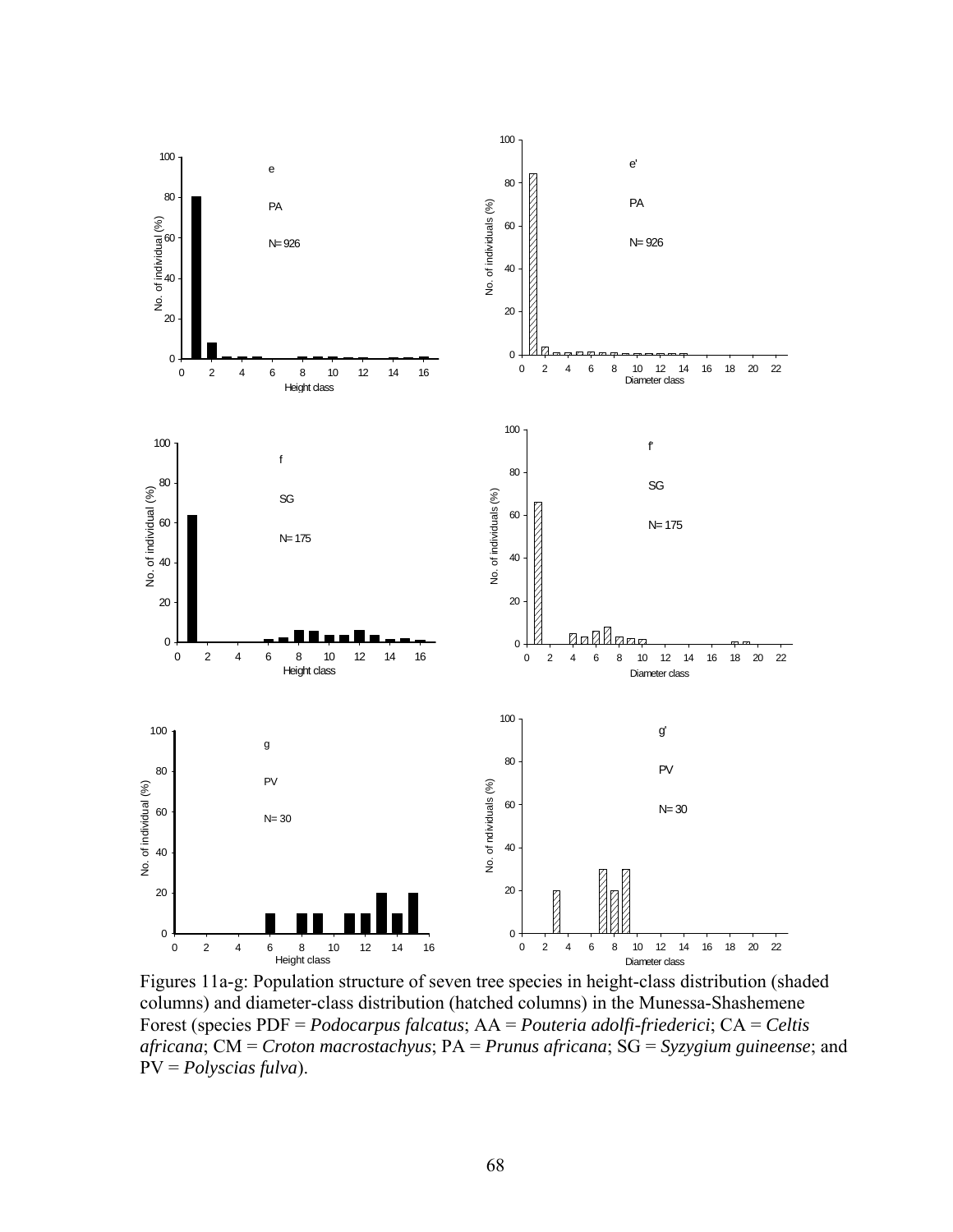Figures 11a-g: Population structure of seven tree species in height-class distribution (shaded columns) and diameter-class distribution (hatched columns) in the Munessa-Shashemene Forest (species PDF = *Podocarpus falcatus*; AA = *Pouteria adolfi-friederici*; CA = *Celtis africana*; CM = *Croton macrostachyus*; PA = *Prunus africana*; SG = *Syzygium guineense*; and PV = *Polyscias fulva*).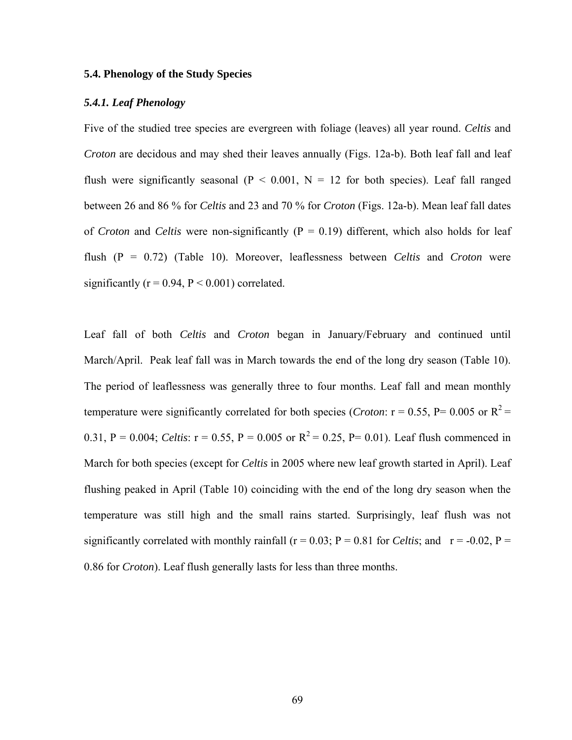### 5.4. Phenology of the Study Species

#### *5.4.1. Leaf Phenology*

Five of the studied tree species are evergreen with foliage (leaves) all year round. *Celtis* and *Croton* are decidous and may shed their leaves annually (Figs. 12a-b). Both leaf fall and leaf flush were significantly seasonal ($P < 0.001$, $N = 12$ for both species). Leaf fall ranged between 26 and 86 % for *Celtis* and 23 and 70 % for *Croton* (Figs. 12a-b). Mean leaf fall dates of *Croton* and *Celtis* were non-significantly ($P = 0.19$) different, which also holds for leaf flush ($P = 0.72$) (Table 10). Moreover, leaflessness between *Celtis* and *Croton* were significantly ($r = 0.94$, $P < 0.001$) correlated.

Leaf fall of both *Celtis* and *Croton* began in January/February and continued until March/April. Peak leaf fall was in March towards the end of the long dry season (Table 10). The period of leaflessness was generally three to four months. Leaf fall and mean monthly temperature were significantly correlated for both species (*Croton*: $r = 0.55$, $P = 0.005$ or $R^2 = 0.31$, $P = 0.004$; *Celtis*: $r = 0.55$, $P = 0.005$ or $R^2 = 0.25$, $P = 0.01$). Leaf flush commenced in March for both species (except for *Celtis* in 2005 where new leaf growth started in April). Leaf flushing peaked in April (Table 10) coinciding with the end of the long dry season when the temperature was still high and the small rains started. Surprisingly, leaf flush was not significantly correlated with monthly rainfall ($r = 0.03$; $P = 0.81$ for *Celtis*; and $r = -0.02$, $P = 0.86$ for *Croton*). Leaf flush generally lasts for less than three months.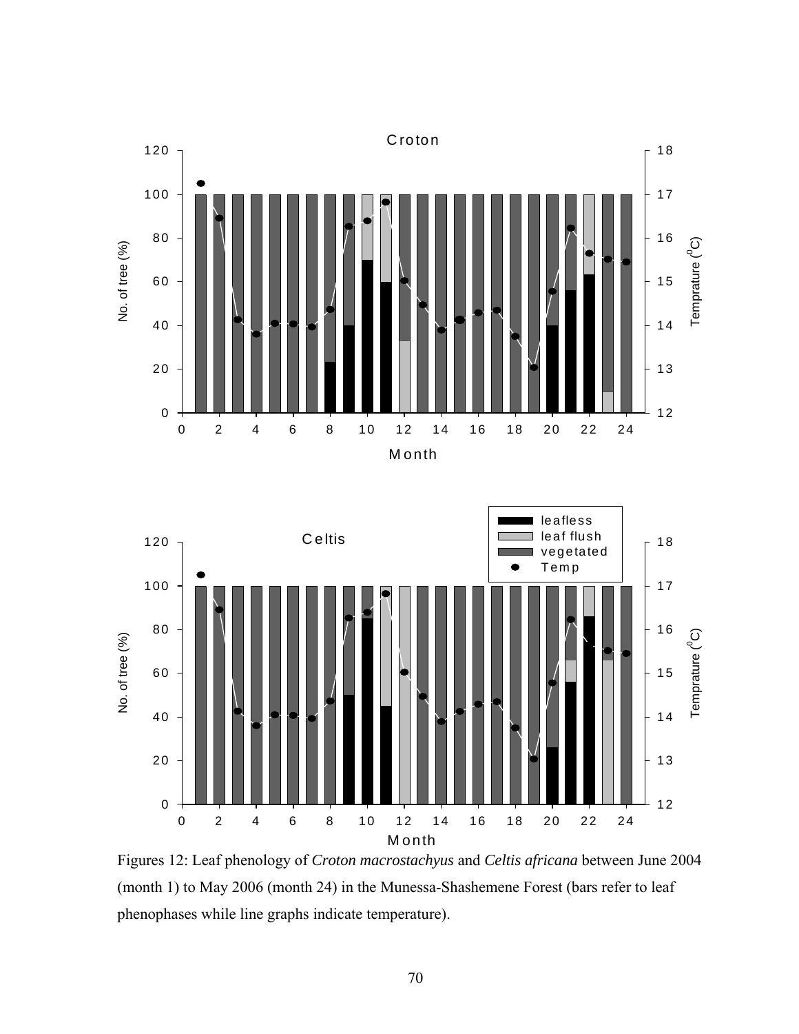Figures 12: Leaf phenology of *Croton macrostachyus* and *Celtis africana* between June 2004 (month 1) to May 2006 (month 24) in the Munessa-Shashemene Forest (bars refer to leaf phenophases while line graphs indicate temperature).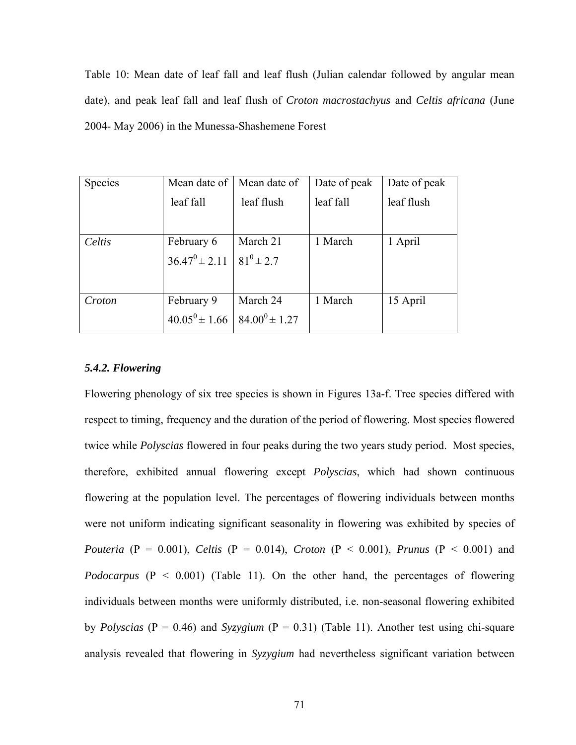Table 10: Mean date of leaf fall and leaf flush (Julian calendar followed by angular mean date), and peak leaf fall and leaf flush of *Croton macrostachyus* and *Celtis africana* (June 2004- May 2006) in the Munessa-Shashemene Forest

| Species | Mean date of leaf fall | Mean date of leaf flush | Date of peak leaf fall | Date of peak leaf flush |
|---|---|---|---|---|
| *Celtis* | February 6 $36.47^0 \pm 2.11$ | March 21 $81^0 \pm 2.7$ | 1 March | 1 April |
| *Croton* | February 9 $40.05^0 \pm 1.66$ | March 24 $84.00^0 \pm 1.27$ | 1 March | 15 April |

### *5.4.2. Flowering*

Flowering phenology of six tree species is shown in Figures 13a-f. Tree species differed with respect to timing, frequency and the duration of the period of flowering. Most species flowered twice while *Polyscias* flowered in four peaks during the two years study period. Most species, therefore, exhibited annual flowering except *Polyscias*, which had shown continuous flowering at the population level. The percentages of flowering individuals between months were not uniform indicating significant seasonality in flowering was exhibited by species of *Pouteria* ($P = 0.001$), *Celtis* ($P = 0.014$), *Croton* ($P < 0.001$), *Prunus* ($P < 0.001$) and *Podocarpus* ($P < 0.001$) (Table 11). On the other hand, the percentages of flowering individuals between months were uniformly distributed, i.e. non-seasonal flowering exhibited by *Polyscias* ($P = 0.46$) and *Syzygium* ($P = 0.31$) (Table 11). Another test using chi-square analysis revealed that flowering in *Syzygium* had nevertheless significant variation between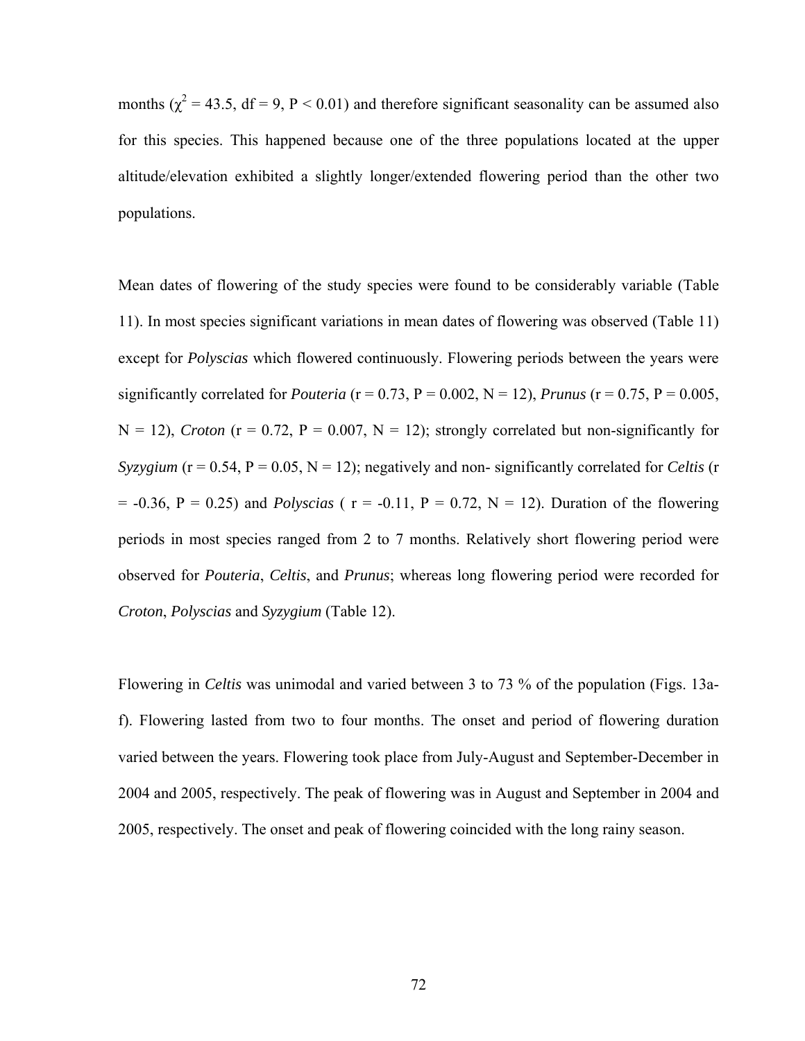months ($\chi^2$ = 43.5, df = 9, P < 0.01) and therefore significant seasonality can be assumed also for this species. This happened because one of the three populations located at the upper altitude/elevation exhibited a slightly longer/extended flowering period than the other two populations.

Mean dates of flowering of the study species were found to be considerably variable (Table 11). In most species significant variations in mean dates of flowering was observed (Table 11) except for *Polyscias* which flowered continuously. Flowering periods between the years were significantly correlated for *Pouteria* (r = 0.73, P = 0.002, N = 12), *Prunus* (r = 0.75, P = 0.005, N = 12), *Croton* (r = 0.72, P = 0.007, N = 12); strongly correlated but non-significantly for *Syzygium* (r = 0.54, P = 0.05, N = 12); negatively and non- significantly correlated for *Celtis* (r = -0.36, P = 0.25) and *Polyscias* ( r = -0.11, P = 0.72, N = 12). Duration of the flowering periods in most species ranged from 2 to 7 months. Relatively short flowering period were observed for *Pouteria*, *Celtis*, and *Prunus*; whereas long flowering period were recorded for *Croton*, *Polyscias* and *Syzygium* (Table 12).

Flowering in *Celtis* was unimodal and varied between 3 to 73 % of the population (Figs. 13a-f). Flowering lasted from two to four months. The onset and period of flowering duration varied between the years. Flowering took place from July-August and September-December in 2004 and 2005, respectively. The peak of flowering was in August and September in 2004 and 2005, respectively. The onset and peak of flowering coincided with the long rainy season.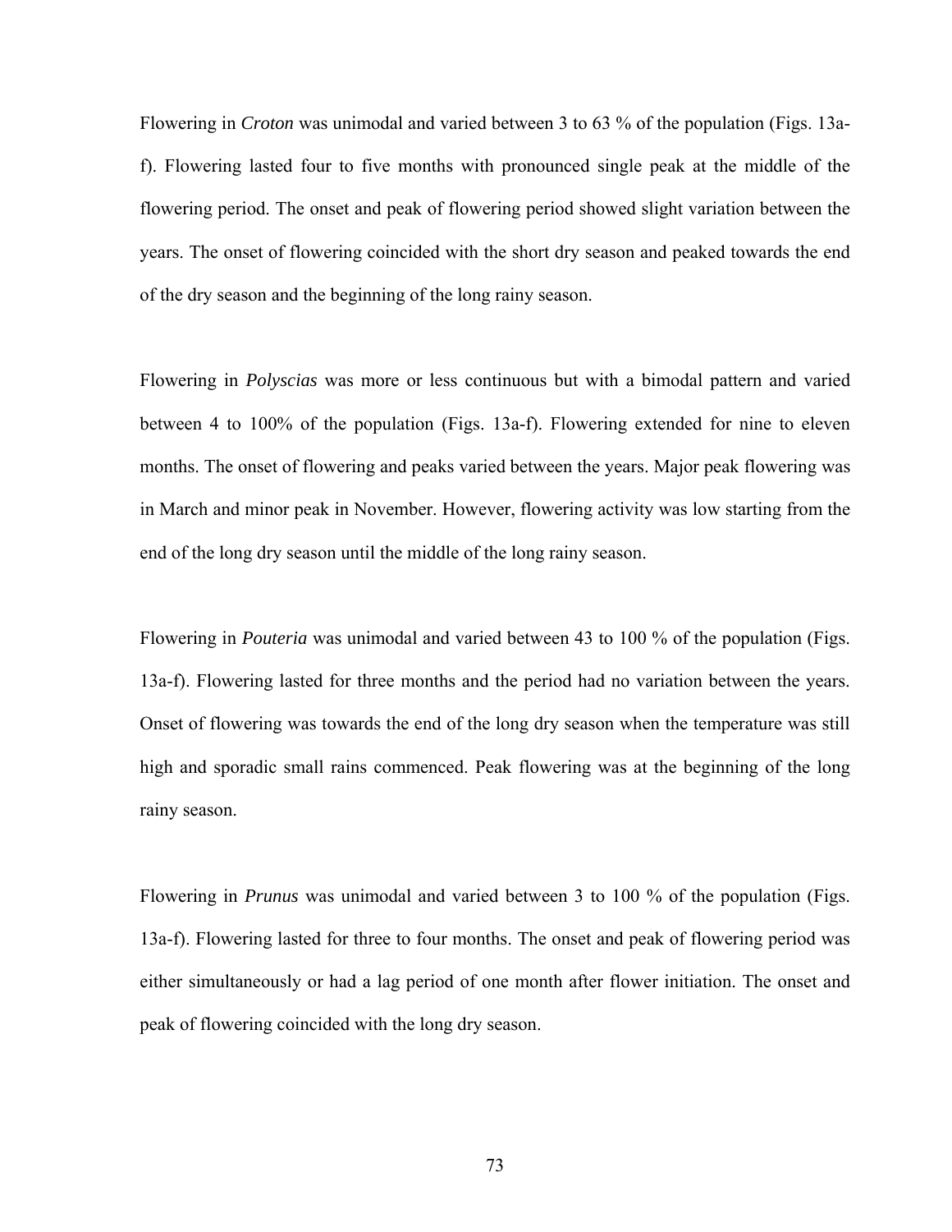Flowering in *Croton* was unimodal and varied between 3 to 63 % of the population (Figs. 13a-f). Flowering lasted four to five months with pronounced single peak at the middle of the flowering period. The onset and peak of flowering period showed slight variation between the years. The onset of flowering coincided with the short dry season and peaked towards the end of the dry season and the beginning of the long rainy season.

Flowering in *Polyscias* was more or less continuous but with a bimodal pattern and varied between 4 to 100% of the population (Figs. 13a-f). Flowering extended for nine to eleven months. The onset of flowering and peaks varied between the years. Major peak flowering was in March and minor peak in November. However, flowering activity was low starting from the end of the long dry season until the middle of the long rainy season.

Flowering in *Pouteria* was unimodal and varied between 43 to 100 % of the population (Figs. 13a-f). Flowering lasted for three months and the period had no variation between the years. Onset of flowering was towards the end of the long dry season when the temperature was still high and sporadic small rains commenced. Peak flowering was at the beginning of the long rainy season.

Flowering in *Prunus* was unimodal and varied between 3 to 100 % of the population (Figs. 13a-f). Flowering lasted for three to four months. The onset and peak of flowering period was either simultaneously or had a lag period of one month after flower initiation. The onset and peak of flowering coincided with the long dry season.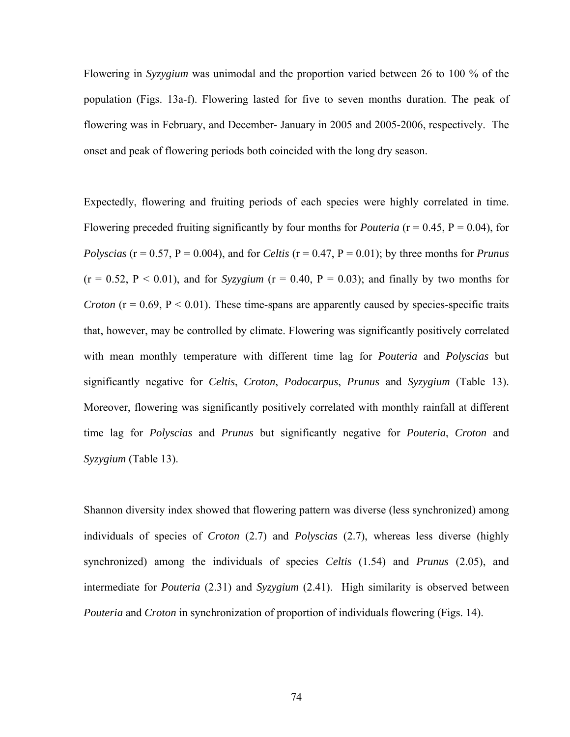Flowering in *Syzygium* was unimodal and the proportion varied between 26 to 100 % of the population (Figs. 13a-f). Flowering lasted for five to seven months duration. The peak of flowering was in February, and December- January in 2005 and 2005-2006, respectively. The onset and peak of flowering periods both coincided with the long dry season.

Expectedly, flowering and fruiting periods of each species were highly correlated in time. Flowering preceded fruiting significantly by four months for *Pouteria* ($r = 0.45$, $P = 0.04$), for *Polyscias* ($r = 0.57$, $P = 0.004$), and for *Celtis* ($r = 0.47$, $P = 0.01$); by three months for *Prunus* ($r = 0.52$, $P < 0.01$), and for *Syzygium* ($r = 0.40$, $P = 0.03$); and finally by two months for *Croton* ($r = 0.69$, $P < 0.01$). These time-spans are apparently caused by species-specific traits that, however, may be controlled by climate. Flowering was significantly positively correlated with mean monthly temperature with different time lag for *Pouteria* and *Polyscias* but significantly negative for *Celtis*, *Croton*, *Podocarpus*, *Prunus* and *Syzygium* (Table 13). Moreover, flowering was significantly positively correlated with monthly rainfall at different time lag for *Polyscias* and *Prunus* but significantly negative for *Pouteria*, *Croton* and *Syzygium* (Table 13).

Shannon diversity index showed that flowering pattern was diverse (less synchronized) among individuals of species of *Croton* (2.7) and *Polyscias* (2.7), whereas less diverse (highly synchronized) among the individuals of species *Celtis* (1.54) and *Prunus* (2.05), and intermediate for *Pouteria* (2.31) and *Syzygium* (2.41). High similarity is observed between *Pouteria* and *Croton* in synchronization of proportion of individuals flowering (Figs. 14).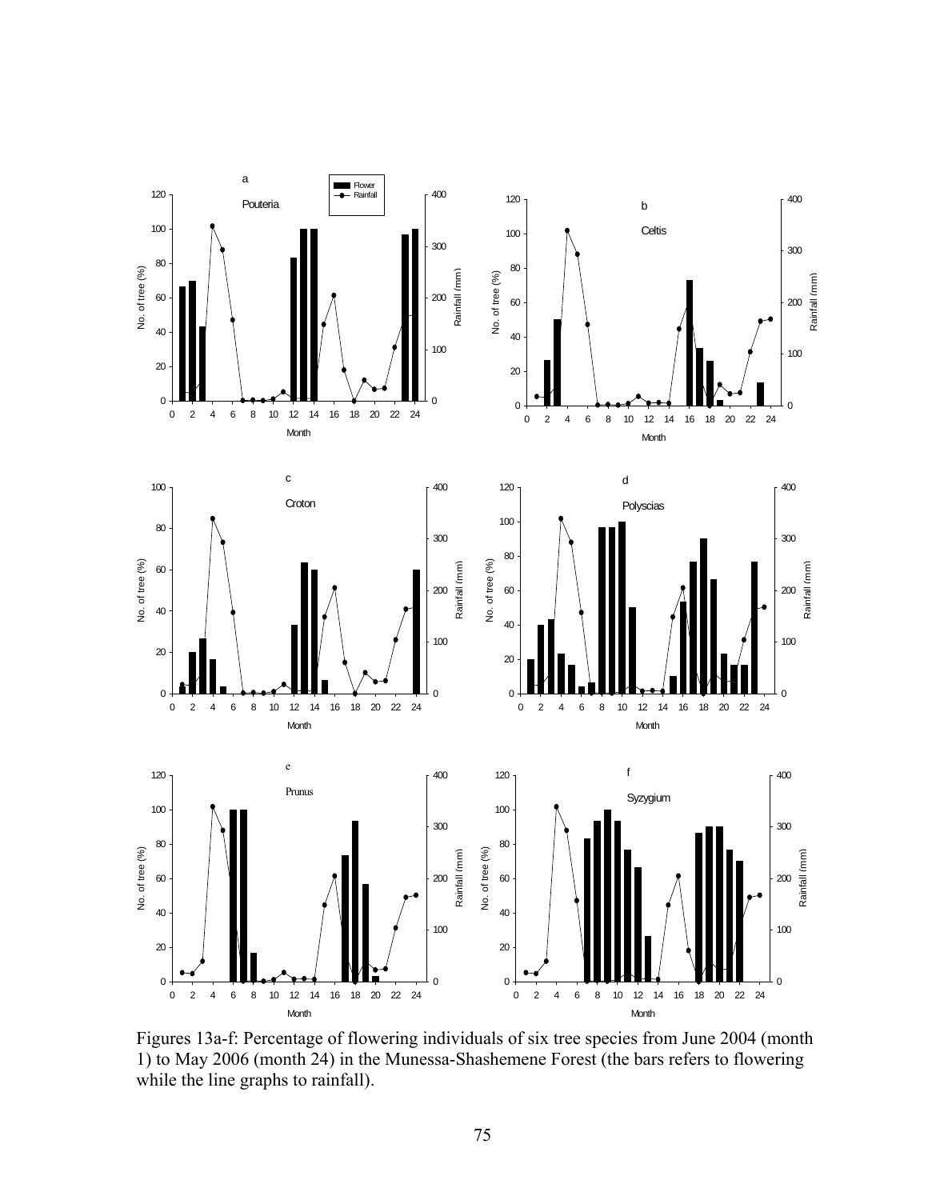Figures 13a-f: Percentage of flowering individuals of six tree species from June 2004 (month 1) to May 2006 (month 24) in the Munessa-Shashemene Forest (the bars refers to flowering while the line graphs to rainfall).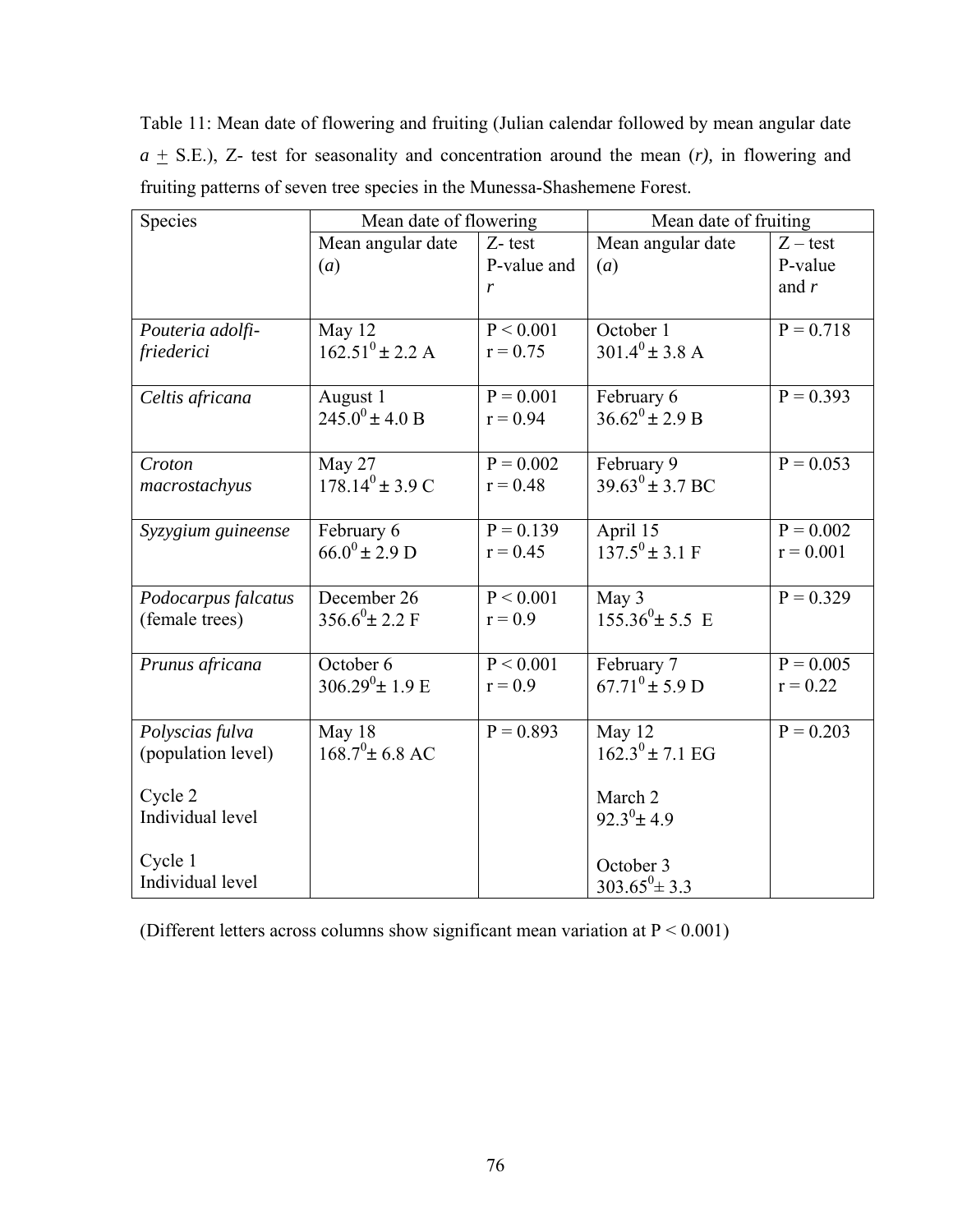Table 11: Mean date of flowering and fruiting (Julian calendar followed by mean angular date $a \pm$ S.E.), Z- test for seasonality and concentration around the mean (*r*), in flowering and fruiting patterns of seven tree species in the Munessa-Shashemene Forest.

| Species | Mean date of flowering | | Mean date of fruiting | |
|---|---|---|---|---|
| | Mean angular date (*a*) | Z- test P-value and *r* | Mean angular date (*a*) | Z – test P-value and *r* |
| *Pouteria adolfi-friederici* | May 12<br>$162.51^0 \pm 2.2$ A | $P < 0.001$<br>$r = 0.75$ | October 1<br>$301.4^0 \pm 3.8$ A | $P = 0.718$ |
| *Celtis africana* | August 1<br>$245.0^0 \pm 4.0$ B | $P = 0.001$<br>$r = 0.94$ | February 6<br>$36.62^0 \pm 2.9$ B | $P = 0.393$ |
| *Croton macrostachyus* | May 27<br>$178.14^0 \pm 3.9$ C | $P = 0.002$<br>$r = 0.48$ | February 9<br>$39.63^0 \pm 3.7$ BC | $P = 0.053$ |
| *Syzygium guineense* | February 6<br>$66.0^0 \pm 2.9$ D | $P = 0.139$<br>$r = 0.45$ | April 15<br>$137.5^0 \pm 3.1$ F | $P = 0.002$<br>$r = 0.001$ |
| *Podocarpus falcatus* (female trees) | December 26<br>$356.6^0 \pm 2.2$ F | $P < 0.001$<br>$r = 0.9$ | May 3<br>$155.36^0 \pm 5.5$ E | $P = 0.329$ |
| *Prunus africana* | October 6<br>$306.29^0 \pm 1.9$ E | $P < 0.001$<br>$r = 0.9$ | February 7<br>$67.71^0 \pm 5.9$ D | $P = 0.005$<br>$r = 0.22$ |
| *Polyscias fulva* (population level) | May 18<br>$168.7^0 \pm 6.8$ AC | $P = 0.893$ | May 12<br>$162.3^0 \pm 7.1$ EG | $P = 0.203$ |
| Cycle 2<br>Individual level | | | March 2<br>$92.3^0 \pm 4.9$ | |
| Cycle 1<br>Individual level | | | October 3<br>$303.65^0 \pm 3.3$ | |

(Different letters across columns show significant mean variation at $P < 0.001$)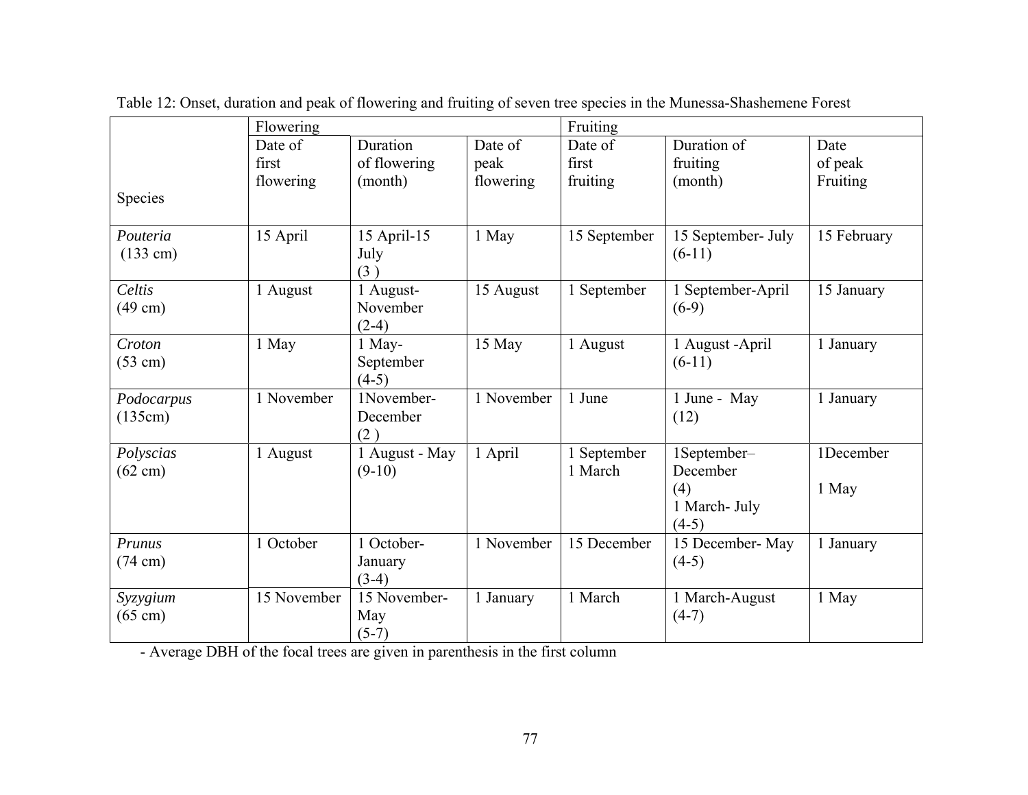Table 12: Onset, duration and peak of flowering and fruiting of seven tree species in the Munessa-Shashemene Forest

| Species | Flowering | | | Fruiting | | |
|---|---|---|---|---|---|---|
| | Date of first flowering | Duration of flowering (month) | Date of peak flowering | Date of first fruiting | Duration of fruiting (month) | Date of peak Fruiting |
| *Pouteria* (133 cm) | 15 April | 15 April-15 July (3 ) | 1 May | 15 September | 15 September- July (6-11) | 15 February |
| *Celtis* (49 cm) | 1 August | 1 August-November (2-4) | 15 August | 1 September | 1 September-April (6-9) | 15 January |
| *Croton* (53 cm) | 1 May | 1 May-September (4-5) | 15 May | 1 August | 1 August -April (6-11) | 1 January |
| *Podocarpus* (135cm) | 1 November | 1November-December (2 ) | 1 November | 1 June | 1 June - May (12) | 1 January |
| *Polyscias* (62 cm) | 1 August | 1 August - May (9-10) | 1 April | 1 September 1 March | 1September–December (4) 1 March- July (4-5) | 1December 1 May |
| *Prunus* (74 cm) | 1 October | 1 October-January (3-4) | 1 November | 15 December | 15 December- May (4-5) | 1 January |
| *Syzygium* (65 cm) | 15 November | 15 November-May (5-7) | 1 January | 1 March | 1 March-August (4-7) | 1 May |

- Average DBH of the focal trees are given in parenthesis in the first column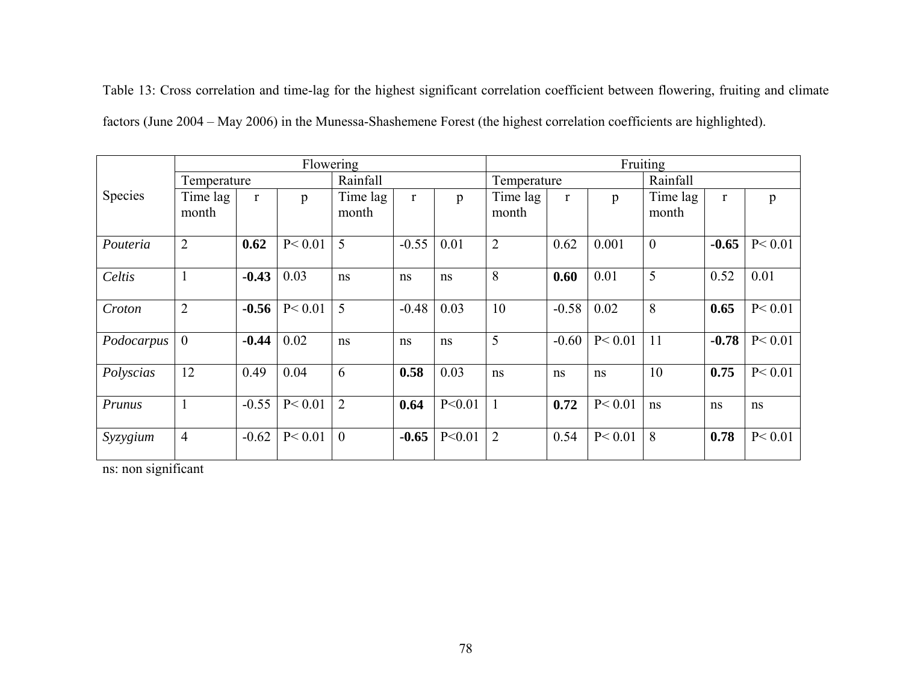Table 13: Cross correlation and time-lag for the highest significant correlation coefficient between flowering, fruiting and climate factors (June 2004 – May 2006) in the Munessa-Shashemene Forest (the highest correlation coefficients are highlighted).

| Species | Flowering | | | | | | Fruiting | | | | | |
|---|---|---|---|---|---|---|---|---|---|---|---|---|
| | Temperature | | | Rainfall | | | Temperature | | | Rainfall | | |
| | Time lag month | r | p | Time lag month | r | p | Time lag month | r | p | Time lag month | r | p |
| *Pouteria* | 2 | **0.62** | P< 0.01 | 5 | -0.55 | 0.01 | 2 | 0.62 | 0.001 | 0 | **-0.65** | P< 0.01 |
| *Celtis* | 1 | **-0.43** | 0.03 | ns | ns | ns | 8 | **0.60** | 0.01 | 5 | 0.52 | 0.01 |
| *Croton* | 2 | **-0.56** | P< 0.01 | 5 | -0.48 | 0.03 | 10 | -0.58 | 0.02 | 8 | **0.65** | P< 0.01 |
| *Podocarpus* | 0 | **-0.44** | 0.02 | ns | ns | ns | 5 | -0.60 | P< 0.01 | 11 | **-0.78** | P< 0.01 |
| *Polyscias* | 12 | 0.49 | 0.04 | 6 | **0.58** | 0.03 | ns | ns | ns | 10 | **0.75** | P< 0.01 |
| *Prunus* | 1 | -0.55 | P< 0.01 | 2 | **0.64** | P<0.01 | 1 | **0.72** | P< 0.01 | ns | ns | ns |
| *Syzygium* | 4 | -0.62 | P< 0.01 | 0 | **-0.65** | P<0.01 | 2 | 0.54 | P< 0.01 | 8 | **0.78** | P< 0.01 |

ns: non significant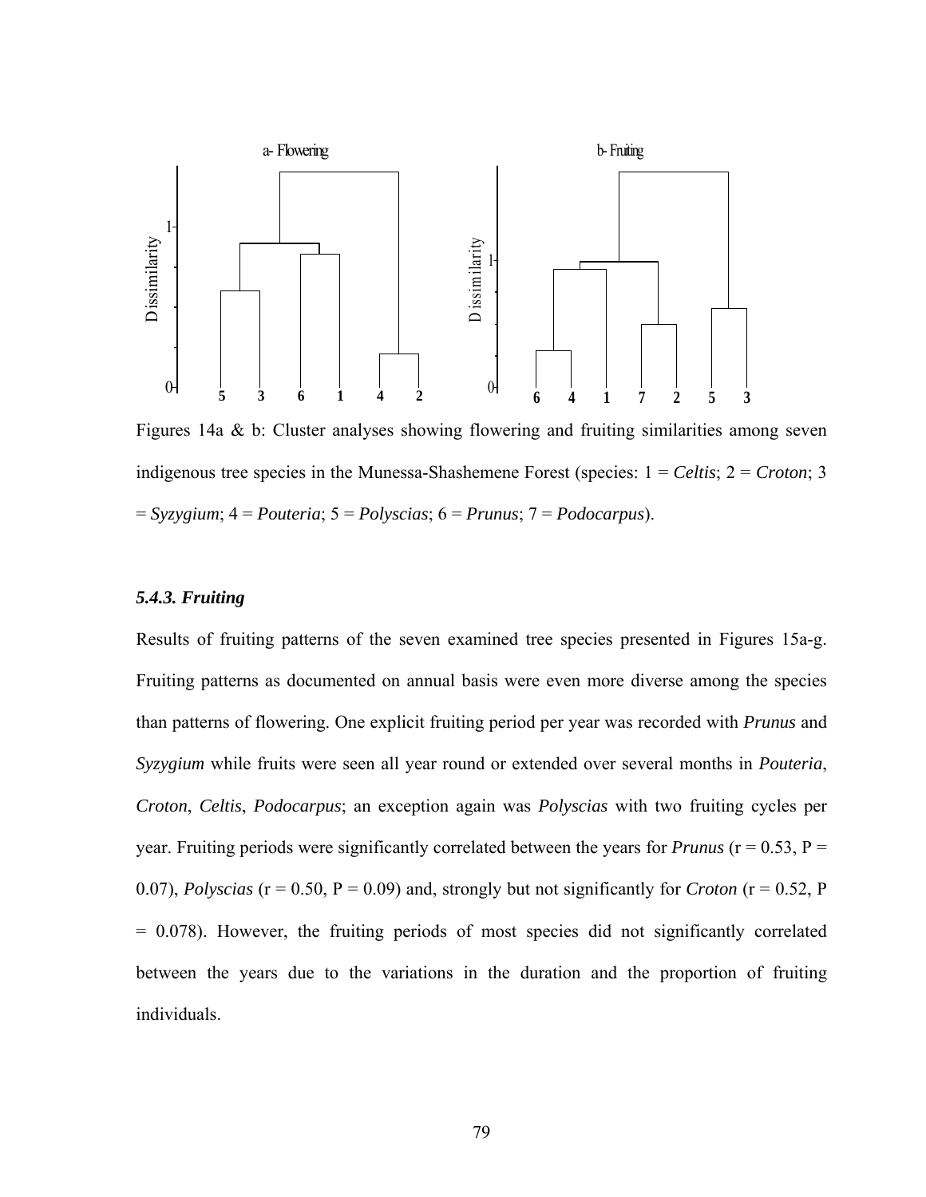Figures 14a & b: Cluster analyses showing flowering and fruiting similarities among seven indigenous tree species in the Munessa-Shashemene Forest (species: 1 = *Celtis*; 2 = *Croton*; 3 = *Syzygium*; 4 = *Pouteria*; 5 = *Polyscias*; 6 = *Prunus*; 7 = *Podocarpus*).

### *5.4.3. Fruiting*

Results of fruiting patterns of the seven examined tree species presented in Figures 15a-g. Fruiting patterns as documented on annual basis were even more diverse among the species than patterns of flowering. One explicit fruiting period per year was recorded with *Prunus* and *Syzygium* while fruits were seen all year round or extended over several months in *Pouteria*, *Croton*, *Celtis*, *Podocarpus*; an exception again was *Polyscias* with two fruiting cycles per year. Fruiting periods were significantly correlated between the years for *Prunus* ($r = 0.53$, $P = 0.07$), *Polyscias* ($r = 0.50$, $P = 0.09$) and, strongly but not significantly for *Croton* ($r = 0.52$, $P = 0.078$). However, the fruiting periods of most species did not significantly correlated between the years due to the variations in the duration and the proportion of fruiting individuals.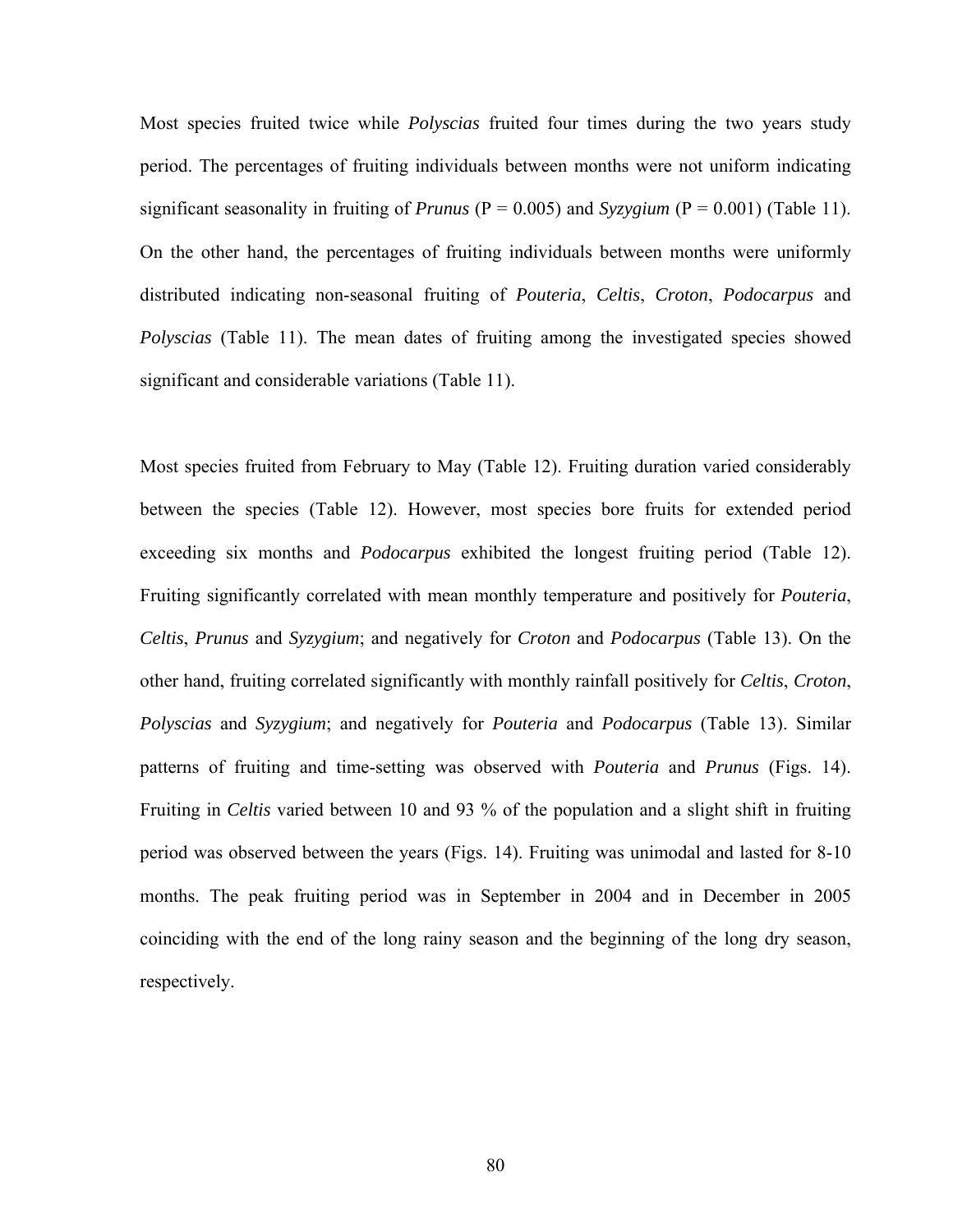Most species fruited twice while *Polyscias* fruited four times during the two years study period. The percentages of fruiting individuals between months were not uniform indicating significant seasonality in fruiting of *Prunus* (P = 0.005) and *Syzygium* (P = 0.001) (Table 11). On the other hand, the percentages of fruiting individuals between months were uniformly distributed indicating non-seasonal fruiting of *Pouteria*, *Celtis*, *Croton*, *Podocarpus* and *Polyscias* (Table 11). The mean dates of fruiting among the investigated species showed significant and considerable variations (Table 11).

Most species fruited from February to May (Table 12). Fruiting duration varied considerably between the species (Table 12). However, most species bore fruits for extended period exceeding six months and *Podocarpus* exhibited the longest fruiting period (Table 12). Fruiting significantly correlated with mean monthly temperature and positively for *Pouteria*, *Celtis*, *Prunus* and *Syzygium*; and negatively for *Croton* and *Podocarpus* (Table 13). On the other hand, fruiting correlated significantly with monthly rainfall positively for *Celtis*, *Croton*, *Polyscias* and *Syzygium*; and negatively for *Pouteria* and *Podocarpus* (Table 13). Similar patterns of fruiting and time-setting was observed with *Pouteria* and *Prunus* (Figs. 14). Fruiting in *Celtis* varied between 10 and 93 % of the population and a slight shift in fruiting period was observed between the years (Figs. 14). Fruiting was unimodal and lasted for 8-10 months. The peak fruiting period was in September in 2004 and in December in 2005 coinciding with the end of the long rainy season and the beginning of the long dry season, respectively.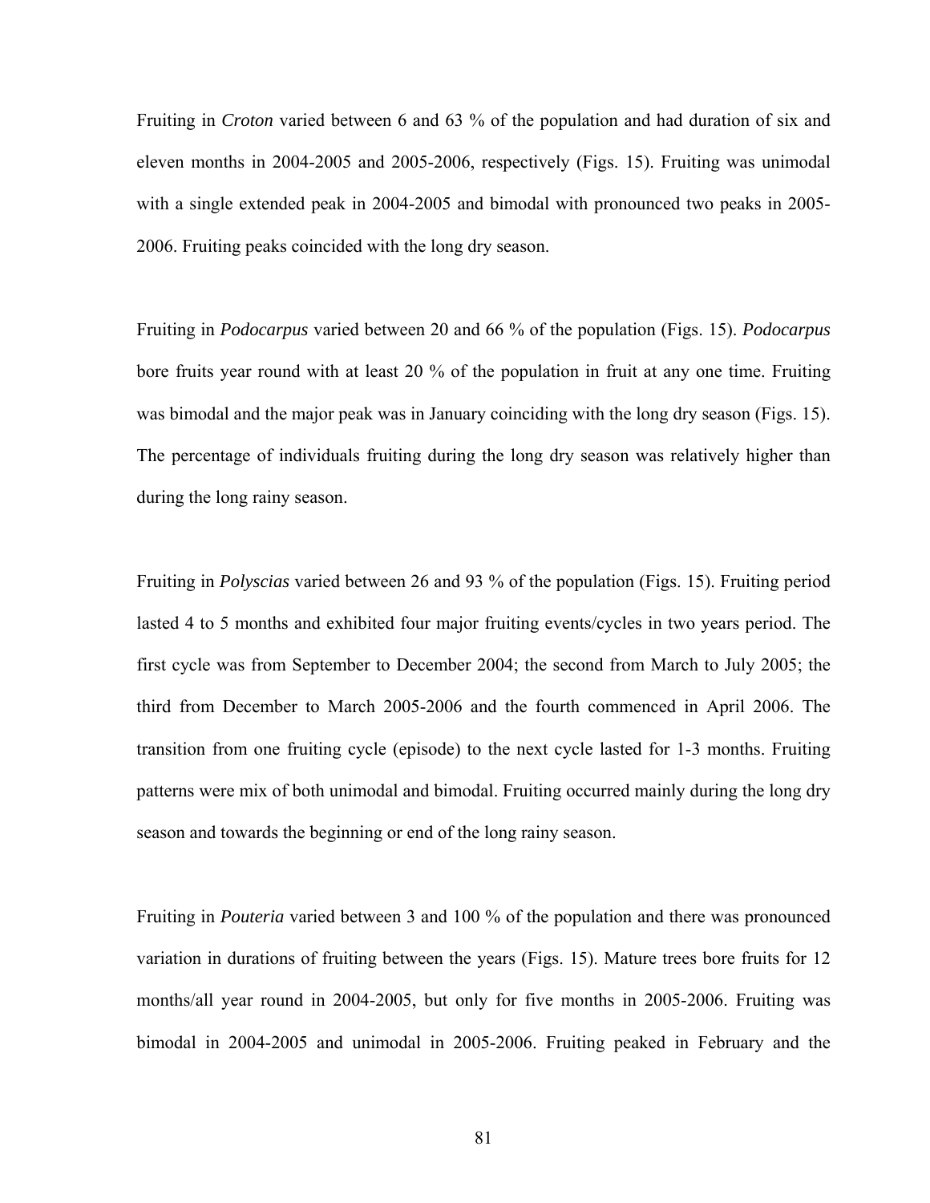Fruiting in *Croton* varied between 6 and 63 % of the population and had duration of six and eleven months in 2004-2005 and 2005-2006, respectively (Figs. 15). Fruiting was unimodal with a single extended peak in 2004-2005 and bimodal with pronounced two peaks in 2005-2006. Fruiting peaks coincided with the long dry season.

Fruiting in *Podocarpus* varied between 20 and 66 % of the population (Figs. 15). *Podocarpus* bore fruits year round with at least 20 % of the population in fruit at any one time. Fruiting was bimodal and the major peak was in January coinciding with the long dry season (Figs. 15). The percentage of individuals fruiting during the long dry season was relatively higher than during the long rainy season.

Fruiting in *Polyscias* varied between 26 and 93 % of the population (Figs. 15). Fruiting period lasted 4 to 5 months and exhibited four major fruiting events/cycles in two years period. The first cycle was from September to December 2004; the second from March to July 2005; the third from December to March 2005-2006 and the fourth commenced in April 2006. The transition from one fruiting cycle (episode) to the next cycle lasted for 1-3 months. Fruiting patterns were mix of both unimodal and bimodal. Fruiting occurred mainly during the long dry season and towards the beginning or end of the long rainy season.

Fruiting in *Pouteria* varied between 3 and 100 % of the population and there was pronounced variation in durations of fruiting between the years (Figs. 15). Mature trees bore fruits for 12 months/all year round in 2004-2005, but only for five months in 2005-2006. Fruiting was bimodal in 2004-2005 and unimodal in 2005-2006. Fruiting peaked in February and the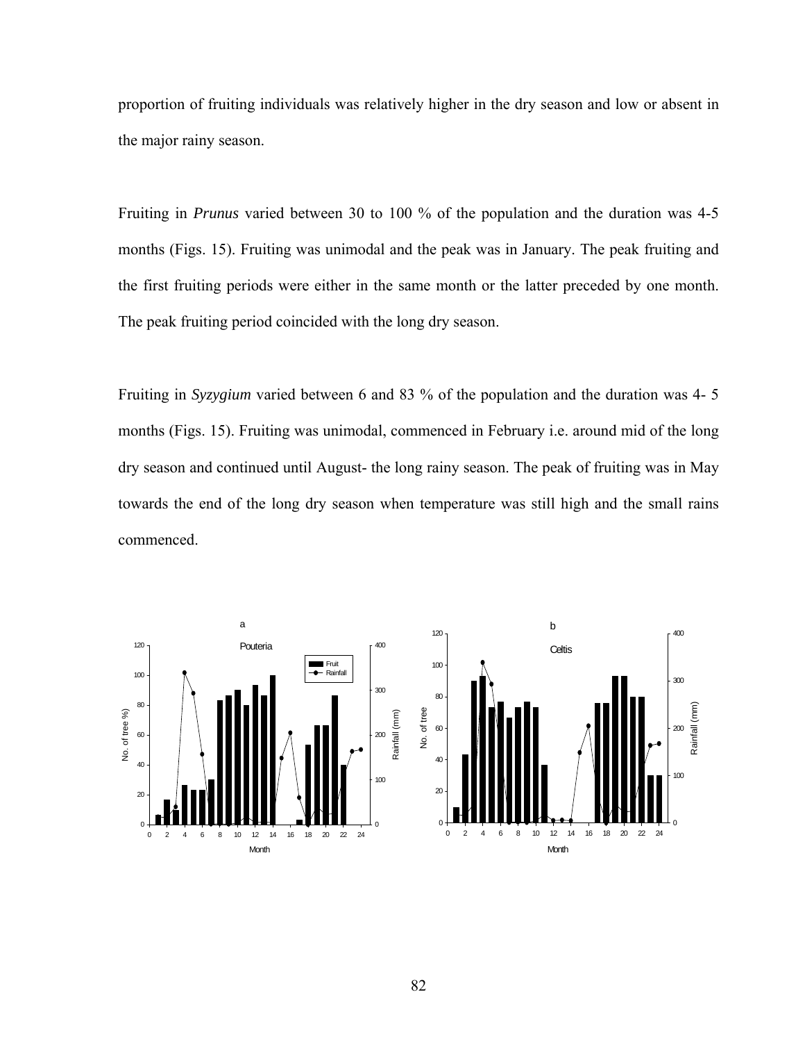proportion of fruiting individuals was relatively higher in the dry season and low or absent in the major rainy season.

Fruiting in *Prunus* varied between 30 to 100 % of the population and the duration was 4-5 months (Figs. 15). Fruiting was unimodal and the peak was in January. The peak fruiting and the first fruiting periods were either in the same month or the latter preceded by one month. The peak fruiting period coincided with the long dry season.

Fruiting in *Syzygium* varied between 6 and 83 % of the population and the duration was 4- 5 months (Figs. 15). Fruiting was unimodal, commenced in February i.e. around mid of the long dry season and continued until August- the long rainy season. The peak of fruiting was in May towards the end of the long dry season when temperature was still high and the small rains commenced.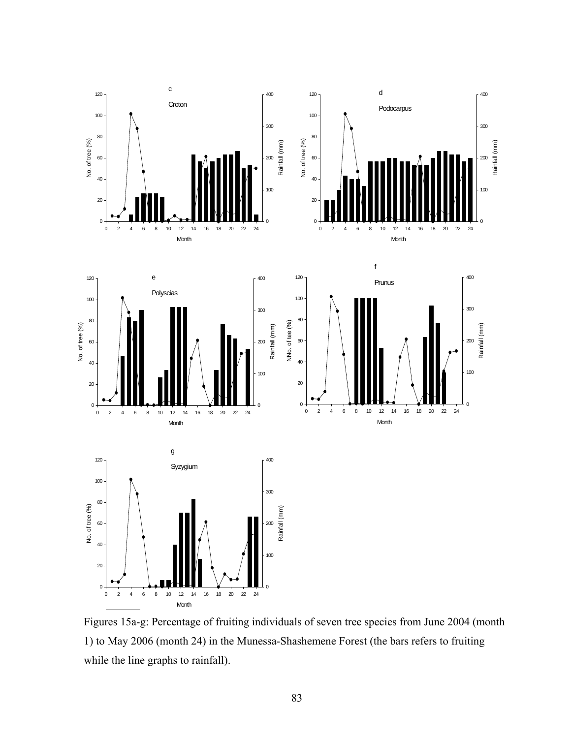Figures 15a-g: Percentage of fruiting individuals of seven tree species from June 2004 (month 1) to May 2006 (month 24) in the Munessa-Shashemene Forest (the bars refers to fruiting while the line graphs to rainfall).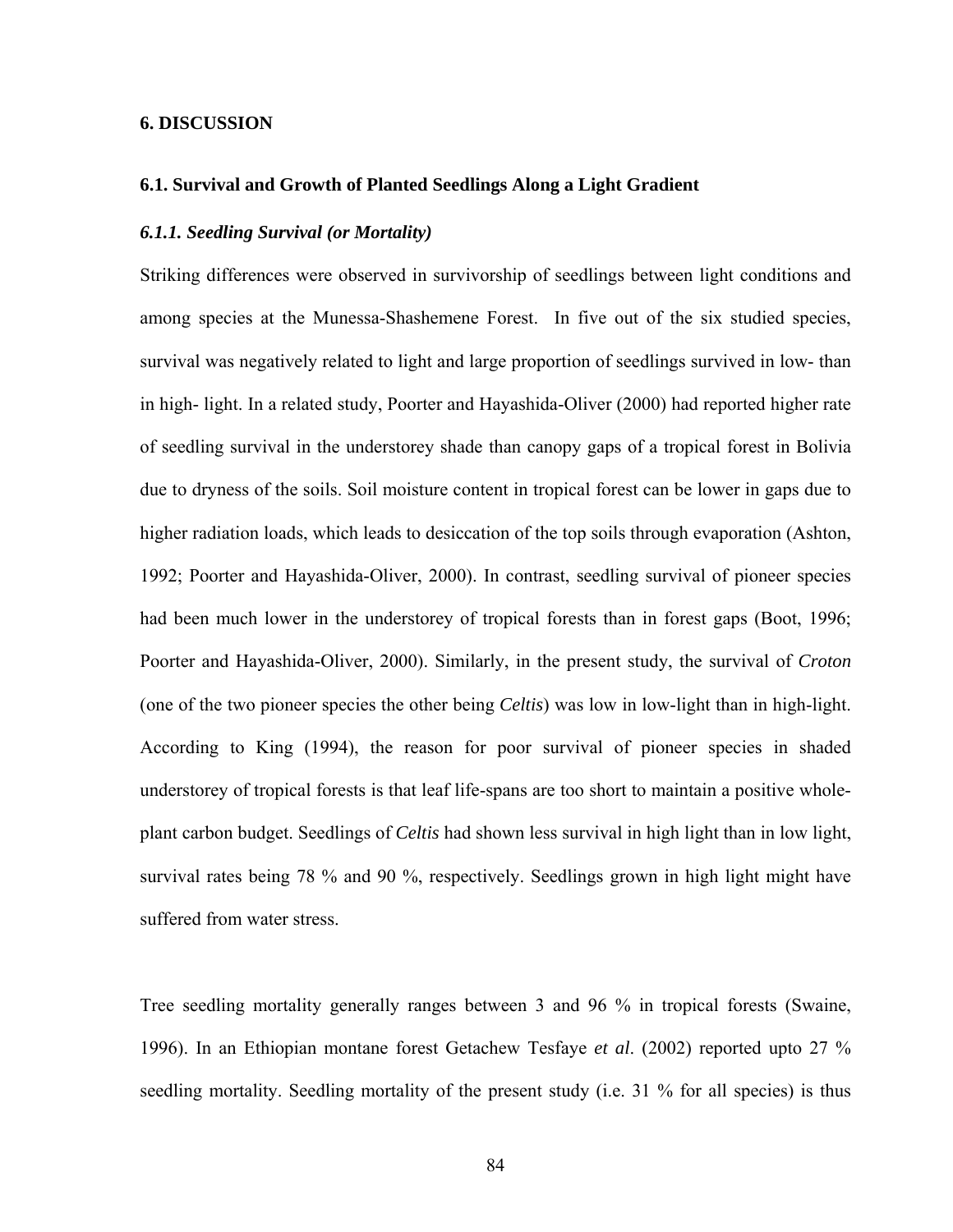# 6. DISCUSSION

## 6.1. Survival and Growth of Planted Seedlings Along a Light Gradient

### *6.1.1. Seedling Survival (or Mortality)*

Striking differences were observed in survivorship of seedlings between light conditions and among species at the Munessa-Shashemene Forest. In five out of the six studied species, survival was negatively related to light and large proportion of seedlings survived in low- than in high- light. In a related study, Poorter and Hayashida-Oliver (2000) had reported higher rate of seedling survival in the understorey shade than canopy gaps of a tropical forest in Bolivia due to dryness of the soils. Soil moisture content in tropical forest can be lower in gaps due to higher radiation loads, which leads to desiccation of the top soils through evaporation (Ashton, 1992; Poorter and Hayashida-Oliver, 2000). In contrast, seedling survival of pioneer species had been much lower in the understorey of tropical forests than in forest gaps (Boot, 1996; Poorter and Hayashida-Oliver, 2000). Similarly, in the present study, the survival of *Croton* (one of the two pioneer species the other being *Celtis*) was low in low-light than in high-light. According to King (1994), the reason for poor survival of pioneer species in shaded understorey of tropical forests is that leaf life-spans are too short to maintain a positive whole-plant carbon budget. Seedlings of *Celtis* had shown less survival in high light than in low light, survival rates being 78 % and 90 %, respectively. Seedlings grown in high light might have suffered from water stress.

Tree seedling mortality generally ranges between 3 and 96 % in tropical forests (Swaine, 1996). In an Ethiopian montane forest Getachew Tesfaye *et al*. (2002) reported upto 27 % seedling mortality. Seedling mortality of the present study (i.e. 31 % for all species) is thus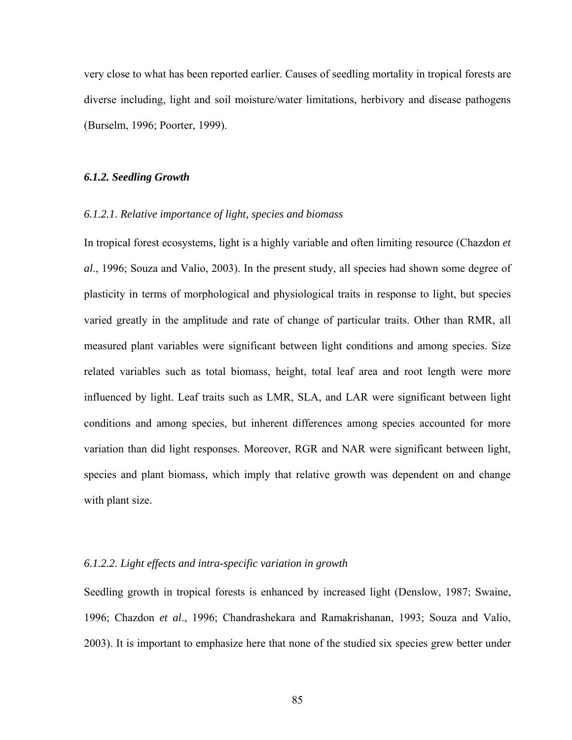very close to what has been reported earlier. Causes of seedling mortality in tropical forests are diverse including, light and soil moisture/water limitations, herbivory and disease pathogens (Burselm, 1996; Poorter, 1999).

### *6.1.2. Seedling Growth*

#### *6.1.2.1. Relative importance of light, species and biomass*

In tropical forest ecosystems, light is a highly variable and often limiting resource (Chazdon *et al*., 1996; Souza and Valio, 2003). In the present study, all species had shown some degree of plasticity in terms of morphological and physiological traits in response to light, but species varied greatly in the amplitude and rate of change of particular traits. Other than RMR, all measured plant variables were significant between light conditions and among species. Size related variables such as total biomass, height, total leaf area and root length were more influenced by light. Leaf traits such as LMR, SLA, and LAR were significant between light conditions and among species, but inherent differences among species accounted for more variation than did light responses. Moreover, RGR and NAR were significant between light, species and plant biomass, which imply that relative growth was dependent on and change with plant size.

#### *6.1.2.2. Light effects and intra-specific variation in growth*

Seedling growth in tropical forests is enhanced by increased light (Denslow, 1987; Swaine, 1996; Chazdon *et al*., 1996; Chandrashekara and Ramakrishanan, 1993; Souza and Valio, 2003). It is important to emphasize here that none of the studied six species grew better under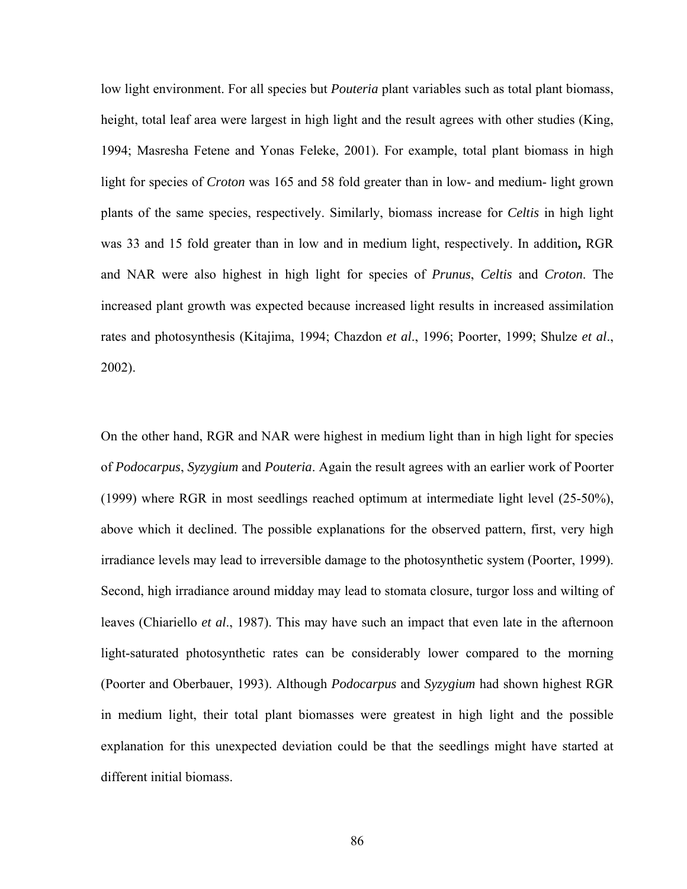low light environment. For all species but *Pouteria* plant variables such as total plant biomass, height, total leaf area were largest in high light and the result agrees with other studies (King, 1994; Masresha Fetene and Yonas Feleke, 2001). For example, total plant biomass in high light for species of *Croton* was 165 and 58 fold greater than in low- and medium- light grown plants of the same species, respectively. Similarly, biomass increase for *Celtis* in high light was 33 and 15 fold greater than in low and in medium light, respectively. In addition**,** RGR and NAR were also highest in high light for species of *Prunus*, *Celtis* and *Croton*. The increased plant growth was expected because increased light results in increased assimilation rates and photosynthesis (Kitajima, 1994; Chazdon *et al*., 1996; Poorter, 1999; Shulze *et al*., 2002).

On the other hand, RGR and NAR were highest in medium light than in high light for species of *Podocarpus*, *Syzygium* and *Pouteria*. Again the result agrees with an earlier work of Poorter (1999) where RGR in most seedlings reached optimum at intermediate light level (25-50%), above which it declined. The possible explanations for the observed pattern, first, very high irradiance levels may lead to irreversible damage to the photosynthetic system (Poorter, 1999). Second, high irradiance around midday may lead to stomata closure, turgor loss and wilting of leaves (Chiariello *et al*., 1987). This may have such an impact that even late in the afternoon light-saturated photosynthetic rates can be considerably lower compared to the morning (Poorter and Oberbauer, 1993). Although *Podocarpus* and *Syzygium* had shown highest RGR in medium light, their total plant biomasses were greatest in high light and the possible explanation for this unexpected deviation could be that the seedlings might have started at different initial biomass.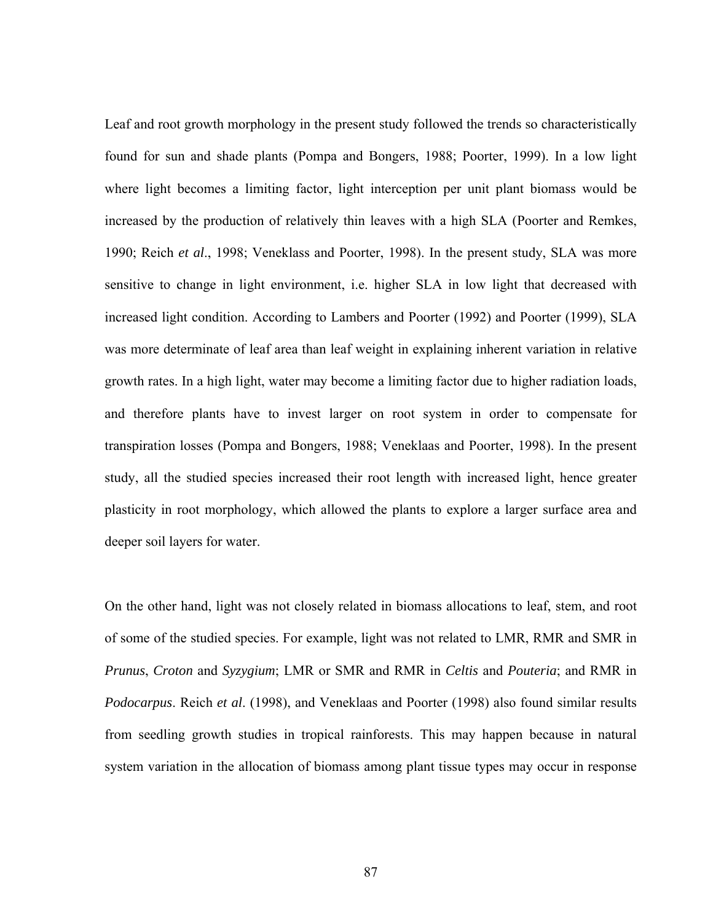Leaf and root growth morphology in the present study followed the trends so characteristically found for sun and shade plants (Pompa and Bongers, 1988; Poorter, 1999). In a low light where light becomes a limiting factor, light interception per unit plant biomass would be increased by the production of relatively thin leaves with a high SLA (Poorter and Remkes, 1990; Reich *et al*., 1998; Veneklass and Poorter, 1998). In the present study, SLA was more sensitive to change in light environment, i.e. higher SLA in low light that decreased with increased light condition. According to Lambers and Poorter (1992) and Poorter (1999), SLA was more determinate of leaf area than leaf weight in explaining inherent variation in relative growth rates. In a high light, water may become a limiting factor due to higher radiation loads, and therefore plants have to invest larger on root system in order to compensate for transpiration losses (Pompa and Bongers, 1988; Veneklaas and Poorter, 1998). In the present study, all the studied species increased their root length with increased light, hence greater plasticity in root morphology, which allowed the plants to explore a larger surface area and deeper soil layers for water.

On the other hand, light was not closely related in biomass allocations to leaf, stem, and root of some of the studied species. For example, light was not related to LMR, RMR and SMR in *Prunus*, *Croton* and *Syzygium*; LMR or SMR and RMR in *Celtis* and *Pouteria*; and RMR in *Podocarpus*. Reich *et al*. (1998), and Veneklaas and Poorter (1998) also found similar results from seedling growth studies in tropical rainforests. This may happen because in natural system variation in the allocation of biomass among plant tissue types may occur in response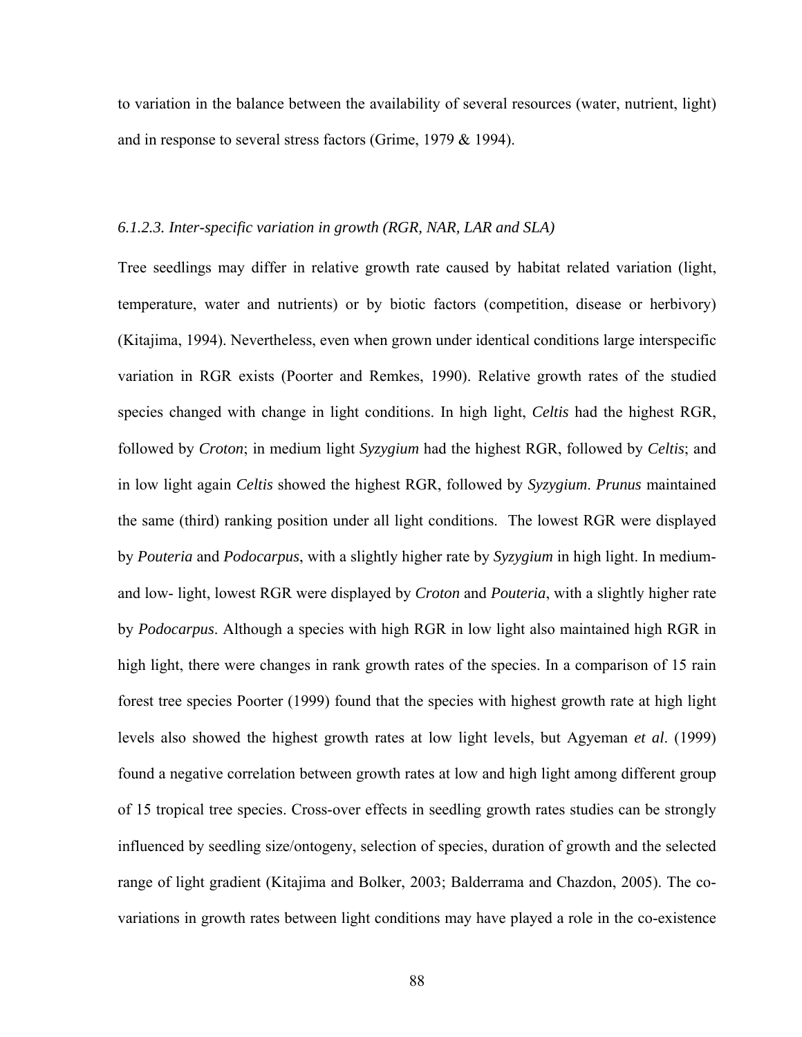to variation in the balance between the availability of several resources (water, nutrient, light) and in response to several stress factors (Grime, 1979 & 1994).

### *6.1.2.3. Inter-specific variation in growth (RGR, NAR, LAR and SLA)*

Tree seedlings may differ in relative growth rate caused by habitat related variation (light, temperature, water and nutrients) or by biotic factors (competition, disease or herbivory) (Kitajima, 1994). Nevertheless, even when grown under identical conditions large interspecific variation in RGR exists (Poorter and Remkes, 1990). Relative growth rates of the studied species changed with change in light conditions. In high light, *Celtis* had the highest RGR, followed by *Croton*; in medium light *Syzygium* had the highest RGR, followed by *Celtis*; and in low light again *Celtis* showed the highest RGR, followed by *Syzygium*. *Prunus* maintained the same (third) ranking position under all light conditions. The lowest RGR were displayed by *Pouteria* and *Podocarpus*, with a slightly higher rate by *Syzygium* in high light. In medium- and low- light, lowest RGR were displayed by *Croton* and *Pouteria*, with a slightly higher rate by *Podocarpus*. Although a species with high RGR in low light also maintained high RGR in high light, there were changes in rank growth rates of the species. In a comparison of 15 rain forest tree species Poorter (1999) found that the species with highest growth rate at high light levels also showed the highest growth rates at low light levels, but Agyeman *et al*. (1999) found a negative correlation between growth rates at low and high light among different group of 15 tropical tree species. Cross-over effects in seedling growth rates studies can be strongly influenced by seedling size/ontogeny, selection of species, duration of growth and the selected range of light gradient (Kitajima and Bolker, 2003; Balderrama and Chazdon, 2005). The co-variations in growth rates between light conditions may have played a role in the co-existence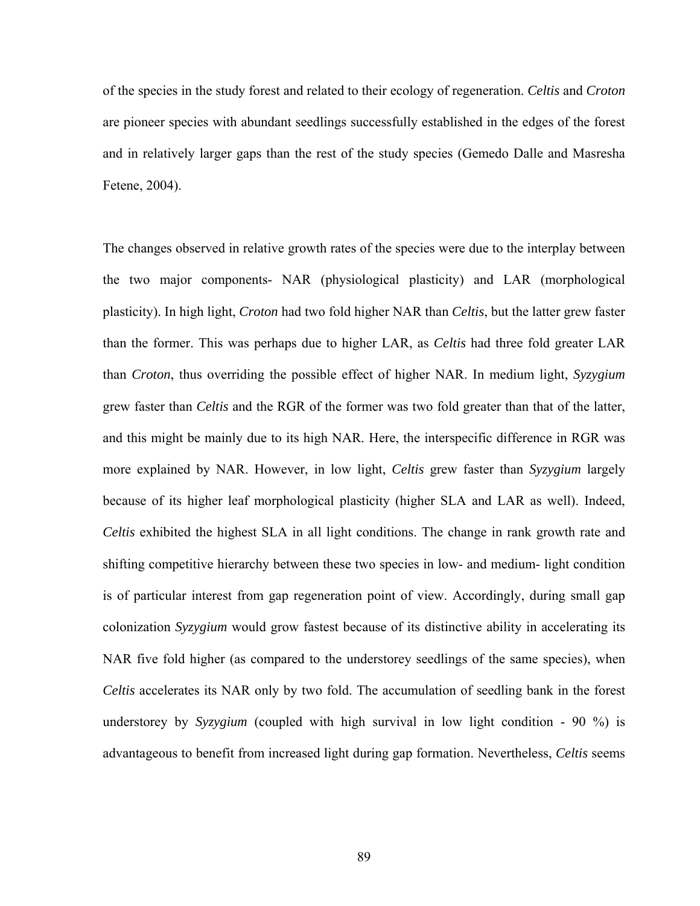of the species in the study forest and related to their ecology of regeneration. *Celtis* and *Croton* are pioneer species with abundant seedlings successfully established in the edges of the forest and in relatively larger gaps than the rest of the study species (Gemedo Dalle and Masresha Fetene, 2004).

The changes observed in relative growth rates of the species were due to the interplay between the two major components- NAR (physiological plasticity) and LAR (morphological plasticity). In high light, *Croton* had two fold higher NAR than *Celtis*, but the latter grew faster than the former. This was perhaps due to higher LAR, as *Celtis* had three fold greater LAR than *Croton*, thus overriding the possible effect of higher NAR. In medium light, *Syzygium* grew faster than *Celtis* and the RGR of the former was two fold greater than that of the latter, and this might be mainly due to its high NAR. Here, the interspecific difference in RGR was more explained by NAR. However, in low light, *Celtis* grew faster than *Syzygium* largely because of its higher leaf morphological plasticity (higher SLA and LAR as well). Indeed, *Celtis* exhibited the highest SLA in all light conditions. The change in rank growth rate and shifting competitive hierarchy between these two species in low- and medium- light condition is of particular interest from gap regeneration point of view. Accordingly, during small gap colonization *Syzygium* would grow fastest because of its distinctive ability in accelerating its NAR five fold higher (as compared to the understorey seedlings of the same species), when *Celtis* accelerates its NAR only by two fold. The accumulation of seedling bank in the forest understorey by *Syzygium* (coupled with high survival in low light condition - 90 %) is advantageous to benefit from increased light during gap formation. Nevertheless, *Celtis* seems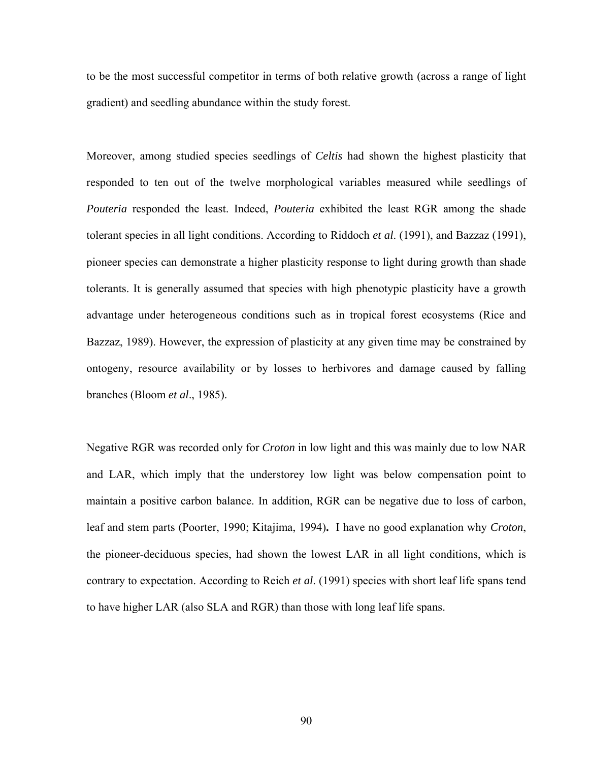to be the most successful competitor in terms of both relative growth (across a range of light gradient) and seedling abundance within the study forest.

Moreover, among studied species seedlings of *Celtis* had shown the highest plasticity that responded to ten out of the twelve morphological variables measured while seedlings of *Pouteria* responded the least. Indeed, *Pouteria* exhibited the least RGR among the shade tolerant species in all light conditions. According to Riddoch *et al*. (1991), and Bazzaz (1991), pioneer species can demonstrate a higher plasticity response to light during growth than shade tolerants. It is generally assumed that species with high phenotypic plasticity have a growth advantage under heterogeneous conditions such as in tropical forest ecosystems (Rice and Bazzaz, 1989). However, the expression of plasticity at any given time may be constrained by ontogeny, resource availability or by losses to herbivores and damage caused by falling branches (Bloom *et al*., 1985).

Negative RGR was recorded only for *Croton* in low light and this was mainly due to low NAR and LAR, which imply that the understorey low light was below compensation point to maintain a positive carbon balance. In addition, RGR can be negative due to loss of carbon, leaf and stem parts (Poorter, 1990; Kitajima, 1994)**.** I have no good explanation why *Croton*, the pioneer-deciduous species, had shown the lowest LAR in all light conditions, which is contrary to expectation. According to Reich *et al*. (1991) species with short leaf life spans tend to have higher LAR (also SLA and RGR) than those with long leaf life spans.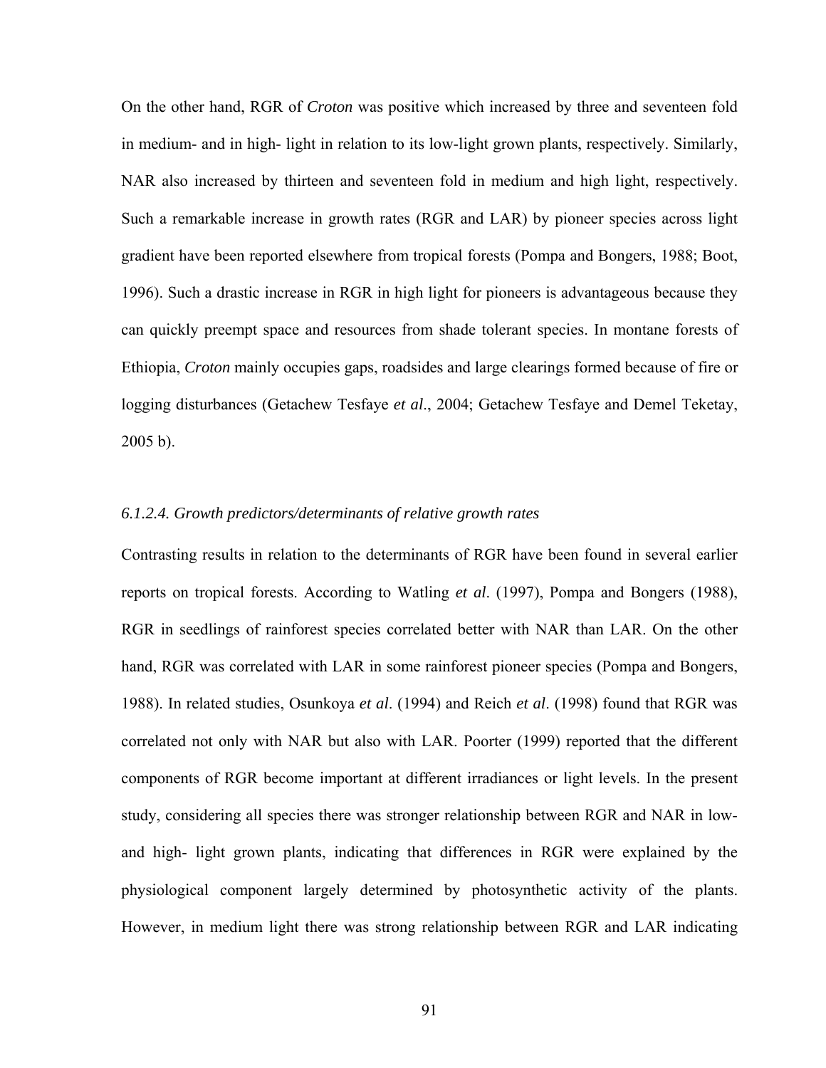On the other hand, RGR of *Croton* was positive which increased by three and seventeen fold in medium- and in high- light in relation to its low-light grown plants, respectively. Similarly, NAR also increased by thirteen and seventeen fold in medium and high light, respectively. Such a remarkable increase in growth rates (RGR and LAR) by pioneer species across light gradient have been reported elsewhere from tropical forests (Pompa and Bongers, 1988; Boot, 1996). Such a drastic increase in RGR in high light for pioneers is advantageous because they can quickly preempt space and resources from shade tolerant species. In montane forests of Ethiopia, *Croton* mainly occupies gaps, roadsides and large clearings formed because of fire or logging disturbances (Getachew Tesfaye *et al*., 2004; Getachew Tesfaye and Demel Teketay, 2005 b).

*6.1.2.4. Growth predictors/determinants of relative growth rates*

Contrasting results in relation to the determinants of RGR have been found in several earlier reports on tropical forests. According to Watling *et al*. (1997), Pompa and Bongers (1988), RGR in seedlings of rainforest species correlated better with NAR than LAR. On the other hand, RGR was correlated with LAR in some rainforest pioneer species (Pompa and Bongers, 1988). In related studies, Osunkoya *et al*. (1994) and Reich *et al*. (1998) found that RGR was correlated not only with NAR but also with LAR. Poorter (1999) reported that the different components of RGR become important at different irradiances or light levels. In the present study, considering all species there was stronger relationship between RGR and NAR in low- and high- light grown plants, indicating that differences in RGR were explained by the physiological component largely determined by photosynthetic activity of the plants. However, in medium light there was strong relationship between RGR and LAR indicating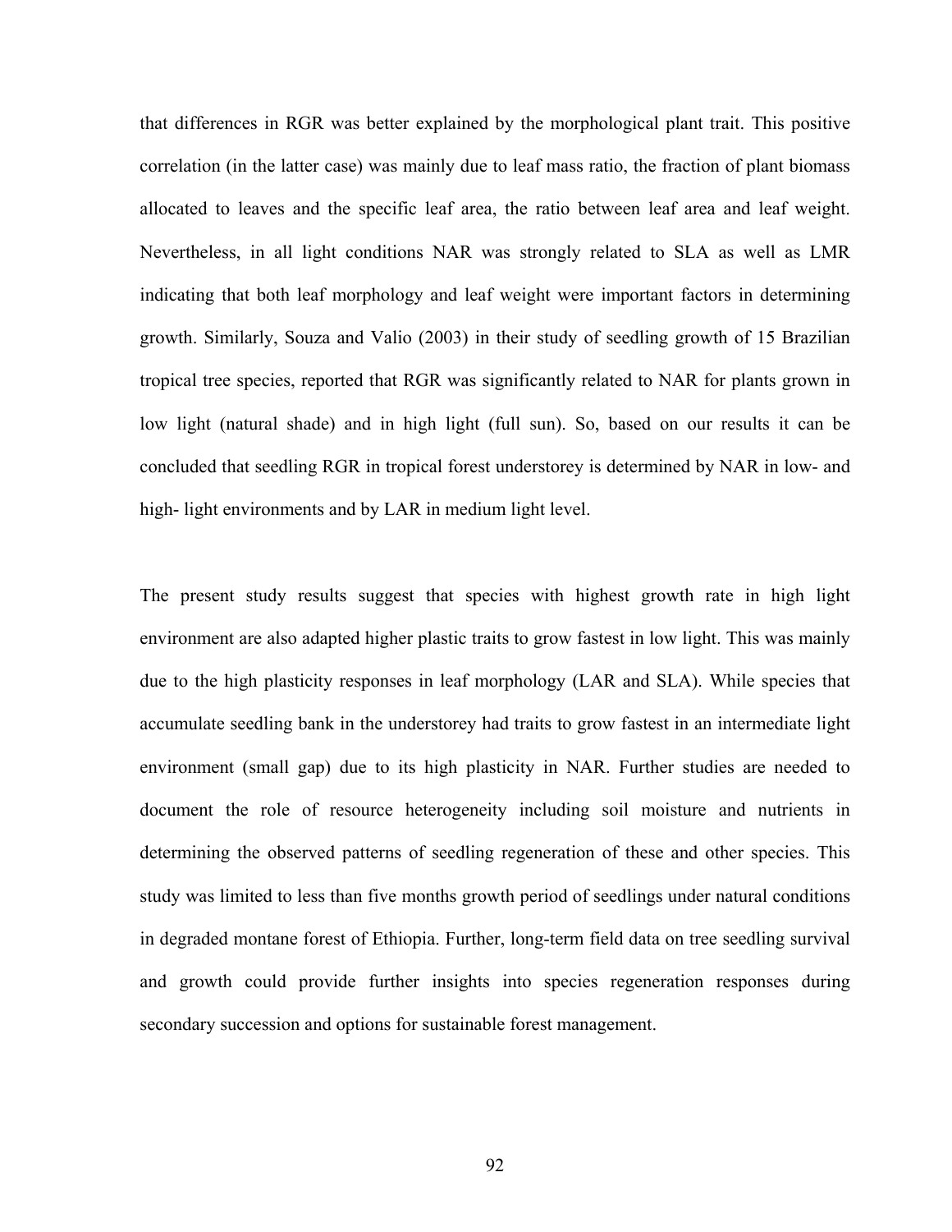that differences in RGR was better explained by the morphological plant trait. This positive correlation (in the latter case) was mainly due to leaf mass ratio, the fraction of plant biomass allocated to leaves and the specific leaf area, the ratio between leaf area and leaf weight. Nevertheless, in all light conditions NAR was strongly related to SLA as well as LMR indicating that both leaf morphology and leaf weight were important factors in determining growth. Similarly, Souza and Valio (2003) in their study of seedling growth of 15 Brazilian tropical tree species, reported that RGR was significantly related to NAR for plants grown in low light (natural shade) and in high light (full sun). So, based on our results it can be concluded that seedling RGR in tropical forest understorey is determined by NAR in low- and high- light environments and by LAR in medium light level.

The present study results suggest that species with highest growth rate in high light environment are also adapted higher plastic traits to grow fastest in low light. This was mainly due to the high plasticity responses in leaf morphology (LAR and SLA). While species that accumulate seedling bank in the understorey had traits to grow fastest in an intermediate light environment (small gap) due to its high plasticity in NAR. Further studies are needed to document the role of resource heterogeneity including soil moisture and nutrients in determining the observed patterns of seedling regeneration of these and other species. This study was limited to less than five months growth period of seedlings under natural conditions in degraded montane forest of Ethiopia. Further, long-term field data on tree seedling survival and growth could provide further insights into species regeneration responses during secondary succession and options for sustainable forest management.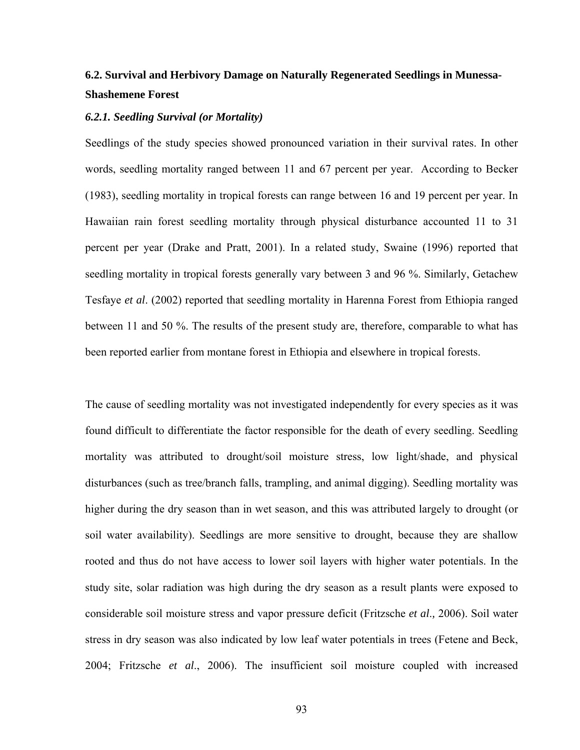## 6.2. Survival and Herbivory Damage on Naturally Regenerated Seedlings in Munessa-Shashemene Forest

### *6.2.1. Seedling Survival (or Mortality)*

Seedlings of the study species showed pronounced variation in their survival rates. In other words, seedling mortality ranged between 11 and 67 percent per year. According to Becker (1983), seedling mortality in tropical forests can range between 16 and 19 percent per year. In Hawaiian rain forest seedling mortality through physical disturbance accounted 11 to 31 percent per year (Drake and Pratt, 2001). In a related study, Swaine (1996) reported that seedling mortality in tropical forests generally vary between 3 and 96 %. Similarly, Getachew Tesfaye *et al*. (2002) reported that seedling mortality in Harenna Forest from Ethiopia ranged between 11 and 50 %. The results of the present study are, therefore, comparable to what has been reported earlier from montane forest in Ethiopia and elsewhere in tropical forests.

The cause of seedling mortality was not investigated independently for every species as it was found difficult to differentiate the factor responsible for the death of every seedling. Seedling mortality was attributed to drought/soil moisture stress, low light/shade, and physical disturbances (such as tree/branch falls, trampling, and animal digging). Seedling mortality was higher during the dry season than in wet season, and this was attributed largely to drought (or soil water availability). Seedlings are more sensitive to drought, because they are shallow rooted and thus do not have access to lower soil layers with higher water potentials. In the study site, solar radiation was high during the dry season as a result plants were exposed to considerable soil moisture stress and vapor pressure deficit (Fritzsche *et al.,* 2006). Soil water stress in dry season was also indicated by low leaf water potentials in trees (Fetene and Beck, 2004; Fritzsche *et al*., 2006). The insufficient soil moisture coupled with increased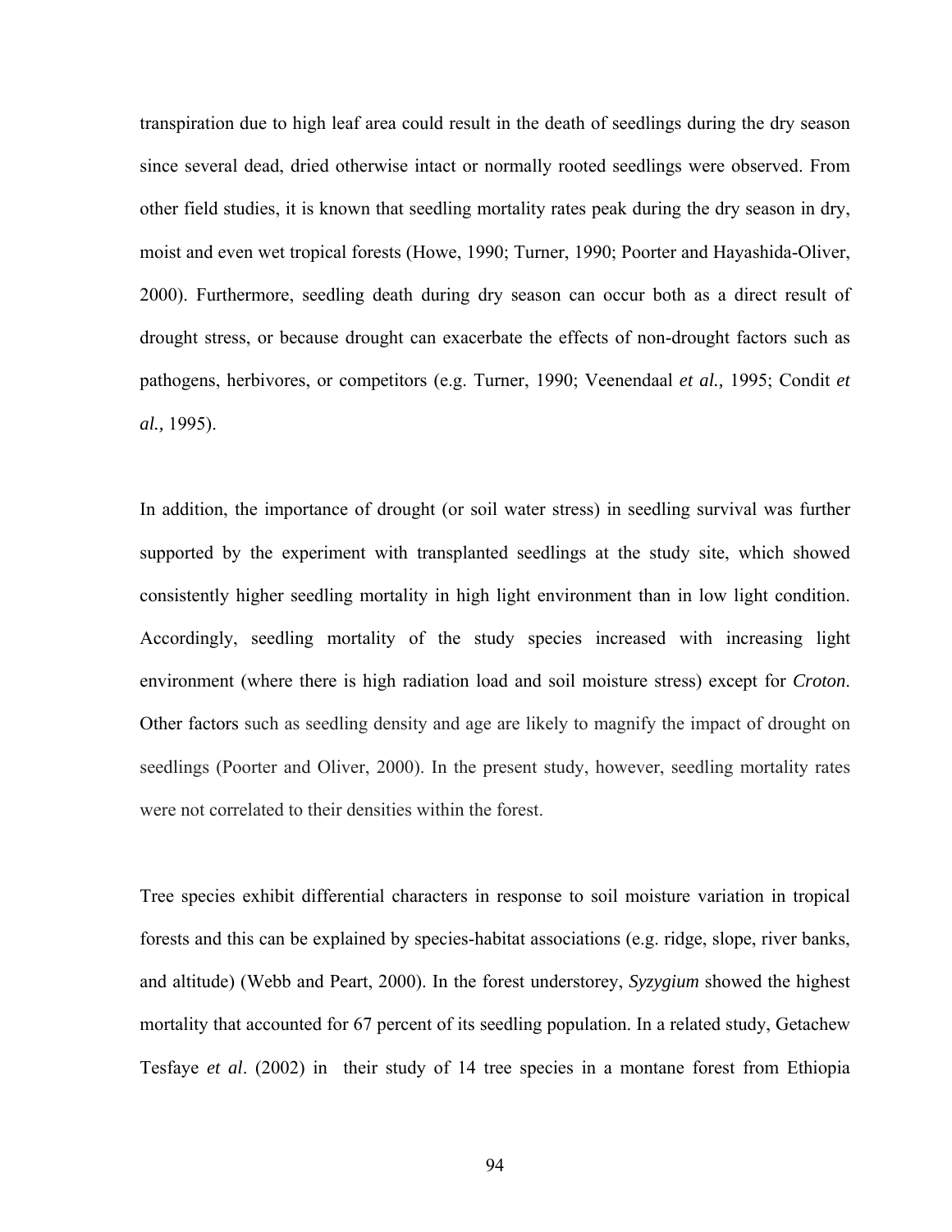transpiration due to high leaf area could result in the death of seedlings during the dry season since several dead, dried otherwise intact or normally rooted seedlings were observed. From other field studies, it is known that seedling mortality rates peak during the dry season in dry, moist and even wet tropical forests (Howe, 1990; Turner, 1990; Poorter and Hayashida-Oliver, 2000). Furthermore, seedling death during dry season can occur both as a direct result of drought stress, or because drought can exacerbate the effects of non-drought factors such as pathogens, herbivores, or competitors (e.g. Turner, 1990; Veenendaal *et al.,* 1995; Condit *et al.,* 1995).

In addition, the importance of drought (or soil water stress) in seedling survival was further supported by the experiment with transplanted seedlings at the study site, which showed consistently higher seedling mortality in high light environment than in low light condition. Accordingly, seedling mortality of the study species increased with increasing light environment (where there is high radiation load and soil moisture stress) except for *Croton*. Other factors such as seedling density and age are likely to magnify the impact of drought on seedlings (Poorter and Oliver, 2000). In the present study, however, seedling mortality rates were not correlated to their densities within the forest.

Tree species exhibit differential characters in response to soil moisture variation in tropical forests and this can be explained by species-habitat associations (e.g. ridge, slope, river banks, and altitude) (Webb and Peart, 2000). In the forest understorey, *Syzygium* showed the highest mortality that accounted for 67 percent of its seedling population. In a related study, Getachew Tesfaye *et al*. (2002) in their study of 14 tree species in a montane forest from Ethiopia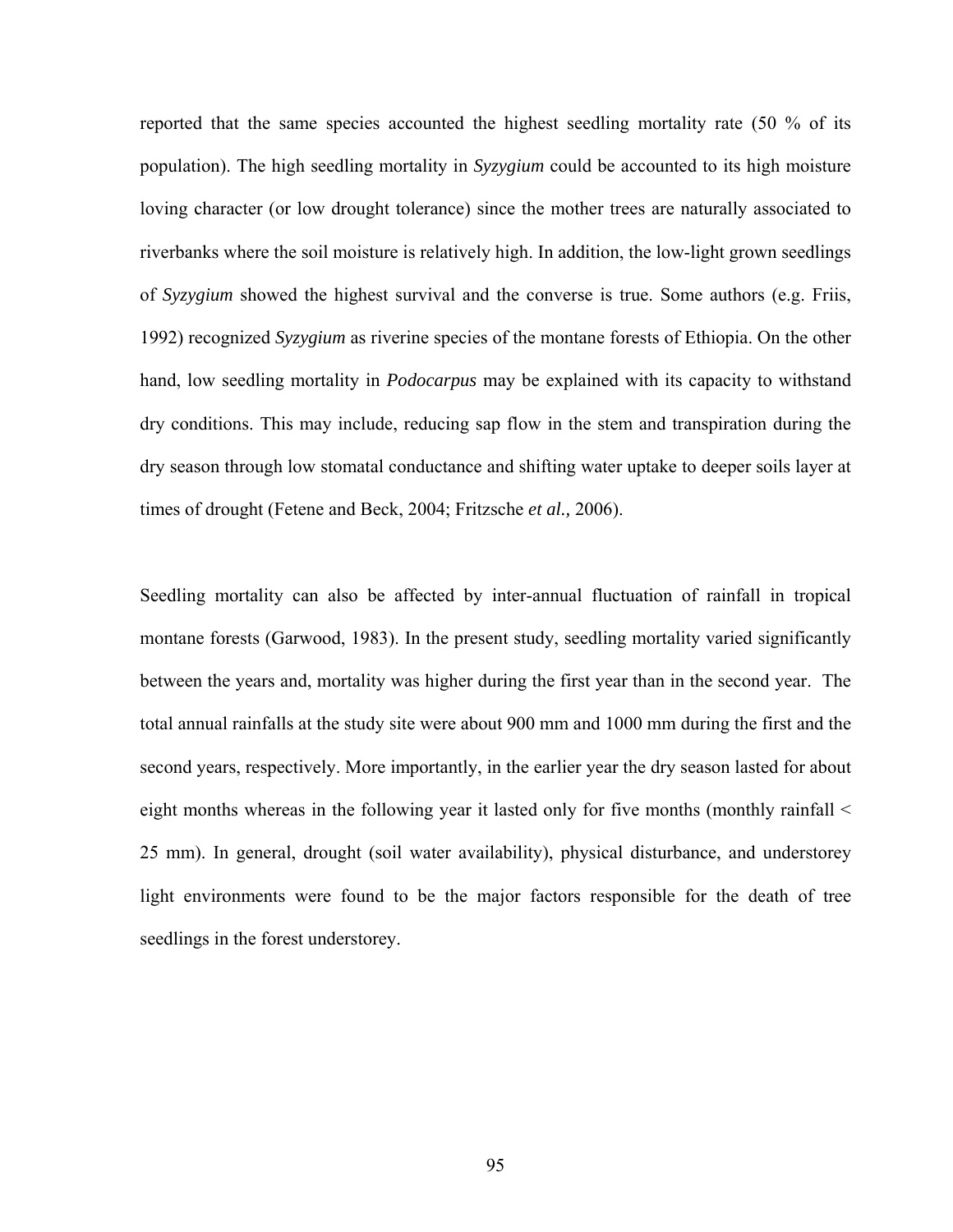reported that the same species accounted the highest seedling mortality rate (50 % of its population). The high seedling mortality in *Syzygium* could be accounted to its high moisture loving character (or low drought tolerance) since the mother trees are naturally associated to riverbanks where the soil moisture is relatively high. In addition, the low-light grown seedlings of *Syzygium* showed the highest survival and the converse is true. Some authors (e.g. Friis, 1992) recognized *Syzygium* as riverine species of the montane forests of Ethiopia. On the other hand, low seedling mortality in *Podocarpus* may be explained with its capacity to withstand dry conditions. This may include, reducing sap flow in the stem and transpiration during the dry season through low stomatal conductance and shifting water uptake to deeper soils layer at times of drought (Fetene and Beck, 2004; Fritzsche *et al.,* 2006).

Seedling mortality can also be affected by inter-annual fluctuation of rainfall in tropical montane forests (Garwood, 1983). In the present study, seedling mortality varied significantly between the years and, mortality was higher during the first year than in the second year. The total annual rainfalls at the study site were about 900 mm and 1000 mm during the first and the second years, respectively. More importantly, in the earlier year the dry season lasted for about eight months whereas in the following year it lasted only for five months (monthly rainfall < 25 mm). In general, drought (soil water availability), physical disturbance, and understorey light environments were found to be the major factors responsible for the death of tree seedlings in the forest understorey.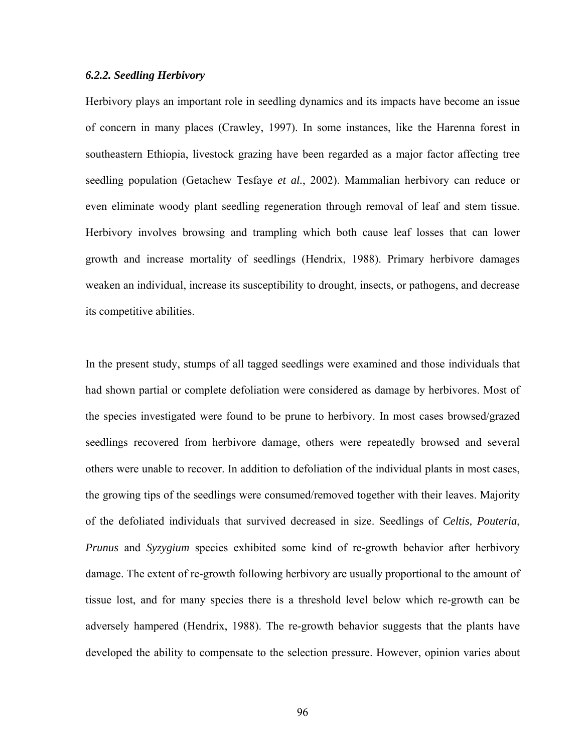### *6.2.2. Seedling Herbivory*

Herbivory plays an important role in seedling dynamics and its impacts have become an issue of concern in many places (Crawley, 1997). In some instances, like the Harenna forest in southeastern Ethiopia, livestock grazing have been regarded as a major factor affecting tree seedling population (Getachew Tesfaye *et al.*, 2002). Mammalian herbivory can reduce or even eliminate woody plant seedling regeneration through removal of leaf and stem tissue. Herbivory involves browsing and trampling which both cause leaf losses that can lower growth and increase mortality of seedlings (Hendrix, 1988). Primary herbivore damages weaken an individual, increase its susceptibility to drought, insects, or pathogens, and decrease its competitive abilities.

In the present study, stumps of all tagged seedlings were examined and those individuals that had shown partial or complete defoliation were considered as damage by herbivores. Most of the species investigated were found to be prune to herbivory. In most cases browsed/grazed seedlings recovered from herbivore damage, others were repeatedly browsed and several others were unable to recover. In addition to defoliation of the individual plants in most cases, the growing tips of the seedlings were consumed/removed together with their leaves. Majority of the defoliated individuals that survived decreased in size. Seedlings of *Celtis, Pouteria*, *Prunus* and *Syzygium* species exhibited some kind of re-growth behavior after herbivory damage. The extent of re-growth following herbivory are usually proportional to the amount of tissue lost, and for many species there is a threshold level below which re-growth can be adversely hampered (Hendrix, 1988). The re-growth behavior suggests that the plants have developed the ability to compensate to the selection pressure. However, opinion varies about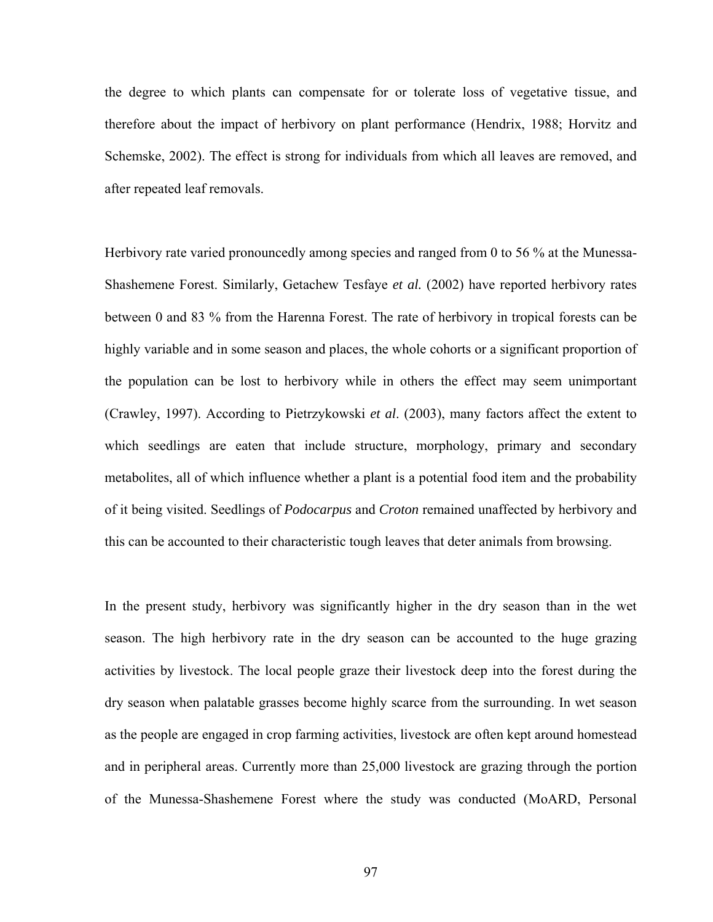the degree to which plants can compensate for or tolerate loss of vegetative tissue, and therefore about the impact of herbivory on plant performance (Hendrix, 1988; Horvitz and Schemske, 2002). The effect is strong for individuals from which all leaves are removed, and after repeated leaf removals.

Herbivory rate varied pronouncedly among species and ranged from 0 to 56 % at the Munessa-Shashemene Forest. Similarly, Getachew Tesfaye *et al.* (2002) have reported herbivory rates between 0 and 83 % from the Harenna Forest. The rate of herbivory in tropical forests can be highly variable and in some season and places, the whole cohorts or a significant proportion of the population can be lost to herbivory while in others the effect may seem unimportant (Crawley, 1997). According to Pietrzykowski *et al*. (2003), many factors affect the extent to which seedlings are eaten that include structure, morphology, primary and secondary metabolites, all of which influence whether a plant is a potential food item and the probability of it being visited. Seedlings of *Podocarpus* and *Croton* remained unaffected by herbivory and this can be accounted to their characteristic tough leaves that deter animals from browsing.

In the present study, herbivory was significantly higher in the dry season than in the wet season. The high herbivory rate in the dry season can be accounted to the huge grazing activities by livestock. The local people graze their livestock deep into the forest during the dry season when palatable grasses become highly scarce from the surrounding. In wet season as the people are engaged in crop farming activities, livestock are often kept around homestead and in peripheral areas. Currently more than 25,000 livestock are grazing through the portion of the Munessa-Shashemene Forest where the study was conducted (MoARD, Personal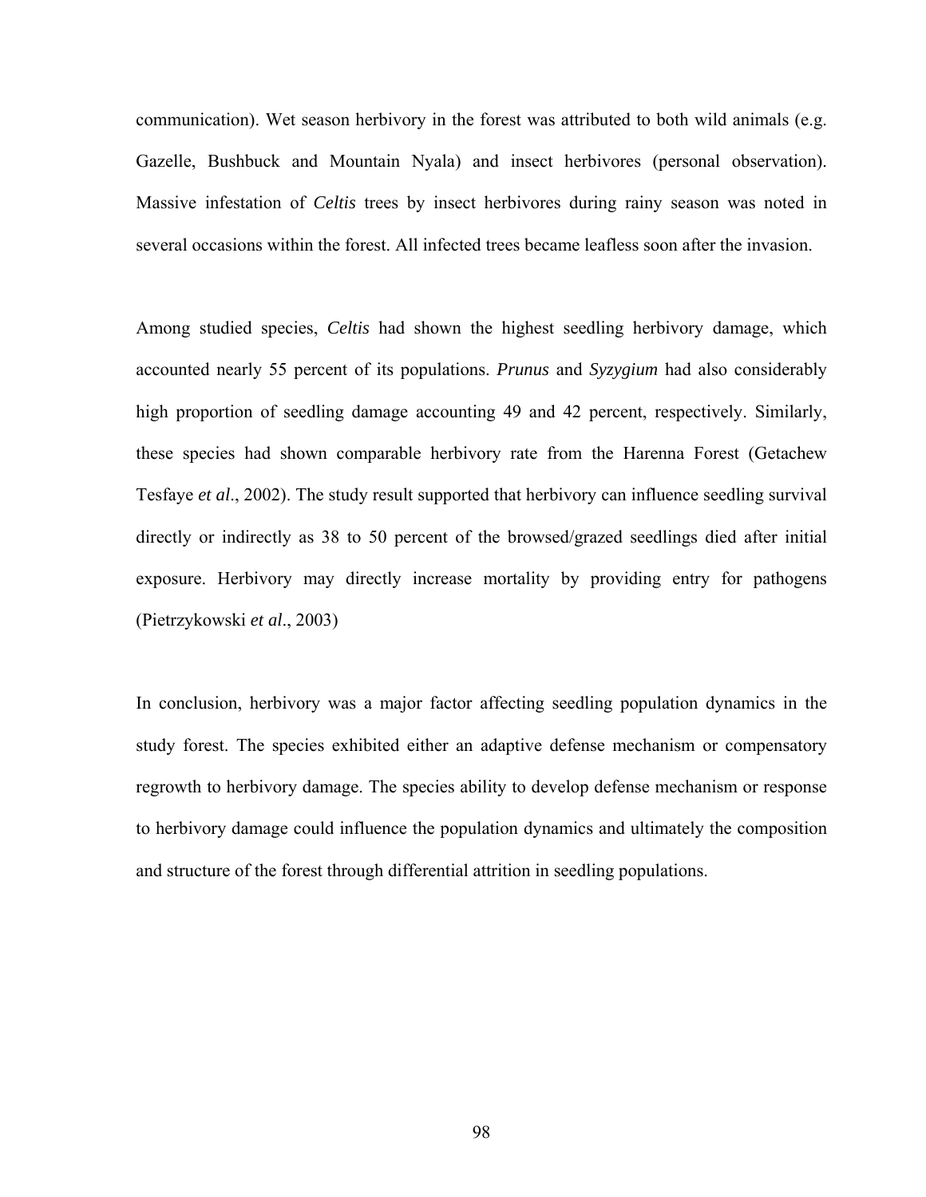communication). Wet season herbivory in the forest was attributed to both wild animals (e.g. Gazelle, Bushbuck and Mountain Nyala) and insect herbivores (personal observation). Massive infestation of *Celtis* trees by insect herbivores during rainy season was noted in several occasions within the forest. All infected trees became leafless soon after the invasion.

Among studied species, *Celtis* had shown the highest seedling herbivory damage, which accounted nearly 55 percent of its populations. *Prunus* and *Syzygium* had also considerably high proportion of seedling damage accounting 49 and 42 percent, respectively. Similarly, these species had shown comparable herbivory rate from the Harenna Forest (Getachew Tesfaye *et al*., 2002). The study result supported that herbivory can influence seedling survival directly or indirectly as 38 to 50 percent of the browsed/grazed seedlings died after initial exposure. Herbivory may directly increase mortality by providing entry for pathogens (Pietrzykowski *et al*., 2003)

In conclusion, herbivory was a major factor affecting seedling population dynamics in the study forest. The species exhibited either an adaptive defense mechanism or compensatory regrowth to herbivory damage. The species ability to develop defense mechanism or response to herbivory damage could influence the population dynamics and ultimately the composition and structure of the forest through differential attrition in seedling populations.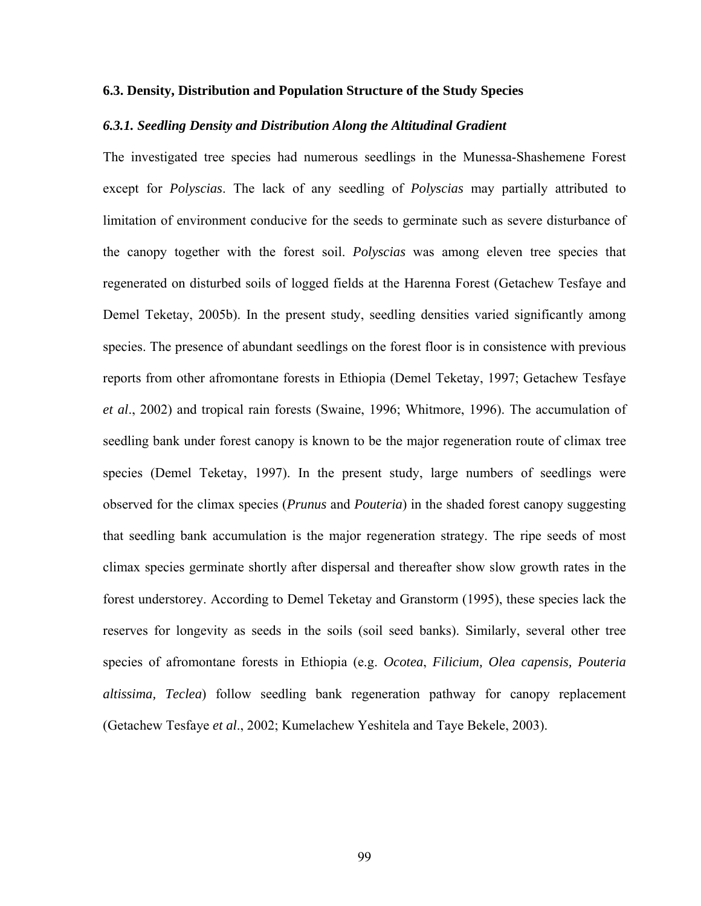## 6.3. Density, Distribution and Population Structure of the Study Species

### *6.3.1. Seedling Density and Distribution Along the Altitudinal Gradient*

The investigated tree species had numerous seedlings in the Munessa-Shashemene Forest except for *Polyscias*. The lack of any seedling of *Polyscias* may partially attributed to limitation of environment conducive for the seeds to germinate such as severe disturbance of the canopy together with the forest soil. *Polyscias* was among eleven tree species that regenerated on disturbed soils of logged fields at the Harenna Forest (Getachew Tesfaye and Demel Teketay, 2005b). In the present study, seedling densities varied significantly among species. The presence of abundant seedlings on the forest floor is in consistence with previous reports from other afromontane forests in Ethiopia (Demel Teketay, 1997; Getachew Tesfaye *et al*., 2002) and tropical rain forests (Swaine, 1996; Whitmore, 1996). The accumulation of seedling bank under forest canopy is known to be the major regeneration route of climax tree species (Demel Teketay, 1997). In the present study, large numbers of seedlings were observed for the climax species (*Prunus* and *Pouteria*) in the shaded forest canopy suggesting that seedling bank accumulation is the major regeneration strategy. The ripe seeds of most climax species germinate shortly after dispersal and thereafter show slow growth rates in the forest understorey. According to Demel Teketay and Granstorm (1995), these species lack the reserves for longevity as seeds in the soils (soil seed banks). Similarly, several other tree species of afromontane forests in Ethiopia (e.g. *Ocotea*, *Filicium, Olea capensis, Pouteria altissima, Teclea*) follow seedling bank regeneration pathway for canopy replacement (Getachew Tesfaye *et al*., 2002; Kumelachew Yeshitela and Taye Bekele, 2003).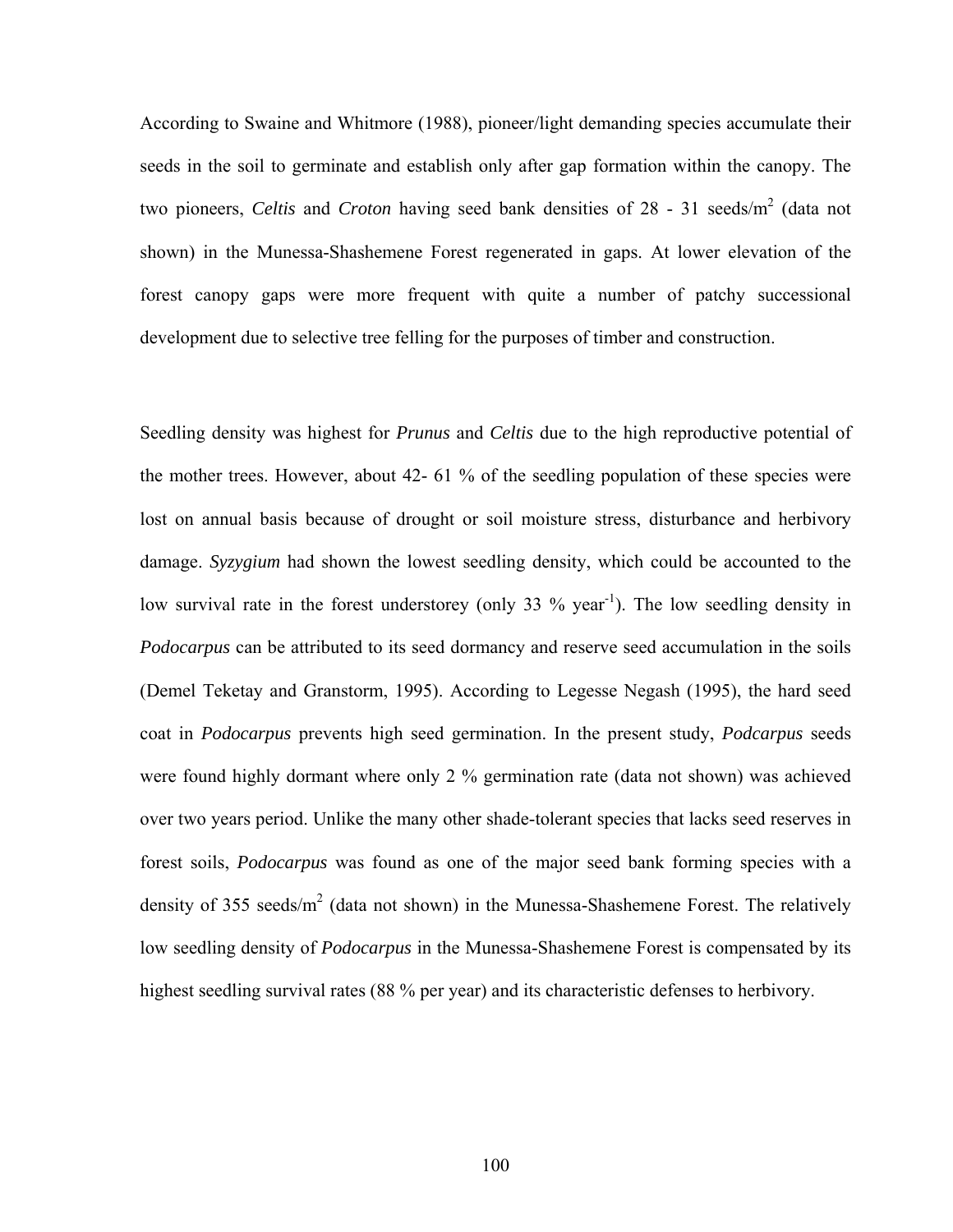According to Swaine and Whitmore (1988), pioneer/light demanding species accumulate their seeds in the soil to germinate and establish only after gap formation within the canopy. The two pioneers, *Celtis* and *Croton* having seed bank densities of 28 - 31 seeds/m$^2$ (data not shown) in the Munessa-Shashemene Forest regenerated in gaps. At lower elevation of the forest canopy gaps were more frequent with quite a number of patchy successional development due to selective tree felling for the purposes of timber and construction.

Seedling density was highest for *Prunus* and *Celtis* due to the high reproductive potential of the mother trees. However, about 42- 61 % of the seedling population of these species were lost on annual basis because of drought or soil moisture stress, disturbance and herbivory damage. *Syzygium* had shown the lowest seedling density, which could be accounted to the low survival rate in the forest understorey (only 33 % year$^{-1}$). The low seedling density in *Podocarpus* can be attributed to its seed dormancy and reserve seed accumulation in the soils (Demel Teketay and Granstorm, 1995). According to Legesse Negash (1995), the hard seed coat in *Podocarpus* prevents high seed germination. In the present study, *Podcarpus* seeds were found highly dormant where only 2 % germination rate (data not shown) was achieved over two years period. Unlike the many other shade-tolerant species that lacks seed reserves in forest soils, *Podocarpus* was found as one of the major seed bank forming species with a density of 355 seeds/m$^2$ (data not shown) in the Munessa-Shashemene Forest. The relatively low seedling density of *Podocarpus* in the Munessa-Shashemene Forest is compensated by its highest seedling survival rates (88 % per year) and its characteristic defenses to herbivory.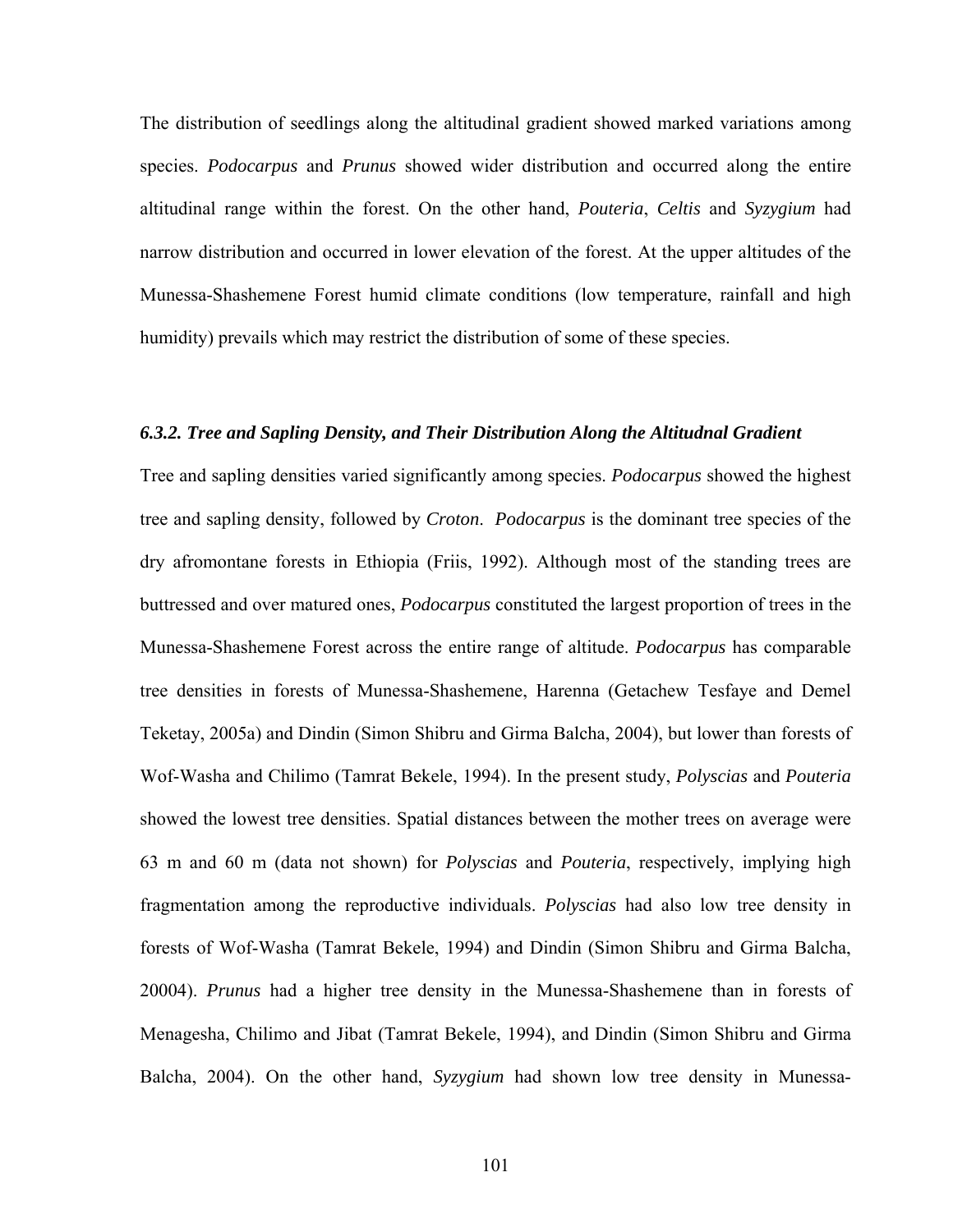The distribution of seedlings along the altitudinal gradient showed marked variations among species. *Podocarpus* and *Prunus* showed wider distribution and occurred along the entire altitudinal range within the forest. On the other hand, *Pouteria*, *Celtis* and *Syzygium* had narrow distribution and occurred in lower elevation of the forest. At the upper altitudes of the Munessa-Shashemene Forest humid climate conditions (low temperature, rainfall and high humidity) prevails which may restrict the distribution of some of these species.

### *6.3.2. Tree and Sapling Density, and Their Distribution Along the Altitudnal Gradient*

Tree and sapling densities varied significantly among species. *Podocarpus* showed the highest tree and sapling density, followed by *Croton*. *Podocarpus* is the dominant tree species of the dry afromontane forests in Ethiopia (Friis, 1992). Although most of the standing trees are buttressed and over matured ones, *Podocarpus* constituted the largest proportion of trees in the Munessa-Shashemene Forest across the entire range of altitude. *Podocarpus* has comparable tree densities in forests of Munessa-Shashemene, Harenna (Getachew Tesfaye and Demel Teketay, 2005a) and Dindin (Simon Shibru and Girma Balcha, 2004), but lower than forests of Wof-Washa and Chilimo (Tamrat Bekele, 1994). In the present study, *Polyscias* and *Pouteria* showed the lowest tree densities. Spatial distances between the mother trees on average were 63 m and 60 m (data not shown) for *Polyscias* and *Pouteria*, respectively, implying high fragmentation among the reproductive individuals. *Polyscias* had also low tree density in forests of Wof-Washa (Tamrat Bekele, 1994) and Dindin (Simon Shibru and Girma Balcha, 20004). *Prunus* had a higher tree density in the Munessa-Shashemene than in forests of Menagesha, Chilimo and Jibat (Tamrat Bekele, 1994), and Dindin (Simon Shibru and Girma Balcha, 2004). On the other hand, *Syzygium* had shown low tree density in Munessa-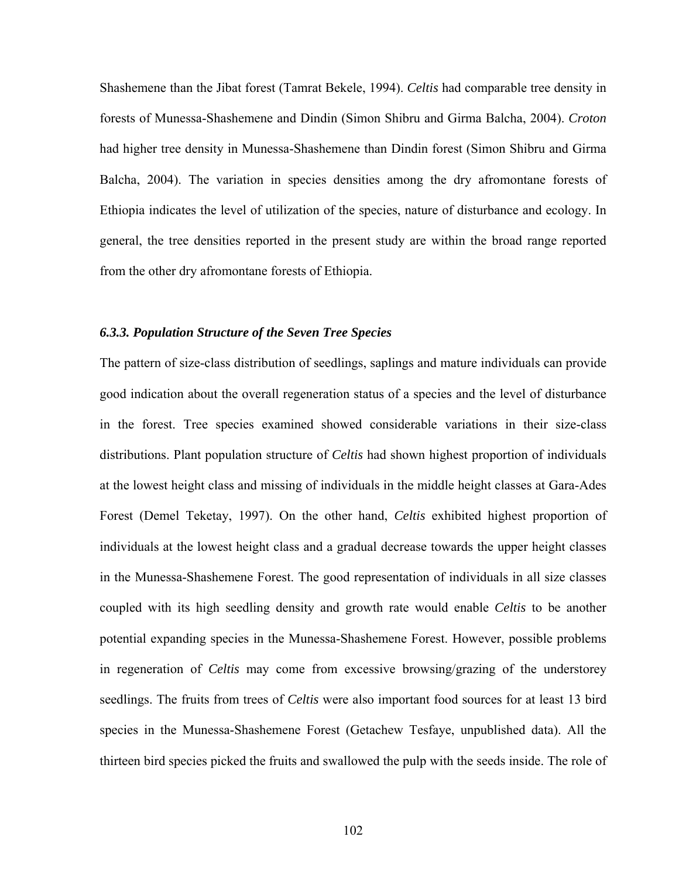Shashemene than the Jibat forest (Tamrat Bekele, 1994). *Celtis* had comparable tree density in forests of Munessa-Shashemene and Dindin (Simon Shibru and Girma Balcha, 2004). *Croton* had higher tree density in Munessa-Shashemene than Dindin forest (Simon Shibru and Girma Balcha, 2004). The variation in species densities among the dry afromontane forests of Ethiopia indicates the level of utilization of the species, nature of disturbance and ecology. In general, the tree densities reported in the present study are within the broad range reported from the other dry afromontane forests of Ethiopia.

### *6.3.3. Population Structure of the Seven Tree Species*

The pattern of size-class distribution of seedlings, saplings and mature individuals can provide good indication about the overall regeneration status of a species and the level of disturbance in the forest. Tree species examined showed considerable variations in their size-class distributions. Plant population structure of *Celtis* had shown highest proportion of individuals at the lowest height class and missing of individuals in the middle height classes at Gara-Ades Forest (Demel Teketay, 1997). On the other hand, *Celtis* exhibited highest proportion of individuals at the lowest height class and a gradual decrease towards the upper height classes in the Munessa-Shashemene Forest. The good representation of individuals in all size classes coupled with its high seedling density and growth rate would enable *Celtis* to be another potential expanding species in the Munessa-Shashemene Forest. However, possible problems in regeneration of *Celtis* may come from excessive browsing/grazing of the understorey seedlings. The fruits from trees of *Celtis* were also important food sources for at least 13 bird species in the Munessa-Shashemene Forest (Getachew Tesfaye, unpublished data). All the thirteen bird species picked the fruits and swallowed the pulp with the seeds inside. The role of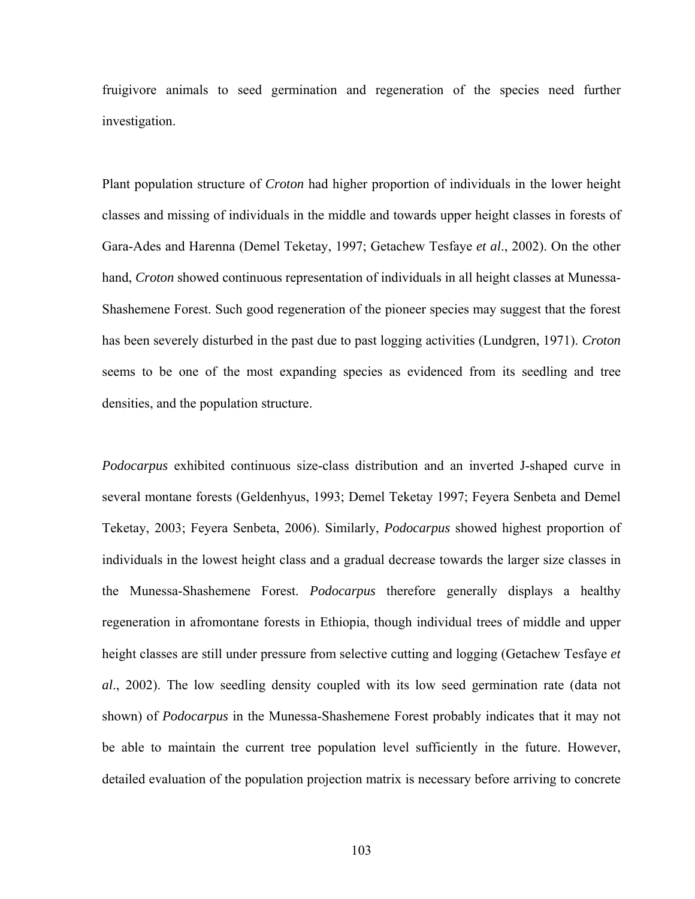fruigivore animals to seed germination and regeneration of the species need further investigation.

Plant population structure of *Croton* had higher proportion of individuals in the lower height classes and missing of individuals in the middle and towards upper height classes in forests of Gara-Ades and Harenna (Demel Teketay, 1997; Getachew Tesfaye *et al*., 2002). On the other hand, *Croton* showed continuous representation of individuals in all height classes at Munessa-Shashemene Forest. Such good regeneration of the pioneer species may suggest that the forest has been severely disturbed in the past due to past logging activities (Lundgren, 1971). *Croton* seems to be one of the most expanding species as evidenced from its seedling and tree densities, and the population structure.

*Podocarpus* exhibited continuous size-class distribution and an inverted J-shaped curve in several montane forests (Geldenhyus, 1993; Demel Teketay 1997; Feyera Senbeta and Demel Teketay, 2003; Feyera Senbeta, 2006). Similarly, *Podocarpus* showed highest proportion of individuals in the lowest height class and a gradual decrease towards the larger size classes in the Munessa-Shashemene Forest. *Podocarpus* therefore generally displays a healthy regeneration in afromontane forests in Ethiopia, though individual trees of middle and upper height classes are still under pressure from selective cutting and logging (Getachew Tesfaye *et al*., 2002). The low seedling density coupled with its low seed germination rate (data not shown) of *Podocarpus* in the Munessa-Shashemene Forest probably indicates that it may not be able to maintain the current tree population level sufficiently in the future. However, detailed evaluation of the population projection matrix is necessary before arriving to concrete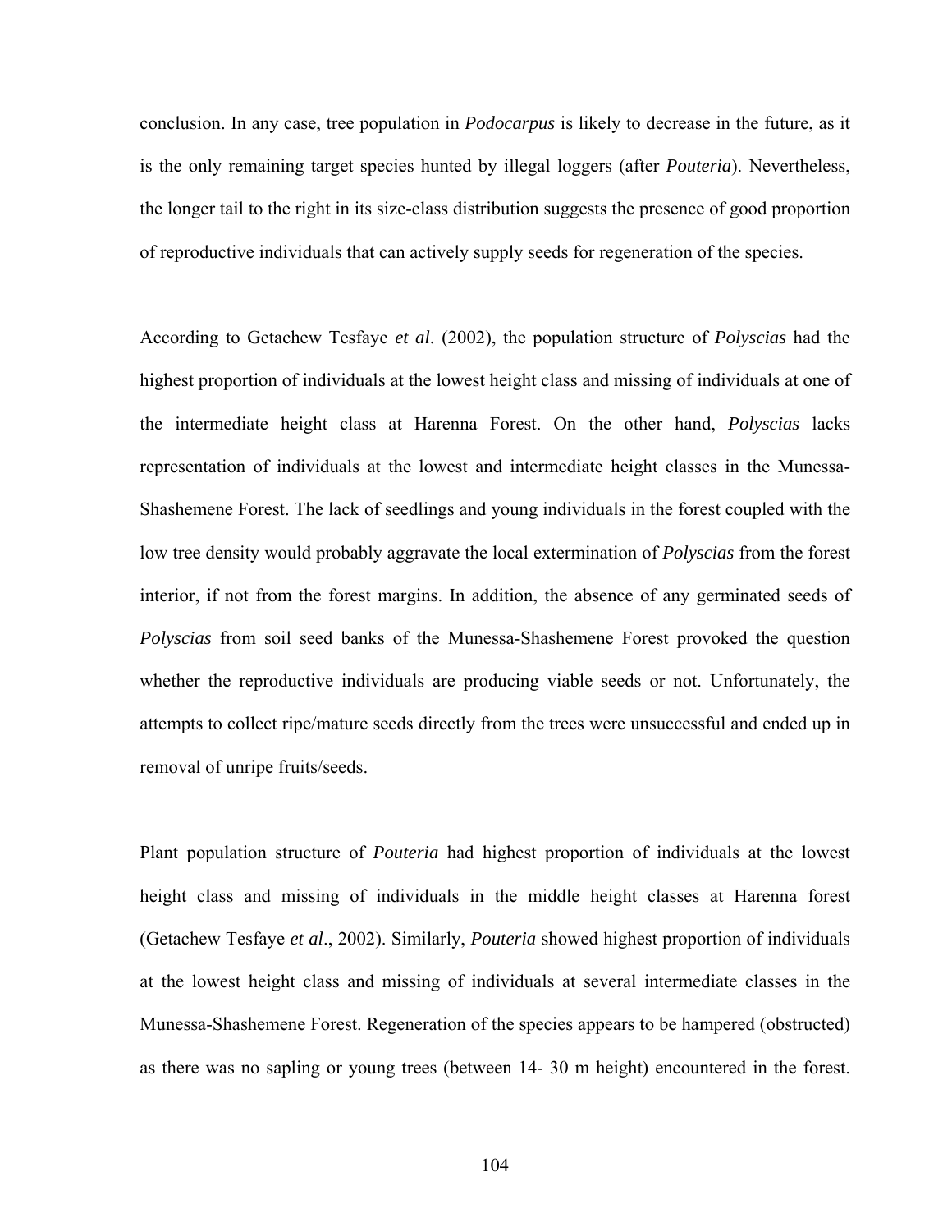conclusion. In any case, tree population in *Podocarpus* is likely to decrease in the future, as it is the only remaining target species hunted by illegal loggers (after *Pouteria*). Nevertheless, the longer tail to the right in its size-class distribution suggests the presence of good proportion of reproductive individuals that can actively supply seeds for regeneration of the species.

According to Getachew Tesfaye *et al*. (2002), the population structure of *Polyscias* had the highest proportion of individuals at the lowest height class and missing of individuals at one of the intermediate height class at Harenna Forest. On the other hand, *Polyscias* lacks representation of individuals at the lowest and intermediate height classes in the Munessa-Shashemene Forest. The lack of seedlings and young individuals in the forest coupled with the low tree density would probably aggravate the local extermination of *Polyscias* from the forest interior, if not from the forest margins. In addition, the absence of any germinated seeds of *Polyscias* from soil seed banks of the Munessa-Shashemene Forest provoked the question whether the reproductive individuals are producing viable seeds or not. Unfortunately, the attempts to collect ripe/mature seeds directly from the trees were unsuccessful and ended up in removal of unripe fruits/seeds.

Plant population structure of *Pouteria* had highest proportion of individuals at the lowest height class and missing of individuals in the middle height classes at Harenna forest (Getachew Tesfaye *et al*., 2002). Similarly, *Pouteria* showed highest proportion of individuals at the lowest height class and missing of individuals at several intermediate classes in the Munessa-Shashemene Forest. Regeneration of the species appears to be hampered (obstructed) as there was no sapling or young trees (between 14- 30 m height) encountered in the forest.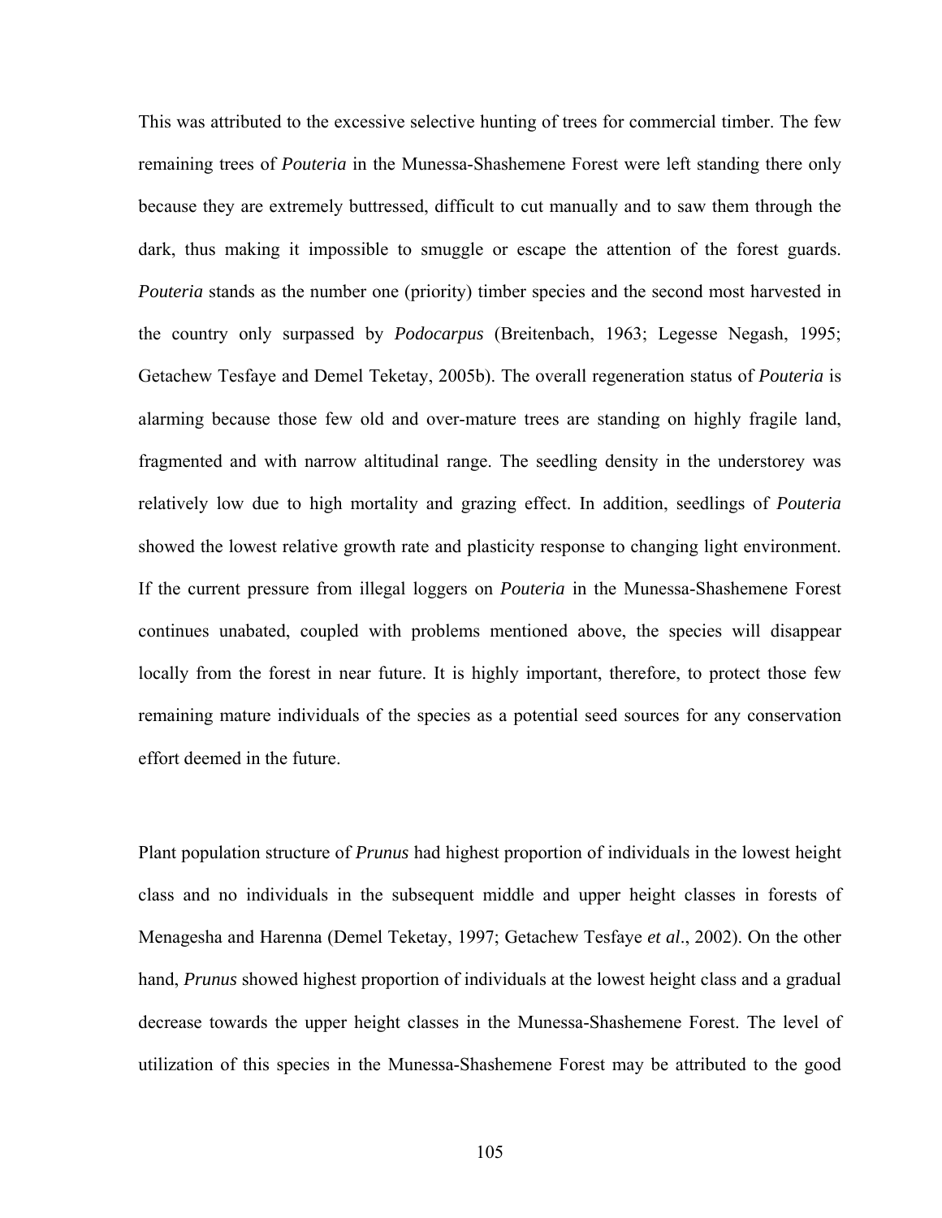This was attributed to the excessive selective hunting of trees for commercial timber. The few remaining trees of *Pouteria* in the Munessa-Shashemene Forest were left standing there only because they are extremely buttressed, difficult to cut manually and to saw them through the dark, thus making it impossible to smuggle or escape the attention of the forest guards. *Pouteria* stands as the number one (priority) timber species and the second most harvested in the country only surpassed by *Podocarpus* (Breitenbach, 1963; Legesse Negash, 1995; Getachew Tesfaye and Demel Teketay, 2005b). The overall regeneration status of *Pouteria* is alarming because those few old and over-mature trees are standing on highly fragile land, fragmented and with narrow altitudinal range. The seedling density in the understorey was relatively low due to high mortality and grazing effect. In addition, seedlings of *Pouteria* showed the lowest relative growth rate and plasticity response to changing light environment. If the current pressure from illegal loggers on *Pouteria* in the Munessa-Shashemene Forest continues unabated, coupled with problems mentioned above, the species will disappear locally from the forest in near future. It is highly important, therefore, to protect those few remaining mature individuals of the species as a potential seed sources for any conservation effort deemed in the future.

Plant population structure of *Prunus* had highest proportion of individuals in the lowest height class and no individuals in the subsequent middle and upper height classes in forests of Menagesha and Harenna (Demel Teketay, 1997; Getachew Tesfaye *et al*., 2002). On the other hand, *Prunus* showed highest proportion of individuals at the lowest height class and a gradual decrease towards the upper height classes in the Munessa-Shashemene Forest. The level of utilization of this species in the Munessa-Shashemene Forest may be attributed to the good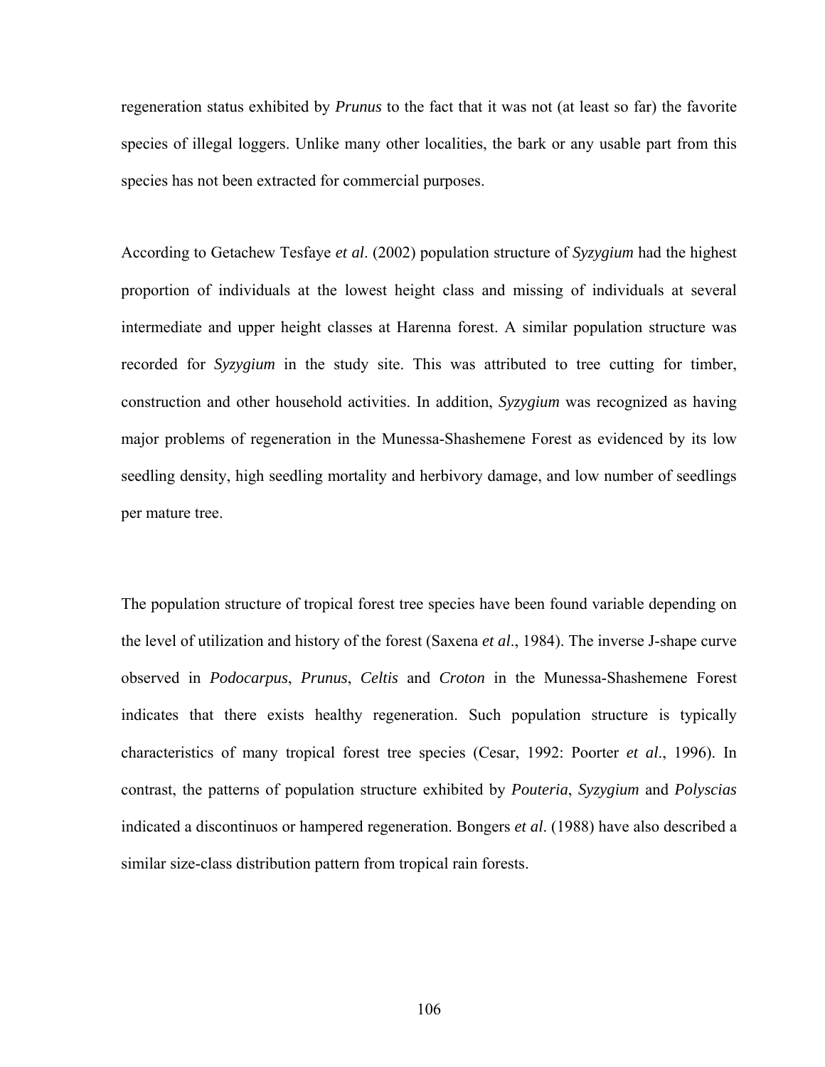regeneration status exhibited by *Prunus* to the fact that it was not (at least so far) the favorite species of illegal loggers. Unlike many other localities, the bark or any usable part from this species has not been extracted for commercial purposes.

According to Getachew Tesfaye *et al*. (2002) population structure of *Syzygium* had the highest proportion of individuals at the lowest height class and missing of individuals at several intermediate and upper height classes at Harenna forest. A similar population structure was recorded for *Syzygium* in the study site. This was attributed to tree cutting for timber, construction and other household activities. In addition, *Syzygium* was recognized as having major problems of regeneration in the Munessa-Shashemene Forest as evidenced by its low seedling density, high seedling mortality and herbivory damage, and low number of seedlings per mature tree.

The population structure of tropical forest tree species have been found variable depending on the level of utilization and history of the forest (Saxena *et al*., 1984). The inverse J-shape curve observed in *Podocarpus*, *Prunus*, *Celtis* and *Croton* in the Munessa-Shashemene Forest indicates that there exists healthy regeneration. Such population structure is typically characteristics of many tropical forest tree species (Cesar, 1992: Poorter *et al*., 1996). In contrast, the patterns of population structure exhibited by *Pouteria*, *Syzygium* and *Polyscias* indicated a discontinuos or hampered regeneration. Bongers *et al*. (1988) have also described a similar size-class distribution pattern from tropical rain forests.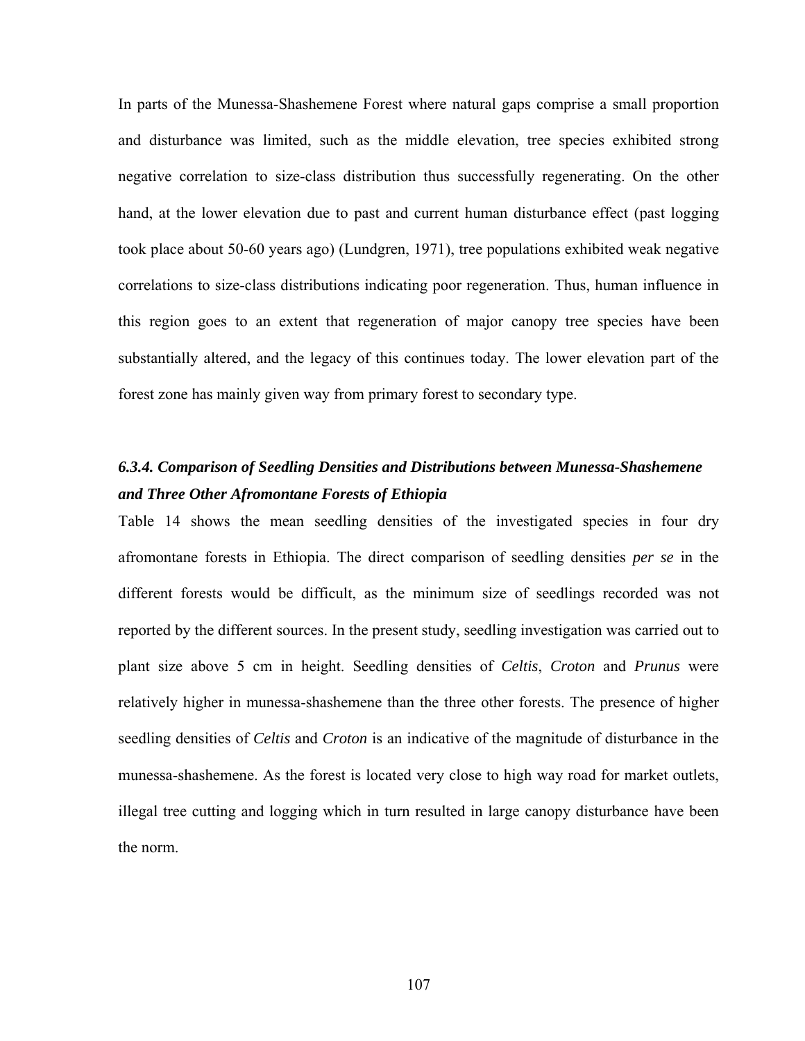In parts of the Munessa-Shashemene Forest where natural gaps comprise a small proportion and disturbance was limited, such as the middle elevation, tree species exhibited strong negative correlation to size-class distribution thus successfully regenerating. On the other hand, at the lower elevation due to past and current human disturbance effect (past logging took place about 50-60 years ago) (Lundgren, 1971), tree populations exhibited weak negative correlations to size-class distributions indicating poor regeneration. Thus, human influence in this region goes to an extent that regeneration of major canopy tree species have been substantially altered, and the legacy of this continues today. The lower elevation part of the forest zone has mainly given way from primary forest to secondary type.

### *6.3.4. Comparison of Seedling Densities and Distributions between Munessa-Shashemene and Three Other Afromontane Forests of Ethiopia*

Table 14 shows the mean seedling densities of the investigated species in four dry afromontane forests in Ethiopia. The direct comparison of seedling densities *per se* in the different forests would be difficult, as the minimum size of seedlings recorded was not reported by the different sources. In the present study, seedling investigation was carried out to plant size above 5 cm in height. Seedling densities of *Celtis*, *Croton* and *Prunus* were relatively higher in munessa-shashemene than the three other forests. The presence of higher seedling densities of *Celtis* and *Croton* is an indicative of the magnitude of disturbance in the munessa-shashemene. As the forest is located very close to high way road for market outlets, illegal tree cutting and logging which in turn resulted in large canopy disturbance have been the norm.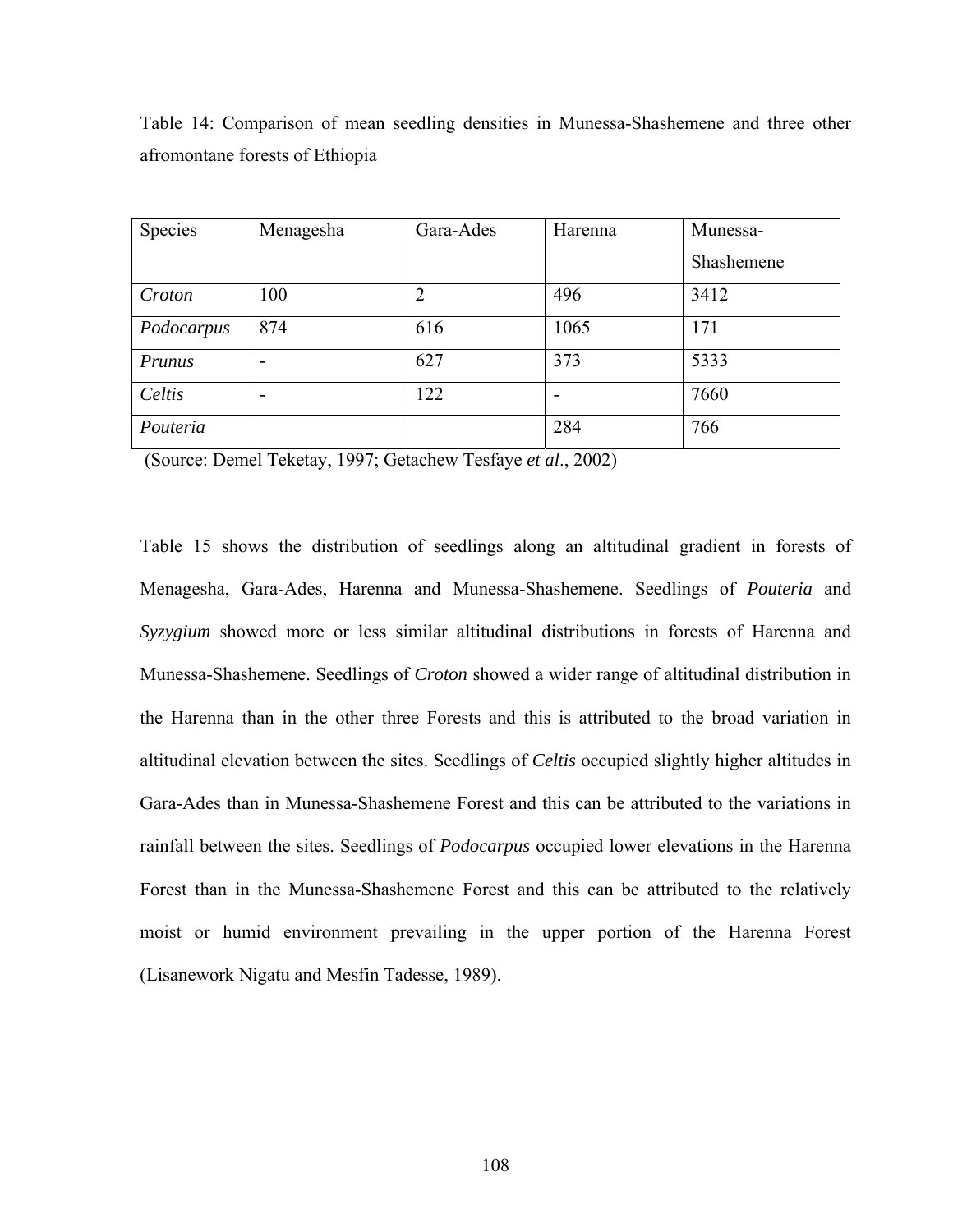Table 14: Comparison of mean seedling densities in Munessa-Shashemene and three other afromontane forests of Ethiopia

| Species | Menagesha | Gara-Ades | Harenna | Munessa-Shashemene |
|---|---|---|---|---|
| *Croton* | 100 | 2 | 496 | 3412 |
| *Podocarpus* | 874 | 616 | 1065 | 171 |
| *Prunus* | - | 627 | 373 | 5333 |
| *Celtis* | - | 122 | - | 7660 |
| *Pouteria* | | | 284 | 766 |

(Source: Demel Teketay, 1997; Getachew Tesfaye *et al*., 2002)

Table 15 shows the distribution of seedlings along an altitudinal gradient in forests of Menagesha, Gara-Ades, Harenna and Munessa-Shashemene. Seedlings of *Pouteria* and *Syzygium* showed more or less similar altitudinal distributions in forests of Harenna and Munessa-Shashemene. Seedlings of *Croton* showed a wider range of altitudinal distribution in the Harenna than in the other three Forests and this is attributed to the broad variation in altitudinal elevation between the sites. Seedlings of *Celtis* occupied slightly higher altitudes in Gara-Ades than in Munessa-Shashemene Forest and this can be attributed to the variations in rainfall between the sites. Seedlings of *Podocarpus* occupied lower elevations in the Harenna Forest than in the Munessa-Shashemene Forest and this can be attributed to the relatively moist or humid environment prevailing in the upper portion of the Harenna Forest (Lisanework Nigatu and Mesfin Tadesse, 1989).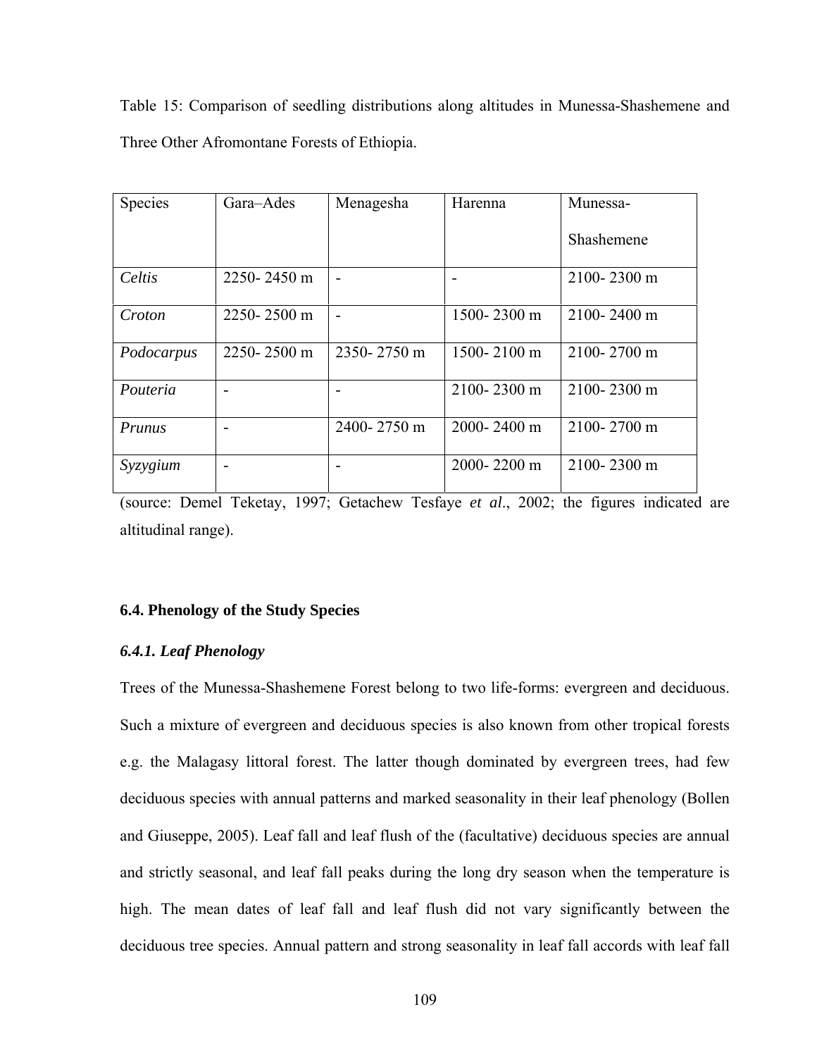Table 15: Comparison of seedling distributions along altitudes in Munessa-Shashemene and Three Other Afromontane Forests of Ethiopia.

| Species | Gara–Ades | Menagesha | Harenna | Munessa-Shashemene |
|---|---|---|---|---|
| *Celtis* | 2250- 2450 m | - | - | 2100- 2300 m |
| *Croton* | 2250- 2500 m | - | 1500- 2300 m | 2100- 2400 m |
| *Podocarpus* | 2250- 2500 m | 2350- 2750 m | 1500- 2100 m | 2100- 2700 m |
| *Pouteria* | - | - | 2100- 2300 m | 2100- 2300 m |
| *Prunus* | - | 2400- 2750 m | 2000- 2400 m | 2100- 2700 m |
| *Syzygium* | - | - | 2000- 2200 m | 2100- 2300 m |

(source: Demel Teketay, 1997; Getachew Tesfaye *et al*., 2002; the figures indicated are altitudinal range).

### 6.4. Phenology of the Study Species

#### *6.4.1. Leaf Phenology*

Trees of the Munessa-Shashemene Forest belong to two life-forms: evergreen and deciduous. Such a mixture of evergreen and deciduous species is also known from other tropical forests e.g. the Malagasy littoral forest. The latter though dominated by evergreen trees, had few deciduous species with annual patterns and marked seasonality in their leaf phenology (Bollen and Giuseppe, 2005). Leaf fall and leaf flush of the (facultative) deciduous species are annual and strictly seasonal, and leaf fall peaks during the long dry season when the temperature is high. The mean dates of leaf fall and leaf flush did not vary significantly between the deciduous tree species. Annual pattern and strong seasonality in leaf fall accords with leaf fall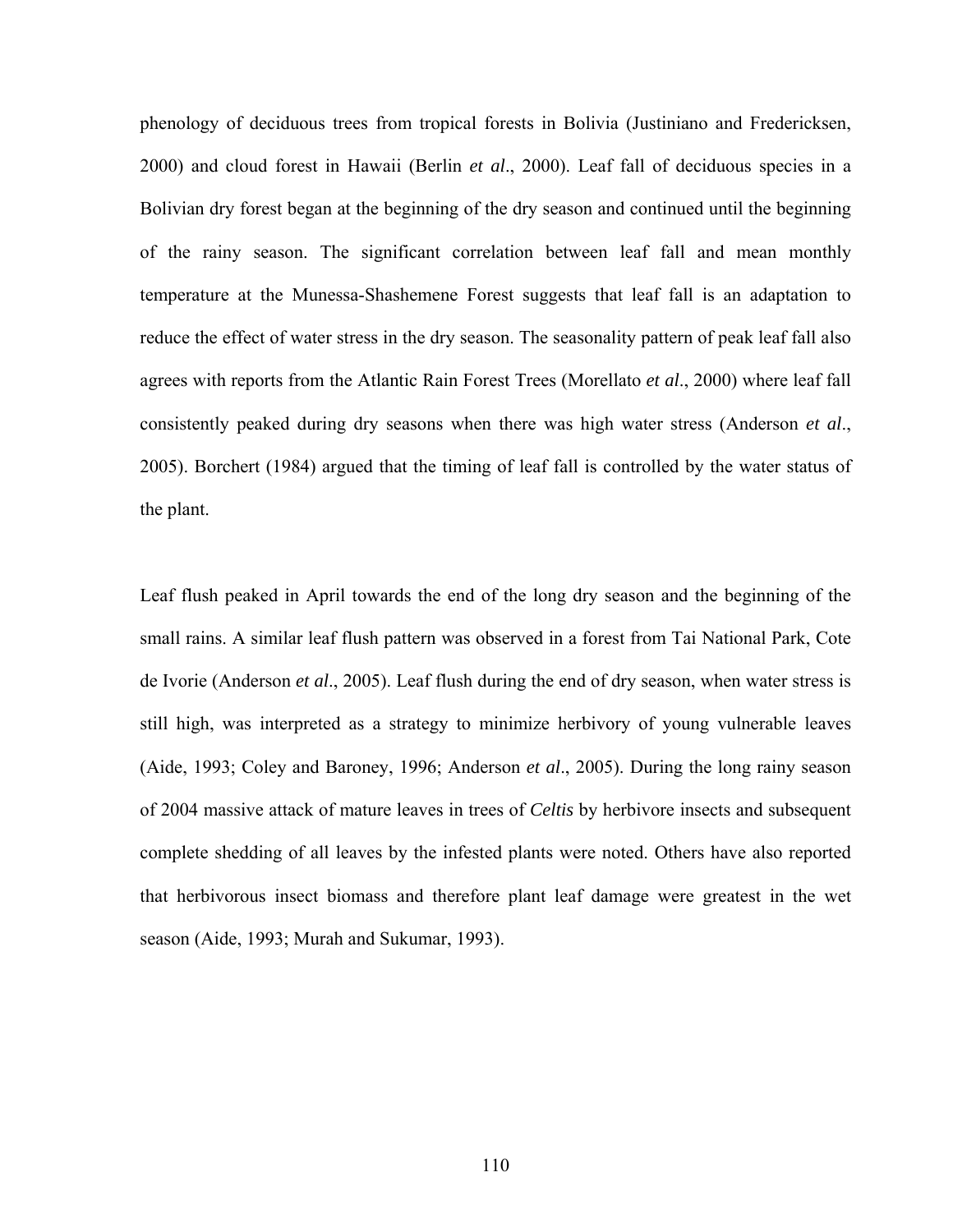phenology of deciduous trees from tropical forests in Bolivia (Justiniano and Fredericksen, 2000) and cloud forest in Hawaii (Berlin *et al*., 2000). Leaf fall of deciduous species in a Bolivian dry forest began at the beginning of the dry season and continued until the beginning of the rainy season. The significant correlation between leaf fall and mean monthly temperature at the Munessa-Shashemene Forest suggests that leaf fall is an adaptation to reduce the effect of water stress in the dry season. The seasonality pattern of peak leaf fall also agrees with reports from the Atlantic Rain Forest Trees (Morellato *et al*., 2000) where leaf fall consistently peaked during dry seasons when there was high water stress (Anderson *et al*., 2005). Borchert (1984) argued that the timing of leaf fall is controlled by the water status of the plant.

Leaf flush peaked in April towards the end of the long dry season and the beginning of the small rains. A similar leaf flush pattern was observed in a forest from Tai National Park, Cote de Ivorie (Anderson *et al*., 2005). Leaf flush during the end of dry season, when water stress is still high, was interpreted as a strategy to minimize herbivory of young vulnerable leaves (Aide, 1993; Coley and Baroney, 1996; Anderson *et al*., 2005). During the long rainy season of 2004 massive attack of mature leaves in trees of *Celtis* by herbivore insects and subsequent complete shedding of all leaves by the infested plants were noted. Others have also reported that herbivorous insect biomass and therefore plant leaf damage were greatest in the wet season (Aide, 1993; Murah and Sukumar, 1993).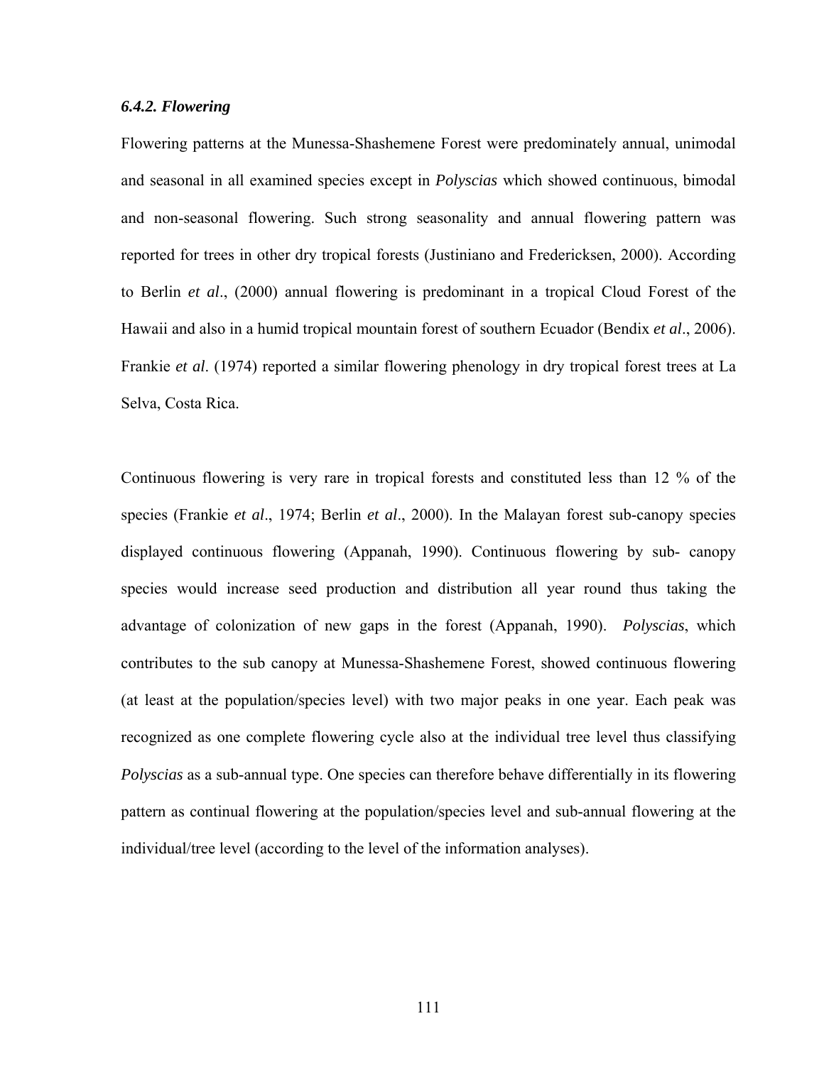### *6.4.2. Flowering*

Flowering patterns at the Munessa-Shashemene Forest were predominately annual, unimodal and seasonal in all examined species except in *Polyscias* which showed continuous, bimodal and non-seasonal flowering. Such strong seasonality and annual flowering pattern was reported for trees in other dry tropical forests (Justiniano and Fredericksen, 2000). According to Berlin *et al*., (2000) annual flowering is predominant in a tropical Cloud Forest of the Hawaii and also in a humid tropical mountain forest of southern Ecuador (Bendix *et al*., 2006). Frankie *et al*. (1974) reported a similar flowering phenology in dry tropical forest trees at La Selva, Costa Rica.

Continuous flowering is very rare in tropical forests and constituted less than 12 % of the species (Frankie *et al*., 1974; Berlin *et al*., 2000). In the Malayan forest sub-canopy species displayed continuous flowering (Appanah, 1990). Continuous flowering by sub- canopy species would increase seed production and distribution all year round thus taking the advantage of colonization of new gaps in the forest (Appanah, 1990). *Polyscias*, which contributes to the sub canopy at Munessa-Shashemene Forest, showed continuous flowering (at least at the population/species level) with two major peaks in one year. Each peak was recognized as one complete flowering cycle also at the individual tree level thus classifying *Polyscias* as a sub-annual type. One species can therefore behave differentially in its flowering pattern as continual flowering at the population/species level and sub-annual flowering at the individual/tree level (according to the level of the information analyses).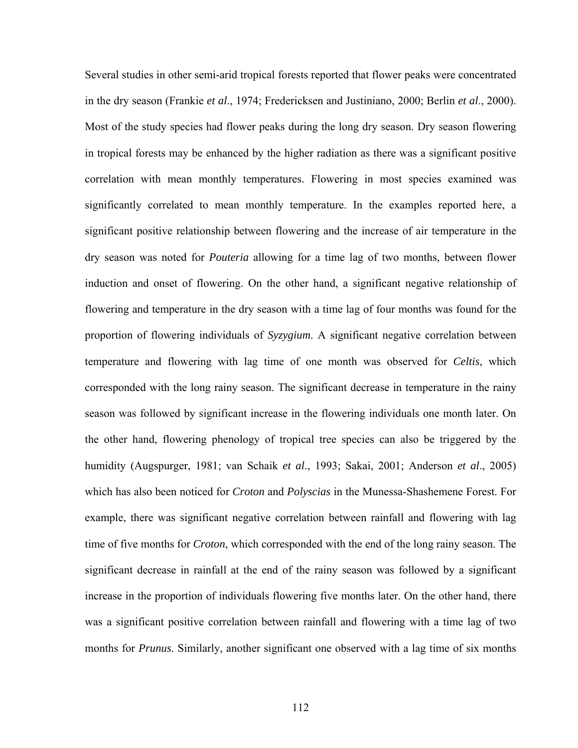Several studies in other semi-arid tropical forests reported that flower peaks were concentrated in the dry season (Frankie *et al*., 1974; Fredericksen and Justiniano, 2000; Berlin *et al*., 2000). Most of the study species had flower peaks during the long dry season. Dry season flowering in tropical forests may be enhanced by the higher radiation as there was a significant positive correlation with mean monthly temperatures. Flowering in most species examined was significantly correlated to mean monthly temperature. In the examples reported here, a significant positive relationship between flowering and the increase of air temperature in the dry season was noted for ***Pouteria*** allowing for a time lag of two months, between flower induction and onset of flowering. On the other hand, a significant negative relationship of flowering and temperature in the dry season with a time lag of four months was found for the proportion of flowering individuals of ***Syzygium***. A significant negative correlation between temperature and flowering with lag time of one month was observed for ***Celtis***, which corresponded with the long rainy season. The significant decrease in temperature in the rainy season was followed by significant increase in the flowering individuals one month later. On the other hand, flowering phenology of tropical tree species can also be triggered by the humidity (Augspurger, 1981; van Schaik *et al*., 1993; Sakai, 2001; Anderson *et al*., 2005) which has also been noticed for ***Croton*** and ***Polyscias*** in the Munessa-Shashemene Forest. For example, there was significant negative correlation between rainfall and flowering with lag time of five months for ***Croton***, which corresponded with the end of the long rainy season. The significant decrease in rainfall at the end of the rainy season was followed by a significant increase in the proportion of individuals flowering five months later. On the other hand, there was a significant positive correlation between rainfall and flowering with a time lag of two months for ***Prunus***. Similarly, another significant one observed with a lag time of six months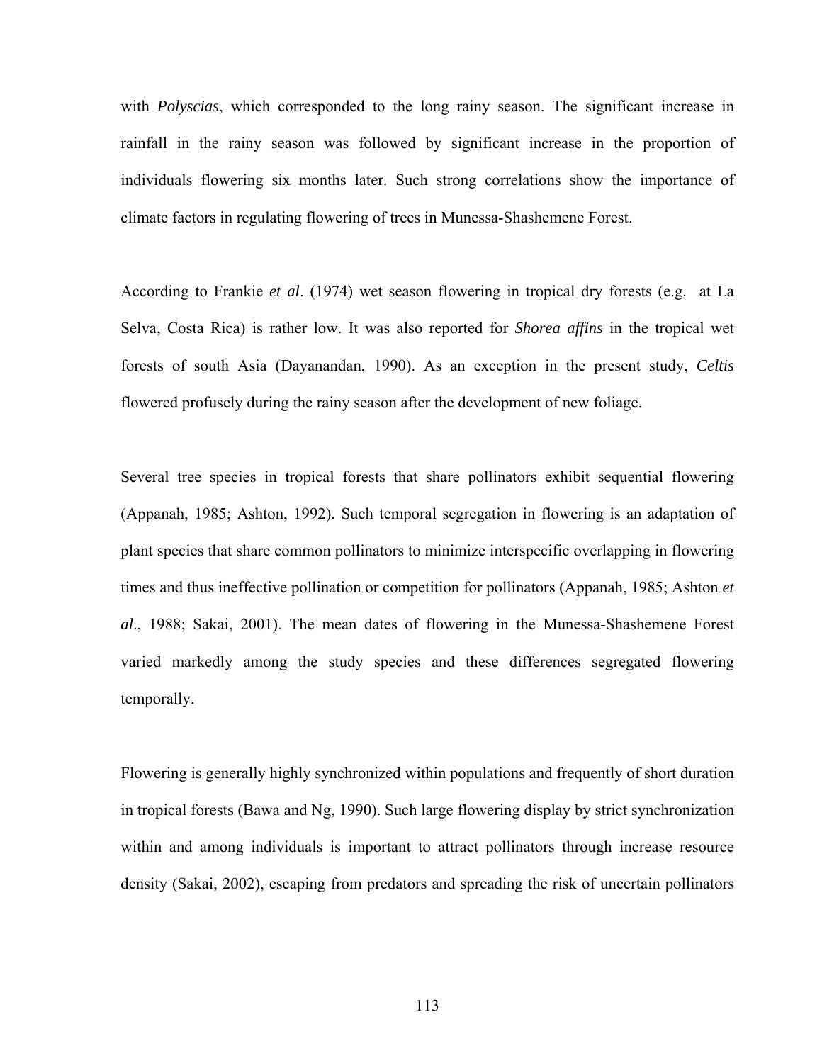with *Polyscias*, which corresponded to the long rainy season. The significant increase in rainfall in the rainy season was followed by significant increase in the proportion of individuals flowering six months later. Such strong correlations show the importance of climate factors in regulating flowering of trees in Munessa-Shashemene Forest.

According to Frankie *et al*. (1974) wet season flowering in tropical dry forests (e.g. at La Selva, Costa Rica) is rather low. It was also reported for *Shorea affins* in the tropical wet forests of south Asia (Dayanandan, 1990). As an exception in the present study, *Celtis* flowered profusely during the rainy season after the development of new foliage.

Several tree species in tropical forests that share pollinators exhibit sequential flowering (Appanah, 1985; Ashton, 1992). Such temporal segregation in flowering is an adaptation of plant species that share common pollinators to minimize interspecific overlapping in flowering times and thus ineffective pollination or competition for pollinators (Appanah, 1985; Ashton *et al*., 1988; Sakai, 2001). The mean dates of flowering in the Munessa-Shashemene Forest varied markedly among the study species and these differences segregated flowering temporally.

Flowering is generally highly synchronized within populations and frequently of short duration in tropical forests (Bawa and Ng, 1990). Such large flowering display by strict synchronization within and among individuals is important to attract pollinators through increase resource density (Sakai, 2002), escaping from predators and spreading the risk of uncertain pollinators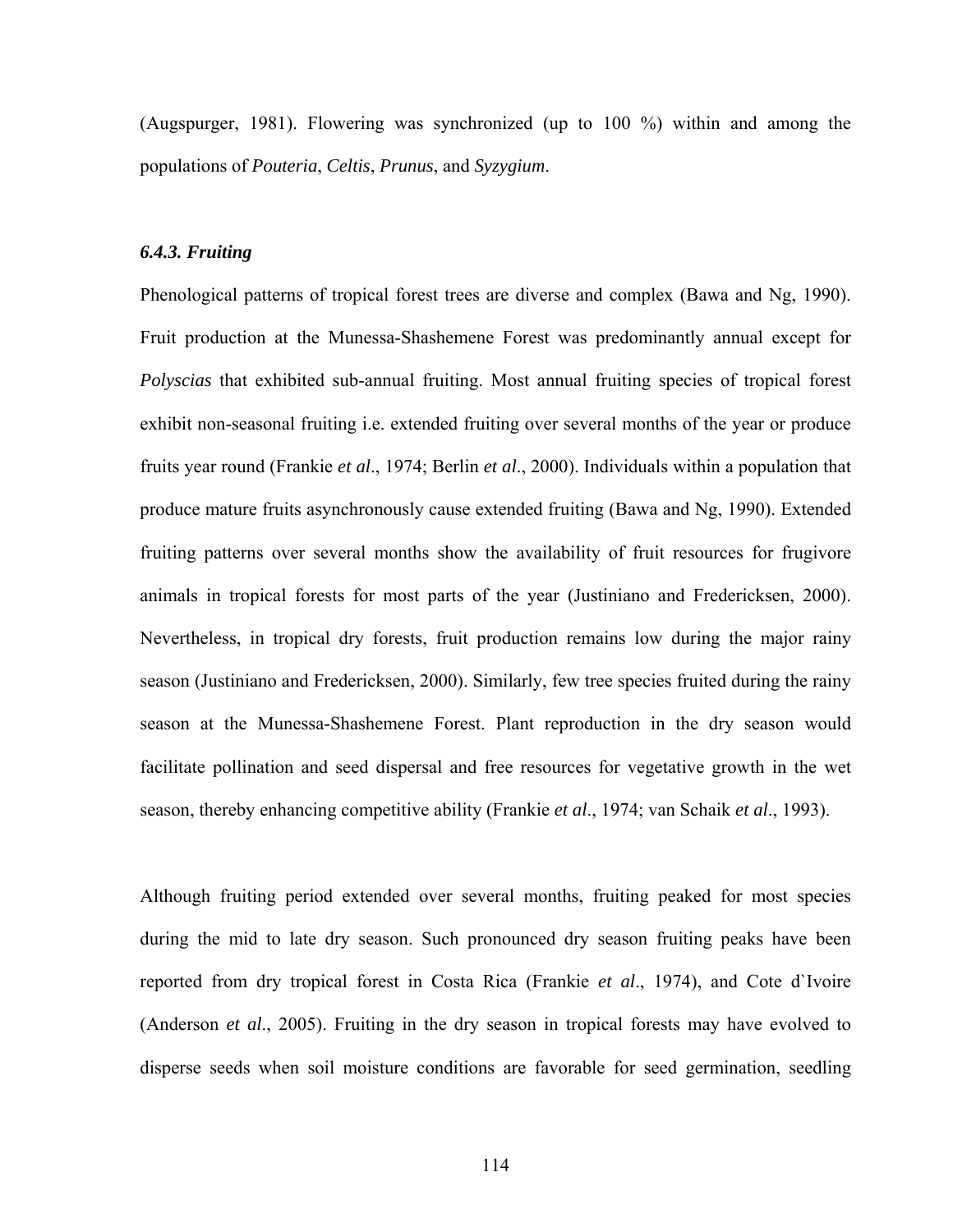(Augspurger, 1981). Flowering was synchronized (up to 100 %) within and among the populations of *Pouteria*, *Celtis*, *Prunus*, and *Syzygium*.

### *6.4.3. Fruiting*

Phenological patterns of tropical forest trees are diverse and complex (Bawa and Ng, 1990). Fruit production at the Munessa-Shashemene Forest was predominantly annual except for *Polyscias* that exhibited sub-annual fruiting. Most annual fruiting species of tropical forest exhibit non-seasonal fruiting i.e. extended fruiting over several months of the year or produce fruits year round (Frankie *et al*., 1974; Berlin *et al*., 2000). Individuals within a population that produce mature fruits asynchronously cause extended fruiting (Bawa and Ng, 1990). Extended fruiting patterns over several months show the availability of fruit resources for frugivore animals in tropical forests for most parts of the year (Justiniano and Fredericksen, 2000). Nevertheless, in tropical dry forests, fruit production remains low during the major rainy season (Justiniano and Fredericksen, 2000). Similarly, few tree species fruited during the rainy season at the Munessa-Shashemene Forest. Plant reproduction in the dry season would facilitate pollination and seed dispersal and free resources for vegetative growth in the wet season, thereby enhancing competitive ability (Frankie *et al*., 1974; van Schaik *et al*., 1993).

Although fruiting period extended over several months, fruiting peaked for most species during the mid to late dry season. Such pronounced dry season fruiting peaks have been reported from dry tropical forest in Costa Rica (Frankie *et al*., 1974), and Cote d`Ivoire (Anderson *et al*., 2005). Fruiting in the dry season in tropical forests may have evolved to disperse seeds when soil moisture conditions are favorable for seed germination, seedling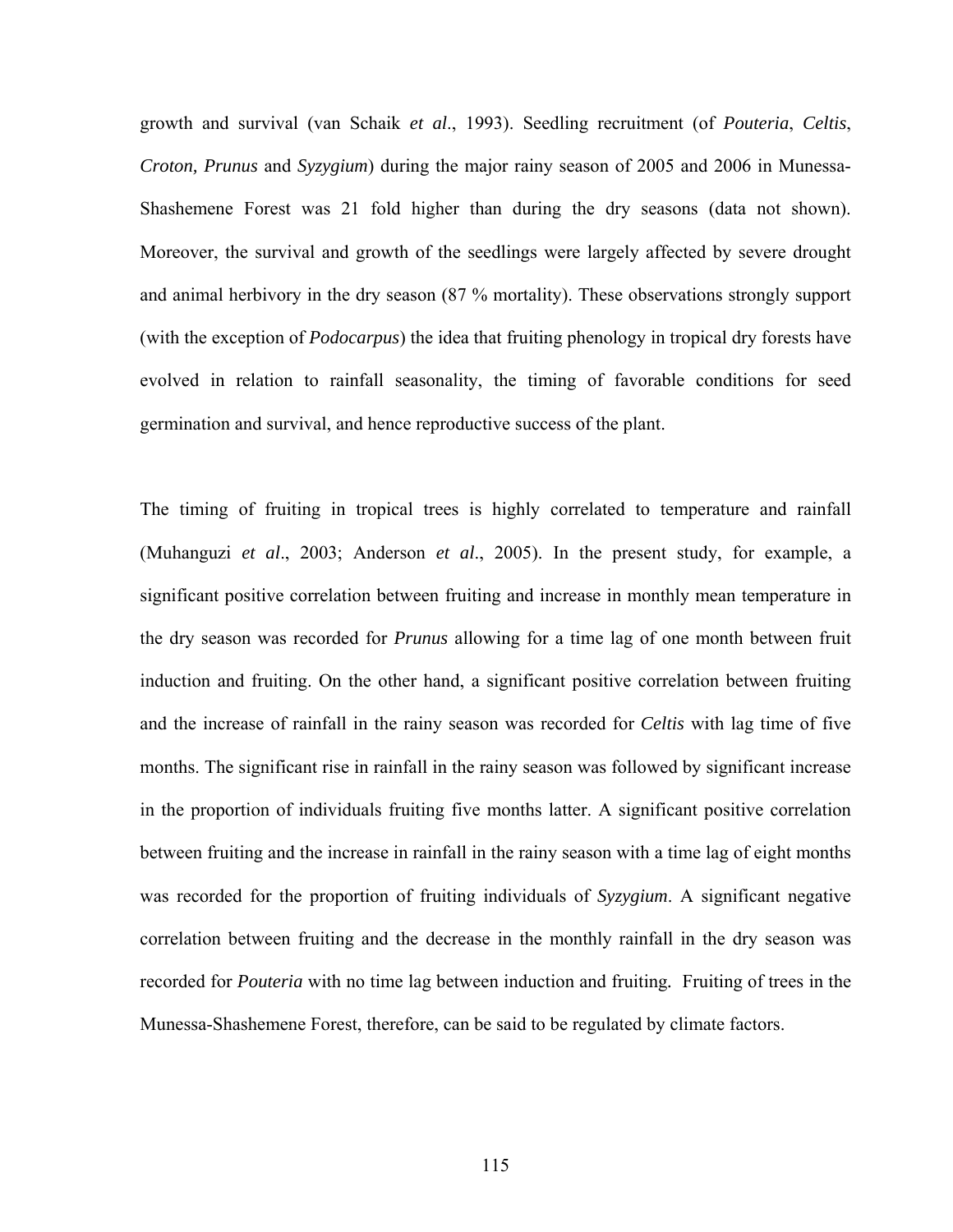growth and survival (van Schaik *et al*., 1993). Seedling recruitment (of *Pouteria*, *Celtis*, *Croton, Prunus* and *Syzygium*) during the major rainy season of 2005 and 2006 in Munessa-Shashemene Forest was 21 fold higher than during the dry seasons (data not shown). Moreover, the survival and growth of the seedlings were largely affected by severe drought and animal herbivory in the dry season (87 % mortality). These observations strongly support (with the exception of *Podocarpus*) the idea that fruiting phenology in tropical dry forests have evolved in relation to rainfall seasonality, the timing of favorable conditions for seed germination and survival, and hence reproductive success of the plant.

The timing of fruiting in tropical trees is highly correlated to temperature and rainfall (Muhanguzi *et al*., 2003; Anderson *et al*., 2005). In the present study, for example, a significant positive correlation between fruiting and increase in monthly mean temperature in the dry season was recorded for *Prunus* allowing for a time lag of one month between fruit induction and fruiting. On the other hand, a significant positive correlation between fruiting and the increase of rainfall in the rainy season was recorded for *Celtis* with lag time of five months. The significant rise in rainfall in the rainy season was followed by significant increase in the proportion of individuals fruiting five months latter. A significant positive correlation between fruiting and the increase in rainfall in the rainy season with a time lag of eight months was recorded for the proportion of fruiting individuals of *Syzygium*. A significant negative correlation between fruiting and the decrease in the monthly rainfall in the dry season was recorded for *Pouteria* with no time lag between induction and fruiting. Fruiting of trees in the Munessa-Shashemene Forest, therefore, can be said to be regulated by climate factors.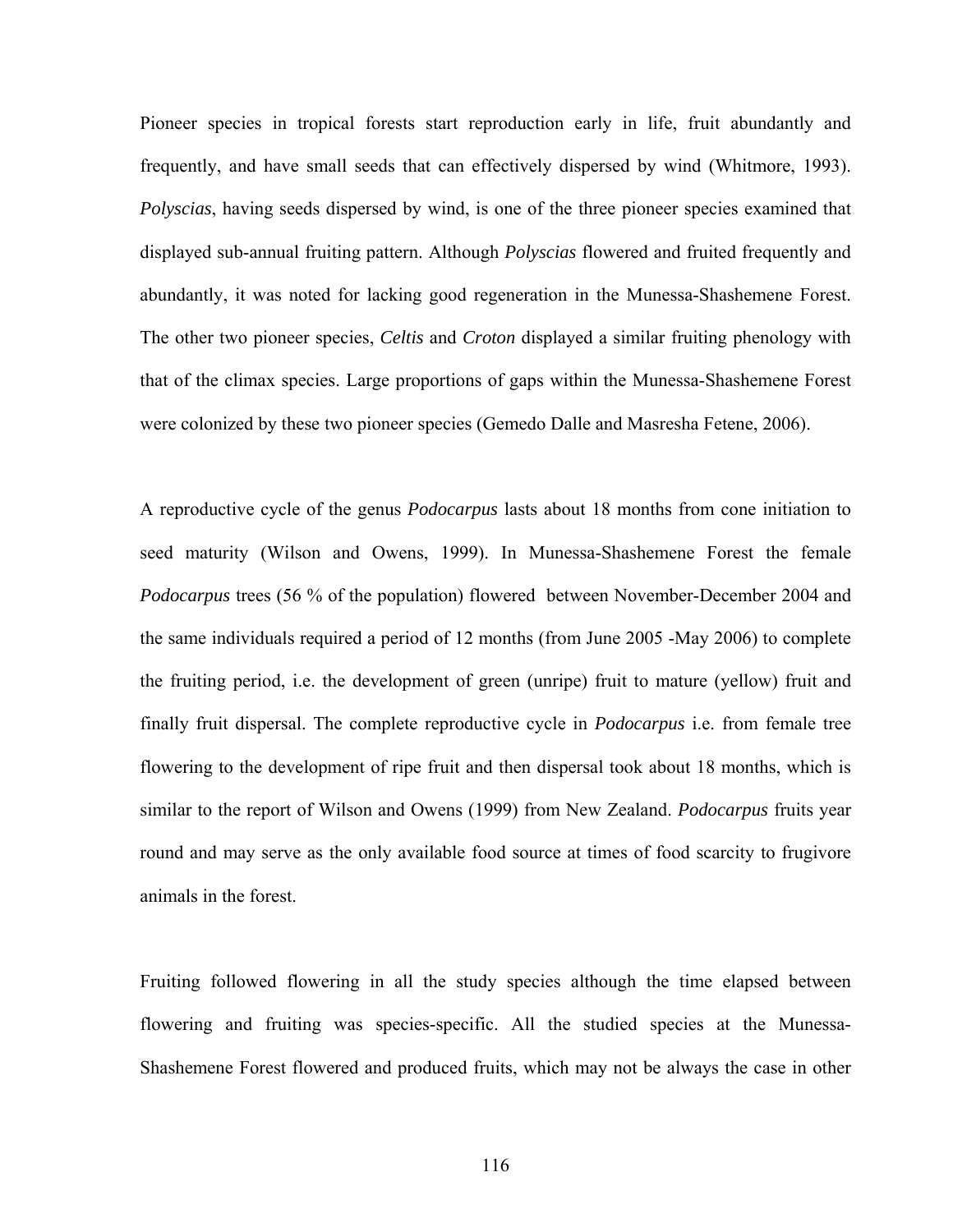Pioneer species in tropical forests start reproduction early in life, fruit abundantly and frequently, and have small seeds that can effectively dispersed by wind (Whitmore, 1993). *Polyscias*, having seeds dispersed by wind, is one of the three pioneer species examined that displayed sub-annual fruiting pattern. Although *Polyscias* flowered and fruited frequently and abundantly, it was noted for lacking good regeneration in the Munessa-Shashemene Forest. The other two pioneer species, *Celtis* and *Croton* displayed a similar fruiting phenology with that of the climax species. Large proportions of gaps within the Munessa-Shashemene Forest were colonized by these two pioneer species (Gemedo Dalle and Masresha Fetene, 2006).

A reproductive cycle of the genus *Podocarpus* lasts about 18 months from cone initiation to seed maturity (Wilson and Owens, 1999). In Munessa-Shashemene Forest the female *Podocarpus* trees (56 % of the population) flowered between November-December 2004 and the same individuals required a period of 12 months (from June 2005 -May 2006) to complete the fruiting period, i.e. the development of green (unripe) fruit to mature (yellow) fruit and finally fruit dispersal. The complete reproductive cycle in *Podocarpus* i.e. from female tree flowering to the development of ripe fruit and then dispersal took about 18 months, which is similar to the report of Wilson and Owens (1999) from New Zealand. *Podocarpus* fruits year round and may serve as the only available food source at times of food scarcity to frugivore animals in the forest.

Fruiting followed flowering in all the study species although the time elapsed between flowering and fruiting was species-specific. All the studied species at the Munessa-Shashemene Forest flowered and produced fruits, which may not be always the case in other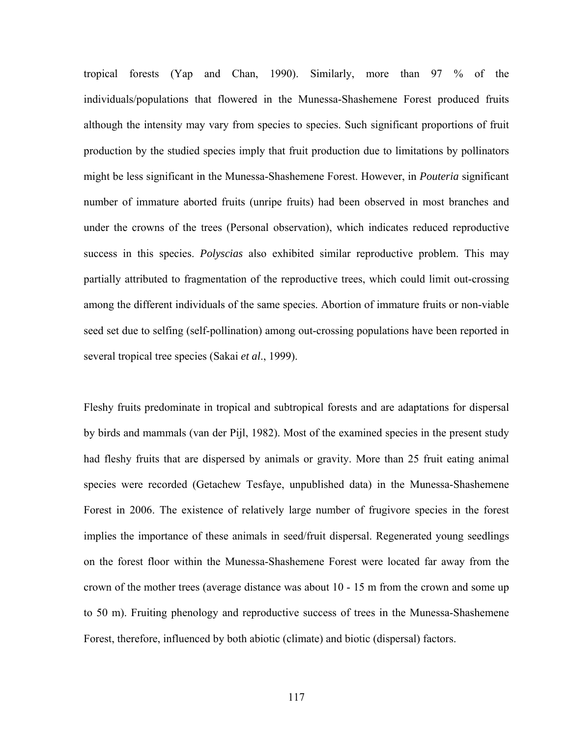tropical forests (Yap and Chan, 1990). Similarly, more than 97 % of the individuals/populations that flowered in the Munessa-Shashemene Forest produced fruits although the intensity may vary from species to species. Such significant proportions of fruit production by the studied species imply that fruit production due to limitations by pollinators might be less significant in the Munessa-Shashemene Forest. However, in ***Pouteria*** significant number of immature aborted fruits (unripe fruits) had been observed in most branches and under the crowns of the trees (Personal observation), which indicates reduced reproductive success in this species. *Polyscias* also exhibited similar reproductive problem. This may partially attributed to fragmentation of the reproductive trees, which could limit out-crossing among the different individuals of the same species. Abortion of immature fruits or non-viable seed set due to selfing (self-pollination) among out-crossing populations have been reported in several tropical tree species (Sakai *et al*., 1999).

Fleshy fruits predominate in tropical and subtropical forests and are adaptations for dispersal by birds and mammals (van der Pijl, 1982). Most of the examined species in the present study had fleshy fruits that are dispersed by animals or gravity. More than 25 fruit eating animal species were recorded (Getachew Tesfaye, unpublished data) in the Munessa-Shashemene Forest in 2006. The existence of relatively large number of frugivore species in the forest implies the importance of these animals in seed/fruit dispersal. Regenerated young seedlings on the forest floor within the Munessa-Shashemene Forest were located far away from the crown of the mother trees (average distance was about 10 - 15 m from the crown and some up to 50 m). Fruiting phenology and reproductive success of trees in the Munessa-Shashemene Forest, therefore, influenced by both abiotic (climate) and biotic (dispersal) factors.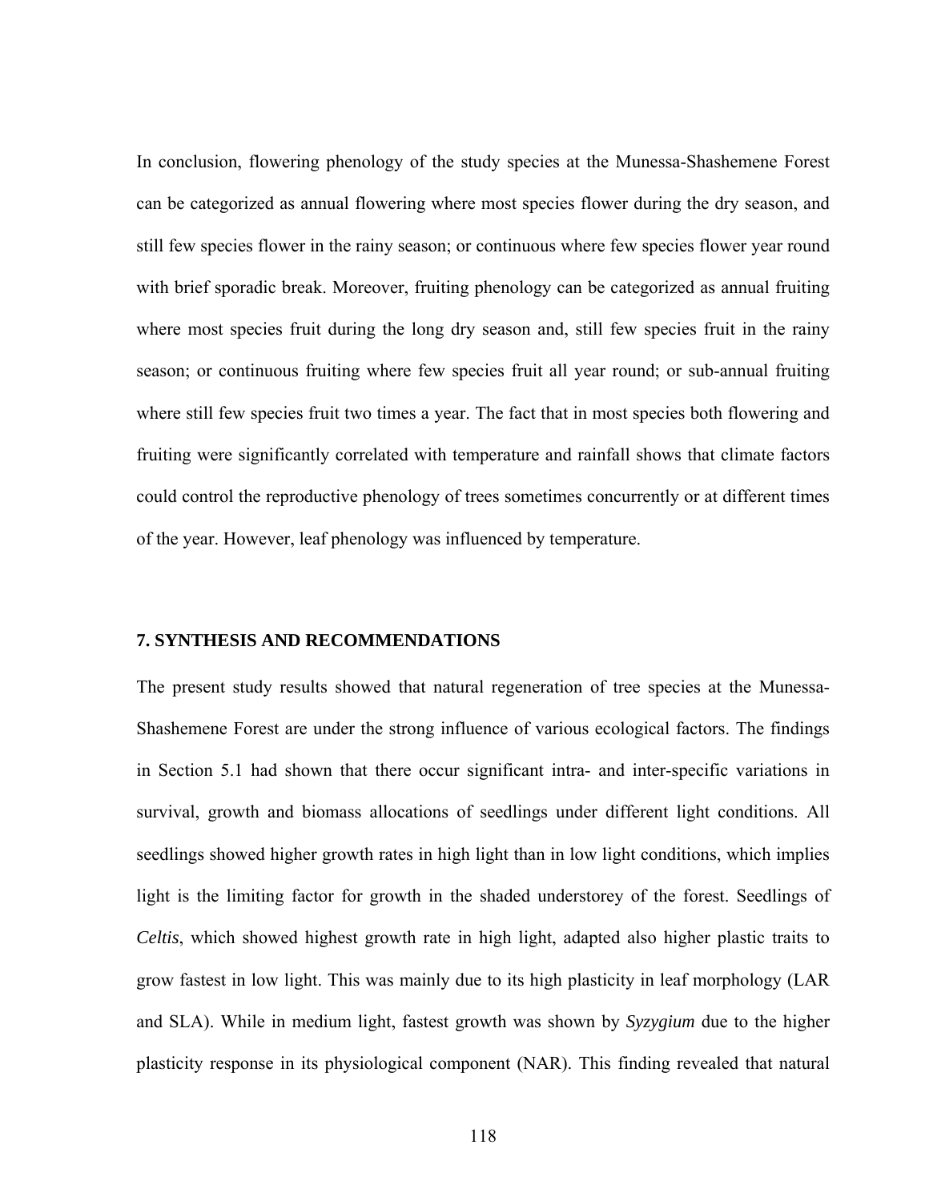In conclusion, flowering phenology of the study species at the Munessa-Shashemene Forest can be categorized as annual flowering where most species flower during the dry season, and still few species flower in the rainy season; or continuous where few species flower year round with brief sporadic break. Moreover, fruiting phenology can be categorized as annual fruiting where most species fruit during the long dry season and, still few species fruit in the rainy season; or continuous fruiting where few species fruit all year round; or sub-annual fruiting where still few species fruit two times a year. The fact that in most species both flowering and fruiting were significantly correlated with temperature and rainfall shows that climate factors could control the reproductive phenology of trees sometimes concurrently or at different times of the year. However, leaf phenology was influenced by temperature.

## 7. SYNTHESIS AND RECOMMENDATIONS

The present study results showed that natural regeneration of tree species at the Munessa-Shashemene Forest are under the strong influence of various ecological factors. The findings in Section 5.1 had shown that there occur significant intra- and inter-specific variations in survival, growth and biomass allocations of seedlings under different light conditions. All seedlings showed higher growth rates in high light than in low light conditions, which implies light is the limiting factor for growth in the shaded understorey of the forest. Seedlings of *Celtis*, which showed highest growth rate in high light, adapted also higher plastic traits to grow fastest in low light. This was mainly due to its high plasticity in leaf morphology (LAR and SLA). While in medium light, fastest growth was shown by *Syzygium* due to the higher plasticity response in its physiological component (NAR). This finding revealed that natural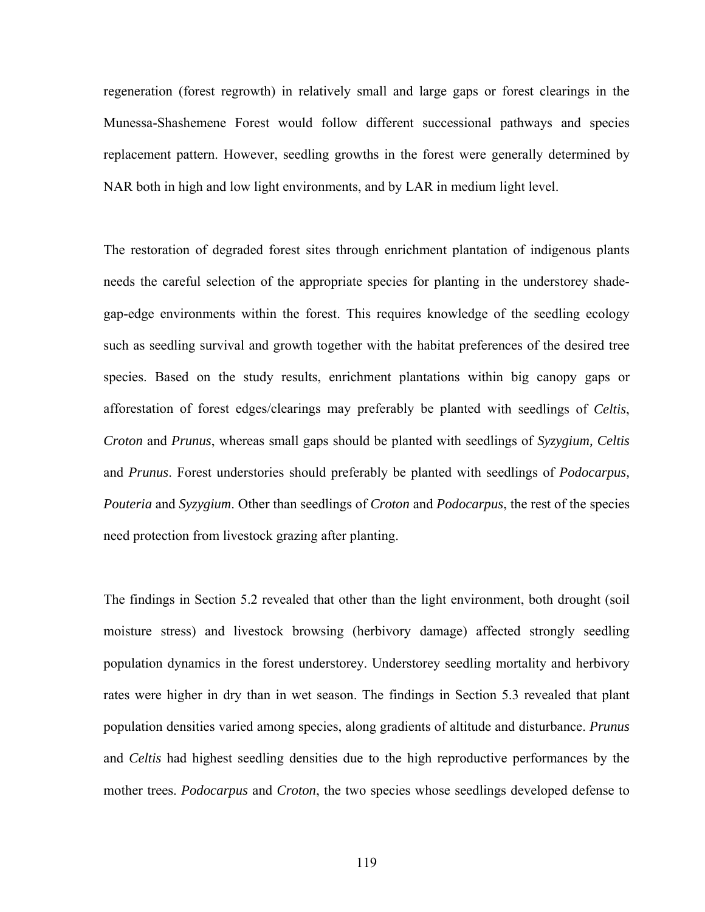regeneration (forest regrowth) in relatively small and large gaps or forest clearings in the Munessa-Shashemene Forest would follow different successional pathways and species replacement pattern. However, seedling growths in the forest were generally determined by NAR both in high and low light environments, and by LAR in medium light level.

The restoration of degraded forest sites through enrichment plantation of indigenous plants needs the careful selection of the appropriate species for planting in the understorey shade-gap-edge environments within the forest. This requires knowledge of the seedling ecology such as seedling survival and growth together with the habitat preferences of the desired tree species. Based on the study results, enrichment plantations within big canopy gaps or afforestation of forest edges/clearings may preferably be planted with seedlings of *Celtis*, *Croton* and *Prunus*, whereas small gaps should be planted with seedlings of *Syzygium, Celtis* and *Prunus*. Forest understories should preferably be planted with seedlings of *Podocarpus, Pouteria* and *Syzygium*. Other than seedlings of *Croton* and *Podocarpus*, the rest of the species need protection from livestock grazing after planting.

The findings in Section 5.2 revealed that other than the light environment, both drought (soil moisture stress) and livestock browsing (herbivory damage) affected strongly seedling population dynamics in the forest understorey. Understorey seedling mortality and herbivory rates were higher in dry than in wet season. The findings in Section 5.3 revealed that plant population densities varied among species, along gradients of altitude and disturbance. *Prunus* and *Celtis* had highest seedling densities due to the high reproductive performances by the mother trees. *Podocarpus* and *Croton*, the two species whose seedlings developed defense to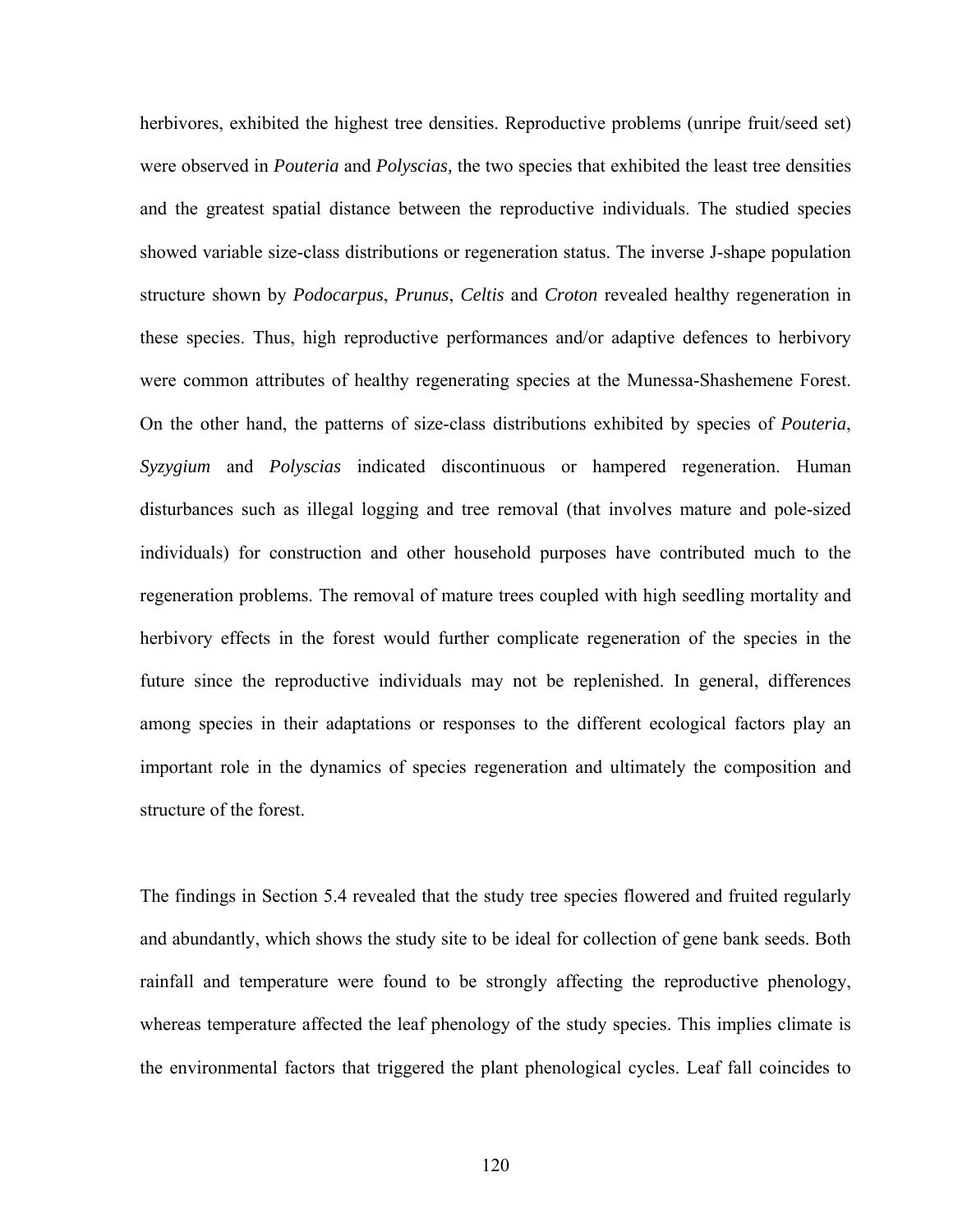herbivores, exhibited the highest tree densities. Reproductive problems (unripe fruit/seed set) were observed in *Pouteria* and *Polyscias,* the two species that exhibited the least tree densities and the greatest spatial distance between the reproductive individuals. The studied species showed variable size-class distributions or regeneration status. The inverse J-shape population structure shown by *Podocarpus*, *Prunus*, *Celtis* and *Croton* revealed healthy regeneration in these species. Thus, high reproductive performances and/or adaptive defences to herbivory were common attributes of healthy regenerating species at the Munessa-Shashemene Forest. On the other hand, the patterns of size-class distributions exhibited by species of *Pouteria*, *Syzygium* and *Polyscias* indicated discontinuous or hampered regeneration. Human disturbances such as illegal logging and tree removal (that involves mature and pole-sized individuals) for construction and other household purposes have contributed much to the regeneration problems. The removal of mature trees coupled with high seedling mortality and herbivory effects in the forest would further complicate regeneration of the species in the future since the reproductive individuals may not be replenished. In general, differences among species in their adaptations or responses to the different ecological factors play an important role in the dynamics of species regeneration and ultimately the composition and structure of the forest.

The findings in Section 5.4 revealed that the study tree species flowered and fruited regularly and abundantly, which shows the study site to be ideal for collection of gene bank seeds. Both rainfall and temperature were found to be strongly affecting the reproductive phenology, whereas temperature affected the leaf phenology of the study species. This implies climate is the environmental factors that triggered the plant phenological cycles. Leaf fall coincides to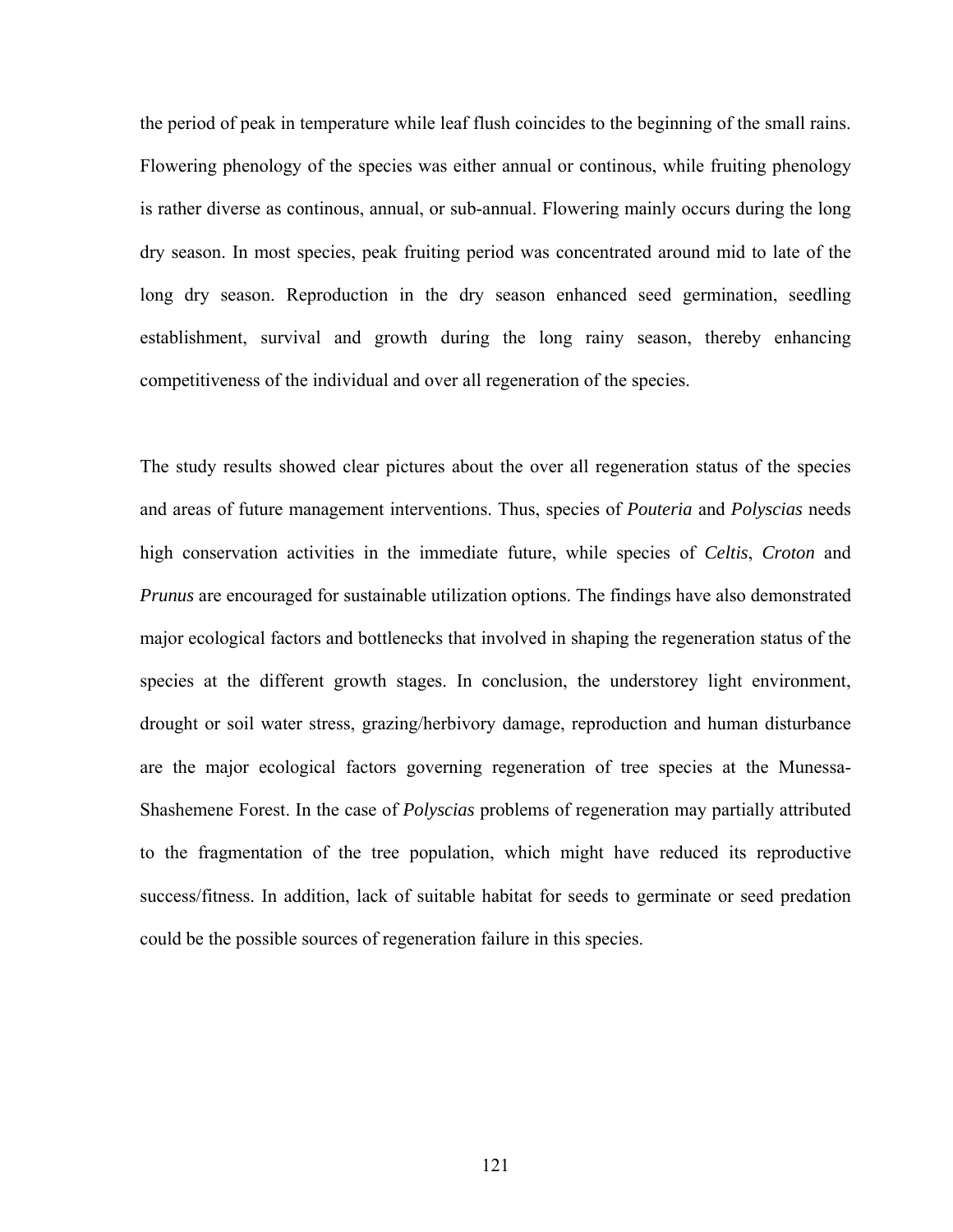the period of peak in temperature while leaf flush coincides to the beginning of the small rains. Flowering phenology of the species was either annual or continous, while fruiting phenology is rather diverse as continous, annual, or sub-annual. Flowering mainly occurs during the long dry season. In most species, peak fruiting period was concentrated around mid to late of the long dry season. Reproduction in the dry season enhanced seed germination, seedling establishment, survival and growth during the long rainy season, thereby enhancing competitiveness of the individual and over all regeneration of the species.

The study results showed clear pictures about the over all regeneration status of the species and areas of future management interventions. Thus, species of *Pouteria* and *Polyscias* needs high conservation activities in the immediate future, while species of *Celtis*, *Croton* and *Prunus* are encouraged for sustainable utilization options. The findings have also demonstrated major ecological factors and bottlenecks that involved in shaping the regeneration status of the species at the different growth stages. In conclusion, the understorey light environment, drought or soil water stress, grazing/herbivory damage, reproduction and human disturbance are the major ecological factors governing regeneration of tree species at the Munessa-Shashemene Forest. In the case of *Polyscias* problems of regeneration may partially attributed to the fragmentation of the tree population, which might have reduced its reproductive success/fitness. In addition, lack of suitable habitat for seeds to germinate or seed predation could be the possible sources of regeneration failure in this species.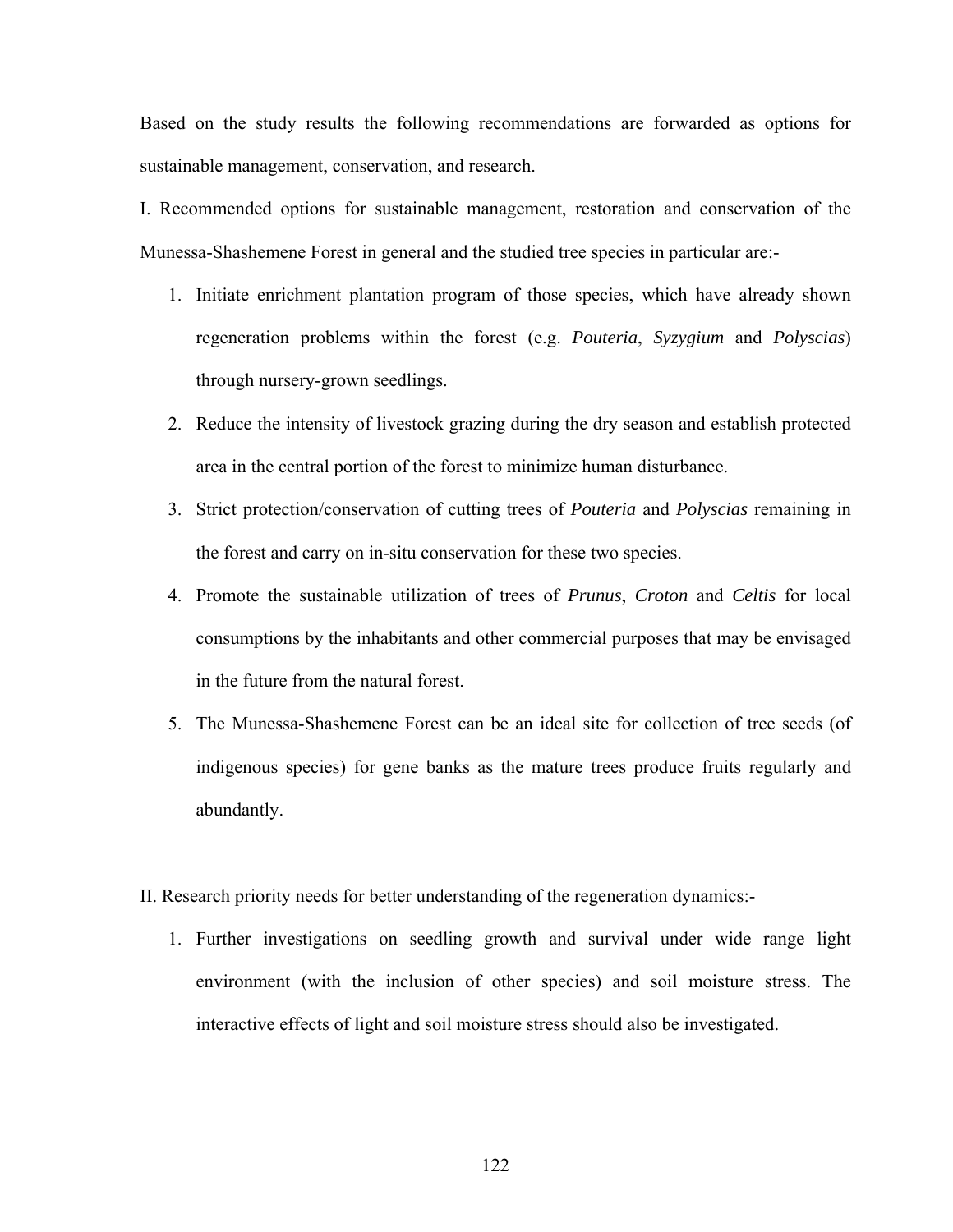Based on the study results the following recommendations are forwarded as options for sustainable management, conservation, and research.

I. Recommended options for sustainable management, restoration and conservation of the Munessa-Shashemene Forest in general and the studied tree species in particular are:-

1. Initiate enrichment plantation program of those species, which have already shown regeneration problems within the forest (e.g. *Pouteria*, *Syzygium* and *Polyscias*) through nursery-grown seedlings.
2. Reduce the intensity of livestock grazing during the dry season and establish protected area in the central portion of the forest to minimize human disturbance.
3. Strict protection/conservation of cutting trees of *Pouteria* and *Polyscias* remaining in the forest and carry on in-situ conservation for these two species.
4. Promote the sustainable utilization of trees of *Prunus*, *Croton* and *Celtis* for local consumptions by the inhabitants and other commercial purposes that may be envisaged in the future from the natural forest.
5. The Munessa-Shashemene Forest can be an ideal site for collection of tree seeds (of indigenous species) for gene banks as the mature trees produce fruits regularly and abundantly.

II. Research priority needs for better understanding of the regeneration dynamics:-

1. Further investigations on seedling growth and survival under wide range light environment (with the inclusion of other species) and soil moisture stress. The interactive effects of light and soil moisture stress should also be investigated.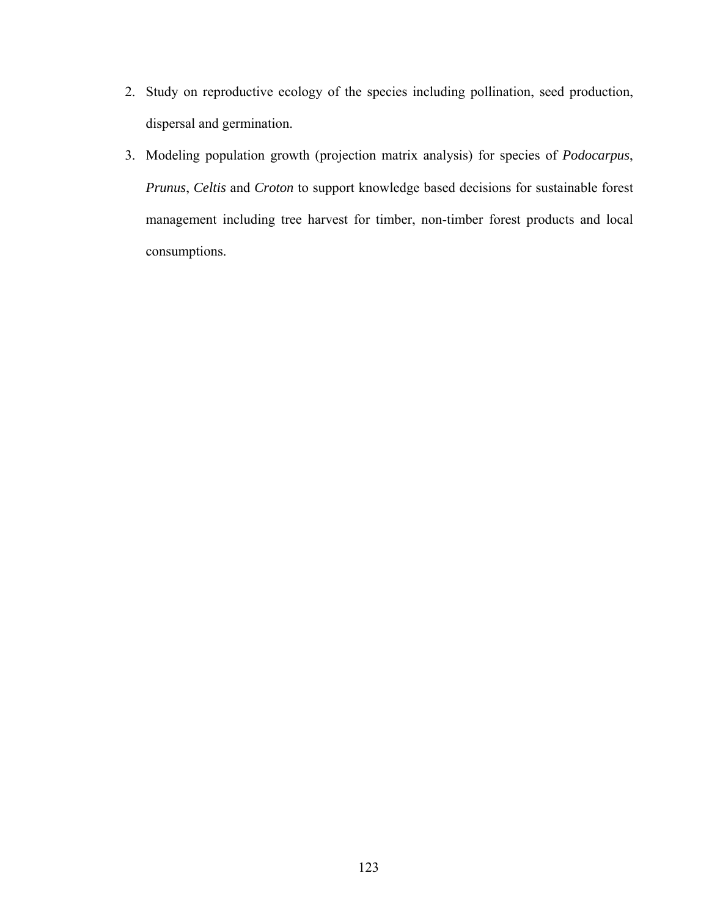2. Study on reproductive ecology of the species including pollination, seed production, dispersal and germination.
3. Modeling population growth (projection matrix analysis) for species of *Podocarpus*, *Prunus*, *Celtis* and *Croton* to support knowledge based decisions for sustainable forest management including tree harvest for timber, non-timber forest products and local consumptions.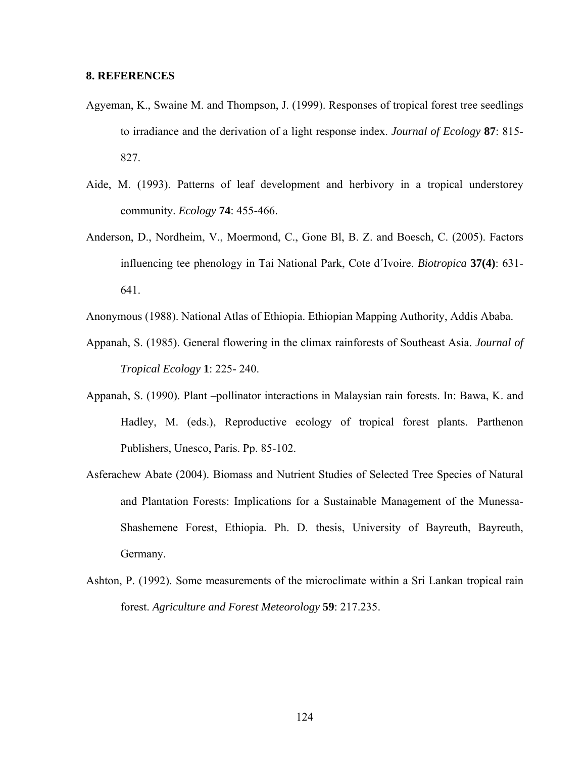## 8. REFERENCES

Agyeman, K., Swaine M. and Thompson, J. (1999). Responses of tropical forest tree seedlings to irradiance and the derivation of a light response index. *Journal of Ecology* **87**: 815-827.

Aide, M. (1993). Patterns of leaf development and herbivory in a tropical understorey community. *Ecology* **74**: 455-466.

Anderson, D., Nordheim, V., Moermond, C., Gone Bl, B. Z. and Boesch, C. (2005). Factors influencing tee phenology in Tai National Park, Cote d´Ivoire. *Biotropica* **37(4)**: 631-641.

Anonymous (1988). National Atlas of Ethiopia. Ethiopian Mapping Authority, Addis Ababa.

Appanah, S. (1985). General flowering in the climax rainforests of Southeast Asia. *Journal of Tropical Ecology* **1**: 225- 240.

Appanah, S. (1990). Plant –pollinator interactions in Malaysian rain forests. In: Bawa, K. and Hadley, M. (eds.), Reproductive ecology of tropical forest plants. Parthenon Publishers, Unesco, Paris. Pp. 85-102.

Asferachew Abate (2004). Biomass and Nutrient Studies of Selected Tree Species of Natural and Plantation Forests: Implications for a Sustainable Management of the Munessa-Shashemene Forest, Ethiopia. Ph. D. thesis, University of Bayreuth, Bayreuth, Germany.

Ashton, P. (1992). Some measurements of the microclimate within a Sri Lankan tropical rain forest. *Agriculture and Forest Meteorology* **59**: 217.235.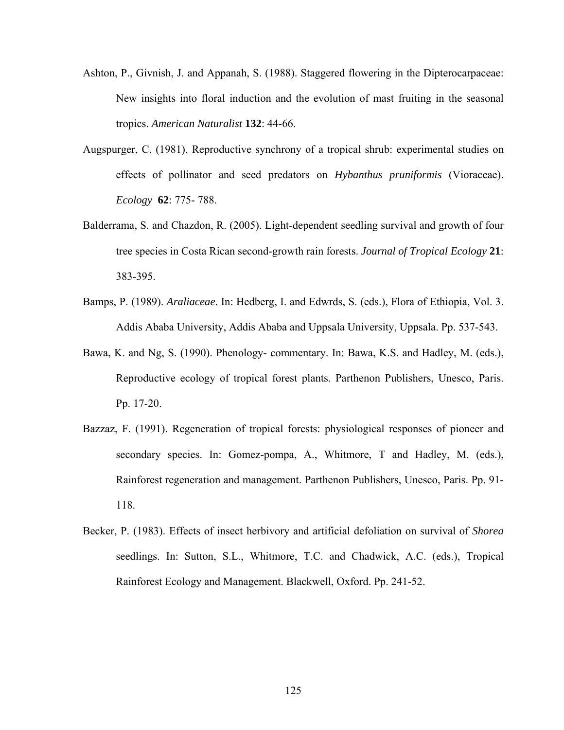Ashton, P., Givnish, J. and Appanah, S. (1988). Staggered flowering in the Dipterocarpaceae: New insights into floral induction and the evolution of mast fruiting in the seasonal tropics. *American Naturalist* **132**: 44-66.

Augspurger, C. (1981). Reproductive synchrony of a tropical shrub: experimental studies on effects of pollinator and seed predators on *Hybanthus pruniformis* (Vioraceae). *Ecology* **62**: 775- 788.

Balderrama, S. and Chazdon, R. (2005). Light-dependent seedling survival and growth of four tree species in Costa Rican second-growth rain forests. *Journal of Tropical Ecology* **21**: 383-395.

Bamps, P. (1989). *Araliaceae*. In: Hedberg, I. and Edwrds, S. (eds.), Flora of Ethiopia, Vol. 3. Addis Ababa University, Addis Ababa and Uppsala University, Uppsala. Pp. 537-543.

Bawa, K. and Ng, S. (1990). Phenology- commentary. In: Bawa, K.S. and Hadley, M. (eds.), Reproductive ecology of tropical forest plants. Parthenon Publishers, Unesco, Paris. Pp. 17-20.

Bazzaz, F. (1991). Regeneration of tropical forests: physiological responses of pioneer and secondary species. In: Gomez-pompa, A., Whitmore, T and Hadley, M. (eds.), Rainforest regeneration and management. Parthenon Publishers, Unesco, Paris. Pp. 91-118.

Becker, P. (1983). Effects of insect herbivory and artificial defoliation on survival of *Shorea* seedlings. In: Sutton, S.L., Whitmore, T.C. and Chadwick, A.C. (eds.), Tropical Rainforest Ecology and Management. Blackwell, Oxford. Pp. 241-52.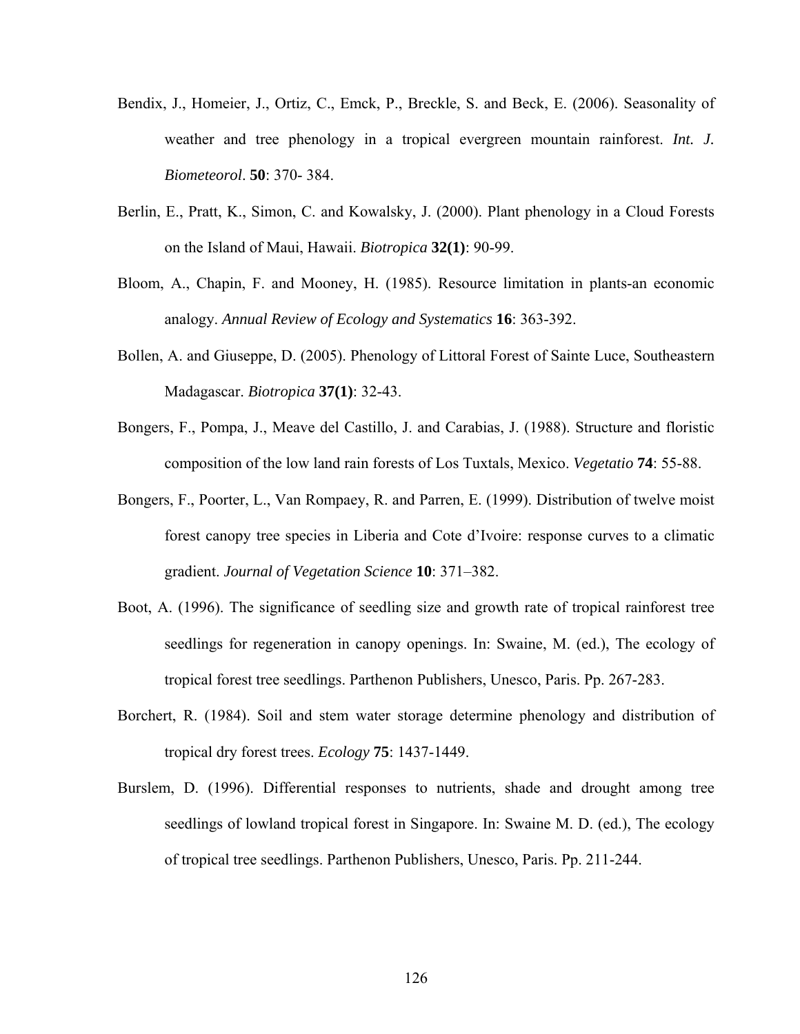Bendix, J., Homeier, J., Ortiz, C., Emck, P., Breckle, S. and Beck, E. (2006). Seasonality of weather and tree phenology in a tropical evergreen mountain rainforest. *Int. J. Biometeorol*. **50**: 370- 384.

Berlin, E., Pratt, K., Simon, C. and Kowalsky, J. (2000). Plant phenology in a Cloud Forests on the Island of Maui, Hawaii. *Biotropica* **32(1)**: 90-99.

Bloom, A., Chapin, F. and Mooney, H. (1985). Resource limitation in plants-an economic analogy. *Annual Review of Ecology and Systematics* **16**: 363-392.

Bollen, A. and Giuseppe, D. (2005). Phenology of Littoral Forest of Sainte Luce, Southeastern Madagascar. *Biotropica* **37(1)**: 32-43.

Bongers, F., Pompa, J., Meave del Castillo, J. and Carabias, J. (1988). Structure and floristic composition of the low land rain forests of Los Tuxtals, Mexico. *Vegetatio* **74**: 55-88.

Bongers, F., Poorter, L., Van Rompaey, R. and Parren, E. (1999). Distribution of twelve moist forest canopy tree species in Liberia and Cote d'Ivoire: response curves to a climatic gradient. *Journal of Vegetation Science* **10**: 371–382.

Boot, A. (1996). The significance of seedling size and growth rate of tropical rainforest tree seedlings for regeneration in canopy openings. In: Swaine, M. (ed.), The ecology of tropical forest tree seedlings. Parthenon Publishers, Unesco, Paris. Pp. 267-283.

Borchert, R. (1984). Soil and stem water storage determine phenology and distribution of tropical dry forest trees. *Ecology* **75**: 1437-1449.

Burslem, D. (1996). Differential responses to nutrients, shade and drought among tree seedlings of lowland tropical forest in Singapore. In: Swaine M. D. (ed.), The ecology of tropical tree seedlings. Parthenon Publishers, Unesco, Paris. Pp. 211-244.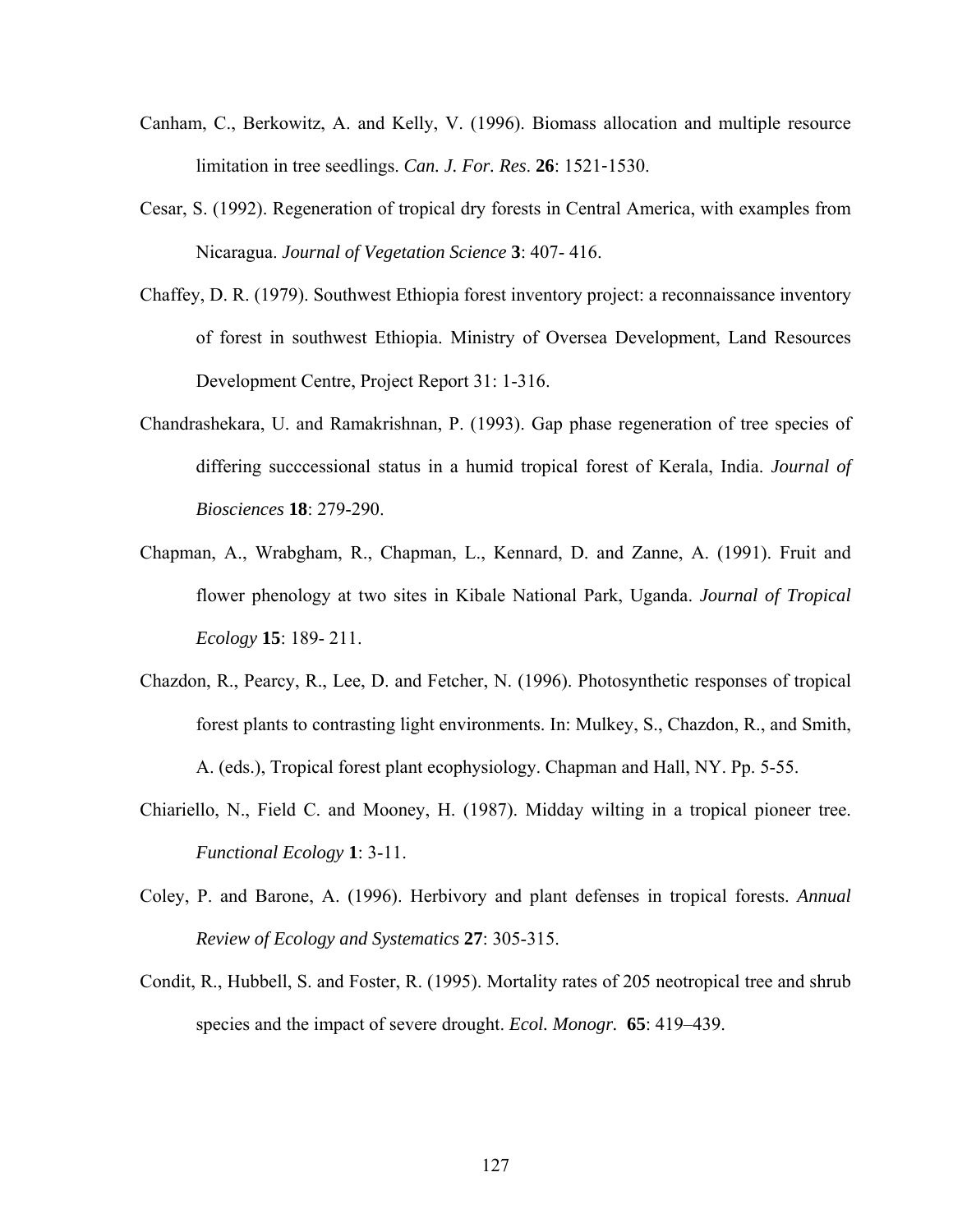Canham, C., Berkowitz, A. and Kelly, V. (1996). Biomass allocation and multiple resource limitation in tree seedlings. *Can. J. For. Res*. **26**: 1521-1530.

Cesar, S. (1992). Regeneration of tropical dry forests in Central America, with examples from Nicaragua. *Journal of Vegetation Science* **3**: 407- 416.

Chaffey, D. R. (1979). Southwest Ethiopia forest inventory project: a reconnaissance inventory of forest in southwest Ethiopia. Ministry of Oversea Development, Land Resources Development Centre, Project Report 31: 1-316.

Chandrashekara, U. and Ramakrishnan, P. (1993). Gap phase regeneration of tree species of differing succcessional status in a humid tropical forest of Kerala, India. *Journal of Biosciences* **18**: 279-290.

Chapman, A., Wrabgham, R., Chapman, L., Kennard, D. and Zanne, A. (1991). Fruit and flower phenology at two sites in Kibale National Park, Uganda. *Journal of Tropical Ecology* **15**: 189- 211.

Chazdon, R., Pearcy, R., Lee, D. and Fetcher, N. (1996). Photosynthetic responses of tropical forest plants to contrasting light environments. In: Mulkey, S., Chazdon, R., and Smith, A. (eds.), Tropical forest plant ecophysiology. Chapman and Hall, NY. Pp. 5-55.

Chiariello, N., Field C. and Mooney, H. (1987). Midday wilting in a tropical pioneer tree. *Functional Ecology* **1**: 3-11.

Coley, P. and Barone, A. (1996). Herbivory and plant defenses in tropical forests. *Annual Review of Ecology and Systematics* **27**: 305-315.

Condit, R., Hubbell, S. and Foster, R. (1995). Mortality rates of 205 neotropical tree and shrub species and the impact of severe drought. *Ecol. Monogr.* **65**: 419–439.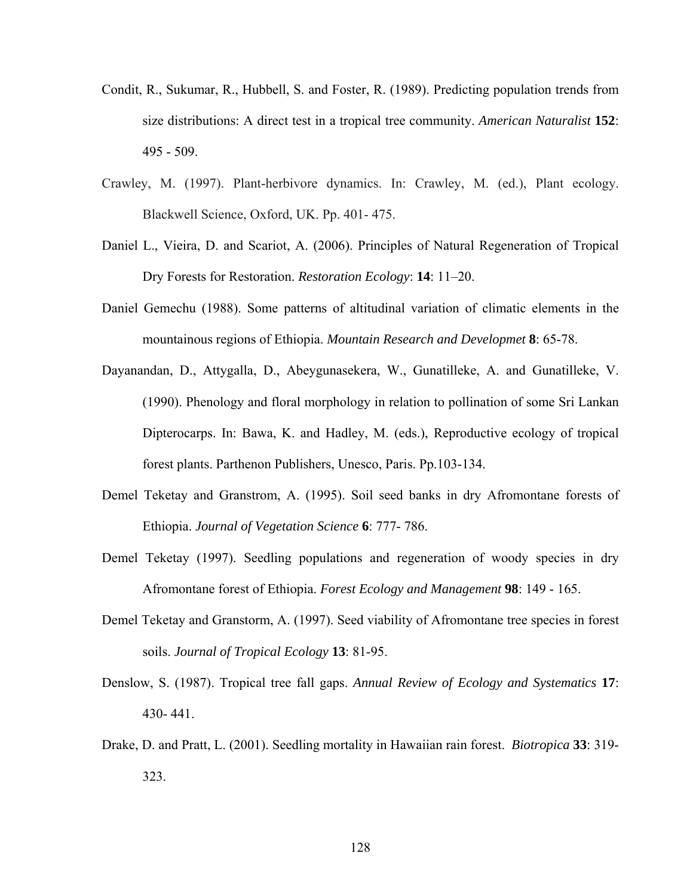Condit, R., Sukumar, R., Hubbell, S. and Foster, R. (1989). Predicting population trends from size distributions: A direct test in a tropical tree community. *American Naturalist* **152**: 495 - 509.

Crawley, M. (1997). Plant-herbivore dynamics. In: Crawley, M. (ed.), Plant ecology. Blackwell Science, Oxford, UK. Pp. 401- 475.

Daniel L., Vieira, D. and Scariot, A. (2006). Principles of Natural Regeneration of Tropical Dry Forests for Restoration. *Restoration Ecology*: **14**: 11–20.

Daniel Gemechu (1988). Some patterns of altitudinal variation of climatic elements in the mountainous regions of Ethiopia. *Mountain Research and Developmet* **8**: 65-78.

Dayanandan, D., Attygalla, D., Abeygunasekera, W., Gunatilleke, A. and Gunatilleke, V. (1990). Phenology and floral morphology in relation to pollination of some Sri Lankan Dipterocarps. In: Bawa, K. and Hadley, M. (eds.), Reproductive ecology of tropical forest plants. Parthenon Publishers, Unesco, Paris. Pp.103-134.

Demel Teketay and Granstrom, A. (1995). Soil seed banks in dry Afromontane forests of Ethiopia. *Journal of Vegetation Science* **6**: 777- 786.

Demel Teketay (1997). Seedling populations and regeneration of woody species in dry Afromontane forest of Ethiopia. *Forest Ecology and Management* **98**: 149 - 165.

Demel Teketay and Granstorm, A. (1997). Seed viability of Afromontane tree species in forest soils. *Journal of Tropical Ecology* **13**: 81-95.

Denslow, S. (1987). Tropical tree fall gaps. *Annual Review of Ecology and Systematics* **17**: 430- 441.

Drake, D. and Pratt, L. (2001). Seedling mortality in Hawaiian rain forest. *Biotropica* **33**: 319-323.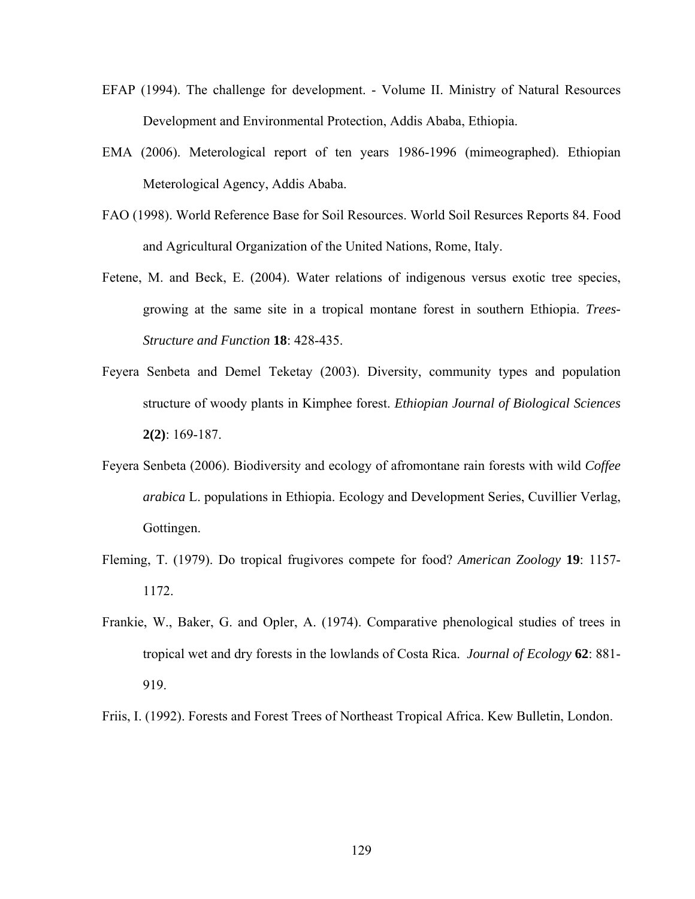EFAP (1994). The challenge for development. - Volume II. Ministry of Natural Resources Development and Environmental Protection, Addis Ababa, Ethiopia.

EMA (2006). Meterological report of ten years 1986-1996 (mimeographed). Ethiopian Meterological Agency, Addis Ababa.

FAO (1998). World Reference Base for Soil Resources. World Soil Resurces Reports 84. Food and Agricultural Organization of the United Nations, Rome, Italy.

Fetene, M. and Beck, E. (2004). Water relations of indigenous versus exotic tree species, growing at the same site in a tropical montane forest in southern Ethiopia. *Trees-Structure and Function* **18**: 428-435.

Feyera Senbeta and Demel Teketay (2003). Diversity, community types and population structure of woody plants in Kimphee forest. *Ethiopian Journal of Biological Sciences* **2(2)**: 169-187.

Feyera Senbeta (2006). Biodiversity and ecology of afromontane rain forests with wild *Coffee arabica* L. populations in Ethiopia. Ecology and Development Series, Cuvillier Verlag, Gottingen.

Fleming, T. (1979). Do tropical frugivores compete for food? *American Zoology* **19**: 1157-1172.

Frankie, W., Baker, G. and Opler, A. (1974). Comparative phenological studies of trees in tropical wet and dry forests in the lowlands of Costa Rica. *Journal of Ecology* **62**: 881-919.

Friis, I. (1992). Forests and Forest Trees of Northeast Tropical Africa. Kew Bulletin, London.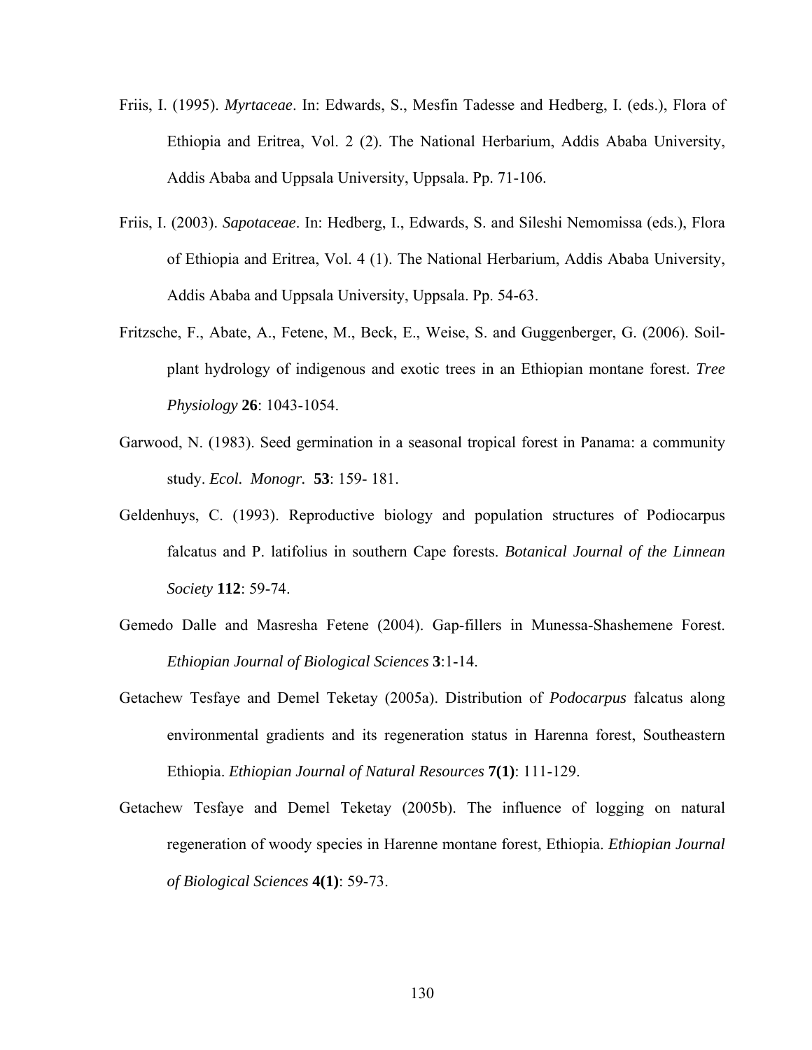Friis, I. (1995). *Myrtaceae*. In: Edwards, S., Mesfin Tadesse and Hedberg, I. (eds.), Flora of Ethiopia and Eritrea, Vol. 2 (2). The National Herbarium, Addis Ababa University, Addis Ababa and Uppsala University, Uppsala. Pp. 71-106.

Friis, I. (2003). *Sapotaceae*. In: Hedberg, I., Edwards, S. and Sileshi Nemomissa (eds.), Flora of Ethiopia and Eritrea, Vol. 4 (1). The National Herbarium, Addis Ababa University, Addis Ababa and Uppsala University, Uppsala. Pp. 54-63.

Fritzsche, F., Abate, A., Fetene, M., Beck, E., Weise, S. and Guggenberger, G. (2006). Soil-plant hydrology of indigenous and exotic trees in an Ethiopian montane forest. *Tree Physiology* **26**: 1043-1054.

Garwood, N. (1983). Seed germination in a seasonal tropical forest in Panama: a community study. *Ecol. Monogr.* **53**: 159- 181.

Geldenhuys, C. (1993). Reproductive biology and population structures of Podiocarpus falcatus and P. latifolius in southern Cape forests. *Botanical Journal of the Linnean Society* **112**: 59-74.

Gemedo Dalle and Masresha Fetene (2004). Gap-fillers in Munessa-Shashemene Forest. *Ethiopian Journal of Biological Sciences* **3**:1-14.

Getachew Tesfaye and Demel Teketay (2005a). Distribution of *Podocarpus* falcatus along environmental gradients and its regeneration status in Harenna forest, Southeastern Ethiopia. *Ethiopian Journal of Natural Resources* **7(1)**: 111-129.

Getachew Tesfaye and Demel Teketay (2005b). The influence of logging on natural regeneration of woody species in Harenne montane forest, Ethiopia. *Ethiopian Journal of Biological Sciences* **4(1)**: 59-73.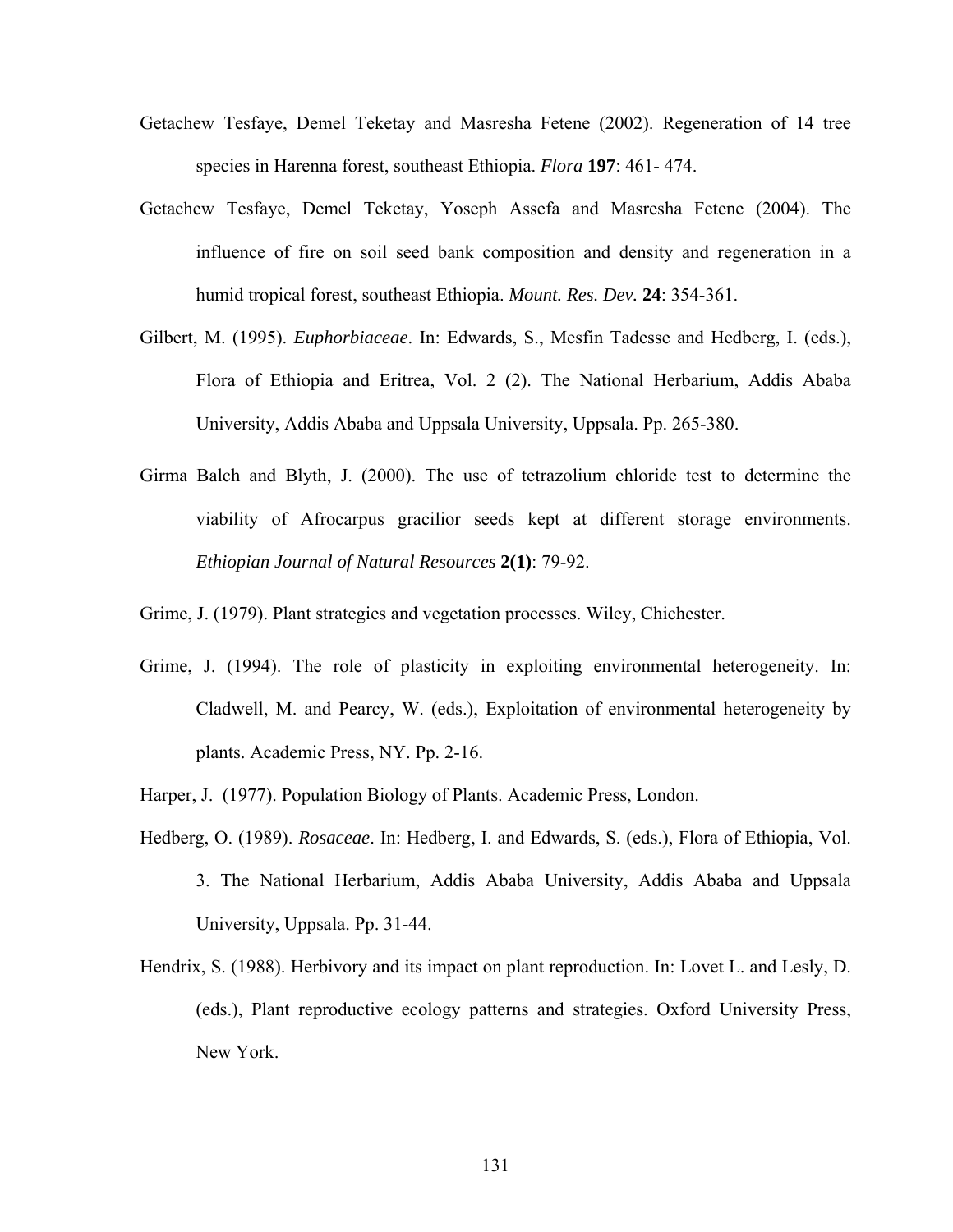Getachew Tesfaye, Demel Teketay and Masresha Fetene (2002). Regeneration of 14 tree species in Harenna forest, southeast Ethiopia. *Flora* **197**: 461- 474.

Getachew Tesfaye, Demel Teketay, Yoseph Assefa and Masresha Fetene (2004). The influence of fire on soil seed bank composition and density and regeneration in a humid tropical forest, southeast Ethiopia. *Mount. Res. Dev.* **24**: 354-361.

Gilbert, M. (1995). *Euphorbiaceae*. In: Edwards, S., Mesfin Tadesse and Hedberg, I. (eds.), Flora of Ethiopia and Eritrea, Vol. 2 (2). The National Herbarium, Addis Ababa University, Addis Ababa and Uppsala University, Uppsala. Pp. 265-380.

Girma Balch and Blyth, J. (2000). The use of tetrazolium chloride test to determine the viability of Afrocarpus gracilior seeds kept at different storage environments. *Ethiopian Journal of Natural Resources* **2(1)**: 79-92.

Grime, J. (1979). Plant strategies and vegetation processes. Wiley, Chichester.

Grime, J. (1994). The role of plasticity in exploiting environmental heterogeneity. In: Cladwell, M. and Pearcy, W. (eds.), Exploitation of environmental heterogeneity by plants. Academic Press, NY. Pp. 2-16.

Harper, J. (1977). Population Biology of Plants. Academic Press, London.

Hedberg, O. (1989). *Rosaceae*. In: Hedberg, I. and Edwards, S. (eds.), Flora of Ethiopia, Vol. 3. The National Herbarium, Addis Ababa University, Addis Ababa and Uppsala University, Uppsala. Pp. 31-44.

Hendrix, S. (1988). Herbivory and its impact on plant reproduction. In: Lovet L. and Lesly, D. (eds.), Plant reproductive ecology patterns and strategies. Oxford University Press, New York.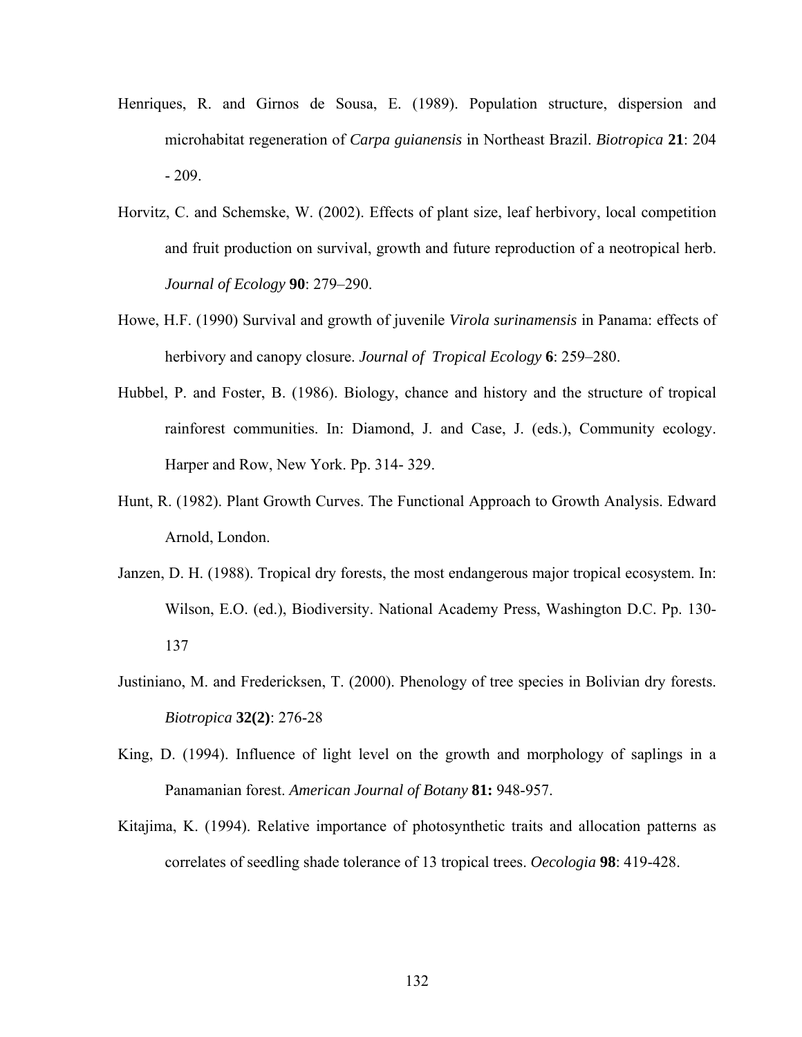Henriques, R. and Girnos de Sousa, E. (1989). Population structure, dispersion and microhabitat regeneration of *Carpa guianensis* in Northeast Brazil. *Biotropica* **21**: 204 - 209.

Horvitz, C. and Schemske, W. (2002). Effects of plant size, leaf herbivory, local competition and fruit production on survival, growth and future reproduction of a neotropical herb. *Journal of Ecology* **90**: 279–290.

Howe, H.F. (1990) Survival and growth of juvenile *Virola surinamensis* in Panama: effects of herbivory and canopy closure. *Journal of Tropical Ecology* **6**: 259–280.

Hubbel, P. and Foster, B. (1986). Biology, chance and history and the structure of tropical rainforest communities. In: Diamond, J. and Case, J. (eds.), Community ecology. Harper and Row, New York. Pp. 314- 329.

Hunt, R. (1982). Plant Growth Curves. The Functional Approach to Growth Analysis. Edward Arnold, London.

Janzen, D. H. (1988). Tropical dry forests, the most endangerous major tropical ecosystem. In: Wilson, E.O. (ed.), Biodiversity. National Academy Press, Washington D.C. Pp. 130-137

Justiniano, M. and Fredericksen, T. (2000). Phenology of tree species in Bolivian dry forests. *Biotropica* **32(2)**: 276-28

King, D. (1994). Influence of light level on the growth and morphology of saplings in a Panamanian forest. *American Journal of Botany* **81:** 948-957.

Kitajima, K. (1994). Relative importance of photosynthetic traits and allocation patterns as correlates of seedling shade tolerance of 13 tropical trees. *Oecologia* **98**: 419-428.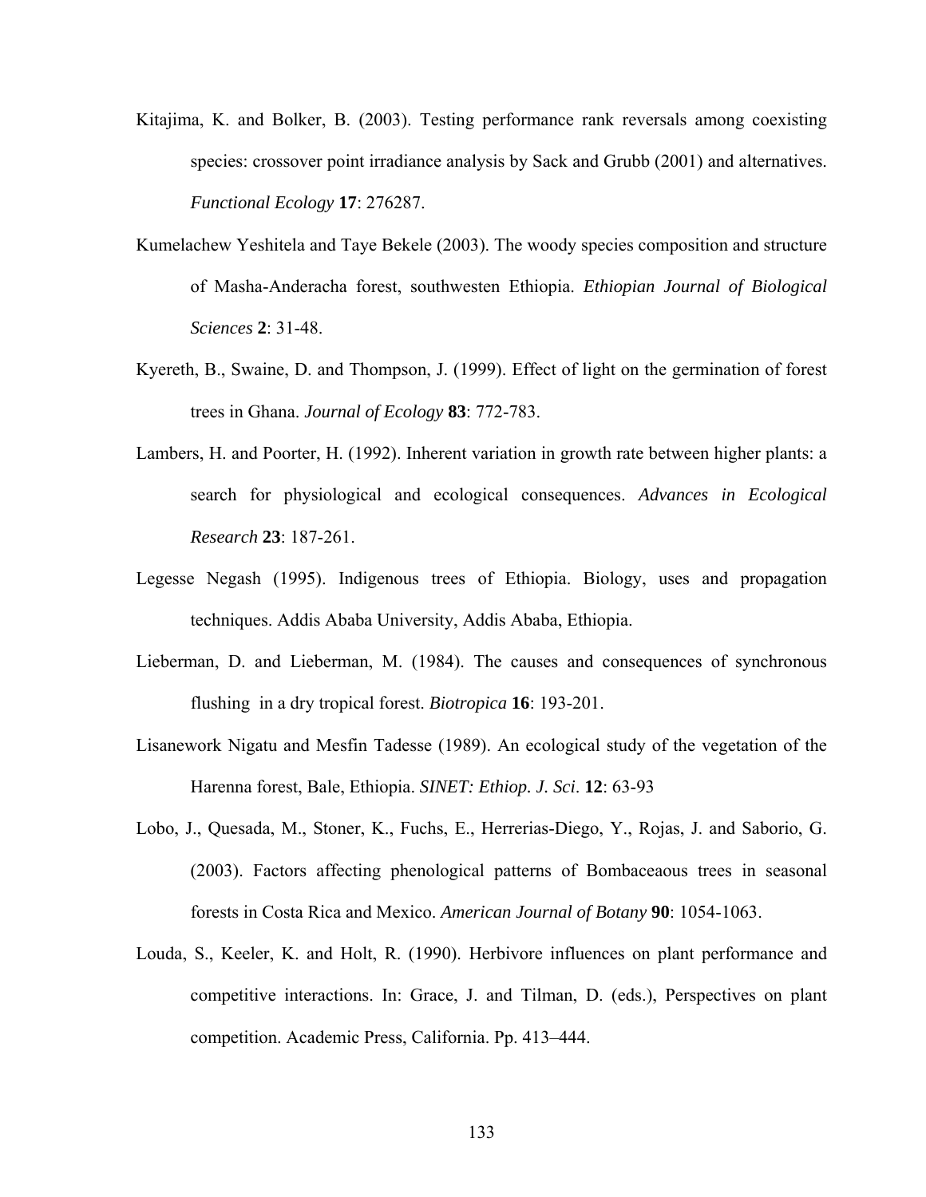Kitajima, K. and Bolker, B. (2003). Testing performance rank reversals among coexisting species: crossover point irradiance analysis by Sack and Grubb (2001) and alternatives. *Functional Ecology* **17**: 276287.

Kumelachew Yeshitela and Taye Bekele (2003). The woody species composition and structure of Masha-Anderacha forest, southwesten Ethiopia. *Ethiopian Journal of Biological Sciences* **2**: 31-48.

Kyereth, B., Swaine, D. and Thompson, J. (1999). Effect of light on the germination of forest trees in Ghana. *Journal of Ecology* **83**: 772-783.

Lambers, H. and Poorter, H. (1992). Inherent variation in growth rate between higher plants: a search for physiological and ecological consequences. *Advances in Ecological Research* **23**: 187-261.

Legesse Negash (1995). Indigenous trees of Ethiopia. Biology, uses and propagation techniques. Addis Ababa University, Addis Ababa, Ethiopia.

Lieberman, D. and Lieberman, M. (1984). The causes and consequences of synchronous flushing in a dry tropical forest. *Biotropica* **16**: 193-201.

Lisanework Nigatu and Mesfin Tadesse (1989). An ecological study of the vegetation of the Harenna forest, Bale, Ethiopia. *SINET: Ethiop. J. Sci*. **12**: 63-93

Lobo, J., Quesada, M., Stoner, K., Fuchs, E., Herrerias-Diego, Y., Rojas, J. and Saborio, G. (2003). Factors affecting phenological patterns of Bombaceaous trees in seasonal forests in Costa Rica and Mexico. *American Journal of Botany* **90**: 1054-1063.

Louda, S., Keeler, K. and Holt, R. (1990). Herbivore influences on plant performance and competitive interactions. In: Grace, J. and Tilman, D. (eds.), Perspectives on plant competition. Academic Press, California. Pp. 413–444.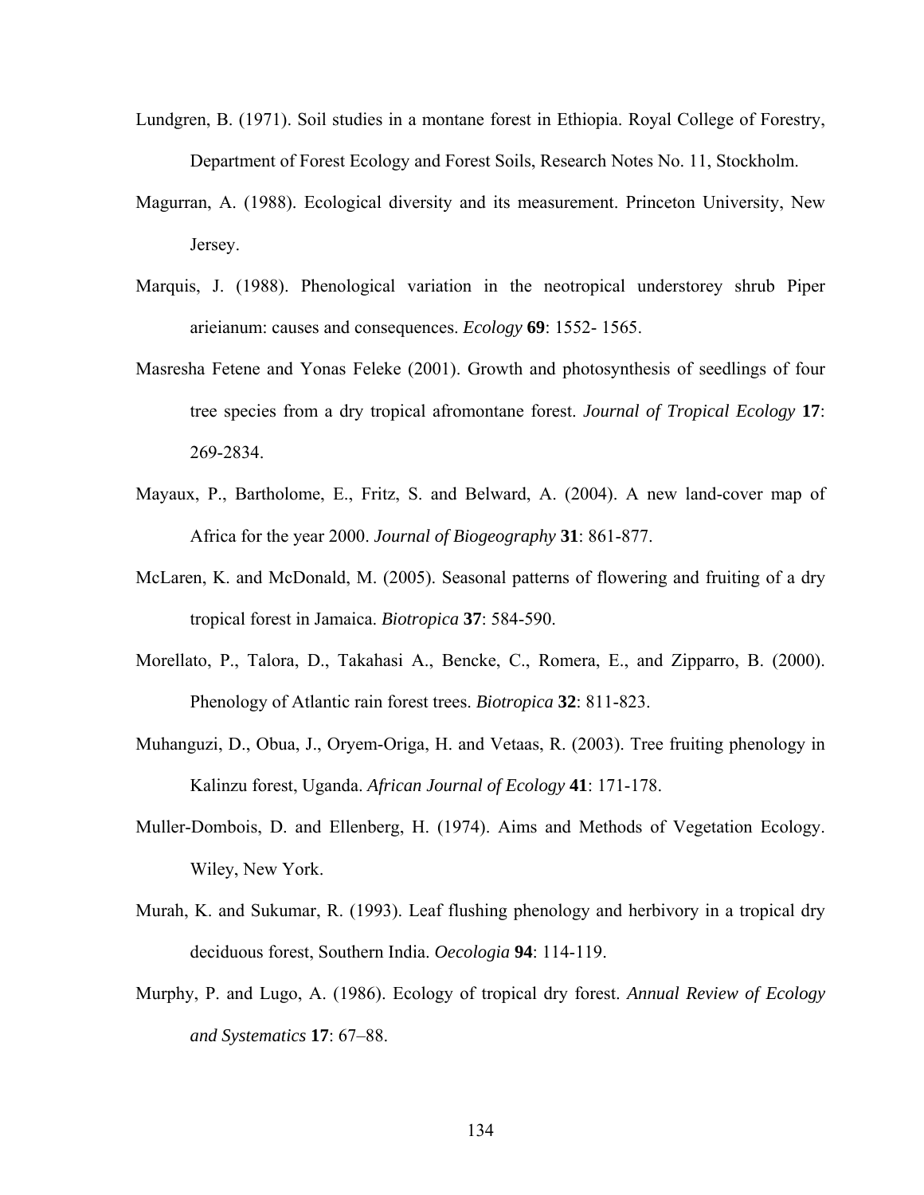Lundgren, B. (1971). Soil studies in a montane forest in Ethiopia. Royal College of Forestry, Department of Forest Ecology and Forest Soils, Research Notes No. 11, Stockholm.

Magurran, A. (1988). Ecological diversity and its measurement. Princeton University, New Jersey.

Marquis, J. (1988). Phenological variation in the neotropical understorey shrub Piper arieianum: causes and consequences. *Ecology* **69**: 1552- 1565.

Masresha Fetene and Yonas Feleke (2001). Growth and photosynthesis of seedlings of four tree species from a dry tropical afromontane forest. *Journal of Tropical Ecology* **17**: 269-2834.

Mayaux, P., Bartholome, E., Fritz, S. and Belward, A. (2004). A new land-cover map of Africa for the year 2000. *Journal of Biogeography* **31**: 861-877.

McLaren, K. and McDonald, M. (2005). Seasonal patterns of flowering and fruiting of a dry tropical forest in Jamaica. *Biotropica* **37**: 584-590.

Morellato, P., Talora, D., Takahasi A., Bencke, C., Romera, E., and Zipparro, B. (2000). Phenology of Atlantic rain forest trees. *Biotropica* **32**: 811-823.

Muhanguzi, D., Obua, J., Oryem-Origa, H. and Vetaas, R. (2003). Tree fruiting phenology in Kalinzu forest, Uganda. *African Journal of Ecology* **41**: 171-178.

Muller-Dombois, D. and Ellenberg, H. (1974). Aims and Methods of Vegetation Ecology. Wiley, New York.

Murah, K. and Sukumar, R. (1993). Leaf flushing phenology and herbivory in a tropical dry deciduous forest, Southern India. *Oecologia* **94**: 114-119.

Murphy, P. and Lugo, A. (1986). Ecology of tropical dry forest. *Annual Review of Ecology and Systematics* **17**: 67–88.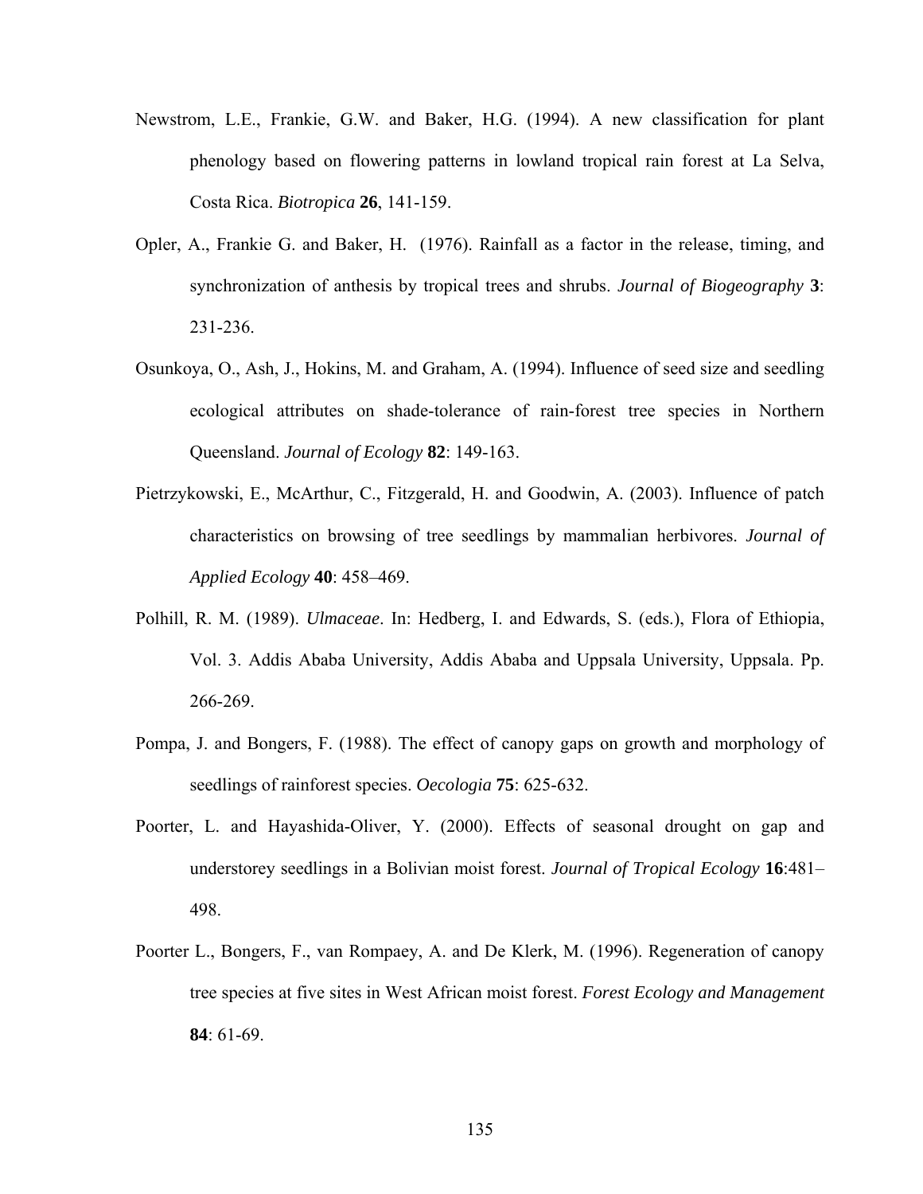Newstrom, L.E., Frankie, G.W. and Baker, H.G. (1994). A new classification for plant phenology based on flowering patterns in lowland tropical rain forest at La Selva, Costa Rica. *Biotropica* **26**, 141-159.

Opler, A., Frankie G. and Baker, H. (1976). Rainfall as a factor in the release, timing, and synchronization of anthesis by tropical trees and shrubs. *Journal of Biogeography* **3**: 231-236.

Osunkoya, O., Ash, J., Hokins, M. and Graham, A. (1994). Influence of seed size and seedling ecological attributes on shade-tolerance of rain-forest tree species in Northern Queensland. *Journal of Ecology* **82**: 149-163.

Pietrzykowski, E., McArthur, C., Fitzgerald, H. and Goodwin, A. (2003). Influence of patch characteristics on browsing of tree seedlings by mammalian herbivores. *Journal of Applied Ecology* **40**: 458–469.

Polhill, R. M. (1989). *Ulmaceae*. In: Hedberg, I. and Edwards, S. (eds.), Flora of Ethiopia, Vol. 3. Addis Ababa University, Addis Ababa and Uppsala University, Uppsala. Pp. 266-269.

Pompa, J. and Bongers, F. (1988). The effect of canopy gaps on growth and morphology of seedlings of rainforest species. *Oecologia* **75**: 625-632.

Poorter, L. and Hayashida-Oliver, Y. (2000). Effects of seasonal drought on gap and understorey seedlings in a Bolivian moist forest. *Journal of Tropical Ecology* **16**:481–498.

Poorter L., Bongers, F., van Rompaey, A. and De Klerk, M. (1996). Regeneration of canopy tree species at five sites in West African moist forest. *Forest Ecology and Management* **84**: 61-69.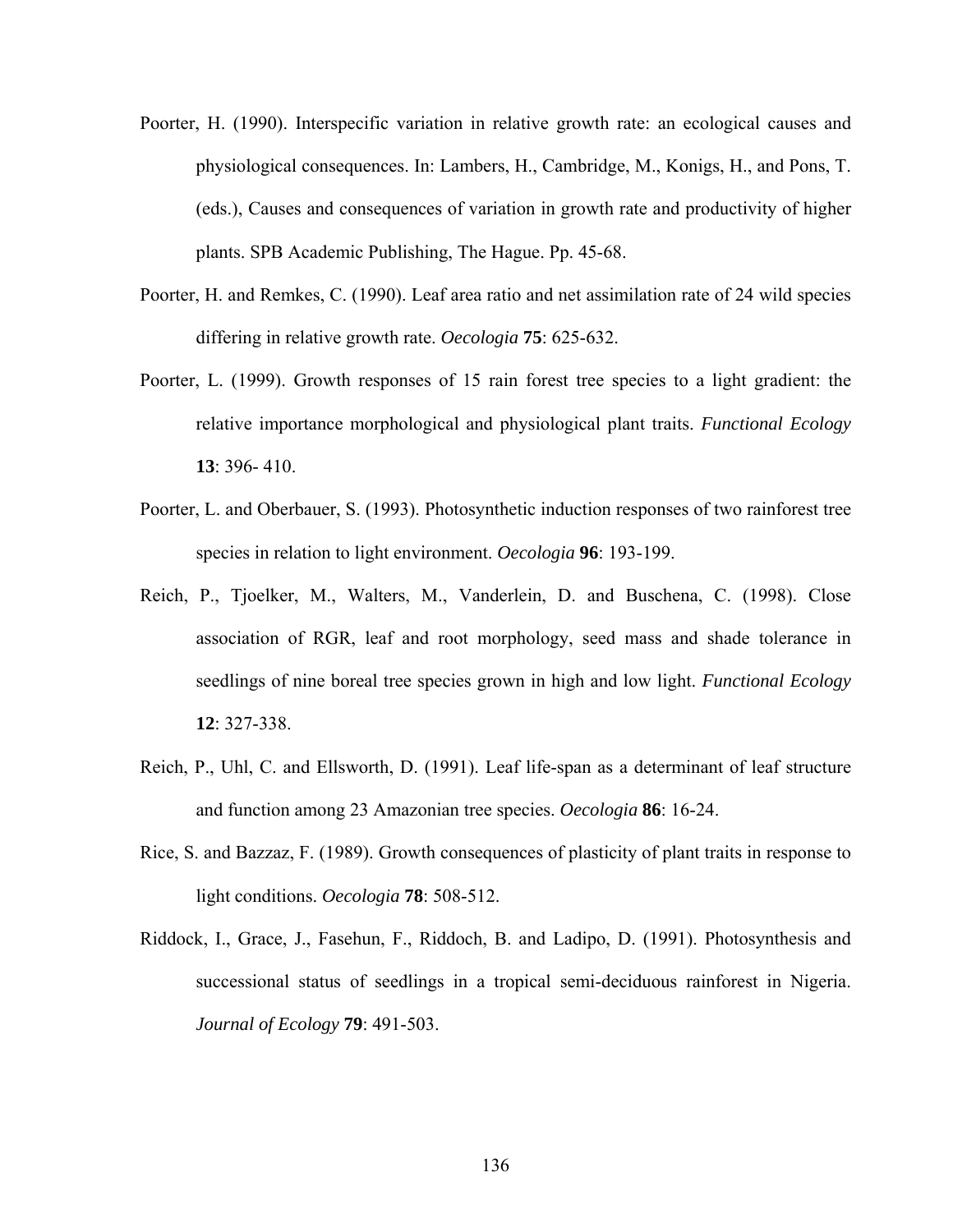Poorter, H. (1990). Interspecific variation in relative growth rate: an ecological causes and physiological consequences. In: Lambers, H., Cambridge, M., Konigs, H., and Pons, T. (eds.), Causes and consequences of variation in growth rate and productivity of higher plants. SPB Academic Publishing, The Hague. Pp. 45-68.

Poorter, H. and Remkes, C. (1990). Leaf area ratio and net assimilation rate of 24 wild species differing in relative growth rate. *Oecologia* **75**: 625-632.

Poorter, L. (1999). Growth responses of 15 rain forest tree species to a light gradient: the relative importance morphological and physiological plant traits. *Functional Ecology* **13**: 396- 410.

Poorter, L. and Oberbauer, S. (1993). Photosynthetic induction responses of two rainforest tree species in relation to light environment. *Oecologia* **96**: 193-199.

Reich, P., Tjoelker, M., Walters, M., Vanderlein, D. and Buschena, C. (1998). Close association of RGR, leaf and root morphology, seed mass and shade tolerance in seedlings of nine boreal tree species grown in high and low light. *Functional Ecology* **12**: 327-338.

Reich, P., Uhl, C. and Ellsworth, D. (1991). Leaf life-span as a determinant of leaf structure and function among 23 Amazonian tree species. *Oecologia* **86**: 16-24.

Rice, S. and Bazzaz, F. (1989). Growth consequences of plasticity of plant traits in response to light conditions. *Oecologia* **78**: 508-512.

Riddock, I., Grace, J., Fasehun, F., Riddoch, B. and Ladipo, D. (1991). Photosynthesis and successional status of seedlings in a tropical semi-deciduous rainforest in Nigeria. *Journal of Ecology* **79**: 491-503.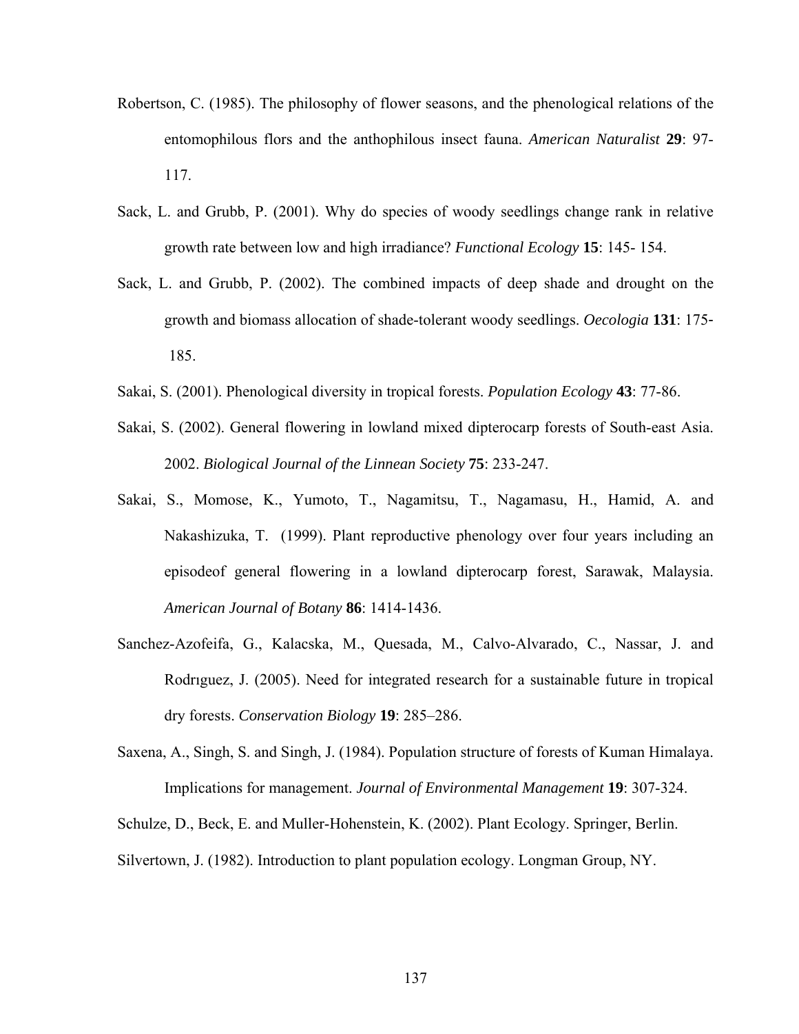Robertson, C. (1985). The philosophy of flower seasons, and the phenological relations of the entomophilous flors and the anthophilous insect fauna. *American Naturalist* **29**: 97-117.

Sack, L. and Grubb, P. (2001). Why do species of woody seedlings change rank in relative growth rate between low and high irradiance? *Functional Ecology* **15**: 145- 154.

Sack, L. and Grubb, P. (2002). The combined impacts of deep shade and drought on the growth and biomass allocation of shade-tolerant woody seedlings. *Oecologia* **131**: 175- 185.

Sakai, S. (2001). Phenological diversity in tropical forests. *Population Ecology* **43**: 77-86.

Sakai, S. (2002). General flowering in lowland mixed dipterocarp forests of South-east Asia. 2002. *Biological Journal of the Linnean Society* **75**: 233-247.

Sakai, S., Momose, K., Yumoto, T., Nagamitsu, T., Nagamasu, H., Hamid, A. and Nakashizuka, T. (1999). Plant reproductive phenology over four years including an episodeof general flowering in a lowland dipterocarp forest, Sarawak, Malaysia. *American Journal of Botany* **86**: 1414-1436.

Sanchez-Azofeifa, G., Kalacska, M., Quesada, M., Calvo-Alvarado, C., Nassar, J. and Rodrıguez, J. (2005). Need for integrated research for a sustainable future in tropical dry forests. *Conservation Biology* **19**: 285–286.

Saxena, A., Singh, S. and Singh, J. (1984). Population structure of forests of Kuman Himalaya. Implications for management. *Journal of Environmental Management* **19**: 307-324.

Schulze, D., Beck, E. and Muller-Hohenstein, K. (2002). Plant Ecology. Springer, Berlin.

Silvertown, J. (1982). Introduction to plant population ecology. Longman Group, NY.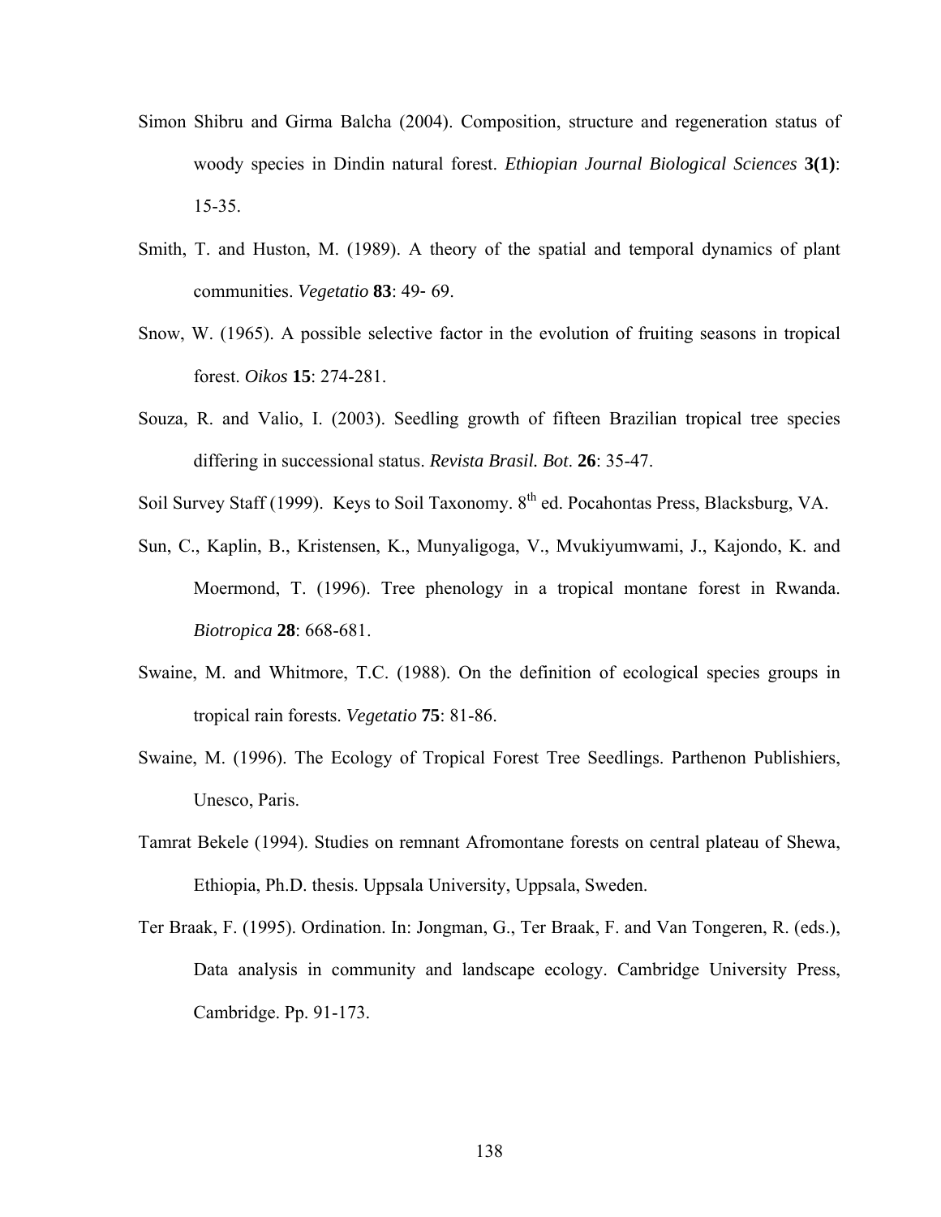Simon Shibru and Girma Balcha (2004). Composition, structure and regeneration status of woody species in Dindin natural forest. *Ethiopian Journal Biological Sciences* **3(1)**: 15-35.

Smith, T. and Huston, M. (1989). A theory of the spatial and temporal dynamics of plant communities. *Vegetatio* **83**: 49- 69.

Snow, W. (1965). A possible selective factor in the evolution of fruiting seasons in tropical forest. *Oikos* **15**: 274-281.

Souza, R. and Valio, I. (2003). Seedling growth of fifteen Brazilian tropical tree species differing in successional status. *Revista Brasil. Bot*. **26**: 35-47.

Soil Survey Staff (1999). Keys to Soil Taxonomy. 8th ed. Pocahontas Press, Blacksburg, VA.

Sun, C., Kaplin, B., Kristensen, K., Munyaligoga, V., Mvukiyumwami, J., Kajondo, K. and Moermond, T. (1996). Tree phenology in a tropical montane forest in Rwanda. *Biotropica* **28**: 668-681.

Swaine, M. and Whitmore, T.C. (1988). On the definition of ecological species groups in tropical rain forests. *Vegetatio* **75**: 81-86.

Swaine, M. (1996). The Ecology of Tropical Forest Tree Seedlings. Parthenon Publishiers, Unesco, Paris.

Tamrat Bekele (1994). Studies on remnant Afromontane forests on central plateau of Shewa, Ethiopia, Ph.D. thesis. Uppsala University, Uppsala, Sweden.

Ter Braak, F. (1995). Ordination. In: Jongman, G., Ter Braak, F. and Van Tongeren, R. (eds.), Data analysis in community and landscape ecology. Cambridge University Press, Cambridge. Pp. 91-173.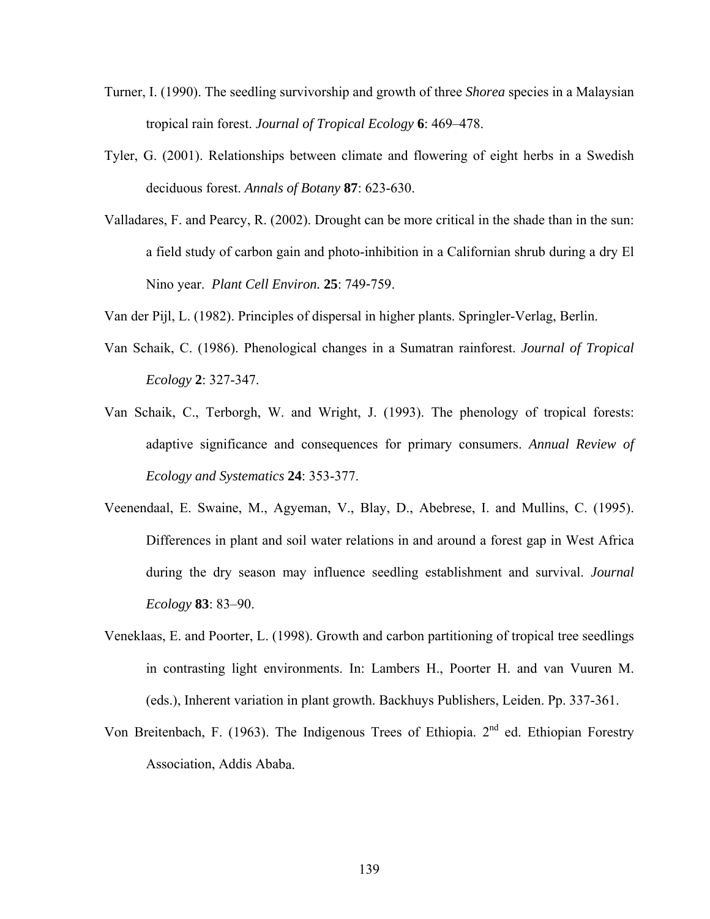Turner, I. (1990). The seedling survivorship and growth of three *Shorea* species in a Malaysian tropical rain forest. *Journal of Tropical Ecology* **6**: 469–478.

Tyler, G. (2001). Relationships between climate and flowering of eight herbs in a Swedish deciduous forest. *Annals of Botany* **87**: 623-630.

Valladares, F. and Pearcy, R. (2002). Drought can be more critical in the shade than in the sun: a field study of carbon gain and photo-inhibition in a Californian shrub during a dry El Nino year. *Plant Cell Environ.* **25**: 749-759.

Van der Pijl, L. (1982). Principles of dispersal in higher plants. Springler-Verlag, Berlin.

Van Schaik, C. (1986). Phenological changes in a Sumatran rainforest. *Journal of Tropical Ecology* **2**: 327-347.

Van Schaik, C., Terborgh, W. and Wright, J. (1993). The phenology of tropical forests: adaptive significance and consequences for primary consumers. *Annual Review of Ecology and Systematics* **24**: 353-377.

Veenendaal, E. Swaine, M., Agyeman, V., Blay, D., Abebrese, I. and Mullins, C. (1995). Differences in plant and soil water relations in and around a forest gap in West Africa during the dry season may influence seedling establishment and survival. *Journal Ecology* **83**: 83–90.

Veneklaas, E. and Poorter, L. (1998). Growth and carbon partitioning of tropical tree seedlings in contrasting light environments. In: Lambers H., Poorter H. and van Vuuren M. (eds.), Inherent variation in plant growth. Backhuys Publishers, Leiden. Pp. 337-361.

Von Breitenbach, F. (1963). The Indigenous Trees of Ethiopia. 2nd ed. Ethiopian Forestry Association, Addis Ababa.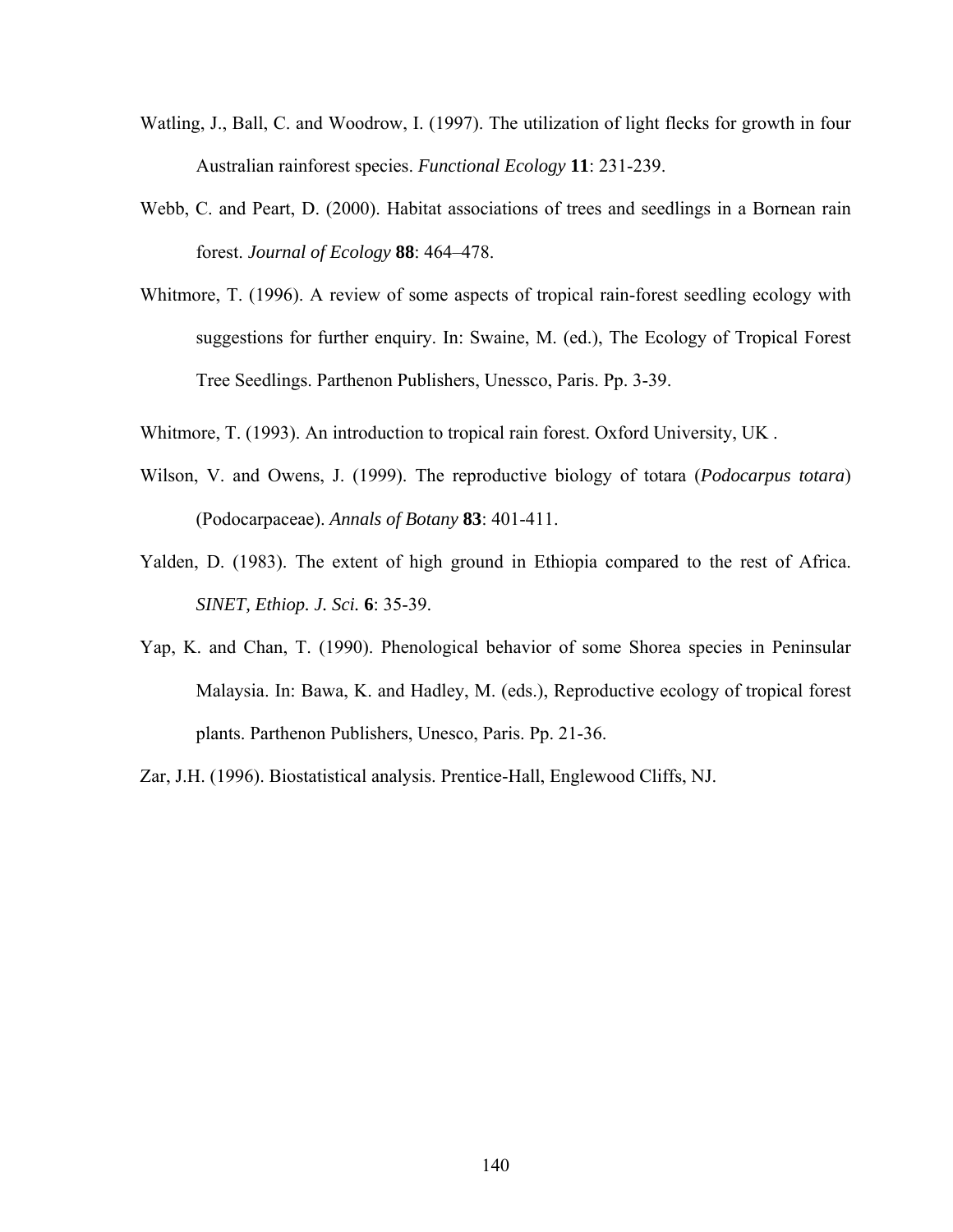Watling, J., Ball, C. and Woodrow, I. (1997). The utilization of light flecks for growth in four Australian rainforest species. *Functional Ecology* **11**: 231-239.

Webb, C. and Peart, D. (2000). Habitat associations of trees and seedlings in a Bornean rain forest. *Journal of Ecology* **88**: 464–478.

Whitmore, T. (1996). A review of some aspects of tropical rain-forest seedling ecology with suggestions for further enquiry. In: Swaine, M. (ed.), The Ecology of Tropical Forest Tree Seedlings. Parthenon Publishers, Unessco, Paris. Pp. 3-39.

Whitmore, T. (1993). An introduction to tropical rain forest. Oxford University, UK .

Wilson, V. and Owens, J. (1999). The reproductive biology of totara (*Podocarpus totara*) (Podocarpaceae). *Annals of Botany* **83**: 401-411.

Yalden, D. (1983). The extent of high ground in Ethiopia compared to the rest of Africa. *SINET, Ethiop. J. Sci.* **6**: 35-39.

Yap, K. and Chan, T. (1990). Phenological behavior of some Shorea species in Peninsular Malaysia. In: Bawa, K. and Hadley, M. (eds.), Reproductive ecology of tropical forest plants. Parthenon Publishers, Unesco, Paris. Pp. 21-36.

Zar, J.H. (1996). Biostatistical analysis. Prentice-Hall, Englewood Cliffs, NJ.